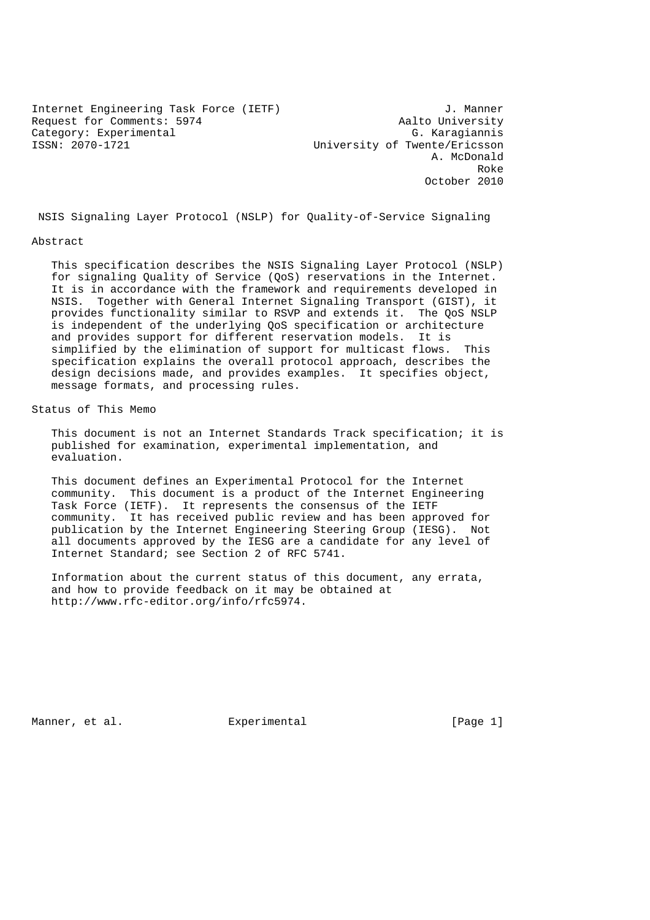Internet Engineering Task Force (IETF) J. Manner
Request for Comments: 5974 Aalto University
Category: Experimental G. Karagiannis
ISSN: 2070-1721 University of Twente/Ericsson
A. McDonald
Roke
October 2010

# NSIS Signaling Layer Protocol (NSLP) for Quality-of-Service Signaling

## Abstract

This specification describes the NSIS Signaling Layer Protocol (NSLP) for signaling Quality of Service (QoS) reservations in the Internet. It is in accordance with the framework and requirements developed in NSIS. Together with General Internet Signaling Transport (GIST), it provides functionality similar to RSVP and extends it. The QoS NSLP is independent of the underlying QoS specification or architecture and provides support for different reservation models. It is simplified by the elimination of support for multicast flows. This specification explains the overall protocol approach, describes the design decisions made, and provides examples. It specifies object, message formats, and processing rules.

## Status of This Memo

This document is not an Internet Standards Track specification; it is published for examination, experimental implementation, and evaluation.

This document defines an Experimental Protocol for the Internet community. This document is a product of the Internet Engineering Task Force (IETF). It represents the consensus of the IETF community. It has received public review and has been approved for publication by the Internet Engineering Steering Group (IESG). Not all documents approved by the IESG are a candidate for any level of Internet Standard; see Section 2 of RFC 5741.

Information about the current status of this document, any errata, and how to provide feedback on it may be obtained at http://www.rfc-editor.org/info/rfc5974.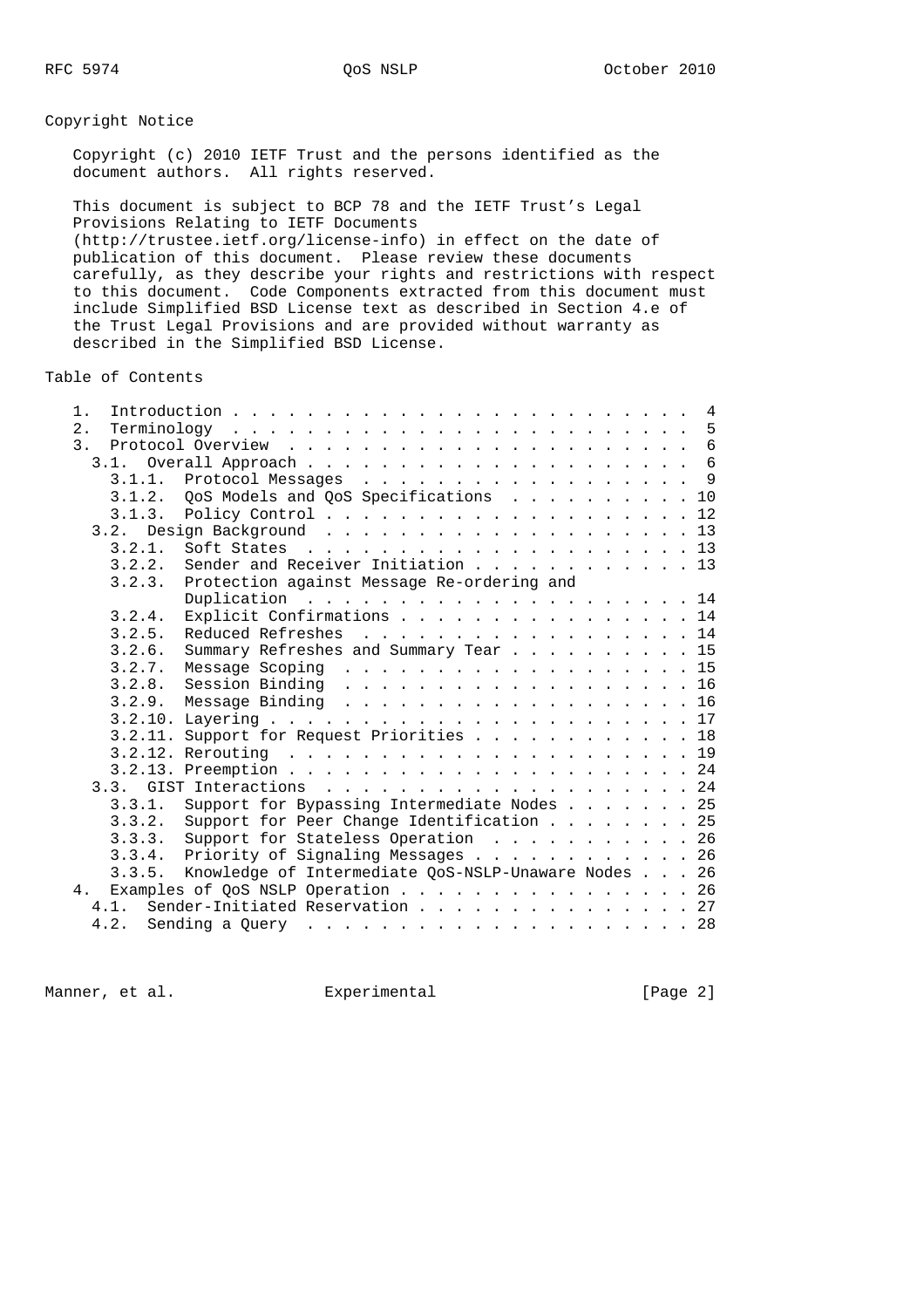## Copyright Notice

Copyright (c) 2010 IETF Trust and the persons identified as the document authors. All rights reserved.

This document is subject to BCP 78 and the IETF Trust's Legal Provisions Relating to IETF Documents (http://trustee.ietf.org/license-info) in effect on the date of publication of this document. Please review these documents carefully, as they describe your rights and restrictions with respect to this document. Code Components extracted from this document must include Simplified BSD License text as described in Section 4.e of the Trust Legal Provisions and are provided without warranty as described in the Simplified BSD License.

## Table of Contents

```
   1.  Introduction . . . . . . . . . . . . . . . . . . . . . . . . .  4
   2.  Terminology  . . . . . . . . . . . . . . . . . . . . . . . . .  5
   3.  Protocol Overview  . . . . . . . . . . . . . . . . . . . . . .  6
     3.1.  Overall Approach . . . . . . . . . . . . . . . . . . . . .  6
       3.1.1.  Protocol Messages  . . . . . . . . . . . . . . . . . .  9
       3.1.2.  QoS Models and QoS Specifications  . . . . . . . . . . 10
       3.1.3.  Policy Control . . . . . . . . . . . . . . . . . . . . 12
     3.2.  Design Background  . . . . . . . . . . . . . . . . . . . . 13
       3.2.1.  Soft States  . . . . . . . . . . . . . . . . . . . . . 13
       3.2.2.  Sender and Receiver Initiation . . . . . . . . . . . . 13
       3.2.3.  Protection against Message Re-ordering and
               Duplication  . . . . . . . . . . . . . . . . . . . . . 14
       3.2.4.  Explicit Confirmations . . . . . . . . . . . . . . . . 14
       3.2.5.  Reduced Refreshes  . . . . . . . . . . . . . . . . . . 14
       3.2.6.  Summary Refreshes and Summary Tear . . . . . . . . . . 15
       3.2.7.  Message Scoping  . . . . . . . . . . . . . . . . . . . 15
       3.2.8.  Session Binding  . . . . . . . . . . . . . . . . . . . 16
       3.2.9.  Message Binding  . . . . . . . . . . . . . . . . . . . 16
       3.2.10. Layering . . . . . . . . . . . . . . . . . . . . . . . 17
       3.2.11. Support for Request Priorities . . . . . . . . . . . . 18
       3.2.12. Rerouting  . . . . . . . . . . . . . . . . . . . . . . 19
       3.2.13. Preemption . . . . . . . . . . . . . . . . . . . . . . 24
     3.3.  GIST Interactions  . . . . . . . . . . . . . . . . . . . . 24
       3.3.1.  Support for Bypassing Intermediate Nodes . . . . . . . 25
       3.3.2.  Support for Peer Change Identification . . . . . . . . 25
       3.3.3.  Support for Stateless Operation  . . . . . . . . . . . 26
       3.3.4.  Priority of Signaling Messages . . . . . . . . . . . . 26
       3.3.5.  Knowledge of Intermediate QoS-NSLP-Unaware Nodes . . . 26
   4.  Examples of QoS NSLP Operation . . . . . . . . . . . . . . . . 26
     4.1.  Sender-Initiated Reservation . . . . . . . . . . . . . . . 27
     4.2.  Sending a Query  . . . . . . . . . . . . . . . . . . . . . 28
```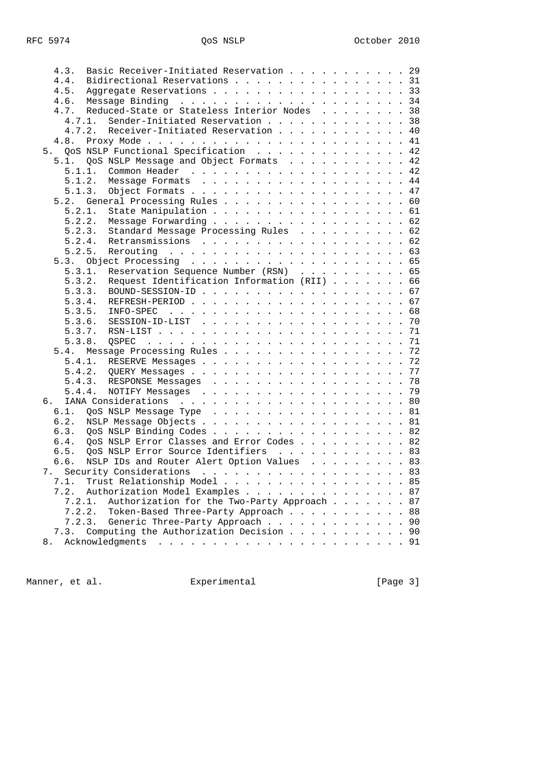```
   4.3.  Basic Receiver-Initiated Reservation . . . . . . . . . . . 29
   4.4.  Bidirectional Reservations . . . . . . . . . . . . . . . . 31
   4.5.  Aggregate Reservations . . . . . . . . . . . . . . . . . . 33
   4.6.  Message Binding  . . . . . . . . . . . . . . . . . . . . . 34
   4.7.  Reduced-State or Stateless Interior Nodes  . . . . . . . . 38
     4.7.1.  Sender-Initiated Reservation . . . . . . . . . . . . . 38
     4.7.2.  Receiver-Initiated Reservation . . . . . . . . . . . . 40
   4.8.  Proxy Mode . . . . . . . . . . . . . . . . . . . . . . . . 41
 5.  QoS NSLP Functional Specification  . . . . . . . . . . . . . . 42
   5.1.  QoS NSLP Message and Object Formats  . . . . . . . . . . . 42
     5.1.1.  Common Header  . . . . . . . . . . . . . . . . . . . . 42
     5.1.2.  Message Formats  . . . . . . . . . . . . . . . . . . . 44
     5.1.3.  Object Formats . . . . . . . . . . . . . . . . . . . . 47
   5.2.  General Processing Rules . . . . . . . . . . . . . . . . . 60
     5.2.1.  State Manipulation . . . . . . . . . . . . . . . . . . 61
     5.2.2.  Message Forwarding . . . . . . . . . . . . . . . . . . 62
     5.2.3.  Standard Message Processing Rules  . . . . . . . . . . 62
     5.2.4.  Retransmissions  . . . . . . . . . . . . . . . . . . . 62
     5.2.5.  Rerouting  . . . . . . . . . . . . . . . . . . . . . . 63
   5.3.  Object Processing  . . . . . . . . . . . . . . . . . . . . 65
     5.3.1.  Reservation Sequence Number (RSN)  . . . . . . . . . . 65
     5.3.2.  Request Identification Information (RII) . . . . . . . 66
     5.3.3.  BOUND-SESSION-ID . . . . . . . . . . . . . . . . . . . 67
     5.3.4.  REFRESH-PERIOD . . . . . . . . . . . . . . . . . . . . 67
     5.3.5.  INFO-SPEC  . . . . . . . . . . . . . . . . . . . . . . 68
     5.3.6.  SESSION-ID-LIST  . . . . . . . . . . . . . . . . . . . 70
     5.3.7.  RSN-LIST . . . . . . . . . . . . . . . . . . . . . . . 71
     5.3.8.  QSPEC  . . . . . . . . . . . . . . . . . . . . . . . . 71
   5.4.  Message Processing Rules . . . . . . . . . . . . . . . . . 72
     5.4.1.  RESERVE Messages . . . . . . . . . . . . . . . . . . . 72
     5.4.2.  QUERY Messages . . . . . . . . . . . . . . . . . . . . 77
     5.4.3.  RESPONSE Messages  . . . . . . . . . . . . . . . . . . 78
     5.4.4.  NOTIFY Messages  . . . . . . . . . . . . . . . . . . . 79
 6.  IANA Considerations  . . . . . . . . . . . . . . . . . . . . . 80
   6.1.  QoS NSLP Message Type  . . . . . . . . . . . . . . . . . . 81
   6.2.  NSLP Message Objects . . . . . . . . . . . . . . . . . . . 81
   6.3.  QoS NSLP Binding Codes . . . . . . . . . . . . . . . . . . 82
   6.4.  QoS NSLP Error Classes and Error Codes . . . . . . . . . . 82
   6.5.  QoS NSLP Error Source Identifiers  . . . . . . . . . . . . 83
   6.6.  NSLP IDs and Router Alert Option Values  . . . . . . . . . 83
 7.  Security Considerations  . . . . . . . . . . . . . . . . . . . 83
   7.1.  Trust Relationship Model . . . . . . . . . . . . . . . . . 85
   7.2.  Authorization Model Examples . . . . . . . . . . . . . . . 87
     7.2.1.  Authorization for the Two-Party Approach . . . . . . . 87
     7.2.2.  Token-Based Three-Party Approach . . . . . . . . . . . 88
     7.2.3.  Generic Three-Party Approach . . . . . . . . . . . . . 90
   7.3.  Computing the Authorization Decision . . . . . . . . . . . 90
 8.  Acknowledgments  . . . . . . . . . . . . . . . . . . . . . . . 91
```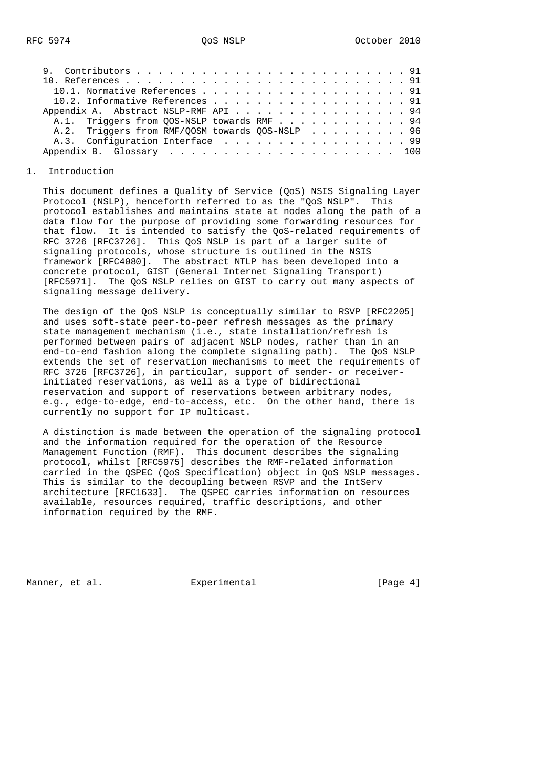9. Contributors . . . . . . . . . . . . . . . . . . . . . . . . . 91
10. References . . . . . . . . . . . . . . . . . . . . . . . . . . 91
   10.1. Normative References . . . . . . . . . . . . . . . . . . . 91
   10.2. Informative References . . . . . . . . . . . . . . . . . . 91
Appendix A. Abstract NSLP-RMF API . . . . . . . . . . . . . . . . 94
   A.1. Triggers from QOS-NSLP towards RMF . . . . . . . . . . . . 94
   A.2. Triggers from RMF/QOSM towards QOS-NSLP . . . . . . . . . 96
   A.3. Configuration Interface . . . . . . . . . . . . . . . . . 99
Appendix B. Glossary . . . . . . . . . . . . . . . . . . . . . . 100

# 1. Introduction

This document defines a Quality of Service (QoS) NSIS Signaling Layer Protocol (NSLP), henceforth referred to as the "QoS NSLP". This protocol establishes and maintains state at nodes along the path of a data flow for the purpose of providing some forwarding resources for that flow. It is intended to satisfy the QoS-related requirements of RFC 3726 [RFC3726]. This QoS NSLP is part of a larger suite of signaling protocols, whose structure is outlined in the NSIS framework [RFC4080]. The abstract NTLP has been developed into a concrete protocol, GIST (General Internet Signaling Transport) [RFC5971]. The QoS NSLP relies on GIST to carry out many aspects of signaling message delivery.

The design of the QoS NSLP is conceptually similar to RSVP [RFC2205] and uses soft-state peer-to-peer refresh messages as the primary state management mechanism (i.e., state installation/refresh is performed between pairs of adjacent NSLP nodes, rather than in an end-to-end fashion along the complete signaling path). The QoS NSLP extends the set of reservation mechanisms to meet the requirements of RFC 3726 [RFC3726], in particular, support of sender- or receiver-initiated reservations, as well as a type of bidirectional reservation and support of reservations between arbitrary nodes, e.g., edge-to-edge, end-to-access, etc. On the other hand, there is currently no support for IP multicast.

A distinction is made between the operation of the signaling protocol and the information required for the operation of the Resource Management Function (RMF). This document describes the signaling protocol, whilst [RFC5975] describes the RMF-related information carried in the QSPEC (QoS Specification) object in QoS NSLP messages. This is similar to the decoupling between RSVP and the IntServ architecture [RFC1633]. The QSPEC carries information on resources available, resources required, traffic descriptions, and other information required by the RMF.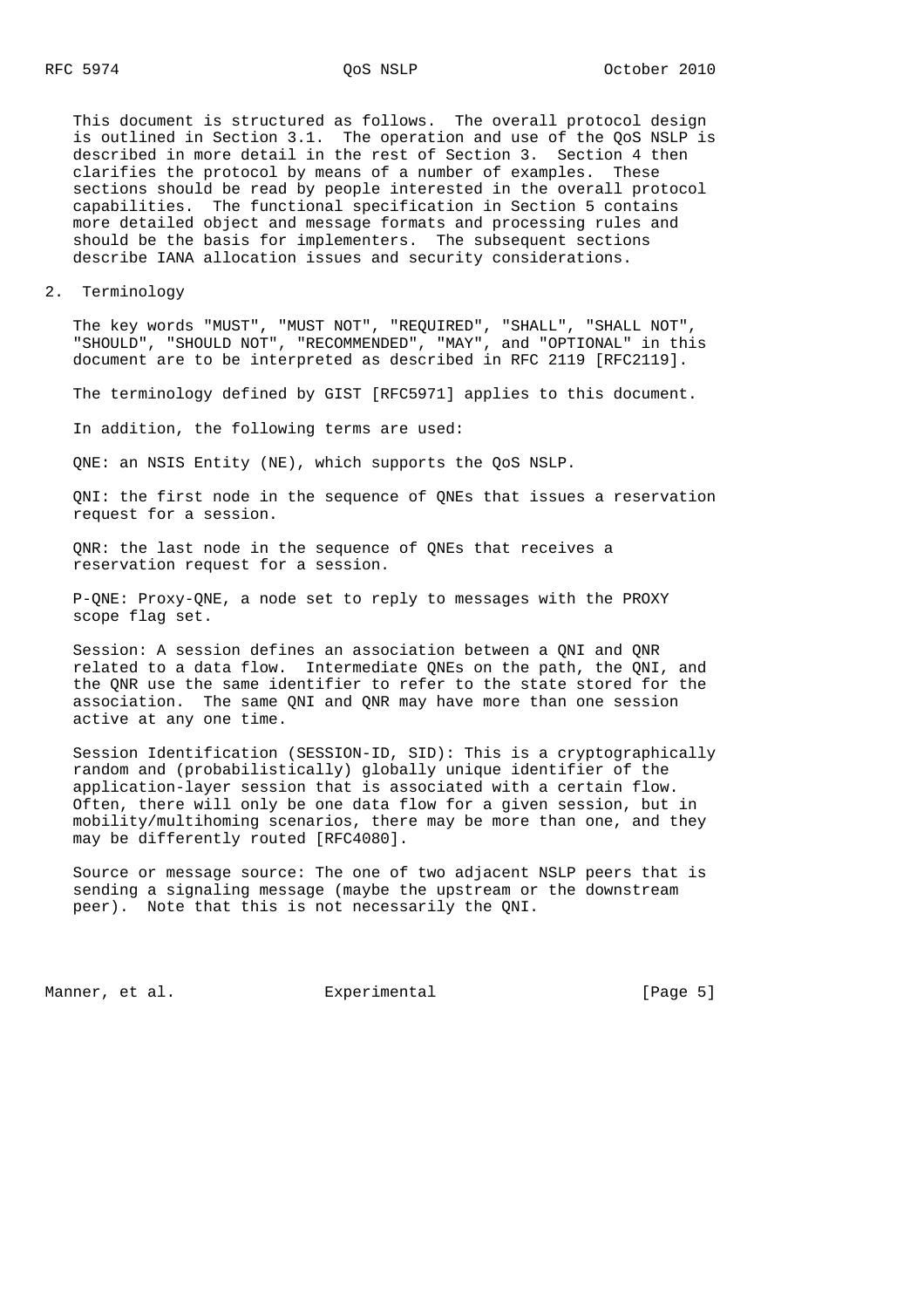This document is structured as follows. The overall protocol design is outlined in Section 3.1. The operation and use of the QoS NSLP is described in more detail in the rest of Section 3. Section 4 then clarifies the protocol by means of a number of examples. These sections should be read by people interested in the overall protocol capabilities. The functional specification in Section 5 contains more detailed object and message formats and processing rules and should be the basis for implementers. The subsequent sections describe IANA allocation issues and security considerations.

## 2. Terminology

The key words "MUST", "MUST NOT", "REQUIRED", "SHALL", "SHALL NOT", "SHOULD", "SHOULD NOT", "RECOMMENDED", "MAY", and "OPTIONAL" in this document are to be interpreted as described in RFC 2119 [RFC2119].

The terminology defined by GIST [RFC5971] applies to this document.

In addition, the following terms are used:

QNE: an NSIS Entity (NE), which supports the QoS NSLP.

QNI: the first node in the sequence of QNEs that issues a reservation request for a session.

QNR: the last node in the sequence of QNEs that receives a reservation request for a session.

P-QNE: Proxy-QNE, a node set to reply to messages with the PROXY scope flag set.

Session: A session defines an association between a QNI and QNR related to a data flow. Intermediate QNEs on the path, the QNI, and the QNR use the same identifier to refer to the state stored for the association. The same QNI and QNR may have more than one session active at any one time.

Session Identification (SESSION-ID, SID): This is a cryptographically random and (probabilistically) globally unique identifier of the application-layer session that is associated with a certain flow. Often, there will only be one data flow for a given session, but in mobility/multihoming scenarios, there may be more than one, and they may be differently routed [RFC4080].

Source or message source: The one of two adjacent NSLP peers that is sending a signaling message (maybe the upstream or the downstream peer). Note that this is not necessarily the QNI.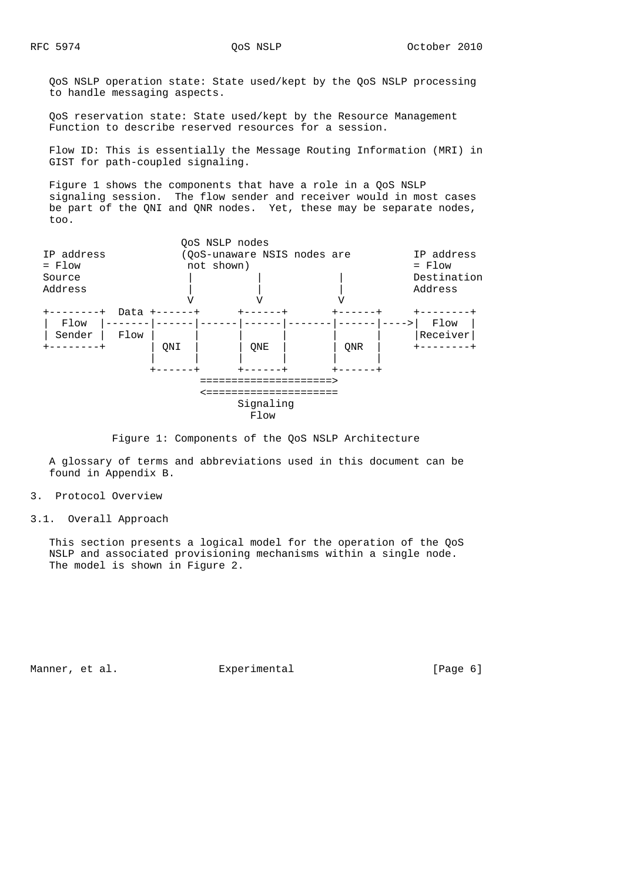QoS NSLP operation state: State used/kept by the QoS NSLP processing to handle messaging aspects.

QoS reservation state: State used/kept by the Resource Management Function to describe reserved resources for a session.

Flow ID: This is essentially the Message Routing Information (MRI) in GIST for path-coupled signaling.

Figure 1 shows the components that have a role in a QoS NSLP signaling session. The flow sender and receiver would in most cases be part of the QNI and QNR nodes. Yet, these may be separate nodes, too.

```
                           QoS NSLP nodes
  IP address              (QoS-unaware NSIS nodes are          IP address
  = Flow                   not shown)                          = Flow
  Source                   |          |             |          Destination
  Address                  |          |             |          Address
                           V          V             V
  +--------+  Data +------+      +------+       +------+     +--------+
  |  Flow  |-------|------|------|------|-------|------|---->|  Flow  |
  | Sender |  Flow |      |      |      |       |      |     |Receiver|
  +--------+       | QNI  |      | QNE  |       | QNR  |     +--------+
                   |      |      |      |       |      |
                   +------+      +------+       +------+
                         =====================>
                         <=====================
                                Signaling
                                  Flow
```

Figure 1: Components of the QoS NSLP Architecture

A glossary of terms and abbreviations used in this document can be found in Appendix B.

# 3. Protocol Overview

## 3.1. Overall Approach

This section presents a logical model for the operation of the QoS NSLP and associated provisioning mechanisms within a single node. The model is shown in Figure 2.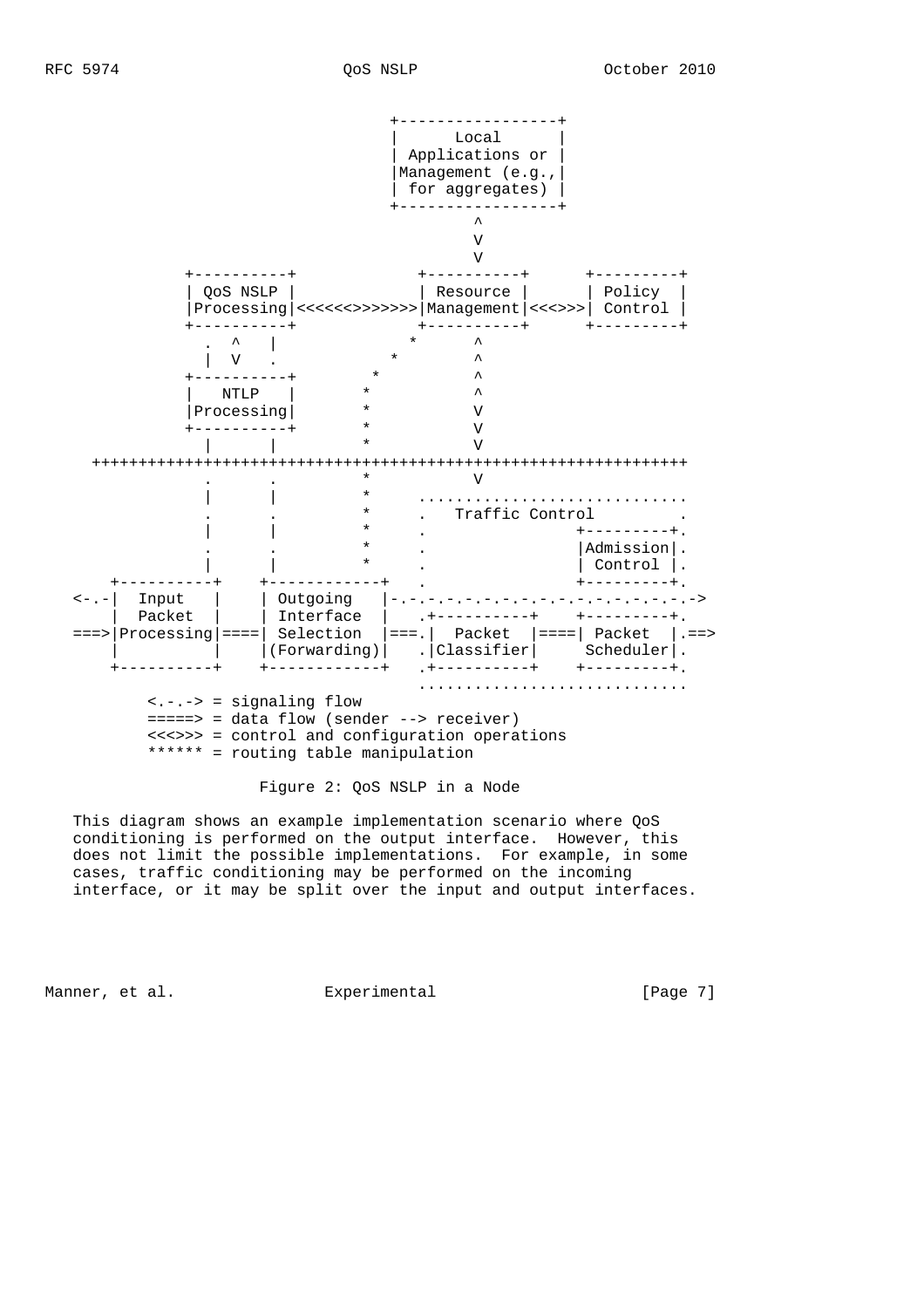```
                                   +-----------------+
                                   |      Local      |
                                   | Applications or |
                                   |Management (e.g.,|
                                   | for aggregates) |
                                   +-----------------+
                                            ^
                                            V
                                            V
             +----------+             +----------+      +---------+
             | QoS NSLP |             | Resource |      | Policy  |
             |Processing|<<<<<<>>>>>>>|Management|<<<>>>| Control |
             +----------+             +----------+      +---------+
               .  ^   |              *      ^
               |  V   .            *        ^
             +----------+        *          ^
             |   NTLP   |       *           ^
             |Processing|       *           V
             +----------+       *           V
               |      |         *           V
     ++++++++++++++++++++++++++++++++++++++++++++++++++++++++++++++++
               .      .         *           V
               |      |         *     .............................
               .      .         *     .   Traffic Control         .
               |      |         *     .                +---------+.
               .      .         *     .                |Admission|.
               |      |         *     .                | Control |.
         +----------+    +------------+   .            +---------+.
     <-.-|  Input   |    | Outgoing   |-.-.-.-.-.-.-.-.-.-.-.-.-.-.-.->
         |  Packet  |    | Interface  |   .+----------+    +---------+.
     ===>|Processing|====| Selection  |===.|  Packet  |====| Packet  |.==>
         |          |    |(Forwarding)|   .|Classifier|     Scheduler|.
         +----------+    +------------+   .+----------+    +---------+.
                                          .............................
             <.-.-> = signaling flow
             =====> = data flow (sender --> receiver)
             <<<>>> = control and configuration operations
             ****** = routing table manipulation
```

Figure 2: QoS NSLP in a Node

This diagram shows an example implementation scenario where QoS conditioning is performed on the output interface. However, this does not limit the possible implementations. For example, in some cases, traffic conditioning may be performed on the incoming interface, or it may be split over the input and output interfaces.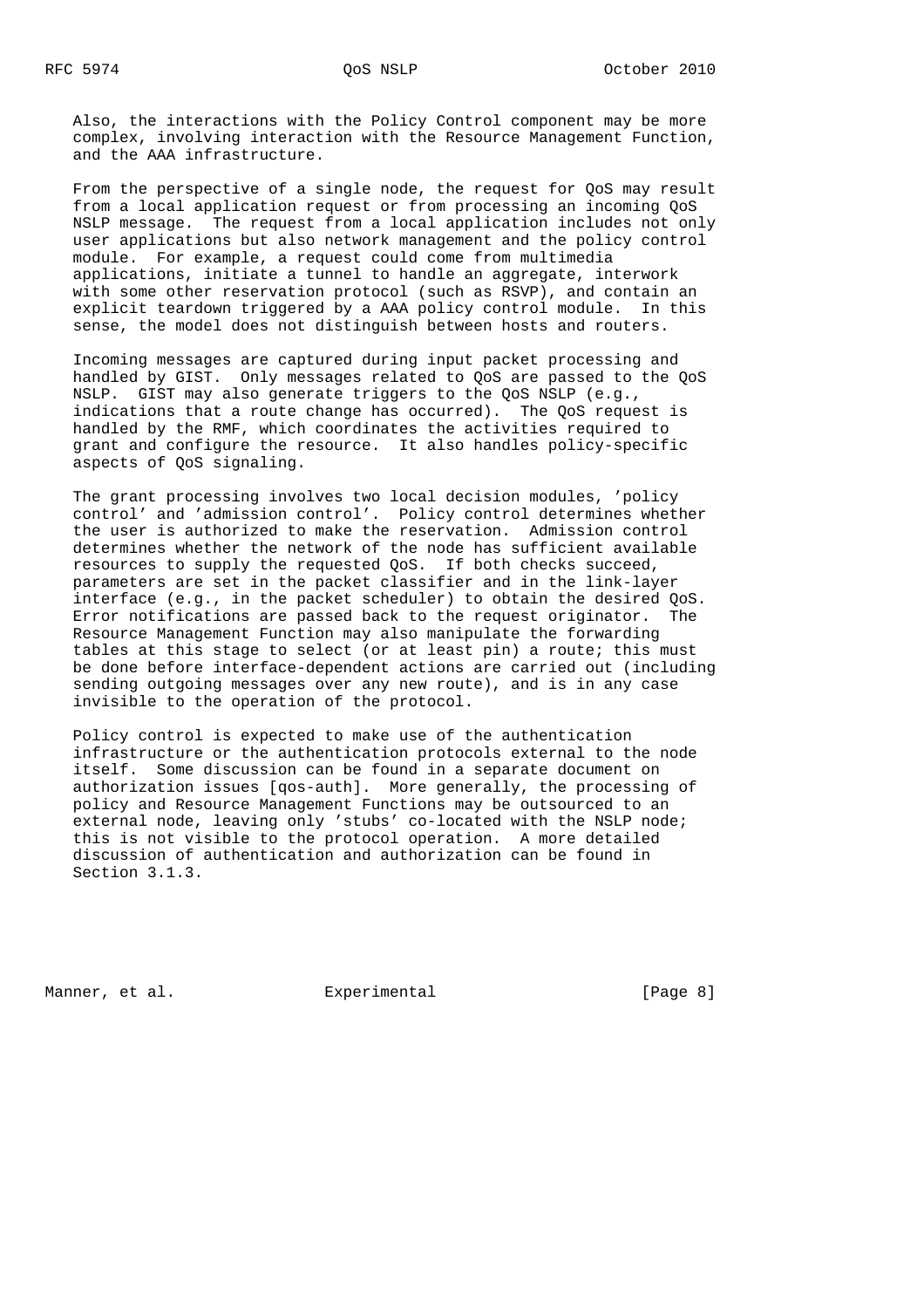Also, the interactions with the Policy Control component may be more complex, involving interaction with the Resource Management Function, and the AAA infrastructure.

From the perspective of a single node, the request for QoS may result from a local application request or from processing an incoming QoS NSLP message. The request from a local application includes not only user applications but also network management and the policy control module. For example, a request could come from multimedia applications, initiate a tunnel to handle an aggregate, interwork with some other reservation protocol (such as RSVP), and contain an explicit teardown triggered by a AAA policy control module. In this sense, the model does not distinguish between hosts and routers.

Incoming messages are captured during input packet processing and handled by GIST. Only messages related to QoS are passed to the QoS NSLP. GIST may also generate triggers to the QoS NSLP (e.g., indications that a route change has occurred). The QoS request is handled by the RMF, which coordinates the activities required to grant and configure the resource. It also handles policy-specific aspects of QoS signaling.

The grant processing involves two local decision modules, 'policy control' and 'admission control'. Policy control determines whether the user is authorized to make the reservation. Admission control determines whether the network of the node has sufficient available resources to supply the requested QoS. If both checks succeed, parameters are set in the packet classifier and in the link-layer interface (e.g., in the packet scheduler) to obtain the desired QoS. Error notifications are passed back to the request originator. The Resource Management Function may also manipulate the forwarding tables at this stage to select (or at least pin) a route; this must be done before interface-dependent actions are carried out (including sending outgoing messages over any new route), and is in any case invisible to the operation of the protocol.

Policy control is expected to make use of the authentication infrastructure or the authentication protocols external to the node itself. Some discussion can be found in a separate document on authorization issues [qos-auth]. More generally, the processing of policy and Resource Management Functions may be outsourced to an external node, leaving only 'stubs' co-located with the NSLP node; this is not visible to the protocol operation. A more detailed discussion of authentication and authorization can be found in Section 3.1.3.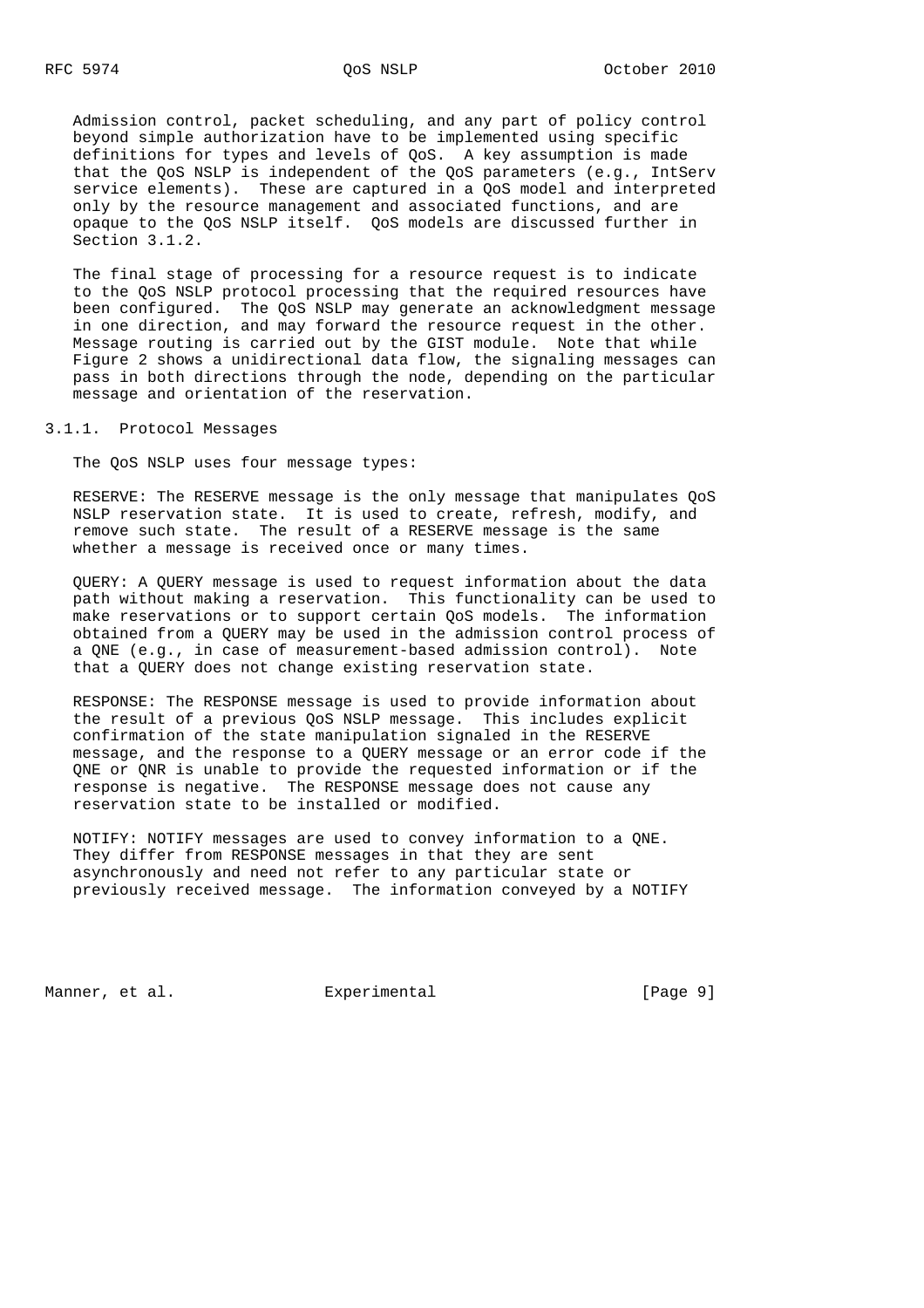Admission control, packet scheduling, and any part of policy control beyond simple authorization have to be implemented using specific definitions for types and levels of QoS. A key assumption is made that the QoS NSLP is independent of the QoS parameters (e.g., IntServ service elements). These are captured in a QoS model and interpreted only by the resource management and associated functions, and are opaque to the QoS NSLP itself. QoS models are discussed further in Section 3.1.2.

The final stage of processing for a resource request is to indicate to the QoS NSLP protocol processing that the required resources have been configured. The QoS NSLP may generate an acknowledgment message in one direction, and may forward the resource request in the other. Message routing is carried out by the GIST module. Note that while Figure 2 shows a unidirectional data flow, the signaling messages can pass in both directions through the node, depending on the particular message and orientation of the reservation.

### 3.1.1. Protocol Messages

The QoS NSLP uses four message types:

RESERVE: The RESERVE message is the only message that manipulates QoS NSLP reservation state. It is used to create, refresh, modify, and remove such state. The result of a RESERVE message is the same whether a message is received once or many times.

QUERY: A QUERY message is used to request information about the data path without making a reservation. This functionality can be used to make reservations or to support certain QoS models. The information obtained from a QUERY may be used in the admission control process of a QNE (e.g., in case of measurement-based admission control). Note that a QUERY does not change existing reservation state.

RESPONSE: The RESPONSE message is used to provide information about the result of a previous QoS NSLP message. This includes explicit confirmation of the state manipulation signaled in the RESERVE message, and the response to a QUERY message or an error code if the QNE or QNR is unable to provide the requested information or if the response is negative. The RESPONSE message does not cause any reservation state to be installed or modified.

NOTIFY: NOTIFY messages are used to convey information to a QNE. They differ from RESPONSE messages in that they are sent asynchronously and need not refer to any particular state or previously received message. The information conveyed by a NOTIFY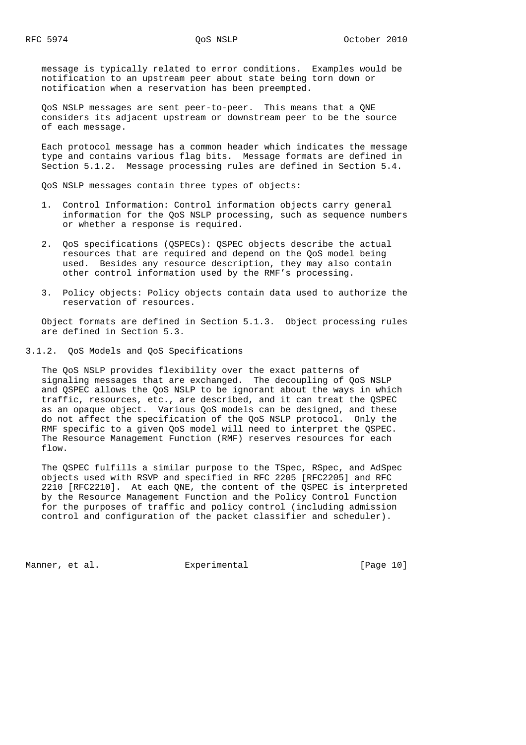message is typically related to error conditions. Examples would be notification to an upstream peer about state being torn down or notification when a reservation has been preempted.

QoS NSLP messages are sent peer-to-peer. This means that a QNE considers its adjacent upstream or downstream peer to be the source of each message.

Each protocol message has a common header which indicates the message type and contains various flag bits. Message formats are defined in Section 5.1.2. Message processing rules are defined in Section 5.4.

QoS NSLP messages contain three types of objects:

1. Control Information: Control information objects carry general information for the QoS NSLP processing, such as sequence numbers or whether a response is required.

2. QoS specifications (QSPECs): QSPEC objects describe the actual resources that are required and depend on the QoS model being used. Besides any resource description, they may also contain other control information used by the RMF's processing.

3. Policy objects: Policy objects contain data used to authorize the reservation of resources.

Object formats are defined in Section 5.1.3. Object processing rules are defined in Section 5.3.

### 3.1.2. QoS Models and QoS Specifications

The QoS NSLP provides flexibility over the exact patterns of signaling messages that are exchanged. The decoupling of QoS NSLP and QSPEC allows the QoS NSLP to be ignorant about the ways in which traffic, resources, etc., are described, and it can treat the QSPEC as an opaque object. Various QoS models can be designed, and these do not affect the specification of the QoS NSLP protocol. Only the RMF specific to a given QoS model will need to interpret the QSPEC. The Resource Management Function (RMF) reserves resources for each flow.

The QSPEC fulfills a similar purpose to the TSpec, RSpec, and AdSpec objects used with RSVP and specified in RFC 2205 [RFC2205] and RFC 2210 [RFC2210]. At each QNE, the content of the QSPEC is interpreted by the Resource Management Function and the Policy Control Function for the purposes of traffic and policy control (including admission control and configuration of the packet classifier and scheduler).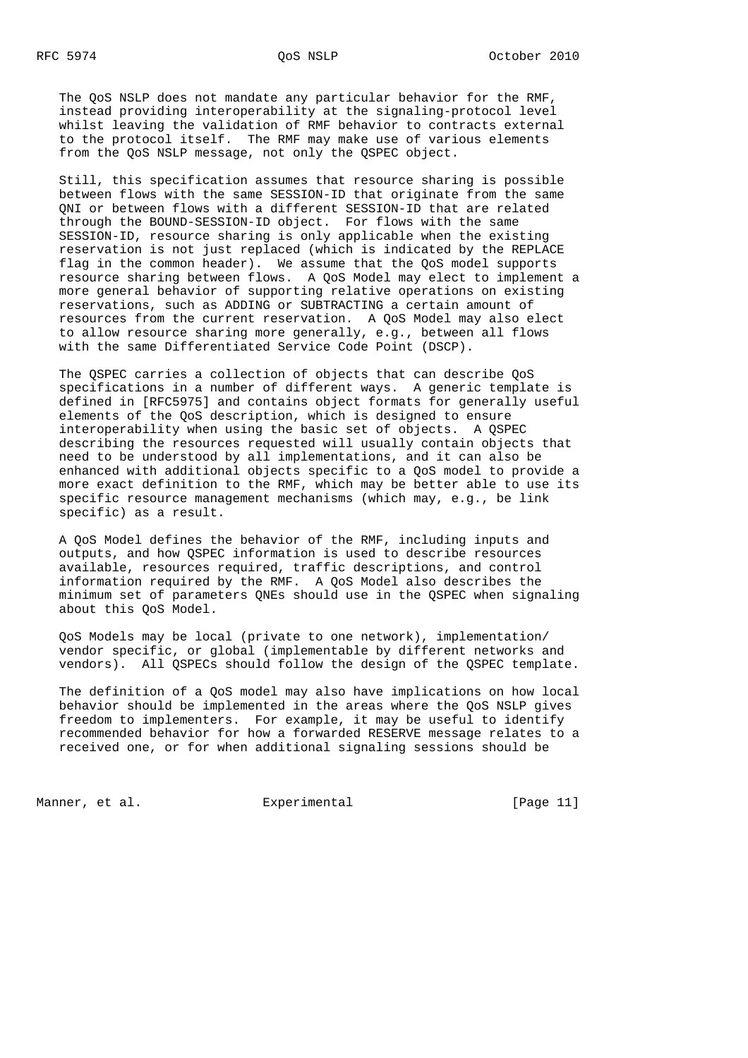The QoS NSLP does not mandate any particular behavior for the RMF, instead providing interoperability at the signaling-protocol level whilst leaving the validation of RMF behavior to contracts external to the protocol itself. The RMF may make use of various elements from the QoS NSLP message, not only the QSPEC object.

Still, this specification assumes that resource sharing is possible between flows with the same SESSION-ID that originate from the same QNI or between flows with a different SESSION-ID that are related through the BOUND-SESSION-ID object. For flows with the same SESSION-ID, resource sharing is only applicable when the existing reservation is not just replaced (which is indicated by the REPLACE flag in the common header). We assume that the QoS model supports resource sharing between flows. A QoS Model may elect to implement a more general behavior of supporting relative operations on existing reservations, such as ADDING or SUBTRACTING a certain amount of resources from the current reservation. A QoS Model may also elect to allow resource sharing more generally, e.g., between all flows with the same Differentiated Service Code Point (DSCP).

The QSPEC carries a collection of objects that can describe QoS specifications in a number of different ways. A generic template is defined in [RFC5975] and contains object formats for generally useful elements of the QoS description, which is designed to ensure interoperability when using the basic set of objects. A QSPEC describing the resources requested will usually contain objects that need to be understood by all implementations, and it can also be enhanced with additional objects specific to a QoS model to provide a more exact definition to the RMF, which may be better able to use its specific resource management mechanisms (which may, e.g., be link specific) as a result.

A QoS Model defines the behavior of the RMF, including inputs and outputs, and how QSPEC information is used to describe resources available, resources required, traffic descriptions, and control information required by the RMF. A QoS Model also describes the minimum set of parameters QNEs should use in the QSPEC when signaling about this QoS Model.

QoS Models may be local (private to one network), implementation/vendor specific, or global (implementable by different networks and vendors). All QSPECs should follow the design of the QSPEC template.

The definition of a QoS model may also have implications on how local behavior should be implemented in the areas where the QoS NSLP gives freedom to implementers. For example, it may be useful to identify recommended behavior for how a forwarded RESERVE message relates to a received one, or for when additional signaling sessions should be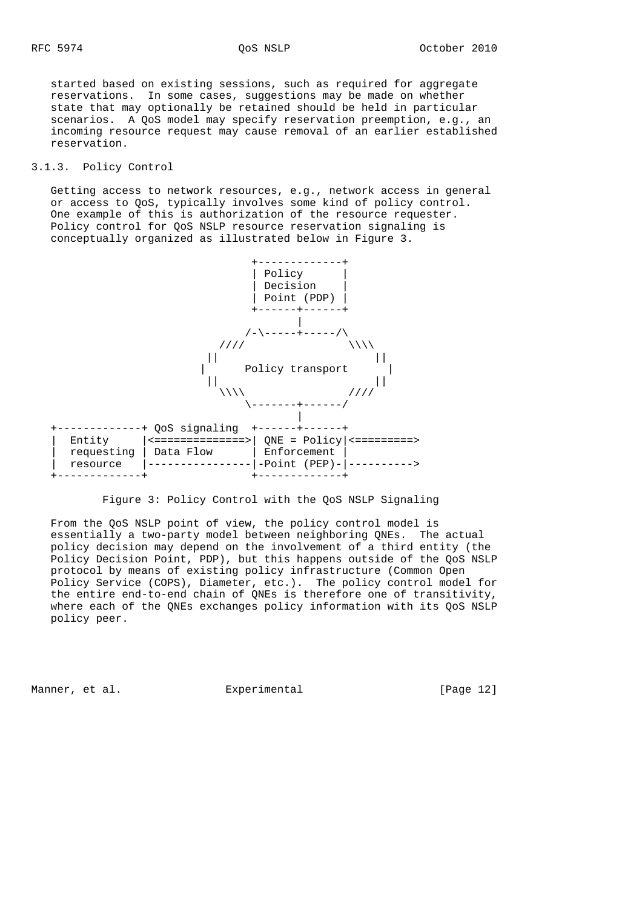started based on existing sessions, such as required for aggregate reservations. In some cases, suggestions may be made on whether state that may optionally be retained should be held in particular scenarios. A QoS model may specify reservation preemption, e.g., an incoming resource request may cause removal of an earlier established reservation.

### 3.1.3. Policy Control

Getting access to network resources, e.g., network access in general or access to QoS, typically involves some kind of policy control. One example of this is authorization of the resource requester. Policy control for QoS NSLP resource reservation signaling is conceptually organized as illustrated below in Figure 3.

```
                              +-------------+
                              | Policy      |
                              | Decision    |
                              | Point (PDP) |
                              +------+------+
                                     |
                            /-\-----+-----/\
                        ////                \\\\
                      ||                        ||
                     |      Policy transport      |
                      ||                        ||
                        \\\\                ////
                            \-------+------/
                                     |
+-------------+ QoS signaling  +------+------+
|  Entity     |<==============>| QNE = Policy|<=========>
|  requesting | Data Flow      | Enforcement |
|  resource   |----------------|-Point (PEP)-|---------->
+-------------+                +-------------+
```

Figure 3: Policy Control with the QoS NSLP Signaling

From the QoS NSLP point of view, the policy control model is essentially a two-party model between neighboring QNEs. The actual policy decision may depend on the involvement of a third entity (the Policy Decision Point, PDP), but this happens outside of the QoS NSLP protocol by means of existing policy infrastructure (Common Open Policy Service (COPS), Diameter, etc.). The policy control model for the entire end-to-end chain of QNEs is therefore one of transitivity, where each of the QNEs exchanges policy information with its QoS NSLP policy peer.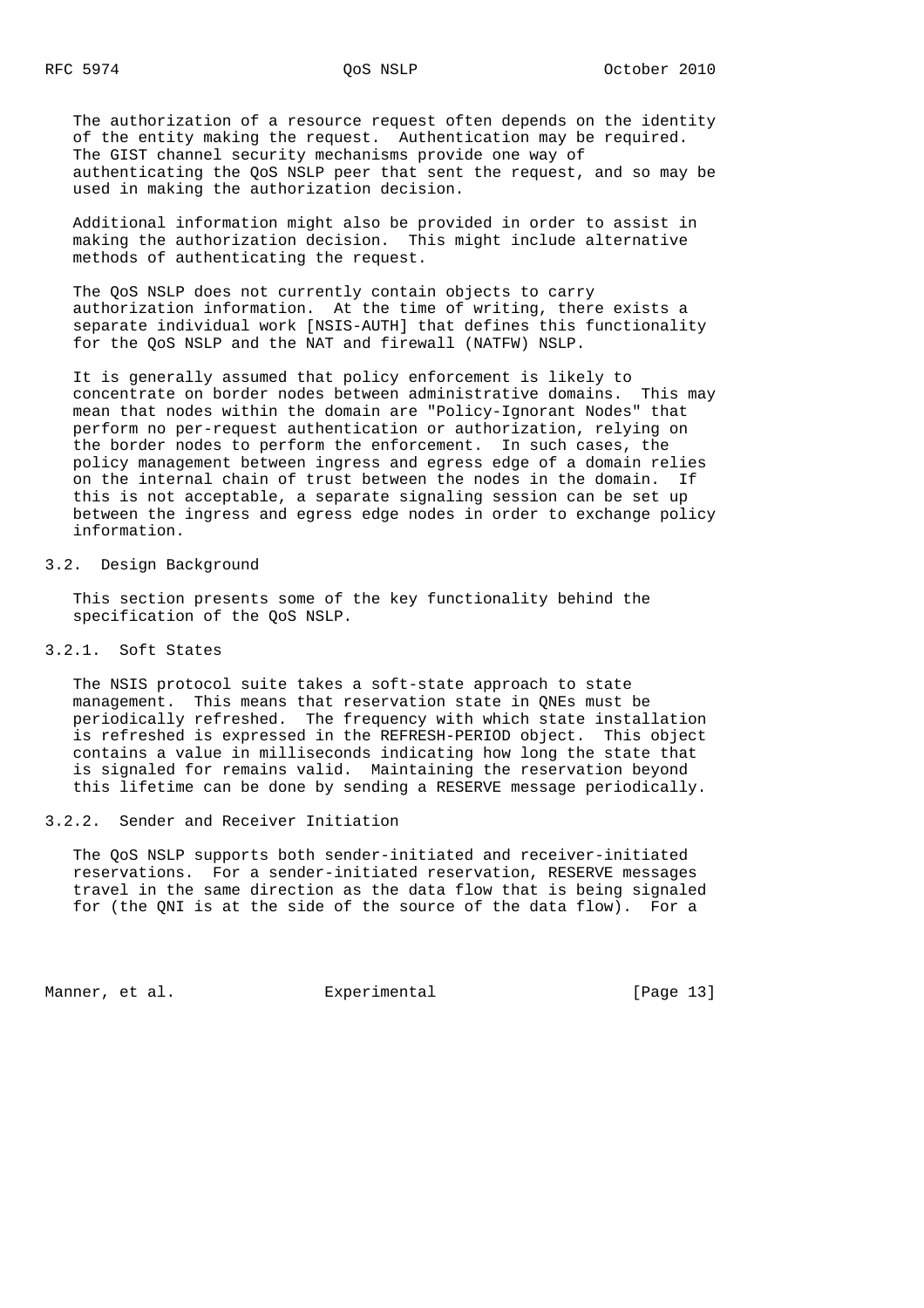The authorization of a resource request often depends on the identity of the entity making the request. Authentication may be required. The GIST channel security mechanisms provide one way of authenticating the QoS NSLP peer that sent the request, and so may be used in making the authorization decision.

Additional information might also be provided in order to assist in making the authorization decision. This might include alternative methods of authenticating the request.

The QoS NSLP does not currently contain objects to carry authorization information. At the time of writing, there exists a separate individual work [NSIS-AUTH] that defines this functionality for the QoS NSLP and the NAT and firewall (NATFW) NSLP.

It is generally assumed that policy enforcement is likely to concentrate on border nodes between administrative domains. This may mean that nodes within the domain are "Policy-Ignorant Nodes" that perform no per-request authentication or authorization, relying on the border nodes to perform the enforcement. In such cases, the policy management between ingress and egress edge of a domain relies on the internal chain of trust between the nodes in the domain. If this is not acceptable, a separate signaling session can be set up between the ingress and egress edge nodes in order to exchange policy information.

## 3.2. Design Background

This section presents some of the key functionality behind the specification of the QoS NSLP.

### 3.2.1. Soft States

The NSIS protocol suite takes a soft-state approach to state management. This means that reservation state in QNEs must be periodically refreshed. The frequency with which state installation is refreshed is expressed in the REFRESH-PERIOD object. This object contains a value in milliseconds indicating how long the state that is signaled for remains valid. Maintaining the reservation beyond this lifetime can be done by sending a RESERVE message periodically.

### 3.2.2. Sender and Receiver Initiation

The QoS NSLP supports both sender-initiated and receiver-initiated reservations. For a sender-initiated reservation, RESERVE messages travel in the same direction as the data flow that is being signaled for (the QNI is at the side of the source of the data flow). For a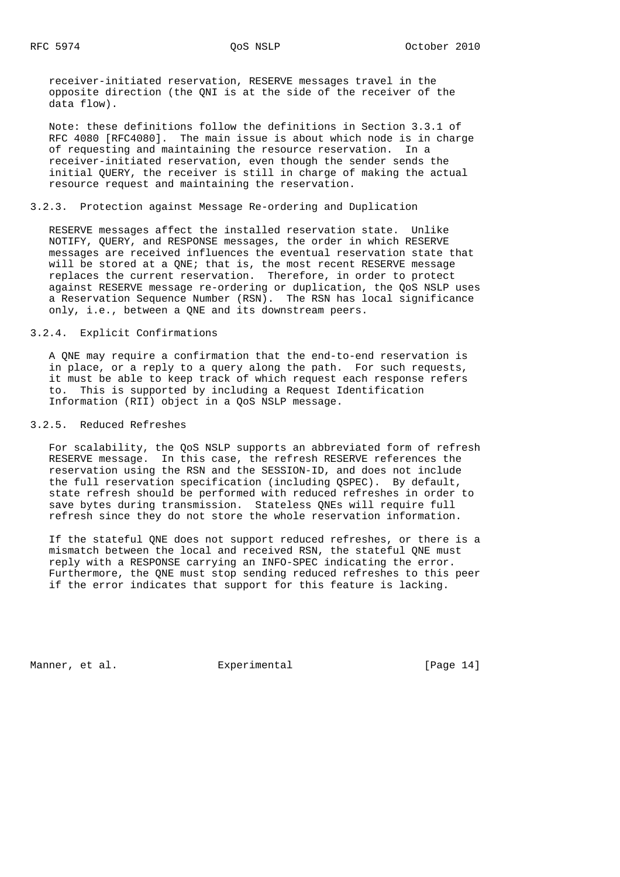receiver-initiated reservation, RESERVE messages travel in the opposite direction (the QNI is at the side of the receiver of the data flow).

Note: these definitions follow the definitions in Section 3.3.1 of RFC 4080 [RFC4080]. The main issue is about which node is in charge of requesting and maintaining the resource reservation. In a receiver-initiated reservation, even though the sender sends the initial QUERY, the receiver is still in charge of making the actual resource request and maintaining the reservation.

### 3.2.3. Protection against Message Re-ordering and Duplication

RESERVE messages affect the installed reservation state. Unlike NOTIFY, QUERY, and RESPONSE messages, the order in which RESERVE messages are received influences the eventual reservation state that will be stored at a QNE; that is, the most recent RESERVE message replaces the current reservation. Therefore, in order to protect against RESERVE message re-ordering or duplication, the QoS NSLP uses a Reservation Sequence Number (RSN). The RSN has local significance only, i.e., between a QNE and its downstream peers.

### 3.2.4. Explicit Confirmations

A QNE may require a confirmation that the end-to-end reservation is in place, or a reply to a query along the path. For such requests, it must be able to keep track of which request each response refers to. This is supported by including a Request Identification Information (RII) object in a QoS NSLP message.

### 3.2.5. Reduced Refreshes

For scalability, the QoS NSLP supports an abbreviated form of refresh RESERVE message. In this case, the refresh RESERVE references the reservation using the RSN and the SESSION-ID, and does not include the full reservation specification (including QSPEC). By default, state refresh should be performed with reduced refreshes in order to save bytes during transmission. Stateless QNEs will require full refresh since they do not store the whole reservation information.

If the stateful QNE does not support reduced refreshes, or there is a mismatch between the local and received RSN, the stateful QNE must reply with a RESPONSE carrying an INFO-SPEC indicating the error. Furthermore, the QNE must stop sending reduced refreshes to this peer if the error indicates that support for this feature is lacking.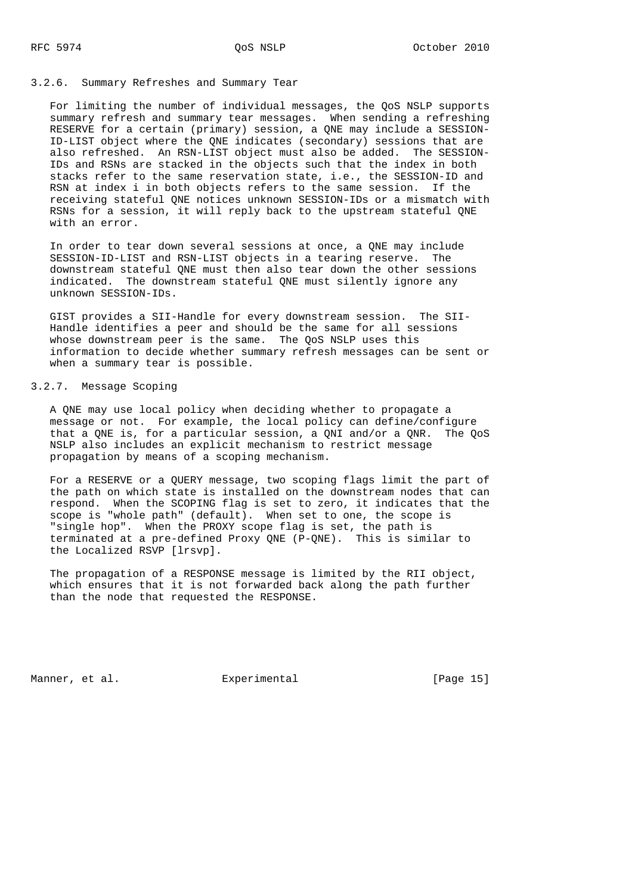### 3.2.6. Summary Refreshes and Summary Tear

For limiting the number of individual messages, the QoS NSLP supports summary refresh and summary tear messages. When sending a refreshing RESERVE for a certain (primary) session, a QNE may include a SESSION-ID-LIST object where the QNE indicates (secondary) sessions that are also refreshed. An RSN-LIST object must also be added. The SESSION-IDs and RSNs are stacked in the objects such that the index in both stacks refer to the same reservation state, i.e., the SESSION-ID and RSN at index i in both objects refers to the same session. If the receiving stateful QNE notices unknown SESSION-IDs or a mismatch with RSNs for a session, it will reply back to the upstream stateful QNE with an error.

In order to tear down several sessions at once, a QNE may include SESSION-ID-LIST and RSN-LIST objects in a tearing reserve. The downstream stateful QNE must then also tear down the other sessions indicated. The downstream stateful QNE must silently ignore any unknown SESSION-IDs.

GIST provides a SII-Handle for every downstream session. The SII-Handle identifies a peer and should be the same for all sessions whose downstream peer is the same. The QoS NSLP uses this information to decide whether summary refresh messages can be sent or when a summary tear is possible.

### 3.2.7. Message Scoping

A QNE may use local policy when deciding whether to propagate a message or not. For example, the local policy can define/configure that a QNE is, for a particular session, a QNI and/or a QNR. The QoS NSLP also includes an explicit mechanism to restrict message propagation by means of a scoping mechanism.

For a RESERVE or a QUERY message, two scoping flags limit the part of the path on which state is installed on the downstream nodes that can respond. When the SCOPING flag is set to zero, it indicates that the scope is "whole path" (default). When set to one, the scope is "single hop". When the PROXY scope flag is set, the path is terminated at a pre-defined Proxy QNE (P-QNE). This is similar to the Localized RSVP [lrsvp].

The propagation of a RESPONSE message is limited by the RII object, which ensures that it is not forwarded back along the path further than the node that requested the RESPONSE.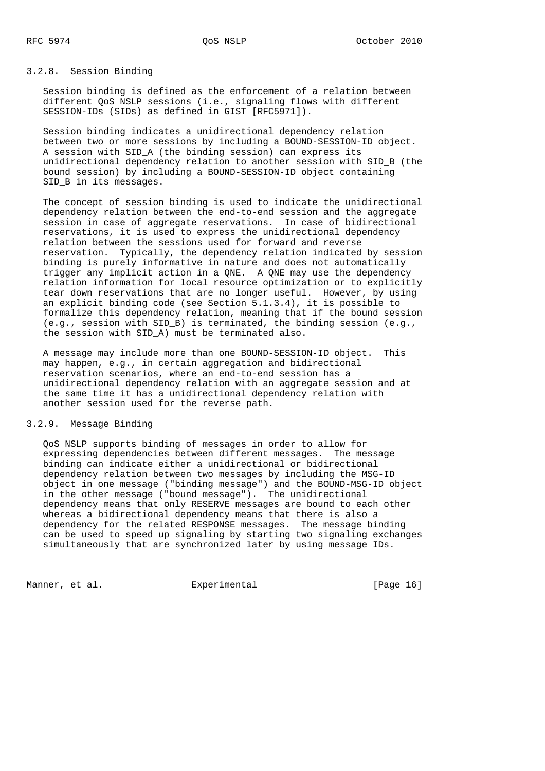### 3.2.8. Session Binding

Session binding is defined as the enforcement of a relation between different QoS NSLP sessions (i.e., signaling flows with different SESSION-IDs (SIDs) as defined in GIST [RFC5971]).

Session binding indicates a unidirectional dependency relation between two or more sessions by including a BOUND-SESSION-ID object. A session with SID_A (the binding session) can express its unidirectional dependency relation to another session with SID_B (the bound session) by including a BOUND-SESSION-ID object containing SID_B in its messages.

The concept of session binding is used to indicate the unidirectional dependency relation between the end-to-end session and the aggregate session in case of aggregate reservations. In case of bidirectional reservations, it is used to express the unidirectional dependency relation between the sessions used for forward and reverse reservation. Typically, the dependency relation indicated by session binding is purely informative in nature and does not automatically trigger any implicit action in a QNE. A QNE may use the dependency relation information for local resource optimization or to explicitly tear down reservations that are no longer useful. However, by using an explicit binding code (see Section 5.1.3.4), it is possible to formalize this dependency relation, meaning that if the bound session (e.g., session with SID_B) is terminated, the binding session (e.g., the session with SID_A) must be terminated also.

A message may include more than one BOUND-SESSION-ID object. This may happen, e.g., in certain aggregation and bidirectional reservation scenarios, where an end-to-end session has a unidirectional dependency relation with an aggregate session and at the same time it has a unidirectional dependency relation with another session used for the reverse path.

### 3.2.9. Message Binding

QoS NSLP supports binding of messages in order to allow for expressing dependencies between different messages. The message binding can indicate either a unidirectional or bidirectional dependency relation between two messages by including the MSG-ID object in one message ("binding message") and the BOUND-MSG-ID object in the other message ("bound message"). The unidirectional dependency means that only RESERVE messages are bound to each other whereas a bidirectional dependency means that there is also a dependency for the related RESPONSE messages. The message binding can be used to speed up signaling by starting two signaling exchanges simultaneously that are synchronized later by using message IDs.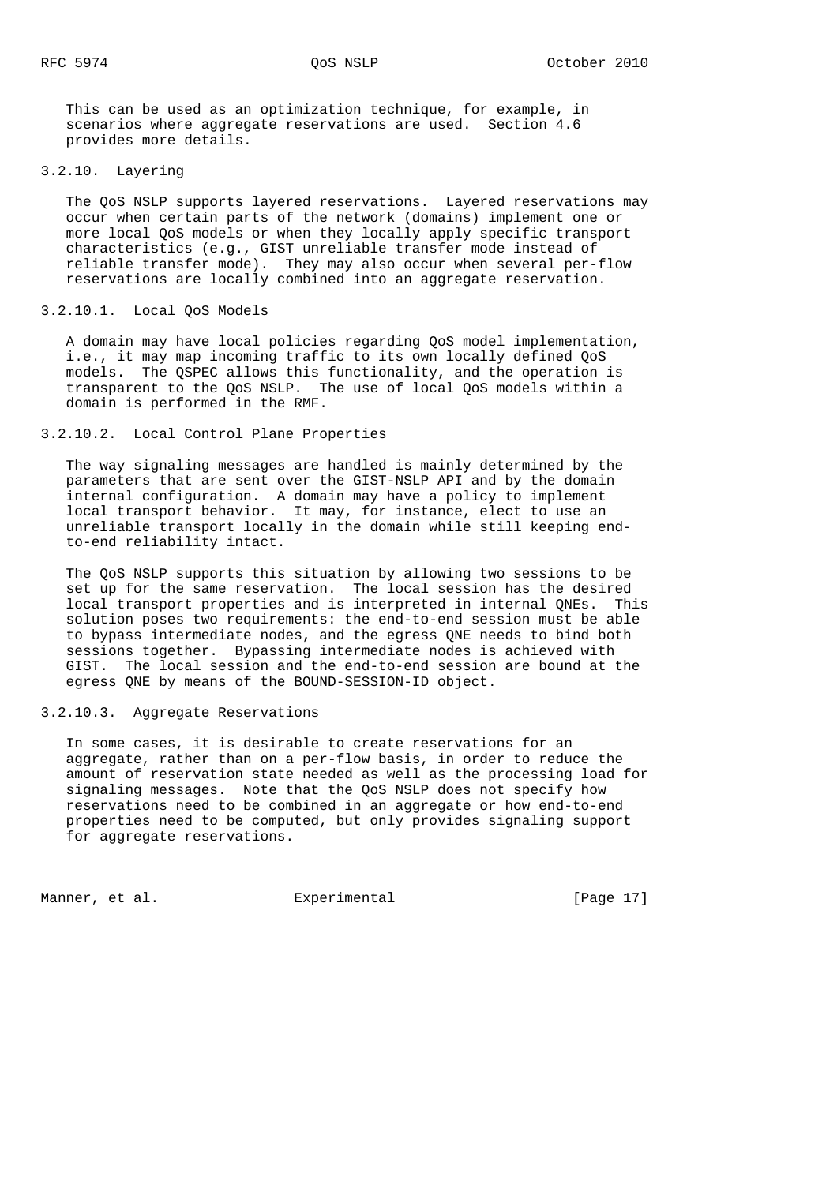This can be used as an optimization technique, for example, in scenarios where aggregate reservations are used. Section 4.6 provides more details.

### 3.2.10. Layering

The QoS NSLP supports layered reservations. Layered reservations may occur when certain parts of the network (domains) implement one or more local QoS models or when they locally apply specific transport characteristics (e.g., GIST unreliable transfer mode instead of reliable transfer mode). They may also occur when several per-flow reservations are locally combined into an aggregate reservation.

#### 3.2.10.1. Local QoS Models

A domain may have local policies regarding QoS model implementation, i.e., it may map incoming traffic to its own locally defined QoS models. The QSPEC allows this functionality, and the operation is transparent to the QoS NSLP. The use of local QoS models within a domain is performed in the RMF.

#### 3.2.10.2. Local Control Plane Properties

The way signaling messages are handled is mainly determined by the parameters that are sent over the GIST-NSLP API and by the domain internal configuration. A domain may have a policy to implement local transport behavior. It may, for instance, elect to use an unreliable transport locally in the domain while still keeping end-to-end reliability intact.

The QoS NSLP supports this situation by allowing two sessions to be set up for the same reservation. The local session has the desired local transport properties and is interpreted in internal QNEs. This solution poses two requirements: the end-to-end session must be able to bypass intermediate nodes, and the egress QNE needs to bind both sessions together. Bypassing intermediate nodes is achieved with GIST. The local session and the end-to-end session are bound at the egress QNE by means of the BOUND-SESSION-ID object.

#### 3.2.10.3. Aggregate Reservations

In some cases, it is desirable to create reservations for an aggregate, rather than on a per-flow basis, in order to reduce the amount of reservation state needed as well as the processing load for signaling messages. Note that the QoS NSLP does not specify how reservations need to be combined in an aggregate or how end-to-end properties need to be computed, but only provides signaling support for aggregate reservations.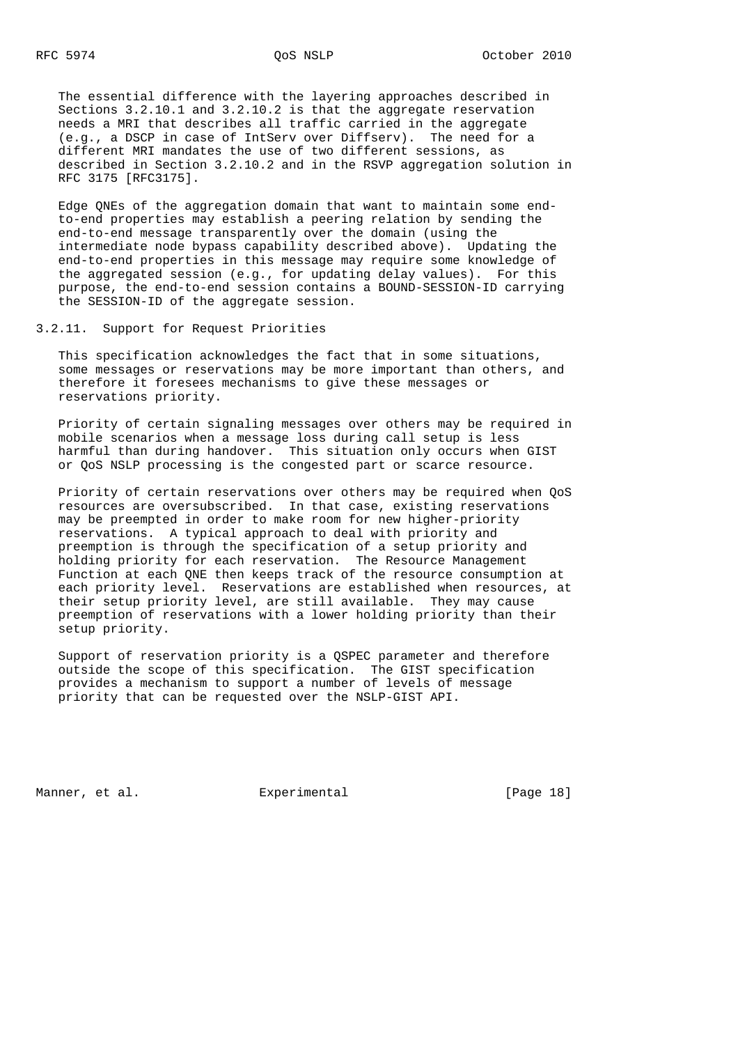The essential difference with the layering approaches described in Sections 3.2.10.1 and 3.2.10.2 is that the aggregate reservation needs a MRI that describes all traffic carried in the aggregate (e.g., a DSCP in case of IntServ over Diffserv). The need for a different MRI mandates the use of two different sessions, as described in Section 3.2.10.2 and in the RSVP aggregation solution in RFC 3175 [RFC3175].

Edge QNEs of the aggregation domain that want to maintain some end-to-end properties may establish a peering relation by sending the end-to-end message transparently over the domain (using the intermediate node bypass capability described above). Updating the end-to-end properties in this message may require some knowledge of the aggregated session (e.g., for updating delay values). For this purpose, the end-to-end session contains a BOUND-SESSION-ID carrying the SESSION-ID of the aggregate session.

### 3.2.11. Support for Request Priorities

This specification acknowledges the fact that in some situations, some messages or reservations may be more important than others, and therefore it foresees mechanisms to give these messages or reservations priority.

Priority of certain signaling messages over others may be required in mobile scenarios when a message loss during call setup is less harmful than during handover. This situation only occurs when GIST or QoS NSLP processing is the congested part or scarce resource.

Priority of certain reservations over others may be required when QoS resources are oversubscribed. In that case, existing reservations may be preempted in order to make room for new higher-priority reservations. A typical approach to deal with priority and preemption is through the specification of a setup priority and holding priority for each reservation. The Resource Management Function at each QNE then keeps track of the resource consumption at each priority level. Reservations are established when resources, at their setup priority level, are still available. They may cause preemption of reservations with a lower holding priority than their setup priority.

Support of reservation priority is a QSPEC parameter and therefore outside the scope of this specification. The GIST specification provides a mechanism to support a number of levels of message priority that can be requested over the NSLP-GIST API.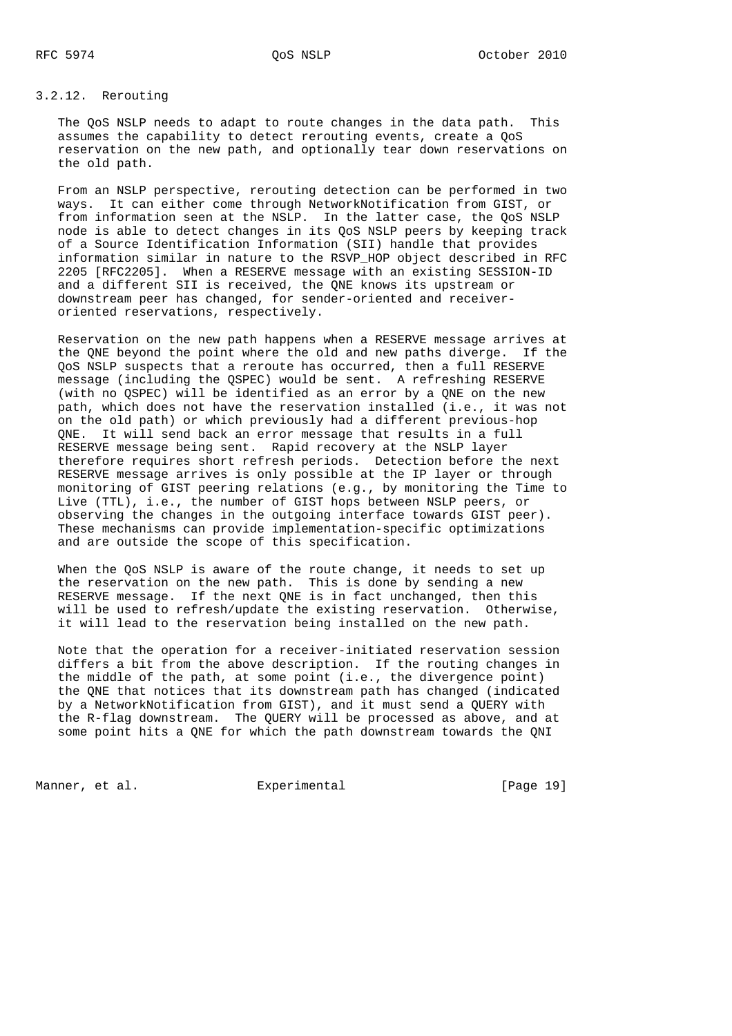#### 3.2.12. Rerouting

The QoS NSLP needs to adapt to route changes in the data path. This assumes the capability to detect rerouting events, create a QoS reservation on the new path, and optionally tear down reservations on the old path.

From an NSLP perspective, rerouting detection can be performed in two ways. It can either come through NetworkNotification from GIST, or from information seen at the NSLP. In the latter case, the QoS NSLP node is able to detect changes in its QoS NSLP peers by keeping track of a Source Identification Information (SII) handle that provides information similar in nature to the RSVP_HOP object described in RFC 2205 [RFC2205]. When a RESERVE message with an existing SESSION-ID and a different SII is received, the QNE knows its upstream or downstream peer has changed, for sender-oriented and receiver-oriented reservations, respectively.

Reservation on the new path happens when a RESERVE message arrives at the QNE beyond the point where the old and new paths diverge. If the QoS NSLP suspects that a reroute has occurred, then a full RESERVE message (including the QSPEC) would be sent. A refreshing RESERVE (with no QSPEC) will be identified as an error by a QNE on the new path, which does not have the reservation installed (i.e., it was not on the old path) or which previously had a different previous-hop QNE. It will send back an error message that results in a full RESERVE message being sent. Rapid recovery at the NSLP layer therefore requires short refresh periods. Detection before the next RESERVE message arrives is only possible at the IP layer or through monitoring of GIST peering relations (e.g., by monitoring the Time to Live (TTL), i.e., the number of GIST hops between NSLP peers, or observing the changes in the outgoing interface towards GIST peer). These mechanisms can provide implementation-specific optimizations and are outside the scope of this specification.

When the QoS NSLP is aware of the route change, it needs to set up the reservation on the new path. This is done by sending a new RESERVE message. If the next QNE is in fact unchanged, then this will be used to refresh/update the existing reservation. Otherwise, it will lead to the reservation being installed on the new path.

Note that the operation for a receiver-initiated reservation session differs a bit from the above description. If the routing changes in the middle of the path, at some point (i.e., the divergence point) the QNE that notices that its downstream path has changed (indicated by a NetworkNotification from GIST), and it must send a QUERY with the R-flag downstream. The QUERY will be processed as above, and at some point hits a QNE for which the path downstream towards the QNI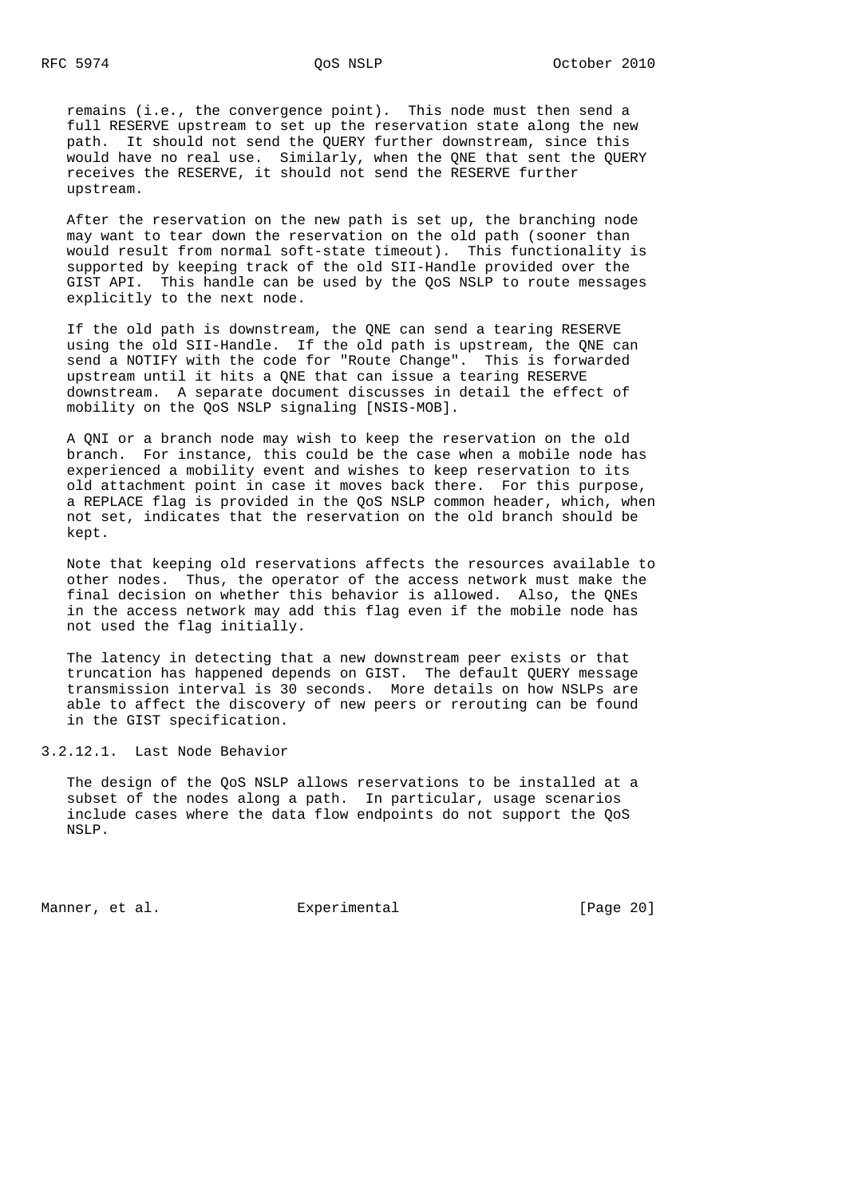remains (i.e., the convergence point). This node must then send a full RESERVE upstream to set up the reservation state along the new path. It should not send the QUERY further downstream, since this would have no real use. Similarly, when the QNE that sent the QUERY receives the RESERVE, it should not send the RESERVE further upstream.

After the reservation on the new path is set up, the branching node may want to tear down the reservation on the old path (sooner than would result from normal soft-state timeout). This functionality is supported by keeping track of the old SII-Handle provided over the GIST API. This handle can be used by the QoS NSLP to route messages explicitly to the next node.

If the old path is downstream, the QNE can send a tearing RESERVE using the old SII-Handle. If the old path is upstream, the QNE can send a NOTIFY with the code for "Route Change". This is forwarded upstream until it hits a QNE that can issue a tearing RESERVE downstream. A separate document discusses in detail the effect of mobility on the QoS NSLP signaling [NSIS-MOB].

A QNI or a branch node may wish to keep the reservation on the old branch. For instance, this could be the case when a mobile node has experienced a mobility event and wishes to keep reservation to its old attachment point in case it moves back there. For this purpose, a REPLACE flag is provided in the QoS NSLP common header, which, when not set, indicates that the reservation on the old branch should be kept.

Note that keeping old reservations affects the resources available to other nodes. Thus, the operator of the access network must make the final decision on whether this behavior is allowed. Also, the QNEs in the access network may add this flag even if the mobile node has not used the flag initially.

The latency in detecting that a new downstream peer exists or that truncation has happened depends on GIST. The default QUERY message transmission interval is 30 seconds. More details on how NSLPs are able to affect the discovery of new peers or rerouting can be found in the GIST specification.

#### 3.2.12.1. Last Node Behavior

The design of the QoS NSLP allows reservations to be installed at a subset of the nodes along a path. In particular, usage scenarios include cases where the data flow endpoints do not support the QoS NSLP.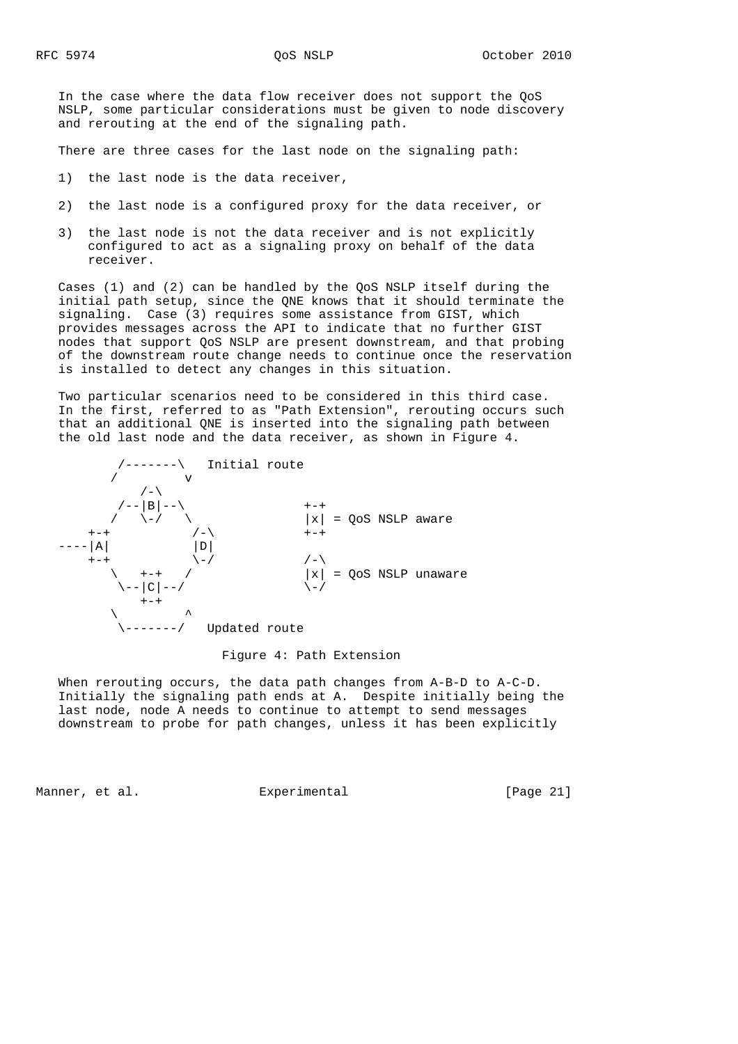In the case where the data flow receiver does not support the QoS NSLP, some particular considerations must be given to node discovery and rerouting at the end of the signaling path.

There are three cases for the last node on the signaling path:

1) the last node is the data receiver,

2) the last node is a configured proxy for the data receiver, or

3) the last node is not the data receiver and is not explicitly configured to act as a signaling proxy on behalf of the data receiver.

Cases (1) and (2) can be handled by the QoS NSLP itself during the initial path setup, since the QNE knows that it should terminate the signaling. Case (3) requires some assistance from GIST, which provides messages across the API to indicate that no further GIST nodes that support QoS NSLP are present downstream, and that probing of the downstream route change needs to continue once the reservation is installed to detect any changes in this situation.

Two particular scenarios need to be considered in this third case. In the first, referred to as "Path Extension", rerouting occurs such that an additional QNE is inserted into the signaling path between the old last node and the data receiver, as shown in Figure 4.

```
         /-------\   Initial route
        /         v
           /-\
         /--|B|--\               +-+
        /   \-/   \              |x| = QoS NSLP aware
    +-+          /-\             +-+
----|A|          |D|
    +-+          \-/             /-\
        \   +-+   /              |x| = QoS NSLP unaware
         \--|C|--/               \-/
           +-+
        \         ^
         \-------/   Updated route
```

Figure 4: Path Extension

When rerouting occurs, the data path changes from A-B-D to A-C-D. Initially the signaling path ends at A. Despite initially being the last node, node A needs to continue to attempt to send messages downstream to probe for path changes, unless it has been explicitly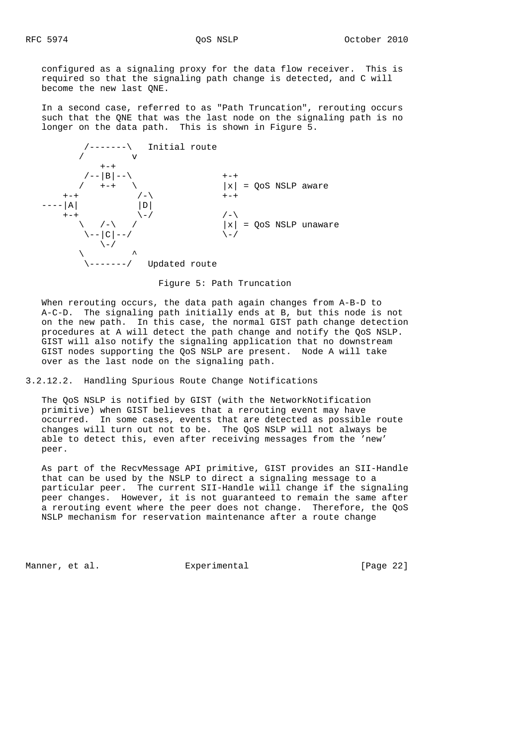configured as a signaling proxy for the data flow receiver. This is required so that the signaling path change is detected, and C will become the new last QNE.

In a second case, referred to as "Path Truncation", rerouting occurs such that the QNE that was the last node on the signaling path is no longer on the data path. This is shown in Figure 5.

```
          /-------\   Initial route
         /         v
            +-+
          /--|B|--\                 +-+
         /   +-+   \                |x| = QoS NSLP aware
     +-+           /-\              +-+
 ----|A|           |D|
     +-+           \-/              /-\
        \   /-\   /                 |x| = QoS NSLP unaware
         \--|C|--/                  \-/
            \-/
        \         ^
         \-------/   Updated route
```

Figure 5: Path Truncation

When rerouting occurs, the data path again changes from A-B-D to A-C-D. The signaling path initially ends at B, but this node is not on the new path. In this case, the normal GIST path change detection procedures at A will detect the path change and notify the QoS NSLP. GIST will also notify the signaling application that no downstream GIST nodes supporting the QoS NSLP are present. Node A will take over as the last node on the signaling path.

### 3.2.12.2. Handling Spurious Route Change Notifications

The QoS NSLP is notified by GIST (with the NetworkNotification primitive) when GIST believes that a rerouting event may have occurred. In some cases, events that are detected as possible route changes will turn out not to be. The QoS NSLP will not always be able to detect this, even after receiving messages from the 'new' peer.

As part of the RecvMessage API primitive, GIST provides an SII-Handle that can be used by the NSLP to direct a signaling message to a particular peer. The current SII-Handle will change if the signaling peer changes. However, it is not guaranteed to remain the same after a rerouting event where the peer does not change. Therefore, the QoS NSLP mechanism for reservation maintenance after a route change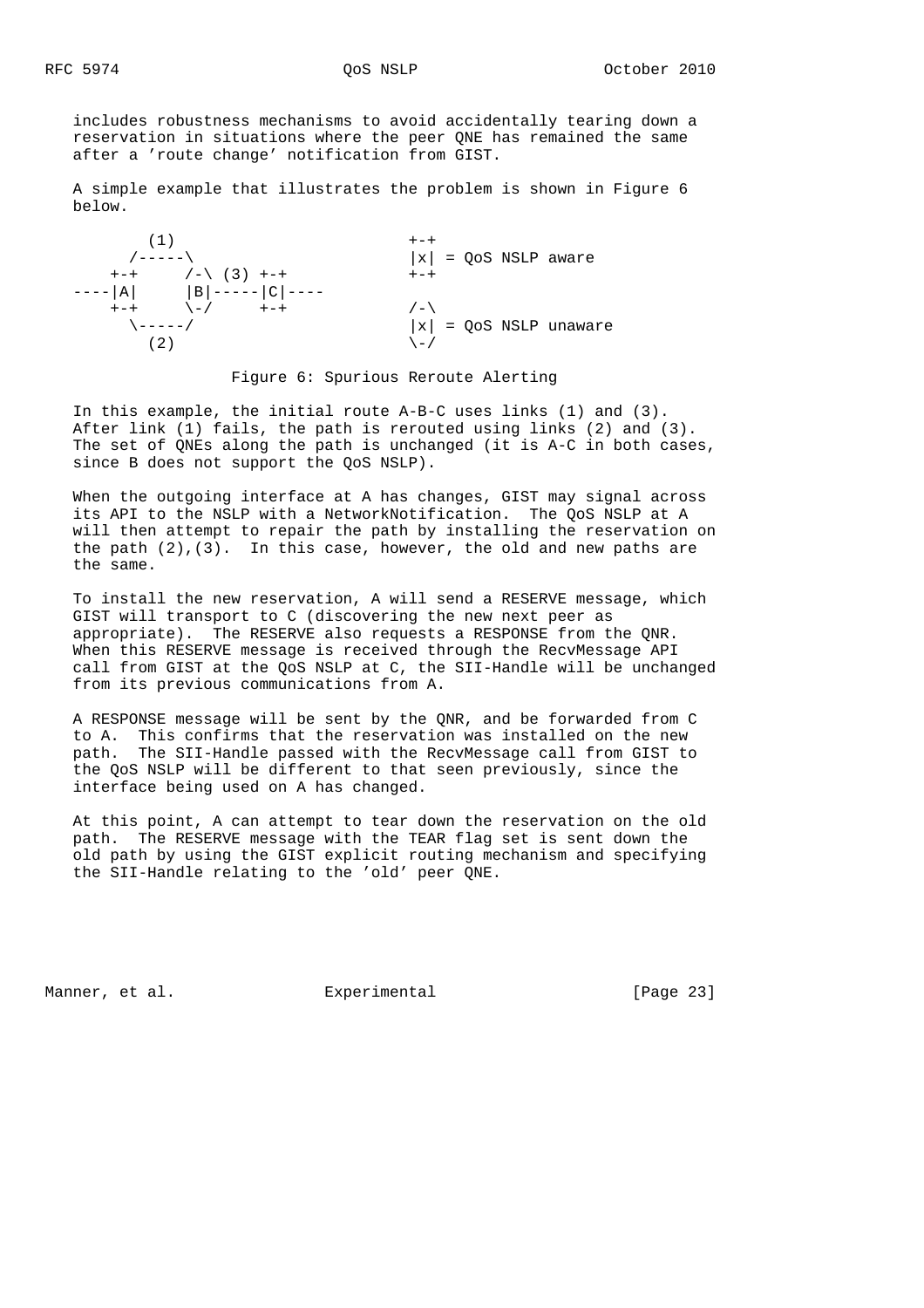includes robustness mechanisms to avoid accidentally tearing down a reservation in situations where the peer QNE has remained the same after a 'route change' notification from GIST.

A simple example that illustrates the problem is shown in Figure 6 below.

```
        (1)                          +-+
      /-----\                        |x| = QoS NSLP aware
    +-+     /-\ (3) +-+              +-+
----|A|     |B|-----|C|----
    +-+     \-/     +-+              /-\
      \-----/                        |x| = QoS NSLP unaware
        (2)                          \-/
```

Figure 6: Spurious Reroute Alerting

In this example, the initial route A-B-C uses links (1) and (3). After link (1) fails, the path is rerouted using links (2) and (3). The set of QNEs along the path is unchanged (it is A-C in both cases, since B does not support the QoS NSLP).

When the outgoing interface at A has changes, GIST may signal across its API to the NSLP with a NetworkNotification. The QoS NSLP at A will then attempt to repair the path by installing the reservation on the path (2),(3). In this case, however, the old and new paths are the same.

To install the new reservation, A will send a RESERVE message, which GIST will transport to C (discovering the new next peer as appropriate). The RESERVE also requests a RESPONSE from the QNR. When this RESERVE message is received through the RecvMessage API call from GIST at the QoS NSLP at C, the SII-Handle will be unchanged from its previous communications from A.

A RESPONSE message will be sent by the QNR, and be forwarded from C to A. This confirms that the reservation was installed on the new path. The SII-Handle passed with the RecvMessage call from GIST to the QoS NSLP will be different to that seen previously, since the interface being used on A has changed.

At this point, A can attempt to tear down the reservation on the old path. The RESERVE message with the TEAR flag set is sent down the old path by using the GIST explicit routing mechanism and specifying the SII-Handle relating to the 'old' peer QNE.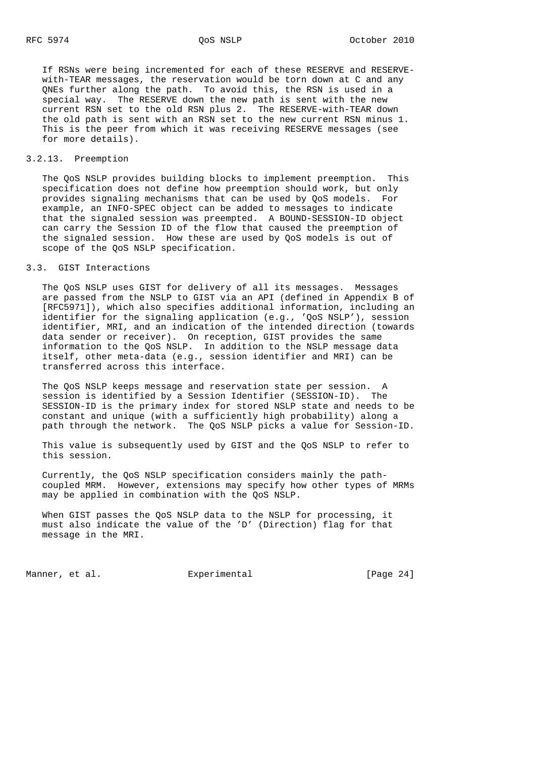If RSNs were being incremented for each of these RESERVE and RESERVE-with-TEAR messages, the reservation would be torn down at C and any QNEs further along the path. To avoid this, the RSN is used in a special way. The RESERVE down the new path is sent with the new current RSN set to the old RSN plus 2. The RESERVE-with-TEAR down the old path is sent with an RSN set to the new current RSN minus 1. This is the peer from which it was receiving RESERVE messages (see for more details).

### 3.2.13. Preemption

The QoS NSLP provides building blocks to implement preemption. This specification does not define how preemption should work, but only provides signaling mechanisms that can be used by QoS models. For example, an INFO-SPEC object can be added to messages to indicate that the signaled session was preempted. A BOUND-SESSION-ID object can carry the Session ID of the flow that caused the preemption of the signaled session. How these are used by QoS models is out of scope of the QoS NSLP specification.

## 3.3. GIST Interactions

The QoS NSLP uses GIST for delivery of all its messages. Messages are passed from the NSLP to GIST via an API (defined in Appendix B of [RFC5971]), which also specifies additional information, including an identifier for the signaling application (e.g., 'QoS NSLP'), session identifier, MRI, and an indication of the intended direction (towards data sender or receiver). On reception, GIST provides the same information to the QoS NSLP. In addition to the NSLP message data itself, other meta-data (e.g., session identifier and MRI) can be transferred across this interface.

The QoS NSLP keeps message and reservation state per session. A session is identified by a Session Identifier (SESSION-ID). The SESSION-ID is the primary index for stored NSLP state and needs to be constant and unique (with a sufficiently high probability) along a path through the network. The QoS NSLP picks a value for Session-ID.

This value is subsequently used by GIST and the QoS NSLP to refer to this session.

Currently, the QoS NSLP specification considers mainly the path-coupled MRM. However, extensions may specify how other types of MRMs may be applied in combination with the QoS NSLP.

When GIST passes the QoS NSLP data to the NSLP for processing, it must also indicate the value of the 'D' (Direction) flag for that message in the MRI.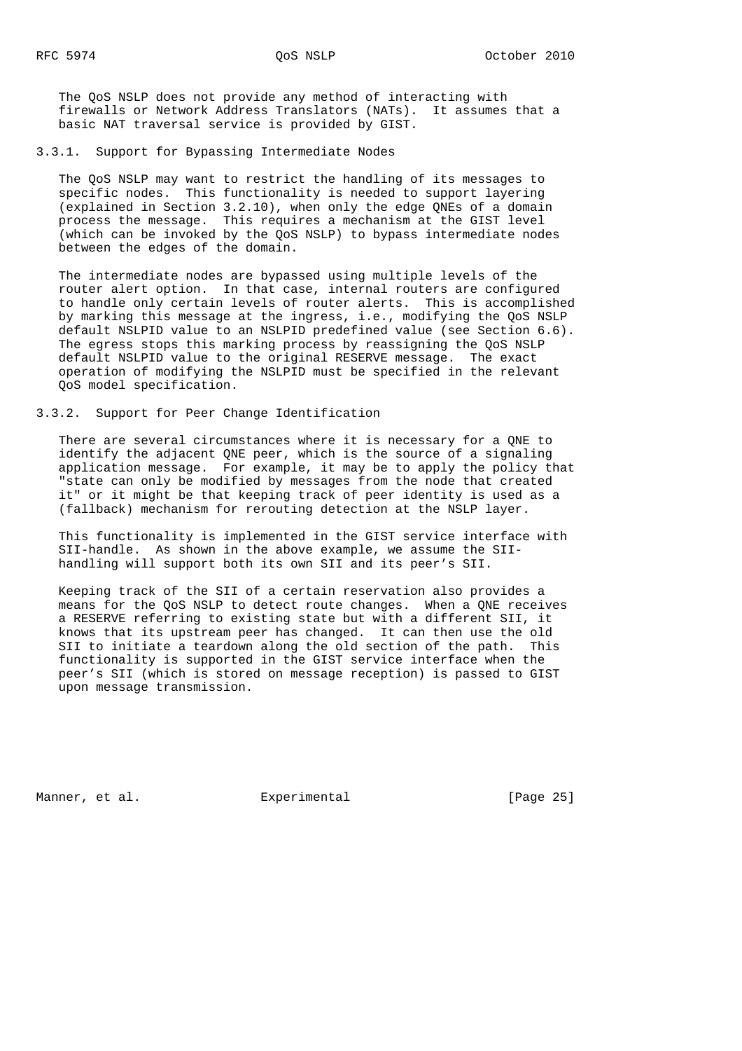The QoS NSLP does not provide any method of interacting with firewalls or Network Address Translators (NATs). It assumes that a basic NAT traversal service is provided by GIST.

### 3.3.1. Support for Bypassing Intermediate Nodes

The QoS NSLP may want to restrict the handling of its messages to specific nodes. This functionality is needed to support layering (explained in Section 3.2.10), when only the edge QNEs of a domain process the message. This requires a mechanism at the GIST level (which can be invoked by the QoS NSLP) to bypass intermediate nodes between the edges of the domain.

The intermediate nodes are bypassed using multiple levels of the router alert option. In that case, internal routers are configured to handle only certain levels of router alerts. This is accomplished by marking this message at the ingress, i.e., modifying the QoS NSLP default NSLPID value to an NSLPID predefined value (see Section 6.6). The egress stops this marking process by reassigning the QoS NSLP default NSLPID value to the original RESERVE message. The exact operation of modifying the NSLPID must be specified in the relevant QoS model specification.

### 3.3.2. Support for Peer Change Identification

There are several circumstances where it is necessary for a QNE to identify the adjacent QNE peer, which is the source of a signaling application message. For example, it may be to apply the policy that "state can only be modified by messages from the node that created it" or it might be that keeping track of peer identity is used as a (fallback) mechanism for rerouting detection at the NSLP layer.

This functionality is implemented in the GIST service interface with SII-handle. As shown in the above example, we assume the SII-handling will support both its own SII and its peer's SII.

Keeping track of the SII of a certain reservation also provides a means for the QoS NSLP to detect route changes. When a QNE receives a RESERVE referring to existing state but with a different SII, it knows that its upstream peer has changed. It can then use the old SII to initiate a teardown along the old section of the path. This functionality is supported in the GIST service interface when the peer's SII (which is stored on message reception) is passed to GIST upon message transmission.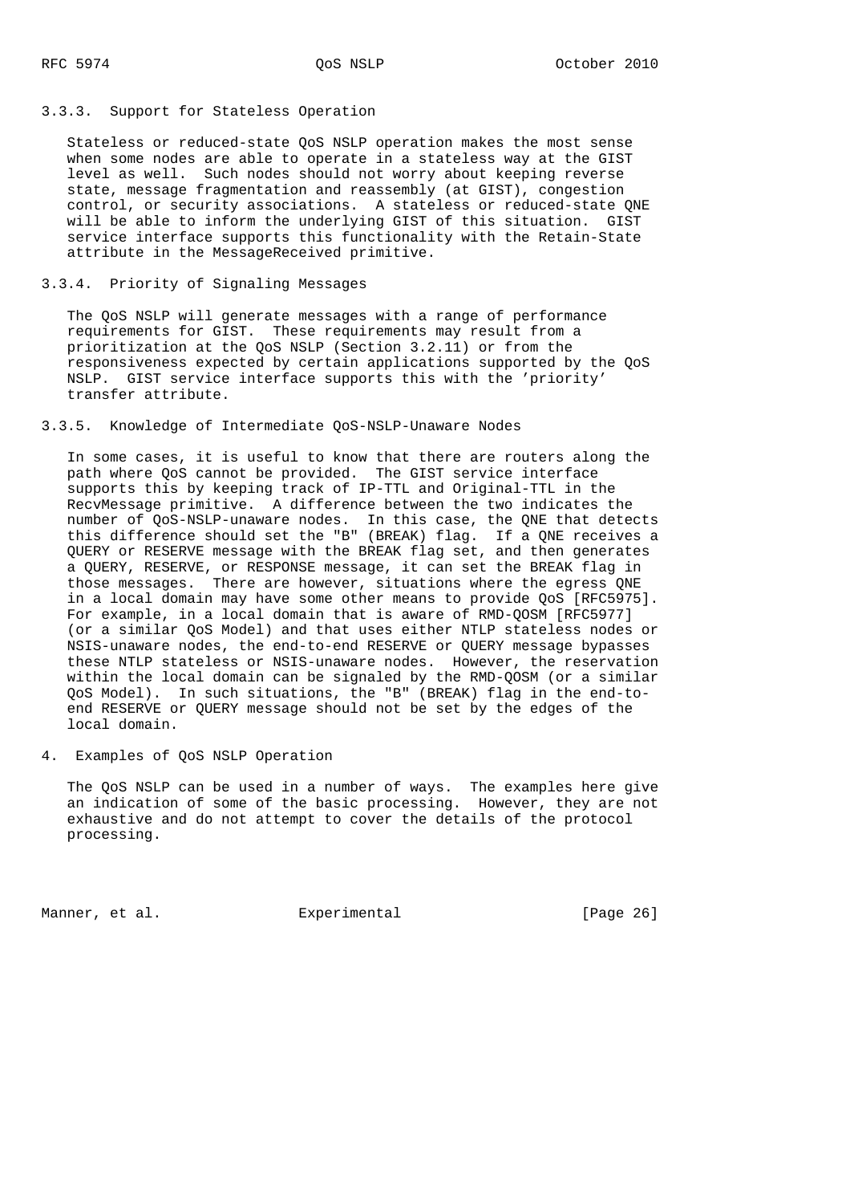### 3.3.3. Support for Stateless Operation

Stateless or reduced-state QoS NSLP operation makes the most sense when some nodes are able to operate in a stateless way at the GIST level as well. Such nodes should not worry about keeping reverse state, message fragmentation and reassembly (at GIST), congestion control, or security associations. A stateless or reduced-state QNE will be able to inform the underlying GIST of this situation. GIST service interface supports this functionality with the Retain-State attribute in the MessageReceived primitive.

### 3.3.4. Priority of Signaling Messages

The QoS NSLP will generate messages with a range of performance requirements for GIST. These requirements may result from a prioritization at the QoS NSLP (Section 3.2.11) or from the responsiveness expected by certain applications supported by the QoS NSLP. GIST service interface supports this with the 'priority' transfer attribute.

### 3.3.5. Knowledge of Intermediate QoS-NSLP-Unaware Nodes

In some cases, it is useful to know that there are routers along the path where QoS cannot be provided. The GIST service interface supports this by keeping track of IP-TTL and Original-TTL in the RecvMessage primitive. A difference between the two indicates the number of QoS-NSLP-unaware nodes. In this case, the QNE that detects this difference should set the "B" (BREAK) flag. If a QNE receives a QUERY or RESERVE message with the BREAK flag set, and then generates a QUERY, RESERVE, or RESPONSE message, it can set the BREAK flag in those messages. There are however, situations where the egress QNE in a local domain may have some other means to provide QoS [RFC5975]. For example, in a local domain that is aware of RMD-QOSM [RFC5977] (or a similar QoS Model) and that uses either NTLP stateless nodes or NSIS-unaware nodes, the end-to-end RESERVE or QUERY message bypasses these NTLP stateless or NSIS-unaware nodes. However, the reservation within the local domain can be signaled by the RMD-QOSM (or a similar QoS Model). In such situations, the "B" (BREAK) flag in the end-to-end RESERVE or QUERY message should not be set by the edges of the local domain.

## 4. Examples of QoS NSLP Operation

The QoS NSLP can be used in a number of ways. The examples here give an indication of some of the basic processing. However, they are not exhaustive and do not attempt to cover the details of the protocol processing.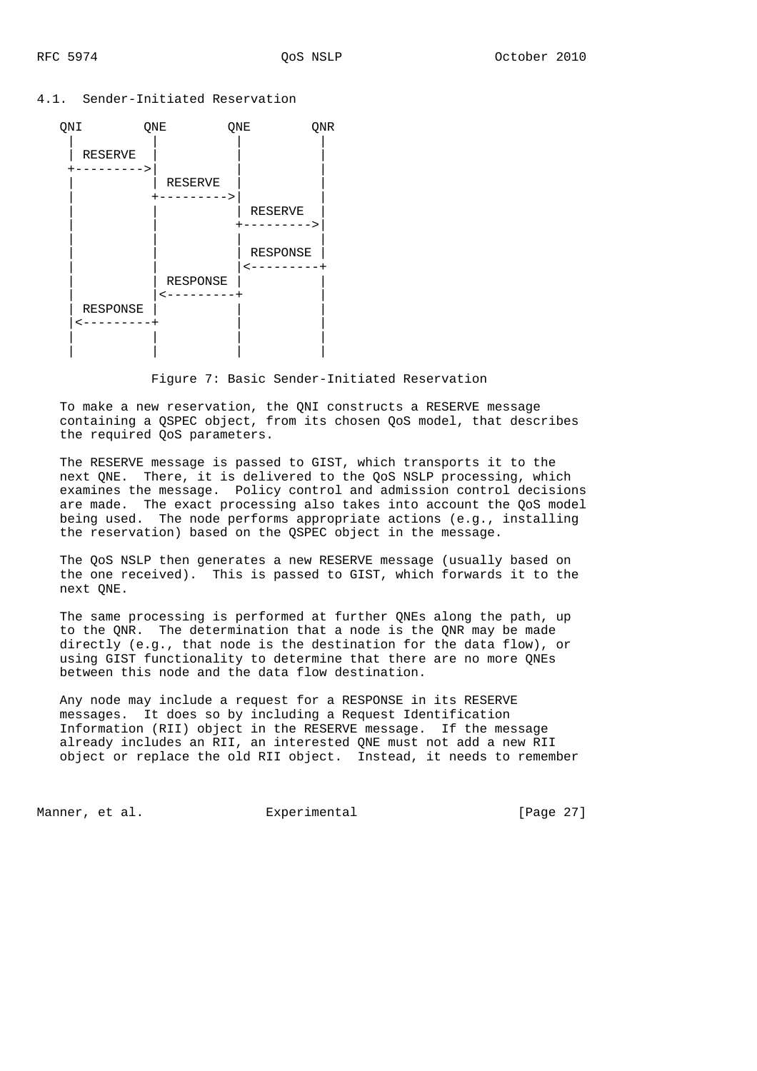### 4.1. Sender-Initiated Reservation

```
   QNI        QNE        QNE        QNR
    |          |          |          |
    | RESERVE  |          |          |
    +--------->|          |          |
    |          | RESERVE  |          |
    |          +--------->|          |
    |          |          | RESERVE  |
    |          |          +--------->|
    |          |          |          |
    |          |          | RESPONSE |
    |          |          |<---------+
    |          | RESPONSE |          |
    |          |<---------+          |
    | RESPONSE |          |          |
    |<---------+          |          |
    |          |          |          |
    |          |          |          |
```

Figure 7: Basic Sender-Initiated Reservation

To make a new reservation, the QNI constructs a RESERVE message containing a QSPEC object, from its chosen QoS model, that describes the required QoS parameters.

The RESERVE message is passed to GIST, which transports it to the next QNE. There, it is delivered to the QoS NSLP processing, which examines the message. Policy control and admission control decisions are made. The exact processing also takes into account the QoS model being used. The node performs appropriate actions (e.g., installing the reservation) based on the QSPEC object in the message.

The QoS NSLP then generates a new RESERVE message (usually based on the one received). This is passed to GIST, which forwards it to the next QNE.

The same processing is performed at further QNEs along the path, up to the QNR. The determination that a node is the QNR may be made directly (e.g., that node is the destination for the data flow), or using GIST functionality to determine that there are no more QNEs between this node and the data flow destination.

Any node may include a request for a RESPONSE in its RESERVE messages. It does so by including a Request Identification Information (RII) object in the RESERVE message. If the message already includes an RII, an interested QNE must not add a new RII object or replace the old RII object. Instead, it needs to remember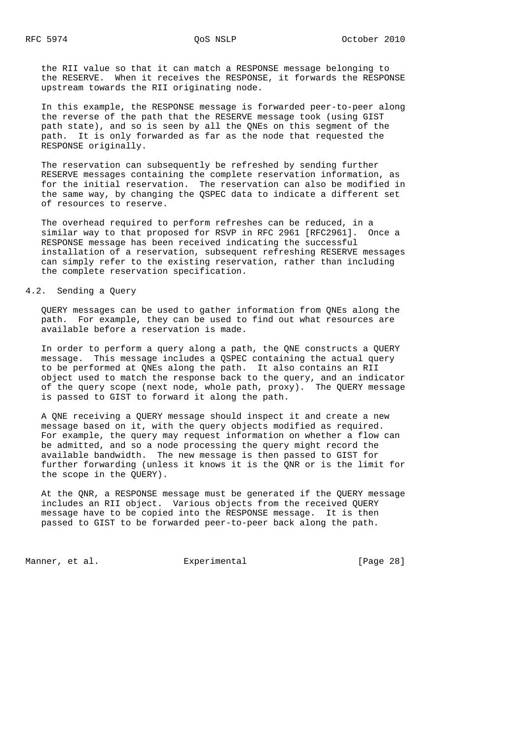the RII value so that it can match a RESPONSE message belonging to the RESERVE. When it receives the RESPONSE, it forwards the RESPONSE upstream towards the RII originating node.

In this example, the RESPONSE message is forwarded peer-to-peer along the reverse of the path that the RESERVE message took (using GIST path state), and so is seen by all the QNEs on this segment of the path. It is only forwarded as far as the node that requested the RESPONSE originally.

The reservation can subsequently be refreshed by sending further RESERVE messages containing the complete reservation information, as for the initial reservation. The reservation can also be modified in the same way, by changing the QSPEC data to indicate a different set of resources to reserve.

The overhead required to perform refreshes can be reduced, in a similar way to that proposed for RSVP in RFC 2961 [RFC2961]. Once a RESPONSE message has been received indicating the successful installation of a reservation, subsequent refreshing RESERVE messages can simply refer to the existing reservation, rather than including the complete reservation specification.

## 4.2. Sending a Query

QUERY messages can be used to gather information from QNEs along the path. For example, they can be used to find out what resources are available before a reservation is made.

In order to perform a query along a path, the QNE constructs a QUERY message. This message includes a QSPEC containing the actual query to be performed at QNEs along the path. It also contains an RII object used to match the response back to the query, and an indicator of the query scope (next node, whole path, proxy). The QUERY message is passed to GIST to forward it along the path.

A QNE receiving a QUERY message should inspect it and create a new message based on it, with the query objects modified as required. For example, the query may request information on whether a flow can be admitted, and so a node processing the query might record the available bandwidth. The new message is then passed to GIST for further forwarding (unless it knows it is the QNR or is the limit for the scope in the QUERY).

At the QNR, a RESPONSE message must be generated if the QUERY message includes an RII object. Various objects from the received QUERY message have to be copied into the RESPONSE message. It is then passed to GIST to be forwarded peer-to-peer back along the path.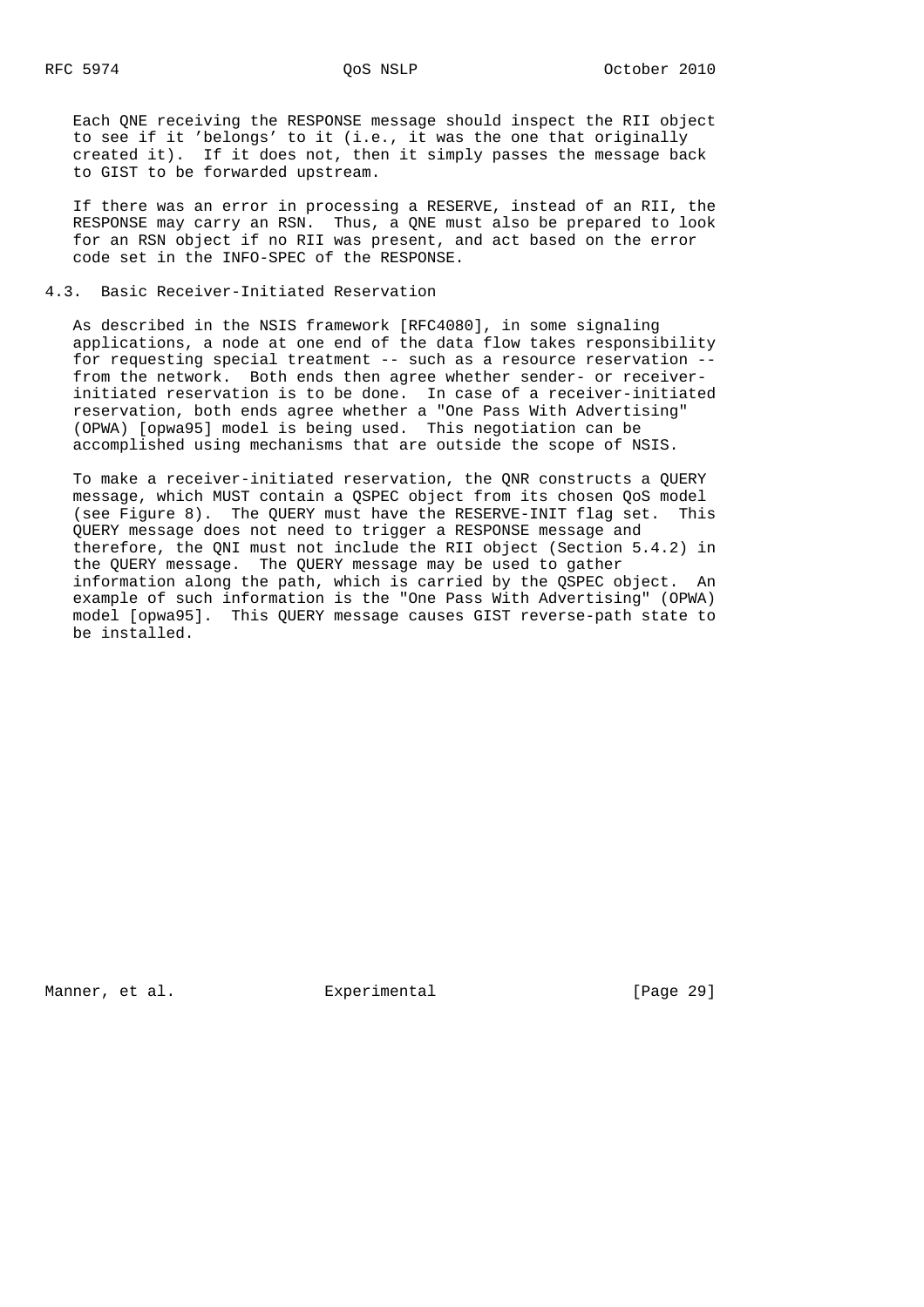Each QNE receiving the RESPONSE message should inspect the RII object to see if it 'belongs' to it (i.e., it was the one that originally created it). If it does not, then it simply passes the message back to GIST to be forwarded upstream.

If there was an error in processing a RESERVE, instead of an RII, the RESPONSE may carry an RSN. Thus, a QNE must also be prepared to look for an RSN object if no RII was present, and act based on the error code set in the INFO-SPEC of the RESPONSE.

### 4.3. Basic Receiver-Initiated Reservation

As described in the NSIS framework [RFC4080], in some signaling applications, a node at one end of the data flow takes responsibility for requesting special treatment -- such as a resource reservation -- from the network. Both ends then agree whether sender- or receiver-initiated reservation is to be done. In case of a receiver-initiated reservation, both ends agree whether a "One Pass With Advertising" (OPWA) [opwa95] model is being used. This negotiation can be accomplished using mechanisms that are outside the scope of NSIS.

To make a receiver-initiated reservation, the QNR constructs a QUERY message, which MUST contain a QSPEC object from its chosen QoS model (see Figure 8). The QUERY must have the RESERVE-INIT flag set. This QUERY message does not need to trigger a RESPONSE message and therefore, the QNI must not include the RII object (Section 5.4.2) in the QUERY message. The QUERY message may be used to gather information along the path, which is carried by the QSPEC object. An example of such information is the "One Pass With Advertising" (OPWA) model [opwa95]. This QUERY message causes GIST reverse-path state to be installed.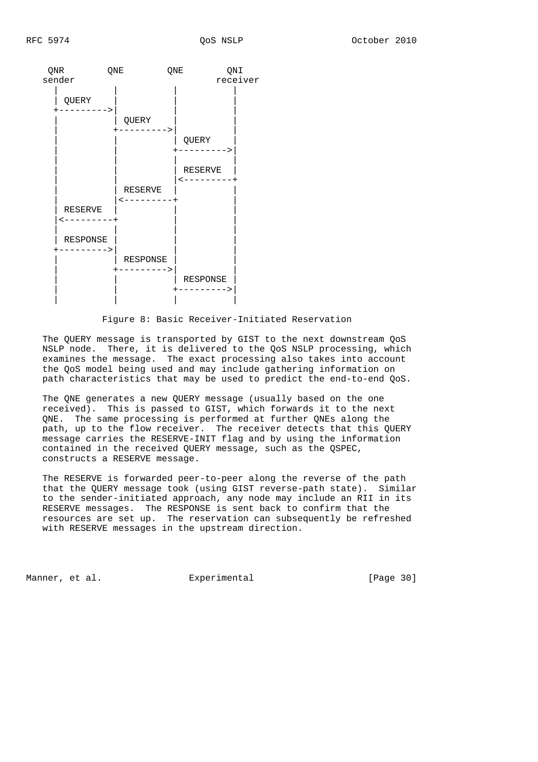```
   QNR        QNE        QNE        QNI
  sender                           receiver
    |          |          |          |
    | QUERY    |          |          |
    +--------->|          |          |
    |          | QUERY    |          |
    |          +--------->|          |
    |          |          | QUERY    |
    |          |          +--------->|
    |          |          |          |
    |          |          | RESERVE  |
    |          |          |<---------+
    |          | RESERVE  |          |
    |          |<---------+          |
    | RESERVE  |          |          |
    |<---------+          |          |
    |          |          |          |
    | RESPONSE |          |          |
    +--------->|          |          |
    |          | RESPONSE |          |
    |          +--------->|          |
    |          |          | RESPONSE |
    |          |          +--------->|
    |          |          |          |
```

Figure 8: Basic Receiver-Initiated Reservation

The QUERY message is transported by GIST to the next downstream QoS NSLP node. There, it is delivered to the QoS NSLP processing, which examines the message. The exact processing also takes into account the QoS model being used and may include gathering information on path characteristics that may be used to predict the end-to-end QoS.

The QNE generates a new QUERY message (usually based on the one received). This is passed to GIST, which forwards it to the next QNE. The same processing is performed at further QNEs along the path, up to the flow receiver. The receiver detects that this QUERY message carries the RESERVE-INIT flag and by using the information contained in the received QUERY message, such as the QSPEC, constructs a RESERVE message.

The RESERVE is forwarded peer-to-peer along the reverse of the path that the QUERY message took (using GIST reverse-path state). Similar to the sender-initiated approach, any node may include an RII in its RESERVE messages. The RESPONSE is sent back to confirm that the resources are set up. The reservation can subsequently be refreshed with RESERVE messages in the upstream direction.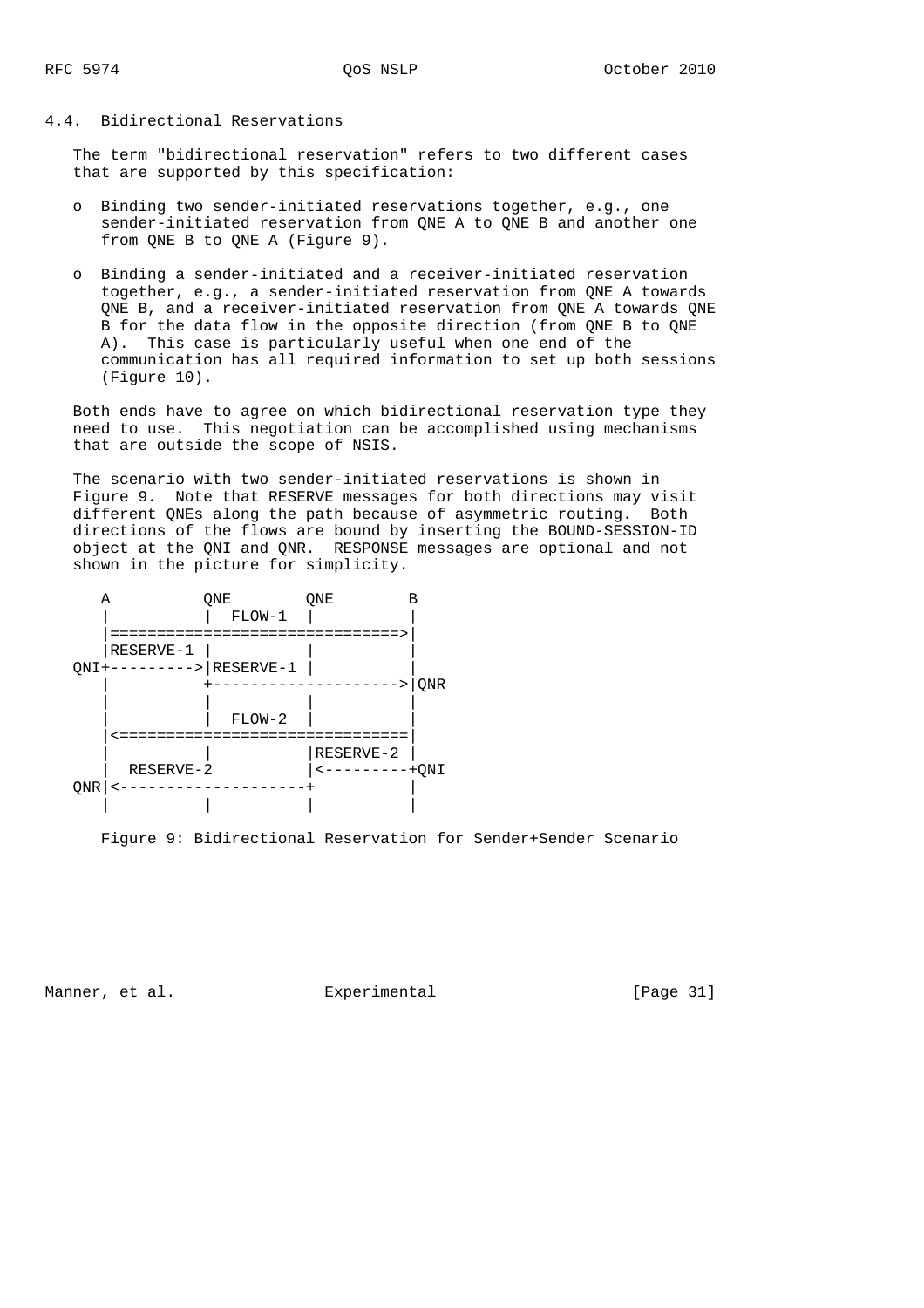## 4.4. Bidirectional Reservations

The term "bidirectional reservation" refers to two different cases that are supported by this specification:

- Binding two sender-initiated reservations together, e.g., one sender-initiated reservation from QNE A to QNE B and another one from QNE B to QNE A (Figure 9).
- Binding a sender-initiated and a receiver-initiated reservation together, e.g., a sender-initiated reservation from QNE A towards QNE B, and a receiver-initiated reservation from QNE A towards QNE B for the data flow in the opposite direction (from QNE B to QNE A). This case is particularly useful when one end of the communication has all required information to set up both sessions (Figure 10).

Both ends have to agree on which bidirectional reservation type they need to use. This negotiation can be accomplished using mechanisms that are outside the scope of NSIS.

The scenario with two sender-initiated reservations is shown in Figure 9. Note that RESERVE messages for both directions may visit different QNEs along the path because of asymmetric routing. Both directions of the flows are bound by inserting the BOUND-SESSION-ID object at the QNI and QNR. RESPONSE messages are optional and not shown in the picture for simplicity.

```
       A          QNE        QNE        B
       |          |  FLOW-1  |          |
       |===============================>|
       |RESERVE-1 |          |          |
    QNI+--------->|RESERVE-1 |          |
       |          +-------------------->|QNR
       |          |          |          |
       |          |  FLOW-2  |          |
       |<===============================|
       |          |          |RESERVE-2 |
       |  RESERVE-2          |<---------+QNI
    QNR|<--------------------+          |
       |          |          |          |
```

Figure 9: Bidirectional Reservation for Sender+Sender Scenario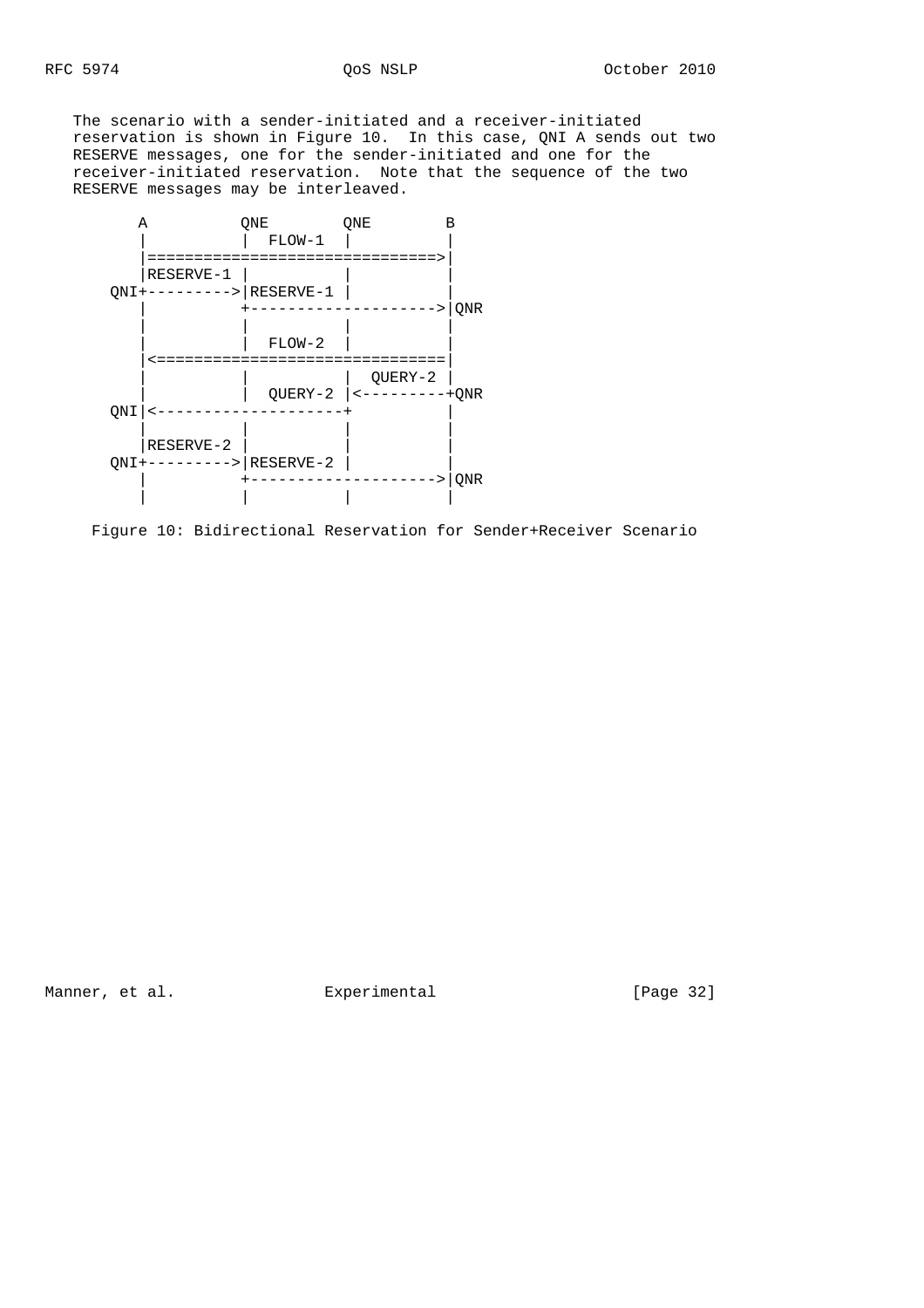The scenario with a sender-initiated and a receiver-initiated reservation is shown in Figure 10. In this case, QNI A sends out two RESERVE messages, one for the sender-initiated and one for the receiver-initiated reservation. Note that the sequence of the two RESERVE messages may be interleaved.

```
        A          QNE        QNE        B
        |           |  FLOW-1  |          |
        |===============================>|
        |RESERVE-1  |          |          |
     QNI+--------->|RESERVE-1 |          |
        |           +-------------------->|QNR
        |           |          |          |
        |           |  FLOW-2  |          |
        |<===============================|
        |           |          |  QUERY-2 |
        |           |  QUERY-2 |<---------+QNR
     QNI|<--------------------+          |
        |           |          |          |
        |RESERVE-2  |          |          |
     QNI+--------->|RESERVE-2 |          |
        |           +-------------------->|QNR
        |           |          |          |
```

Figure 10: Bidirectional Reservation for Sender+Receiver Scenario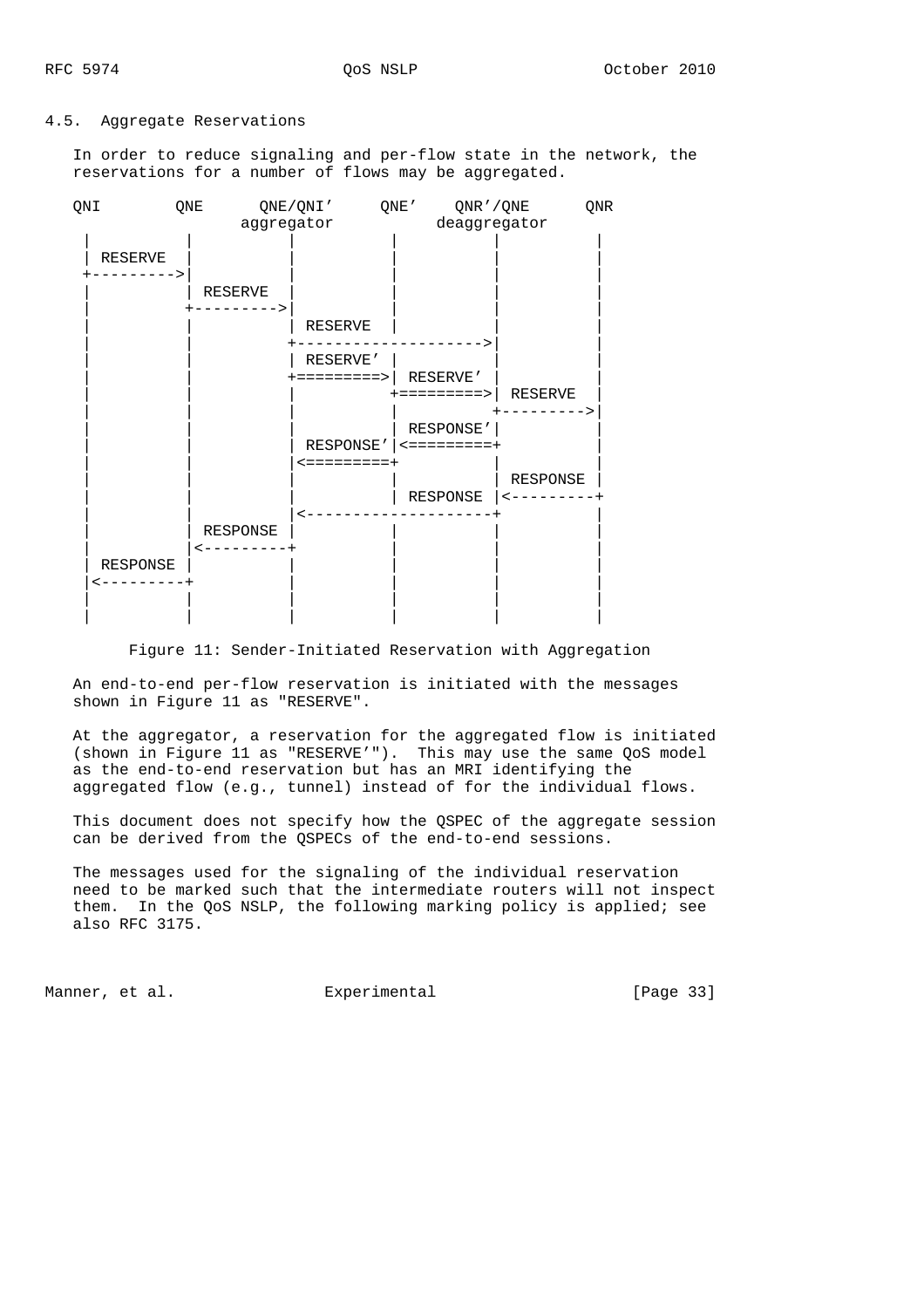### 4.5. Aggregate Reservations

In order to reduce signaling and per-flow state in the network, the reservations for a number of flows may be aggregated.

```
   QNI        QNE      QNE/QNI'     QNE'    QNR'/QNE      QNR
                      aggregator           deaggregator
    |          |          |          |          |          |
    | RESERVE  |          |          |          |          |
    +--------->|          |          |          |          |
    |          | RESERVE  |          |          |          |
    |          +--------->|          |          |          |
    |          |          | RESERVE  |          |          |
    |          |          +-------------------->|          |
    |          |          | RESERVE' |          |          |
    |          |          +=========>| RESERVE' |          |
    |          |          |          +=========>| RESERVE  |
    |          |          |          |          +--------->|
    |          |          |          | RESPONSE'|          |
    |          |          | RESPONSE'|<=========+          |
    |          |          |<=========+          |          |
    |          |          |          |          | RESPONSE |
    |          |          |          | RESPONSE |<---------+
    |          |          |<--------------------+          |
    |          | RESPONSE |          |          |          |
    |          |<---------+          |          |          |
    | RESPONSE |          |          |          |          |
    |<---------+          |          |          |          |
    |          |          |          |          |          |
    |          |          |          |          |          |
```

Figure 11: Sender-Initiated Reservation with Aggregation

An end-to-end per-flow reservation is initiated with the messages shown in Figure 11 as "RESERVE".

At the aggregator, a reservation for the aggregated flow is initiated (shown in Figure 11 as "RESERVE'"). This may use the same QoS model as the end-to-end reservation but has an MRI identifying the aggregated flow (e.g., tunnel) instead of for the individual flows.

This document does not specify how the QSPEC of the aggregate session can be derived from the QSPECs of the end-to-end sessions.

The messages used for the signaling of the individual reservation need to be marked such that the intermediate routers will not inspect them. In the QoS NSLP, the following marking policy is applied; see also RFC 3175.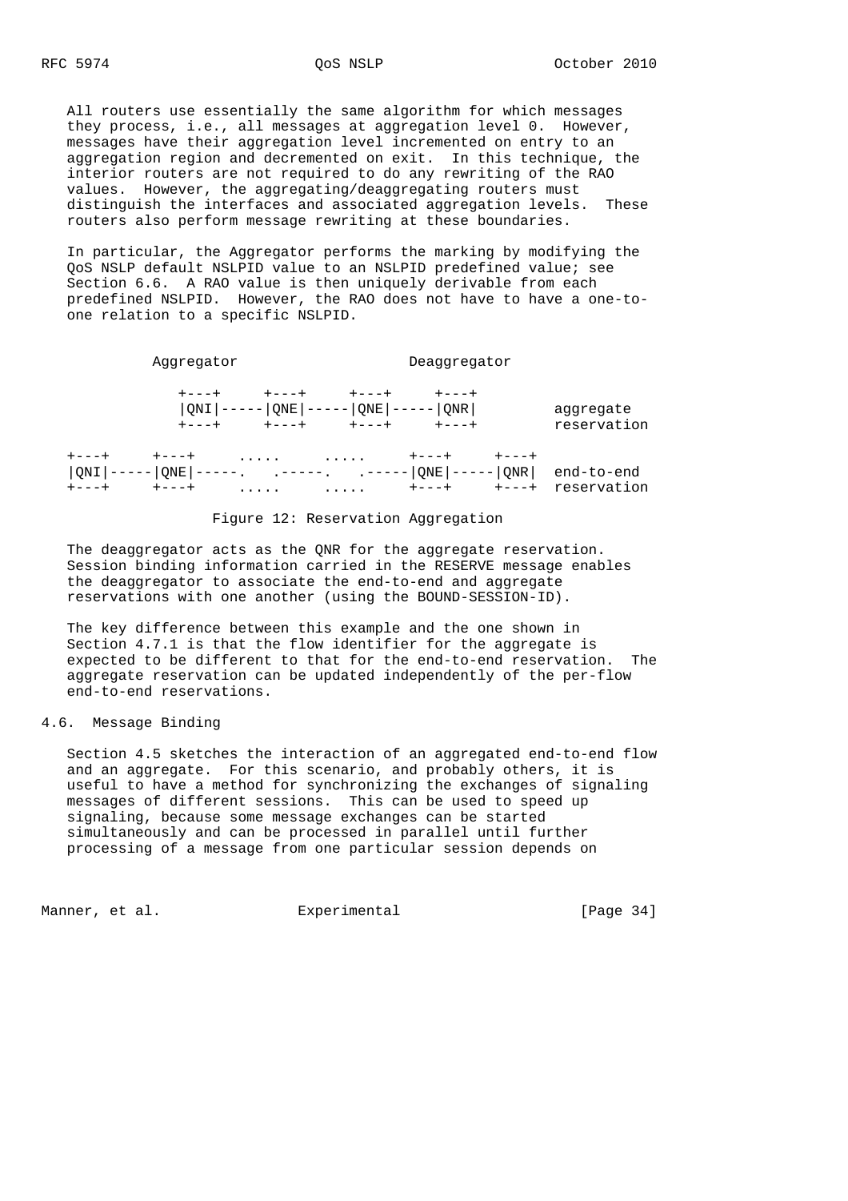All routers use essentially the same algorithm for which messages they process, i.e., all messages at aggregation level 0. However, messages have their aggregation level incremented on entry to an aggregation region and decremented on exit. In this technique, the interior routers are not required to do any rewriting of the RAO values. However, the aggregating/deaggregating routers must distinguish the interfaces and associated aggregation levels. These routers also perform message rewriting at these boundaries.

In particular, the Aggregator performs the marking by modifying the QoS NSLP default NSLPID value to an NSLPID predefined value; see Section 6.6. A RAO value is then uniquely derivable from each predefined NSLPID. However, the RAO does not have to have a one-to-one relation to a specific NSLPID.

```
           Aggregator                    Deaggregator

              +---+     +---+     +---+     +---+
              |QNI|-----|QNE|-----|QNE|-----|QNR|         aggregate
              +---+     +---+     +---+     +---+         reservation

  +---+     +---+     .....     .....     +---+     +---+
  |QNI|-----|QNE|-----.  .------.  .-----|QNE|-----|QNR|  end-to-end
  +---+     +---+     .....     .....     +---+     +---+  reservation
```

Figure 12: Reservation Aggregation

The deaggregator acts as the QNR for the aggregate reservation. Session binding information carried in the RESERVE message enables the deaggregator to associate the end-to-end and aggregate reservations with one another (using the BOUND-SESSION-ID).

The key difference between this example and the one shown in Section 4.7.1 is that the flow identifier for the aggregate is expected to be different to that for the end-to-end reservation. The aggregate reservation can be updated independently of the per-flow end-to-end reservations.

## 4.6. Message Binding

Section 4.5 sketches the interaction of an aggregated end-to-end flow and an aggregate. For this scenario, and probably others, it is useful to have a method for synchronizing the exchanges of signaling messages of different sessions. This can be used to speed up signaling, because some message exchanges can be started simultaneously and can be processed in parallel until further processing of a message from one particular session depends on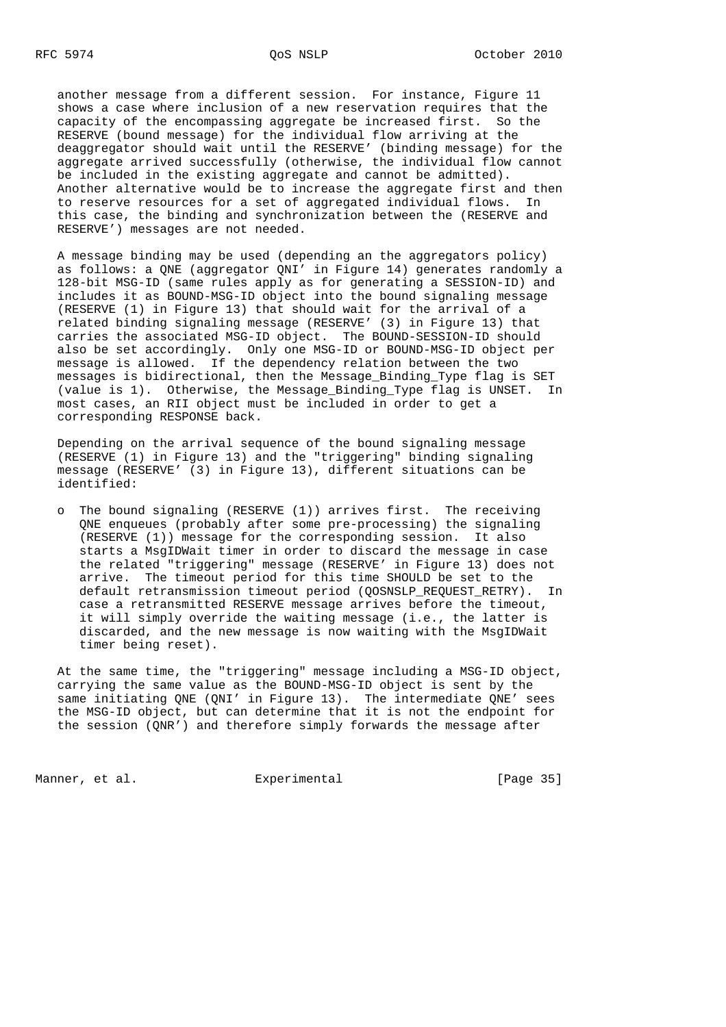another message from a different session. For instance, Figure 11 shows a case where inclusion of a new reservation requires that the capacity of the encompassing aggregate be increased first. So the RESERVE (bound message) for the individual flow arriving at the deaggregator should wait until the RESERVE' (binding message) for the aggregate arrived successfully (otherwise, the individual flow cannot be included in the existing aggregate and cannot be admitted). Another alternative would be to increase the aggregate first and then to reserve resources for a set of aggregated individual flows. In this case, the binding and synchronization between the (RESERVE and RESERVE') messages are not needed.

A message binding may be used (depending an the aggregators policy) as follows: a QNE (aggregator QNI' in Figure 14) generates randomly a 128-bit MSG-ID (same rules apply as for generating a SESSION-ID) and includes it as BOUND-MSG-ID object into the bound signaling message (RESERVE (1) in Figure 13) that should wait for the arrival of a related binding signaling message (RESERVE' (3) in Figure 13) that carries the associated MSG-ID object. The BOUND-SESSION-ID should also be set accordingly. Only one MSG-ID or BOUND-MSG-ID object per message is allowed. If the dependency relation between the two messages is bidirectional, then the Message_Binding_Type flag is SET (value is 1). Otherwise, the Message_Binding_Type flag is UNSET. In most cases, an RII object must be included in order to get a corresponding RESPONSE back.

Depending on the arrival sequence of the bound signaling message (RESERVE (1) in Figure 13) and the "triggering" binding signaling message (RESERVE' (3) in Figure 13), different situations can be identified:

- The bound signaling (RESERVE (1)) arrives first. The receiving QNE enqueues (probably after some pre-processing) the signaling (RESERVE (1)) message for the corresponding session. It also starts a MsgIDWait timer in order to discard the message in case the related "triggering" message (RESERVE' in Figure 13) does not arrive. The timeout period for this time SHOULD be set to the default retransmission timeout period (QOSNSLP_REQUEST_RETRY). In case a retransmitted RESERVE message arrives before the timeout, it will simply override the waiting message (i.e., the latter is discarded, and the new message is now waiting with the MsgIDWait timer being reset).

At the same time, the "triggering" message including a MSG-ID object, carrying the same value as the BOUND-MSG-ID object is sent by the same initiating QNE (QNI' in Figure 13). The intermediate QNE' sees the MSG-ID object, but can determine that it is not the endpoint for the session (QNR') and therefore simply forwards the message after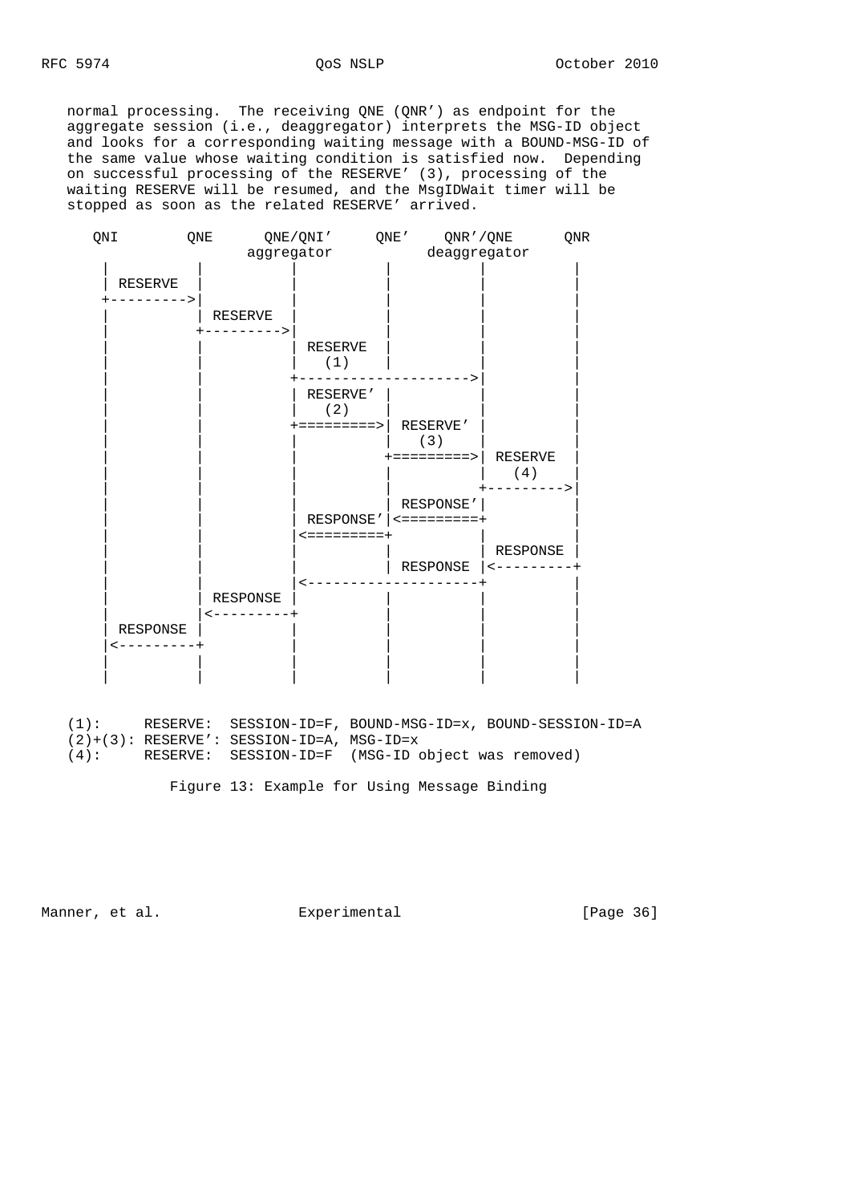normal processing. The receiving QNE (QNR') as endpoint for the aggregate session (i.e., deaggregator) interprets the MSG-ID object and looks for a corresponding waiting message with a BOUND-MSG-ID of the same value whose waiting condition is satisfied now. Depending on successful processing of the RESERVE' (3), processing of the waiting RESERVE will be resumed, and the MsgIDWait timer will be stopped as soon as the related RESERVE' arrived.

```
    QNI        QNE      QNE/QNI'     QNE'    QNR'/QNE      QNR
                       aggregator          deaggregator
     |          |          |          |          |          |
     | RESERVE  |          |          |          |          |
     +--------->|          |          |          |          |
     |          | RESERVE  |          |          |          |
     |          +--------->|          |          |          |
     |          |          | RESERVE  |          |          |
     |          |          |   (1)    |          |          |
     |          |          +-------------------->|          |
     |          |          | RESERVE' |          |          |
     |          |          |   (2)    |          |          |
     |          |          +=========>| RESERVE' |          |
     |          |          |          |   (3)    |          |
     |          |          |          +=========>| RESERVE  |
     |          |          |          |          |   (4)    |
     |          |          |          |          +--------->|
     |          |          |          | RESPONSE'|          |
     |          |          | RESPONSE'|<=========+          |
     |          |          |<=========+          |          |
     |          |          |          |          | RESPONSE |
     |          |          |          | RESPONSE |<---------+
     |          |          |<--------------------+          |
     |          | RESPONSE |          |          |          |
     |          |<---------+          |          |          |
     | RESPONSE |          |          |          |          |
     |<---------+          |          |          |          |
     |          |          |          |          |          |
     |          |          |          |          |          |

   (1):      RESERVE:  SESSION-ID=F, BOUND-MSG-ID=x, BOUND-SESSION-ID=A
   (2)+(3): RESERVE': SESSION-ID=A, MSG-ID=x
   (4):      RESERVE:  SESSION-ID=F  (MSG-ID object was removed)
```

Figure 13: Example for Using Message Binding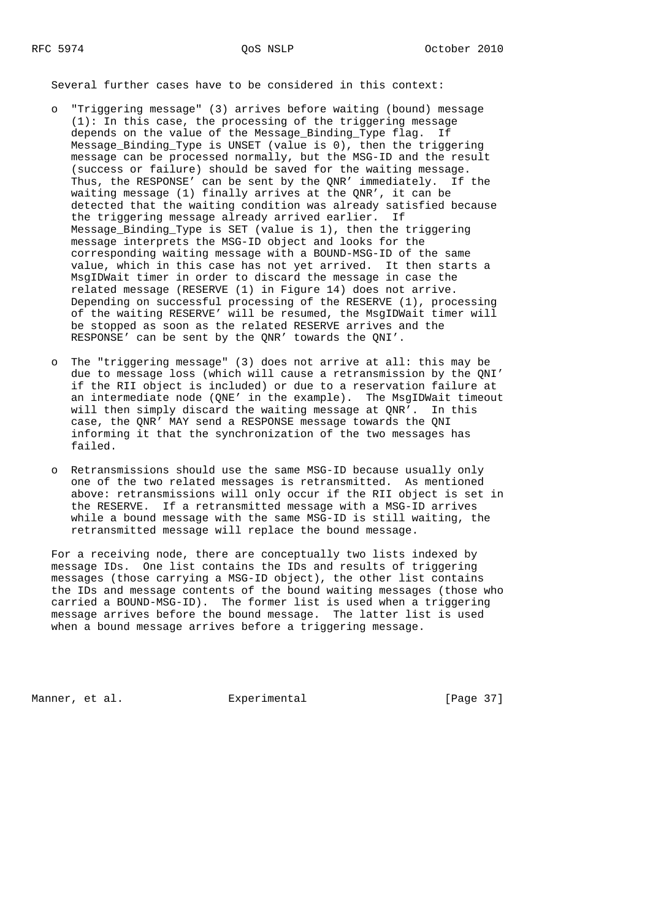Several further cases have to be considered in this context:

- "Triggering message" (3) arrives before waiting (bound) message (1): In this case, the processing of the triggering message depends on the value of the Message_Binding_Type flag. If Message_Binding_Type is UNSET (value is 0), then the triggering message can be processed normally, but the MSG-ID and the result (success or failure) should be saved for the waiting message. Thus, the RESPONSE' can be sent by the QNR' immediately. If the waiting message (1) finally arrives at the QNR', it can be detected that the waiting condition was already satisfied because the triggering message already arrived earlier. If Message_Binding_Type is SET (value is 1), then the triggering message interprets the MSG-ID object and looks for the corresponding waiting message with a BOUND-MSG-ID of the same value, which in this case has not yet arrived. It then starts a MsgIDWait timer in order to discard the message in case the related message (RESERVE (1) in Figure 14) does not arrive. Depending on successful processing of the RESERVE (1), processing of the waiting RESERVE' will be resumed, the MsgIDWait timer will be stopped as soon as the related RESERVE arrives and the RESPONSE' can be sent by the QNR' towards the QNI'.

- The "triggering message" (3) does not arrive at all: this may be due to message loss (which will cause a retransmission by the QNI' if the RII object is included) or due to a reservation failure at an intermediate node (QNE' in the example). The MsgIDWait timeout will then simply discard the waiting message at QNR'. In this case, the QNR' MAY send a RESPONSE message towards the QNI informing it that the synchronization of the two messages has failed.

- Retransmissions should use the same MSG-ID because usually only one of the two related messages is retransmitted. As mentioned above: retransmissions will only occur if the RII object is set in the RESERVE. If a retransmitted message with a MSG-ID arrives while a bound message with the same MSG-ID is still waiting, the retransmitted message will replace the bound message.

For a receiving node, there are conceptually two lists indexed by message IDs. One list contains the IDs and results of triggering messages (those carrying a MSG-ID object), the other list contains the IDs and message contents of the bound waiting messages (those who carried a BOUND-MSG-ID). The former list is used when a triggering message arrives before the bound message. The latter list is used when a bound message arrives before a triggering message.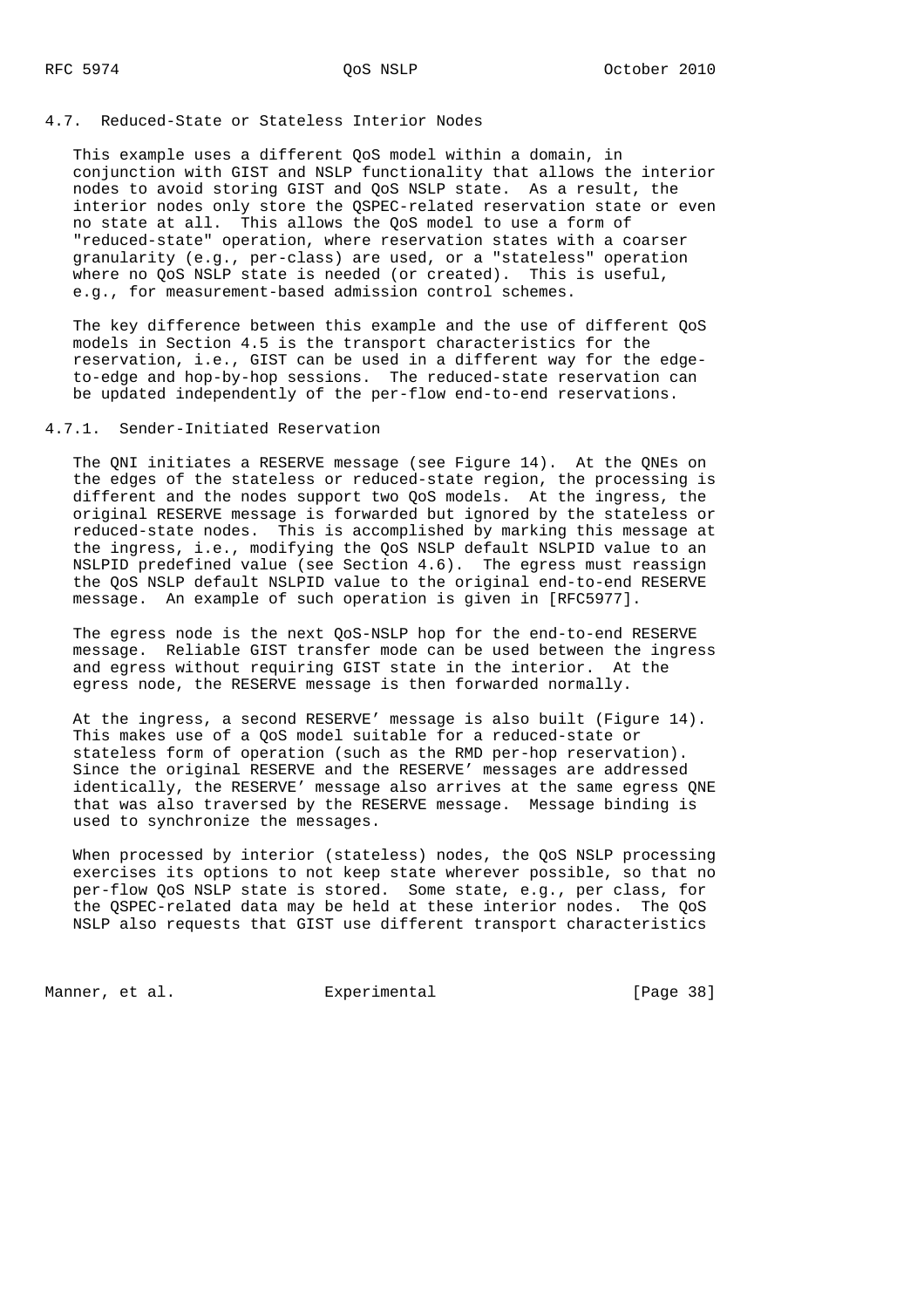### 4.7. Reduced-State or Stateless Interior Nodes

This example uses a different QoS model within a domain, in conjunction with GIST and NSLP functionality that allows the interior nodes to avoid storing GIST and QoS NSLP state. As a result, the interior nodes only store the QSPEC-related reservation state or even no state at all. This allows the QoS model to use a form of "reduced-state" operation, where reservation states with a coarser granularity (e.g., per-class) are used, or a "stateless" operation where no QoS NSLP state is needed (or created). This is useful, e.g., for measurement-based admission control schemes.

The key difference between this example and the use of different QoS models in Section 4.5 is the transport characteristics for the reservation, i.e., GIST can be used in a different way for the edge-to-edge and hop-by-hop sessions. The reduced-state reservation can be updated independently of the per-flow end-to-end reservations.

#### 4.7.1. Sender-Initiated Reservation

The QNI initiates a RESERVE message (see Figure 14). At the QNEs on the edges of the stateless or reduced-state region, the processing is different and the nodes support two QoS models. At the ingress, the original RESERVE message is forwarded but ignored by the stateless or reduced-state nodes. This is accomplished by marking this message at the ingress, i.e., modifying the QoS NSLP default NSLPID value to an NSLPID predefined value (see Section 4.6). The egress must reassign the QoS NSLP default NSLPID value to the original end-to-end RESERVE message. An example of such operation is given in [RFC5977].

The egress node is the next QoS-NSLP hop for the end-to-end RESERVE message. Reliable GIST transfer mode can be used between the ingress and egress without requiring GIST state in the interior. At the egress node, the RESERVE message is then forwarded normally.

At the ingress, a second RESERVE' message is also built (Figure 14). This makes use of a QoS model suitable for a reduced-state or stateless form of operation (such as the RMD per-hop reservation). Since the original RESERVE and the RESERVE' messages are addressed identically, the RESERVE' message also arrives at the same egress QNE that was also traversed by the RESERVE message. Message binding is used to synchronize the messages.

When processed by interior (stateless) nodes, the QoS NSLP processing exercises its options to not keep state wherever possible, so that no per-flow QoS NSLP state is stored. Some state, e.g., per class, for the QSPEC-related data may be held at these interior nodes. The QoS NSLP also requests that GIST use different transport characteristics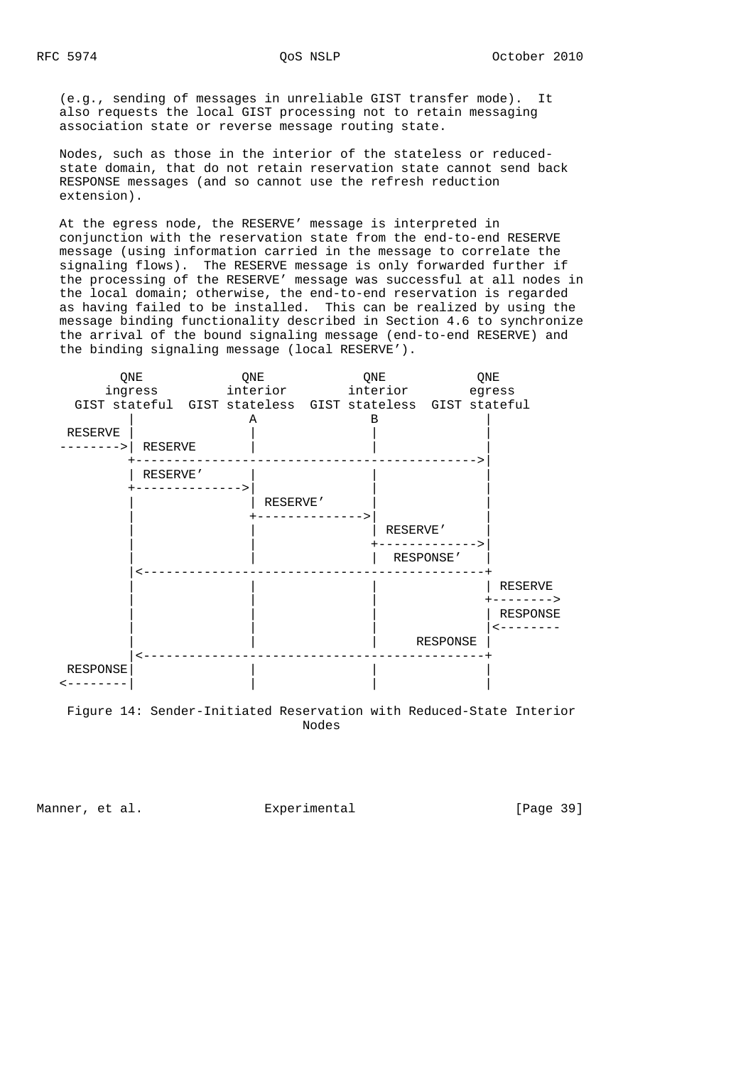(e.g., sending of messages in unreliable GIST transfer mode). It also requests the local GIST processing not to retain messaging association state or reverse message routing state.

Nodes, such as those in the interior of the stateless or reduced-state domain, that do not retain reservation state cannot send back RESPONSE messages (and so cannot use the refresh reduction extension).

At the egress node, the RESERVE’ message is interpreted in conjunction with the reservation state from the end-to-end RESERVE message (using information carried in the message to correlate the signaling flows). The RESERVE message is only forwarded further if the processing of the RESERVE’ message was successful at all nodes in the local domain; otherwise, the end-to-end reservation is regarded as having failed to be installed. This can be realized by using the message binding functionality described in Section 4.6 to synchronize the arrival of the bound signaling message (end-to-end RESERVE) and the binding signaling message (local RESERVE’).

```
        QNE            QNE            QNE            QNE
      ingress        interior       interior        egress
   GIST stateful  GIST stateless  GIST stateless  GIST stateful
          |              A              B              |
 RESERVE  |              |              |              |
--------->| RESERVE      |              |              |
          +-------------------------------------------->|
          | RESERVE'     |              |              |
          +------------->|              |              |
          |              | RESERVE'     |              |
          |              +------------->|              |
          |              |              | RESERVE'     |
          |              |              +------------->|
          |              |              |  RESPONSE'   |
          |<--------------------------------------------+
          |              |              |              | RESERVE
          |              |              |              +-------->
          |              |              |              | RESPONSE
          |              |              |              |<--------
          |              |              |     RESPONSE |
          |<--------------------------------------------+
 RESPONSE|              |              |              |
<--------|              |              |              |
```

Figure 14: Sender-Initiated Reservation with Reduced-State Interior Nodes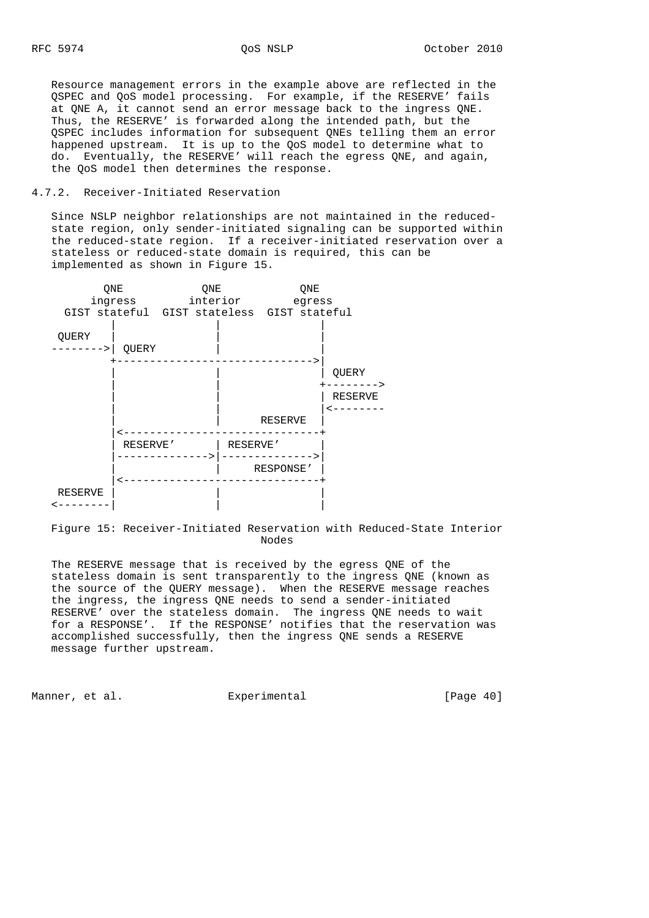Resource management errors in the example above are reflected in the QSPEC and QoS model processing. For example, if the RESERVE' fails at QNE A, it cannot send an error message back to the ingress QNE. Thus, the RESERVE' is forwarded along the intended path, but the QSPEC includes information for subsequent QNEs telling them an error happened upstream. It is up to the QoS model to determine what to do. Eventually, the RESERVE' will reach the egress QNE, and again, the QoS model then determines the response.

### 4.7.2. Receiver-Initiated Reservation

Since NSLP neighbor relationships are not maintained in the reduced-state region, only sender-initiated signaling can be supported within the reduced-state region. If a receiver-initiated reservation over a stateless or reduced-state domain is required, this can be implemented as shown in Figure 15.

```
        QNE            QNE            QNE
      ingress        interior        egress
   GIST stateful  GIST stateless  GIST stateful
          |               |               |
  QUERY   |               |               |
  -------->| QUERY        |               |
          +------------------------------>|
          |               |               | QUERY
          |               |               +-------->
          |               |               | RESERVE
          |               |               |<--------
          |               |     RESERVE   |
          |<------------------------------+
          | RESERVE'      | RESERVE'      |
          |-------------->|-------------->|
          |               |     RESPONSE' |
          |<------------------------------+
  RESERVE |               |               |
  <--------|               |               |
```

Figure 15: Receiver-Initiated Reservation with Reduced-State Interior Nodes

The RESERVE message that is received by the egress QNE of the stateless domain is sent transparently to the ingress QNE (known as the source of the QUERY message). When the RESERVE message reaches the ingress, the ingress QNE needs to send a sender-initiated RESERVE' over the stateless domain. The ingress QNE needs to wait for a RESPONSE'. If the RESPONSE' notifies that the reservation was accomplished successfully, then the ingress QNE sends a RESERVE message further upstream.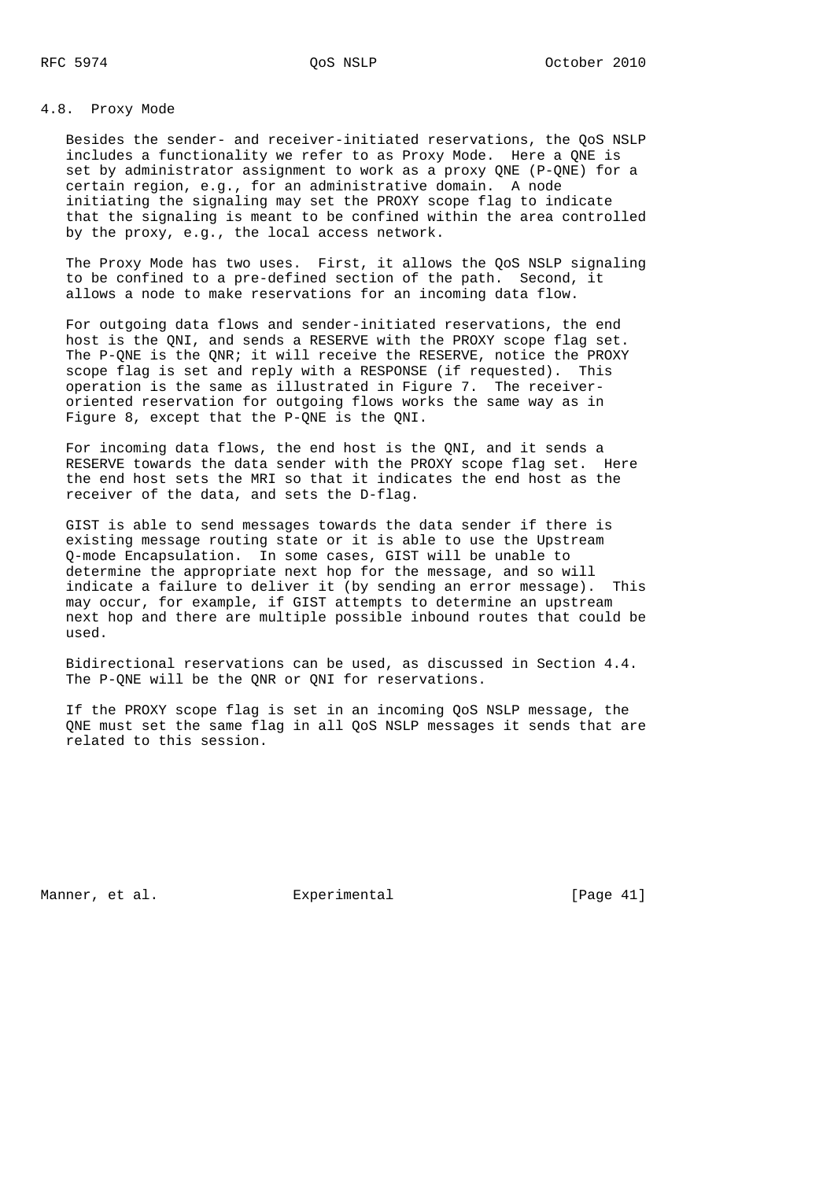## 4.8. Proxy Mode

Besides the sender- and receiver-initiated reservations, the QoS NSLP includes a functionality we refer to as Proxy Mode. Here a QNE is set by administrator assignment to work as a proxy QNE (P-QNE) for a certain region, e.g., for an administrative domain. A node initiating the signaling may set the PROXY scope flag to indicate that the signaling is meant to be confined within the area controlled by the proxy, e.g., the local access network.

The Proxy Mode has two uses. First, it allows the QoS NSLP signaling to be confined to a pre-defined section of the path. Second, it allows a node to make reservations for an incoming data flow.

For outgoing data flows and sender-initiated reservations, the end host is the QNI, and sends a RESERVE with the PROXY scope flag set. The P-QNE is the QNR; it will receive the RESERVE, notice the PROXY scope flag is set and reply with a RESPONSE (if requested). This operation is the same as illustrated in Figure 7. The receiver-oriented reservation for outgoing flows works the same way as in Figure 8, except that the P-QNE is the QNI.

For incoming data flows, the end host is the QNI, and it sends a RESERVE towards the data sender with the PROXY scope flag set. Here the end host sets the MRI so that it indicates the end host as the receiver of the data, and sets the D-flag.

GIST is able to send messages towards the data sender if there is existing message routing state or it is able to use the Upstream Q-mode Encapsulation. In some cases, GIST will be unable to determine the appropriate next hop for the message, and so will indicate a failure to deliver it (by sending an error message). This may occur, for example, if GIST attempts to determine an upstream next hop and there are multiple possible inbound routes that could be used.

Bidirectional reservations can be used, as discussed in Section 4.4. The P-QNE will be the QNR or QNI for reservations.

If the PROXY scope flag is set in an incoming QoS NSLP message, the QNE must set the same flag in all QoS NSLP messages it sends that are related to this session.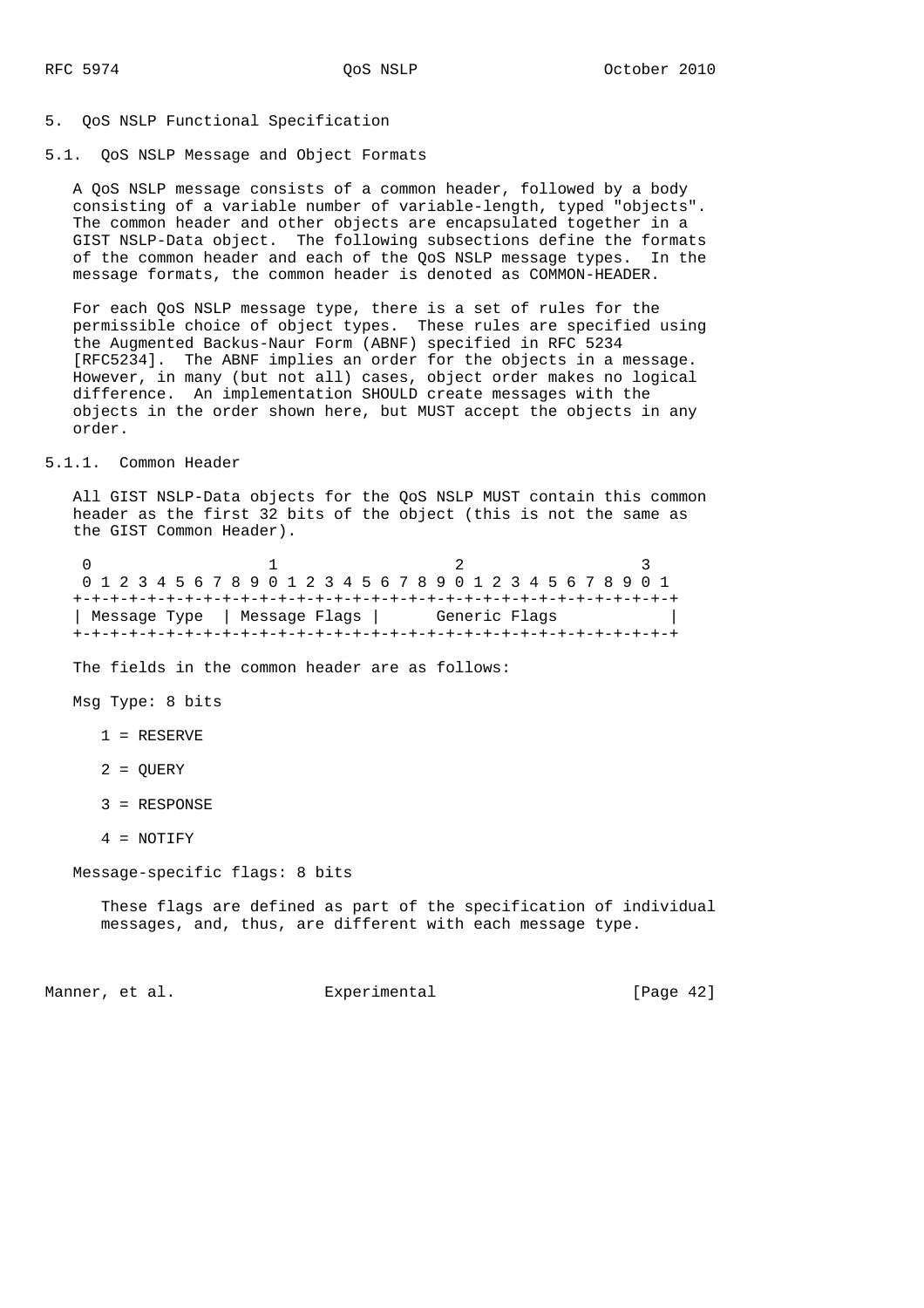# 5. QoS NSLP Functional Specification

## 5.1. QoS NSLP Message and Object Formats

A QoS NSLP message consists of a common header, followed by a body consisting of a variable number of variable-length, typed "objects". The common header and other objects are encapsulated together in a GIST NSLP-Data object. The following subsections define the formats of the common header and each of the QoS NSLP message types. In the message formats, the common header is denoted as COMMON-HEADER.

For each QoS NSLP message type, there is a set of rules for the permissible choice of object types. These rules are specified using the Augmented Backus-Naur Form (ABNF) specified in RFC 5234 [RFC5234]. The ABNF implies an order for the objects in a message. However, in many (but not all) cases, object order makes no logical difference. An implementation SHOULD create messages with the objects in the order shown here, but MUST accept the objects in any order.

### 5.1.1. Common Header

All GIST NSLP-Data objects for the QoS NSLP MUST contain this common header as the first 32 bits of the object (this is not the same as the GIST Common Header).

```
 0                   1                   2                   3
 0 1 2 3 4 5 6 7 8 9 0 1 2 3 4 5 6 7 8 9 0 1 2 3 4 5 6 7 8 9 0 1
+-+-+-+-+-+-+-+-+-+-+-+-+-+-+-+-+-+-+-+-+-+-+-+-+-+-+-+-+-+-+-+-+
| Message Type  | Message Flags |      Generic Flags            |
+-+-+-+-+-+-+-+-+-+-+-+-+-+-+-+-+-+-+-+-+-+-+-+-+-+-+-+-+-+-+-+-+
```

The fields in the common header are as follows:

Msg Type: 8 bits

1 = RESERVE

2 = QUERY

3 = RESPONSE

4 = NOTIFY

Message-specific flags: 8 bits

These flags are defined as part of the specification of individual messages, and, thus, are different with each message type.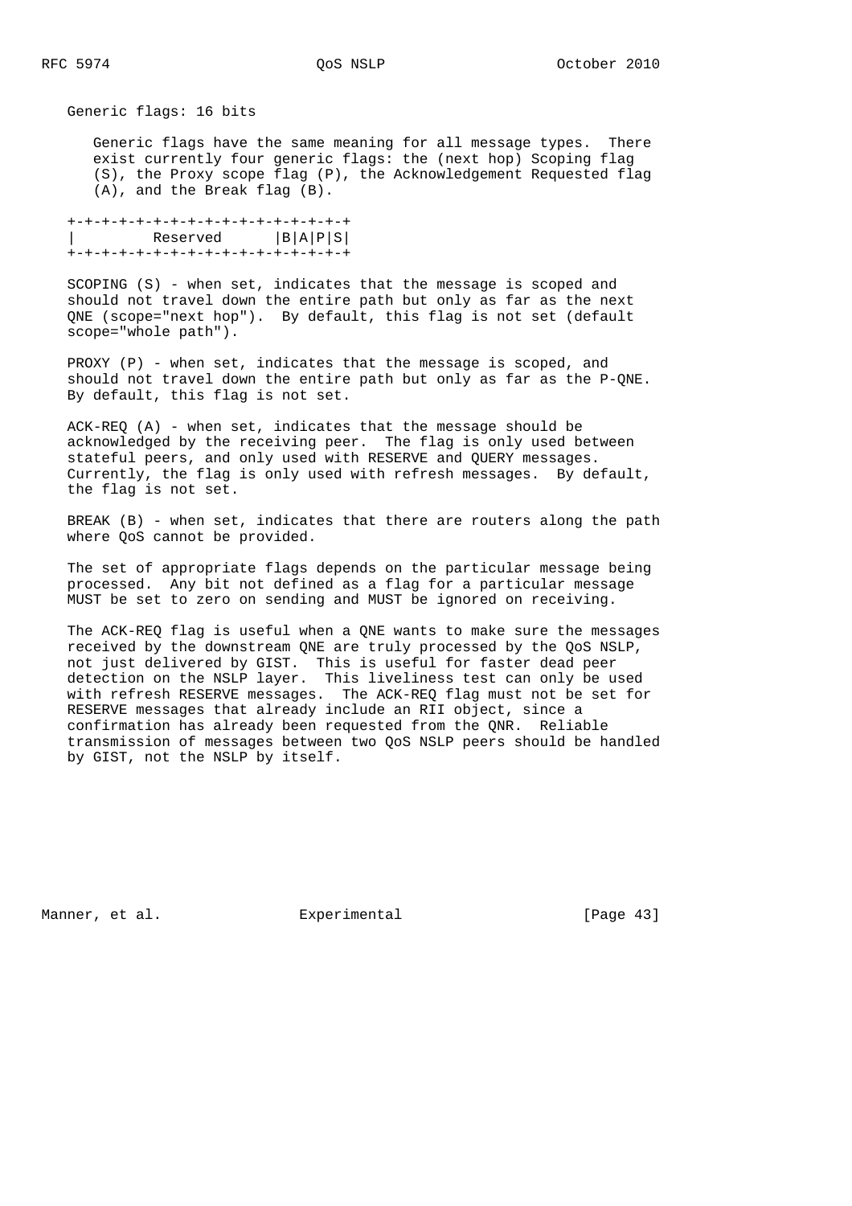Generic flags: 16 bits

Generic flags have the same meaning for all message types. There exist currently four generic flags: the (next hop) Scoping flag (S), the Proxy scope flag (P), the Acknowledgement Requested flag (A), and the Break flag (B).

```
+-+-+-+-+-+-+-+-+-+-+-+-+-+-+-+-+
|         Reserved      |B|A|P|S|
+-+-+-+-+-+-+-+-+-+-+-+-+-+-+-+-+
```

SCOPING (S) - when set, indicates that the message is scoped and should not travel down the entire path but only as far as the next QNE (scope="next hop"). By default, this flag is not set (default scope="whole path").

PROXY (P) - when set, indicates that the message is scoped, and should not travel down the entire path but only as far as the P-QNE. By default, this flag is not set.

ACK-REQ (A) - when set, indicates that the message should be acknowledged by the receiving peer. The flag is only used between stateful peers, and only used with RESERVE and QUERY messages. Currently, the flag is only used with refresh messages. By default, the flag is not set.

BREAK (B) - when set, indicates that there are routers along the path where QoS cannot be provided.

The set of appropriate flags depends on the particular message being processed. Any bit not defined as a flag for a particular message MUST be set to zero on sending and MUST be ignored on receiving.

The ACK-REQ flag is useful when a QNE wants to make sure the messages received by the downstream QNE are truly processed by the QoS NSLP, not just delivered by GIST. This is useful for faster dead peer detection on the NSLP layer. This liveliness test can only be used with refresh RESERVE messages. The ACK-REQ flag must not be set for RESERVE messages that already include an RII object, since a confirmation has already been requested from the QNR. Reliable transmission of messages between two QoS NSLP peers should be handled by GIST, not the NSLP by itself.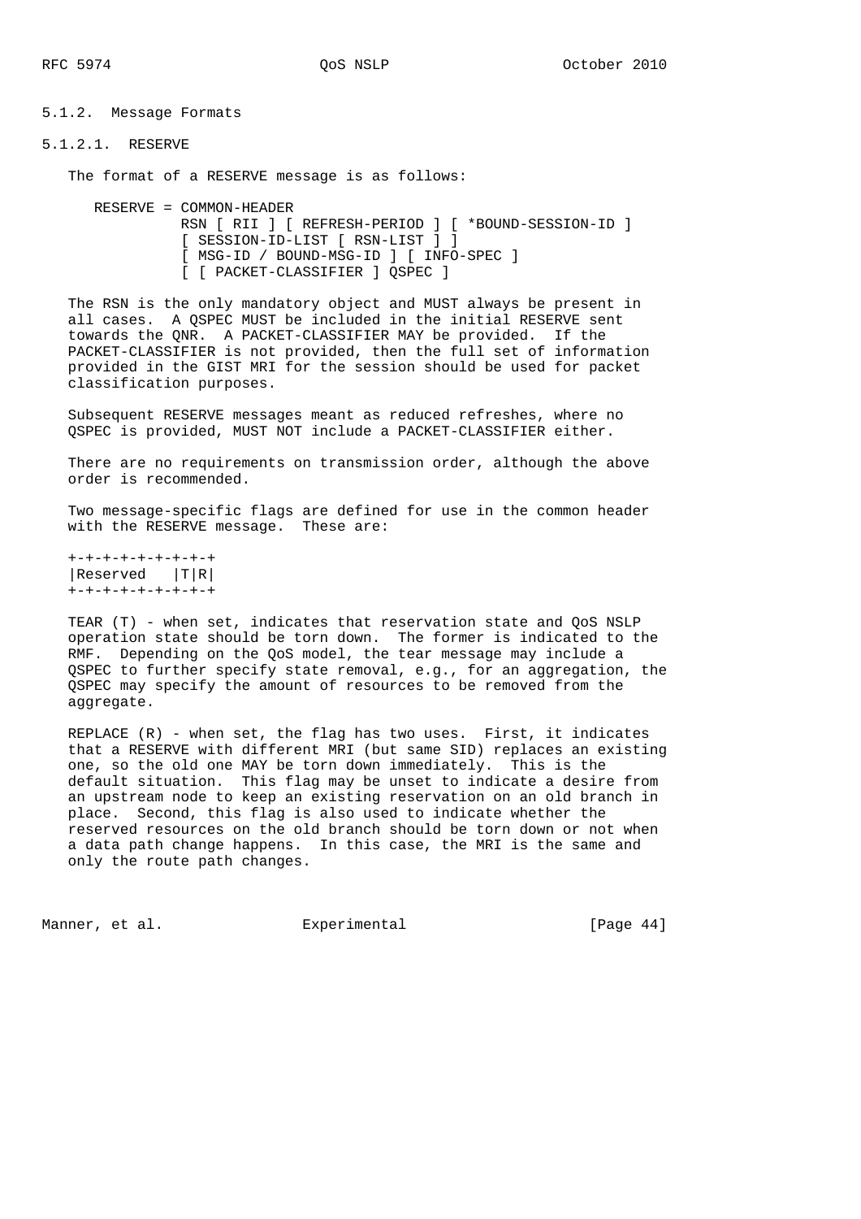#### 5.1.2. Message Formats

##### 5.1.2.1. RESERVE

The format of a RESERVE message is as follows:

```
RESERVE = COMMON-HEADER
          RSN [ RII ] [ REFRESH-PERIOD ] [ *BOUND-SESSION-ID ]
          [ SESSION-ID-LIST [ RSN-LIST ] ]
          [ MSG-ID / BOUND-MSG-ID ] [ INFO-SPEC ]
          [ [ PACKET-CLASSIFIER ] QSPEC ]
```

The RSN is the only mandatory object and MUST always be present in all cases. A QSPEC MUST be included in the initial RESERVE sent towards the QNR. A PACKET-CLASSIFIER MAY be provided. If the PACKET-CLASSIFIER is not provided, then the full set of information provided in the GIST MRI for the session should be used for packet classification purposes.

Subsequent RESERVE messages meant as reduced refreshes, where no QSPEC is provided, MUST NOT include a PACKET-CLASSIFIER either.

There are no requirements on transmission order, although the above order is recommended.

Two message-specific flags are defined for use in the common header with the RESERVE message. These are:

```
+-+-+-+-+-+-+-+-+
|Reserved   |T|R|
+-+-+-+-+-+-+-+-+
```

TEAR (T) - when set, indicates that reservation state and QoS NSLP operation state should be torn down. The former is indicated to the RMF. Depending on the QoS model, the tear message may include a QSPEC to further specify state removal, e.g., for an aggregation, the QSPEC may specify the amount of resources to be removed from the aggregate.

REPLACE (R) - when set, the flag has two uses. First, it indicates that a RESERVE with different MRI (but same SID) replaces an existing one, so the old one MAY be torn down immediately. This is the default situation. This flag may be unset to indicate a desire from an upstream node to keep an existing reservation on an old branch in place. Second, this flag is also used to indicate whether the reserved resources on the old branch should be torn down or not when a data path change happens. In this case, the MRI is the same and only the route path changes.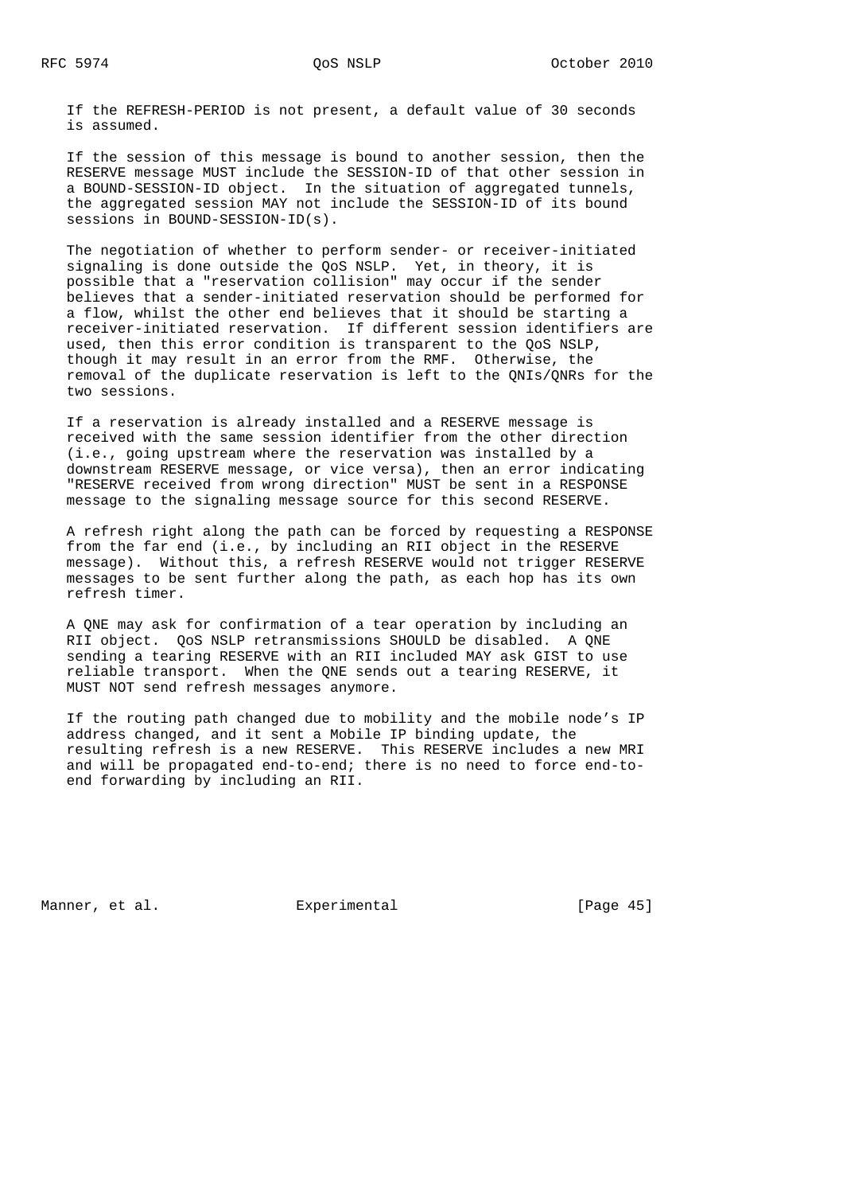If the REFRESH-PERIOD is not present, a default value of 30 seconds is assumed.

If the session of this message is bound to another session, then the RESERVE message MUST include the SESSION-ID of that other session in a BOUND-SESSION-ID object. In the situation of aggregated tunnels, the aggregated session MAY not include the SESSION-ID of its bound sessions in BOUND-SESSION-ID(s).

The negotiation of whether to perform sender- or receiver-initiated signaling is done outside the QoS NSLP. Yet, in theory, it is possible that a "reservation collision" may occur if the sender believes that a sender-initiated reservation should be performed for a flow, whilst the other end believes that it should be starting a receiver-initiated reservation. If different session identifiers are used, then this error condition is transparent to the QoS NSLP, though it may result in an error from the RMF. Otherwise, the removal of the duplicate reservation is left to the QNIs/QNRs for the two sessions.

If a reservation is already installed and a RESERVE message is received with the same session identifier from the other direction (i.e., going upstream where the reservation was installed by a downstream RESERVE message, or vice versa), then an error indicating "RESERVE received from wrong direction" MUST be sent in a RESPONSE message to the signaling message source for this second RESERVE.

A refresh right along the path can be forced by requesting a RESPONSE from the far end (i.e., by including an RII object in the RESERVE message). Without this, a refresh RESERVE would not trigger RESERVE messages to be sent further along the path, as each hop has its own refresh timer.

A QNE may ask for confirmation of a tear operation by including an RII object. QoS NSLP retransmissions SHOULD be disabled. A QNE sending a tearing RESERVE with an RII included MAY ask GIST to use reliable transport. When the QNE sends out a tearing RESERVE, it MUST NOT send refresh messages anymore.

If the routing path changed due to mobility and the mobile node's IP address changed, and it sent a Mobile IP binding update, the resulting refresh is a new RESERVE. This RESERVE includes a new MRI and will be propagated end-to-end; there is no need to force end-to-end forwarding by including an RII.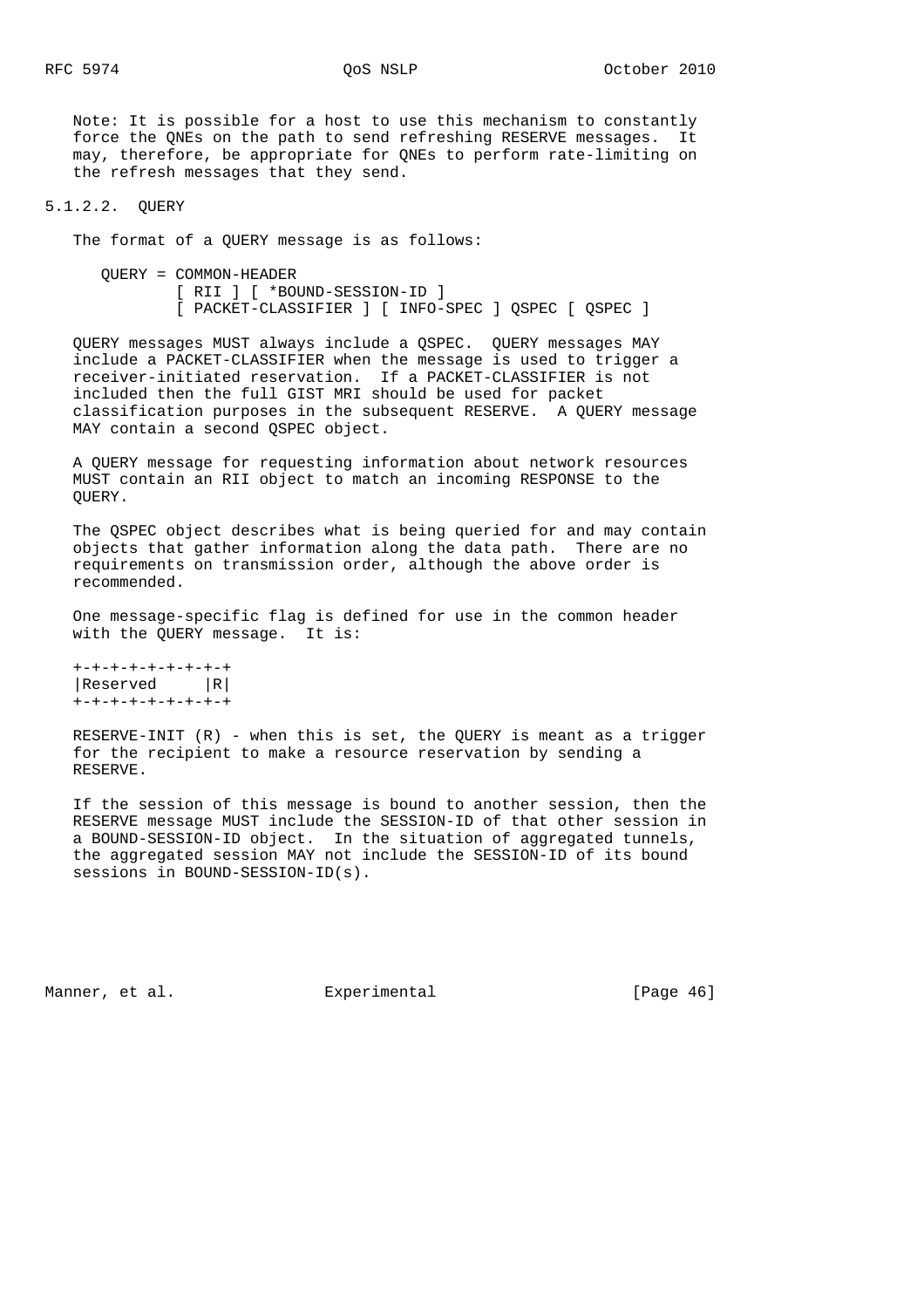Note: It is possible for a host to use this mechanism to constantly force the QNEs on the path to send refreshing RESERVE messages. It may, therefore, be appropriate for QNEs to perform rate-limiting on the refresh messages that they send.

#### 5.1.2.2. QUERY

The format of a QUERY message is as follows:

```
QUERY = COMMON-HEADER
        [ RII ] [ *BOUND-SESSION-ID ]
        [ PACKET-CLASSIFIER ] [ INFO-SPEC ] QSPEC [ QSPEC ]
```

QUERY messages MUST always include a QSPEC. QUERY messages MAY include a PACKET-CLASSIFIER when the message is used to trigger a receiver-initiated reservation. If a PACKET-CLASSIFIER is not included then the full GIST MRI should be used for packet classification purposes in the subsequent RESERVE. A QUERY message MAY contain a second QSPEC object.

A QUERY message for requesting information about network resources MUST contain an RII object to match an incoming RESPONSE to the QUERY.

The QSPEC object describes what is being queried for and may contain objects that gather information along the data path. There are no requirements on transmission order, although the above order is recommended.

One message-specific flag is defined for use in the common header with the QUERY message. It is:

```
+-+-+-+-+-+-+-+-+
|Reserved     |R|
+-+-+-+-+-+-+-+-+
```

RESERVE-INIT (R) - when this is set, the QUERY is meant as a trigger for the recipient to make a resource reservation by sending a RESERVE.

If the session of this message is bound to another session, then the RESERVE message MUST include the SESSION-ID of that other session in a BOUND-SESSION-ID object. In the situation of aggregated tunnels, the aggregated session MAY not include the SESSION-ID of its bound sessions in BOUND-SESSION-ID(s).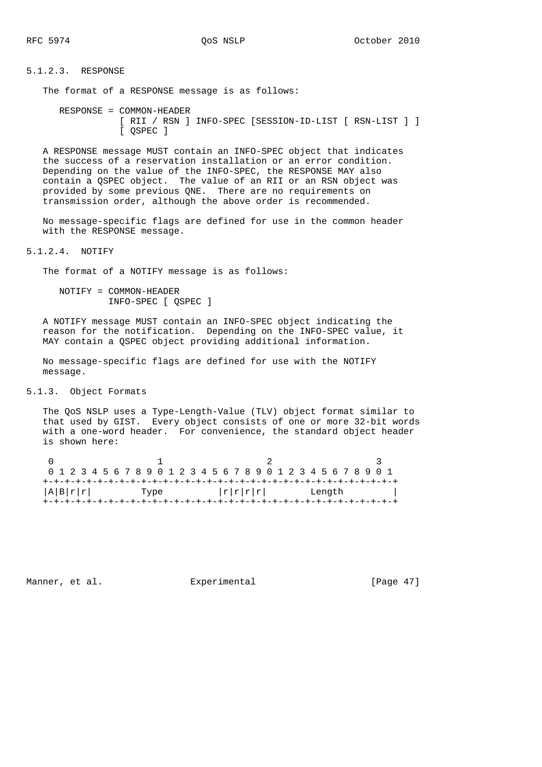#### 5.1.2.3. RESPONSE

The format of a RESPONSE message is as follows:

```
RESPONSE = COMMON-HEADER
           [ RII / RSN ] INFO-SPEC [SESSION-ID-LIST [ RSN-LIST ] ]
           [ QSPEC ]
```

A RESPONSE message MUST contain an INFO-SPEC object that indicates the success of a reservation installation or an error condition. Depending on the value of the INFO-SPEC, the RESPONSE MAY also contain a QSPEC object. The value of an RII or an RSN object was provided by some previous QNE. There are no requirements on transmission order, although the above order is recommended.

No message-specific flags are defined for use in the common header with the RESPONSE message.

#### 5.1.2.4. NOTIFY

The format of a NOTIFY message is as follows:

```
NOTIFY = COMMON-HEADER
         INFO-SPEC [ QSPEC ]
```

A NOTIFY message MUST contain an INFO-SPEC object indicating the reason for the notification. Depending on the INFO-SPEC value, it MAY contain a QSPEC object providing additional information.

No message-specific flags are defined for use with the NOTIFY message.

### 5.1.3. Object Formats

The QoS NSLP uses a Type-Length-Value (TLV) object format similar to that used by GIST. Every object consists of one or more 32-bit words with a one-word header. For convenience, the standard object header is shown here:

```
 0                   1                   2                   3
 0 1 2 3 4 5 6 7 8 9 0 1 2 3 4 5 6 7 8 9 0 1 2 3 4 5 6 7 8 9 0 1
+-+-+-+-+-+-+-+-+-+-+-+-+-+-+-+-+-+-+-+-+-+-+-+-+-+-+-+-+-+-+-+-+
|A|B|r|r|         Type          |r|r|r|r|        Length         |
+-+-+-+-+-+-+-+-+-+-+-+-+-+-+-+-+-+-+-+-+-+-+-+-+-+-+-+-+-+-+-+-+
```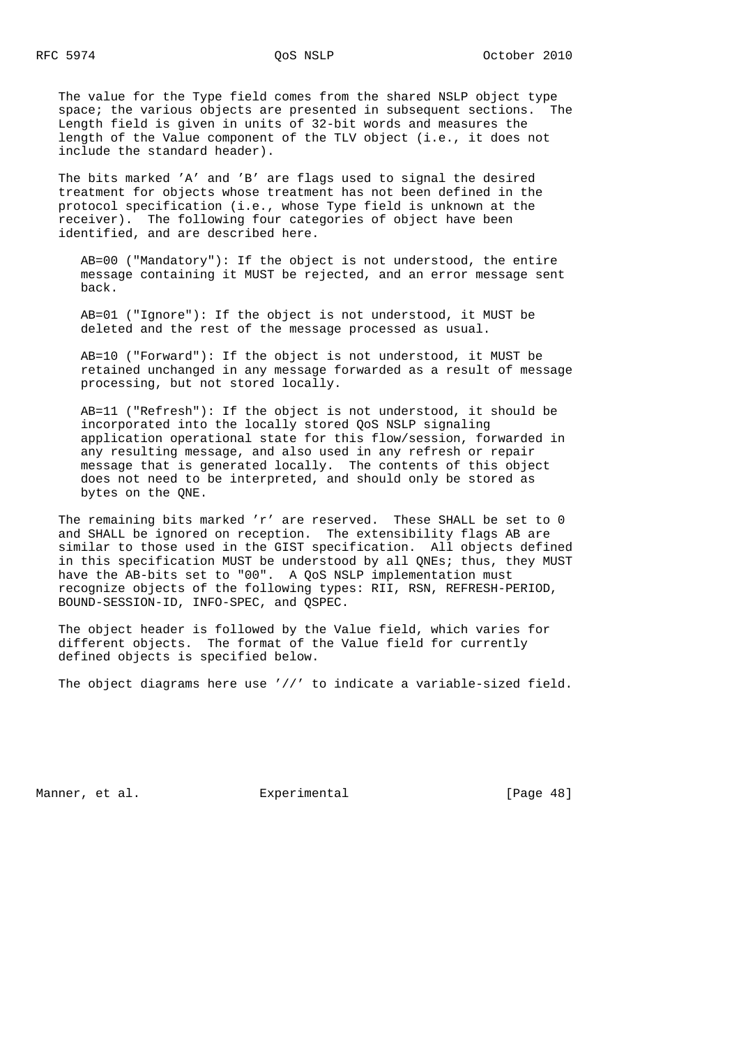The value for the Type field comes from the shared NSLP object type space; the various objects are presented in subsequent sections. The Length field is given in units of 32-bit words and measures the length of the Value component of the TLV object (i.e., it does not include the standard header).

The bits marked 'A' and 'B' are flags used to signal the desired treatment for objects whose treatment has not been defined in the protocol specification (i.e., whose Type field is unknown at the receiver). The following four categories of object have been identified, and are described here.

AB=00 ("Mandatory"): If the object is not understood, the entire message containing it MUST be rejected, and an error message sent back.

AB=01 ("Ignore"): If the object is not understood, it MUST be deleted and the rest of the message processed as usual.

AB=10 ("Forward"): If the object is not understood, it MUST be retained unchanged in any message forwarded as a result of message processing, but not stored locally.

AB=11 ("Refresh"): If the object is not understood, it should be incorporated into the locally stored QoS NSLP signaling application operational state for this flow/session, forwarded in any resulting message, and also used in any refresh or repair message that is generated locally. The contents of this object does not need to be interpreted, and should only be stored as bytes on the QNE.

The remaining bits marked 'r' are reserved. These SHALL be set to 0 and SHALL be ignored on reception. The extensibility flags AB are similar to those used in the GIST specification. All objects defined in this specification MUST be understood by all QNEs; thus, they MUST have the AB-bits set to "00". A QoS NSLP implementation must recognize objects of the following types: RII, RSN, REFRESH-PERIOD, BOUND-SESSION-ID, INFO-SPEC, and QSPEC.

The object header is followed by the Value field, which varies for different objects. The format of the Value field for currently defined objects is specified below.

The object diagrams here use '//' to indicate a variable-sized field.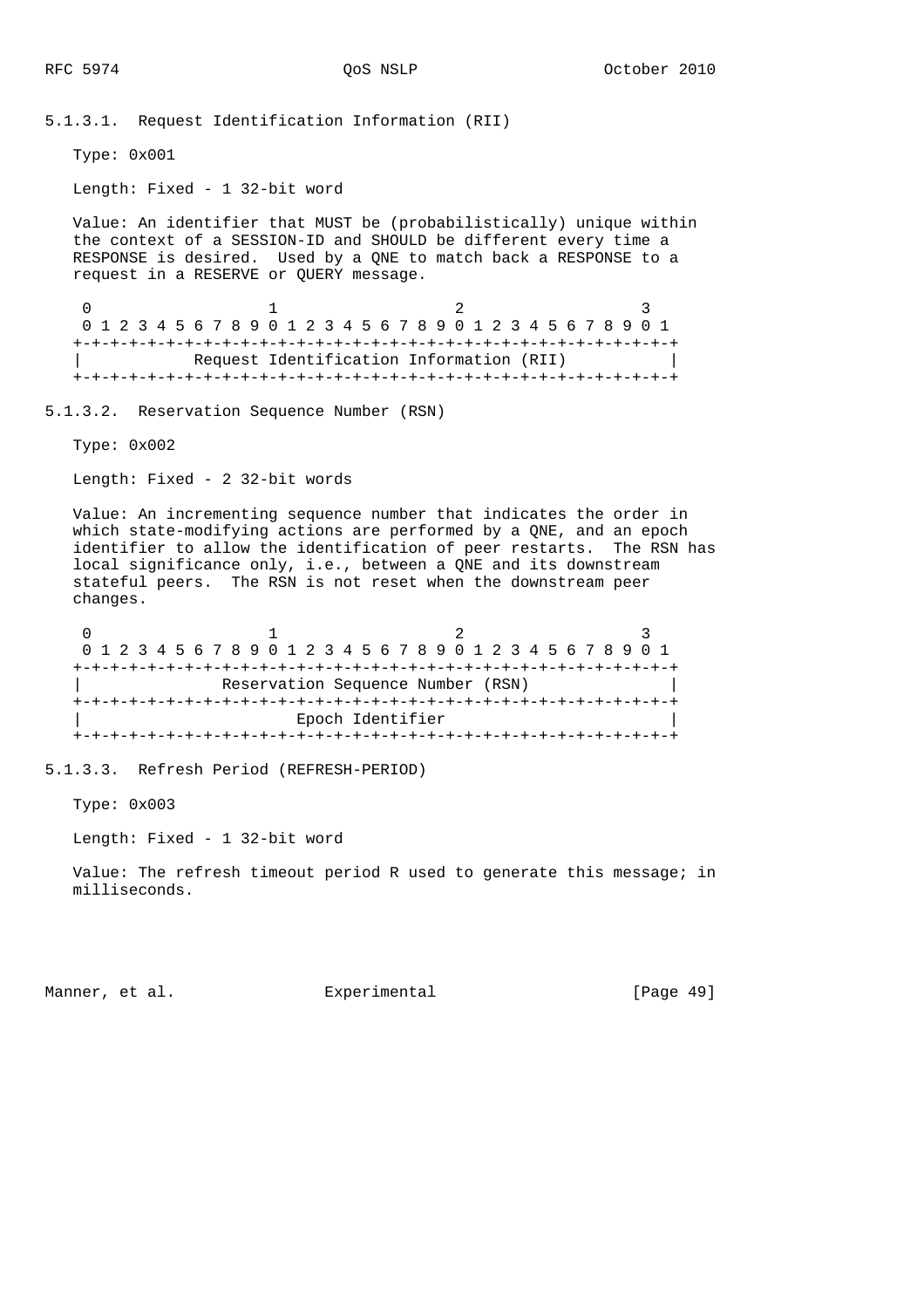#### 5.1.3.1. Request Identification Information (RII)

Type: 0x001

Length: Fixed - 1 32-bit word

Value: An identifier that MUST be (probabilistically) unique within the context of a SESSION-ID and SHOULD be different every time a RESPONSE is desired. Used by a QNE to match back a RESPONSE to a request in a RESERVE or QUERY message.

```
 0                   1                   2                   3
 0 1 2 3 4 5 6 7 8 9 0 1 2 3 4 5 6 7 8 9 0 1 2 3 4 5 6 7 8 9 0 1
+-+-+-+-+-+-+-+-+-+-+-+-+-+-+-+-+-+-+-+-+-+-+-+-+-+-+-+-+-+-+-+-+
|           Request Identification Information (RII)            |
+-+-+-+-+-+-+-+-+-+-+-+-+-+-+-+-+-+-+-+-+-+-+-+-+-+-+-+-+-+-+-+-+
```

#### 5.1.3.2. Reservation Sequence Number (RSN)

Type: 0x002

Length: Fixed - 2 32-bit words

Value: An incrementing sequence number that indicates the order in which state-modifying actions are performed by a QNE, and an epoch identifier to allow the identification of peer restarts. The RSN has local significance only, i.e., between a QNE and its downstream stateful peers. The RSN is not reset when the downstream peer changes.

```
 0                   1                   2                   3
 0 1 2 3 4 5 6 7 8 9 0 1 2 3 4 5 6 7 8 9 0 1 2 3 4 5 6 7 8 9 0 1
+-+-+-+-+-+-+-+-+-+-+-+-+-+-+-+-+-+-+-+-+-+-+-+-+-+-+-+-+-+-+-+-+
|               Reservation Sequence Number (RSN)               |
+-+-+-+-+-+-+-+-+-+-+-+-+-+-+-+-+-+-+-+-+-+-+-+-+-+-+-+-+-+-+-+-+
|                       Epoch Identifier                        |
+-+-+-+-+-+-+-+-+-+-+-+-+-+-+-+-+-+-+-+-+-+-+-+-+-+-+-+-+-+-+-+-+
```

#### 5.1.3.3. Refresh Period (REFRESH-PERIOD)

Type: 0x003

Length: Fixed - 1 32-bit word

Value: The refresh timeout period R used to generate this message; in milliseconds.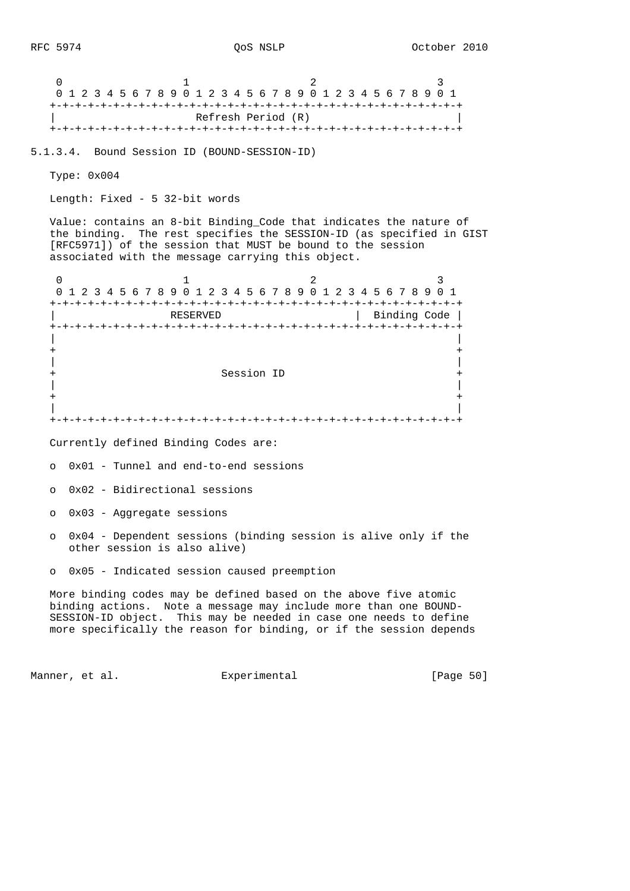```
 0                   1                   2                   3
 0 1 2 3 4 5 6 7 8 9 0 1 2 3 4 5 6 7 8 9 0 1 2 3 4 5 6 7 8 9 0 1
+-+-+-+-+-+-+-+-+-+-+-+-+-+-+-+-+-+-+-+-+-+-+-+-+-+-+-+-+-+-+-+-+
|                       Refresh Period (R)                      |
+-+-+-+-+-+-+-+-+-+-+-+-+-+-+-+-+-+-+-+-+-+-+-+-+-+-+-+-+-+-+-+-+
```

#### 5.1.3.4. Bound Session ID (BOUND-SESSION-ID)

Type: 0x004

Length: Fixed - 5 32-bit words

Value: contains an 8-bit Binding_Code that indicates the nature of the binding. The rest specifies the SESSION-ID (as specified in GIST [RFC5971]) of the session that MUST be bound to the session associated with the message carrying this object.

```
 0                   1                   2                   3
 0 1 2 3 4 5 6 7 8 9 0 1 2 3 4 5 6 7 8 9 0 1 2 3 4 5 6 7 8 9 0 1
+-+-+-+-+-+-+-+-+-+-+-+-+-+-+-+-+-+-+-+-+-+-+-+-+-+-+-+-+-+-+-+-+
|                 RESERVED                      | Binding Code  |
+-+-+-+-+-+-+-+-+-+-+-+-+-+-+-+-+-+-+-+-+-+-+-+-+-+-+-+-+-+-+-+-+
|                                                               |
+                                                               +
|                                                               |
+                          Session ID                           +
|                                                               |
+                                                               +
|                                                               |
+-+-+-+-+-+-+-+-+-+-+-+-+-+-+-+-+-+-+-+-+-+-+-+-+-+-+-+-+-+-+-+-+
```

Currently defined Binding Codes are:

- 0x01 - Tunnel and end-to-end sessions
- 0x02 - Bidirectional sessions
- 0x03 - Aggregate sessions
- 0x04 - Dependent sessions (binding session is alive only if the other session is also alive)
- 0x05 - Indicated session caused preemption

More binding codes may be defined based on the above five atomic binding actions. Note a message may include more than one BOUND-SESSION-ID object. This may be needed in case one needs to define more specifically the reason for binding, or if the session depends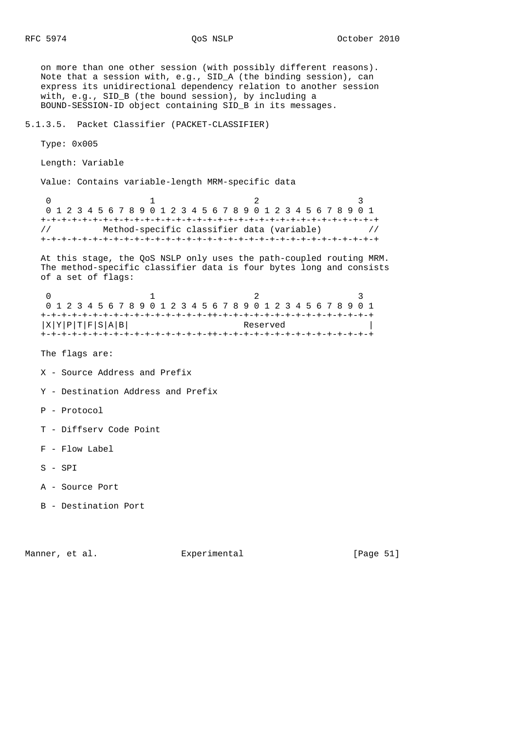on more than one other session (with possibly different reasons). Note that a session with, e.g., SID_A (the binding session), can express its unidirectional dependency relation to another session with, e.g., SID_B (the bound session), by including a BOUND-SESSION-ID object containing SID_B in its messages.

#### 5.1.3.5. Packet Classifier (PACKET-CLASSIFIER)

Type: 0x005

Length: Variable

Value: Contains variable-length MRM-specific data

```
 0                   1                   2                   3
 0 1 2 3 4 5 6 7 8 9 0 1 2 3 4 5 6 7 8 9 0 1 2 3 4 5 6 7 8 9 0 1
+-+-+-+-+-+-+-+-+-+-+-+-+-+-+-+-+-+-+-+-+-+-+-+-+-+-+-+-+-+-+-+-+
//          Method-specific classifier data (variable)         //
+-+-+-+-+-+-+-+-+-+-+-+-+-+-+-+-+-+-+-+-+-+-+-+-+-+-+-+-+-+-+-+-+
```

At this stage, the QoS NSLP only uses the path-coupled routing MRM. The method-specific classifier data is four bytes long and consists of a set of flags:

```
 0                   1                   2                   3
 0 1 2 3 4 5 6 7 8 9 0 1 2 3 4 5 6 7 8 9 0 1 2 3 4 5 6 7 8 9 0 1
+-+-+-+-+-+-+-+-+-+-+-+-+-+-+-+-++-+-+-+-+-+-+-+-+-+-+-+-+-+-+-+-+
|X|Y|P|T|F|S|A|B|                       Reserved                |
+-+-+-+-+-+-+-+-+-+-+-+-+-+-+-+-++-+-+-+-+-+-+-+-+-+-+-+-+-+-+-+-+
```

The flags are:

X - Source Address and Prefix

Y - Destination Address and Prefix

P - Protocol

T - Diffserv Code Point

F - Flow Label

S - SPI

A - Source Port

B - Destination Port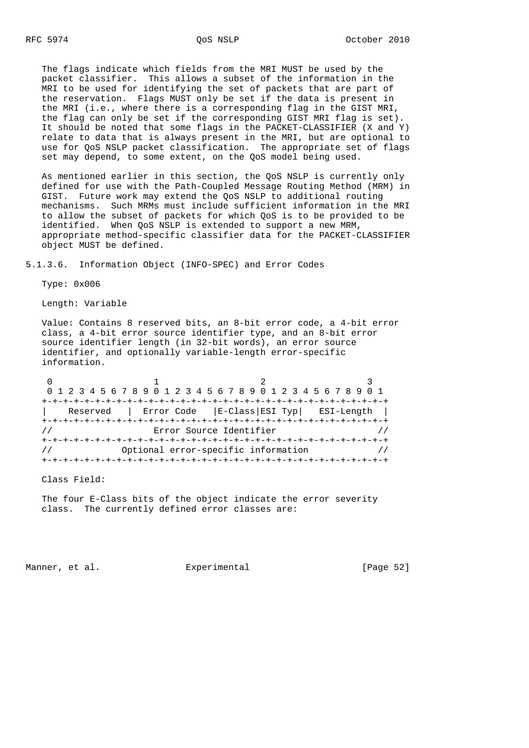The flags indicate which fields from the MRI MUST be used by the packet classifier. This allows a subset of the information in the MRI to be used for identifying the set of packets that are part of the reservation. Flags MUST only be set if the data is present in the MRI (i.e., where there is a corresponding flag in the GIST MRI, the flag can only be set if the corresponding GIST MRI flag is set). It should be noted that some flags in the PACKET-CLASSIFIER (X and Y) relate to data that is always present in the MRI, but are optional to use for QoS NSLP packet classification. The appropriate set of flags set may depend, to some extent, on the QoS model being used.

As mentioned earlier in this section, the QoS NSLP is currently only defined for use with the Path-Coupled Message Routing Method (MRM) in GIST. Future work may extend the QoS NSLP to additional routing mechanisms. Such MRMs must include sufficient information in the MRI to allow the subset of packets for which QoS is to be provided to be identified. When QoS NSLP is extended to support a new MRM, appropriate method-specific classifier data for the PACKET-CLASSIFIER object MUST be defined.

#### 5.1.3.6. Information Object (INFO-SPEC) and Error Codes

Type: 0x006

Length: Variable

Value: Contains 8 reserved bits, an 8-bit error code, a 4-bit error class, a 4-bit error source identifier type, and an 8-bit error source identifier length (in 32-bit words), an error source identifier, and optionally variable-length error-specific information.

```
 0                   1                   2                   3
 0 1 2 3 4 5 6 7 8 9 0 1 2 3 4 5 6 7 8 9 0 1 2 3 4 5 6 7 8 9 0 1
+-+-+-+-+-+-+-+-+-+-+-+-+-+-+-+-+-+-+-+-+-+-+-+-+-+-+-+-+-+-+-+-+
|    Reserved   |  Error Code   |E-Class|ESI Typ|   ESI-Length  |
+-+-+-+-+-+-+-+-+-+-+-+-+-+-+-+-+-+-+-+-+-+-+-+-+-+-+-+-+-+-+-+-+
//                  Error Source Identifier                      //
+-+-+-+-+-+-+-+-+-+-+-+-+-+-+-+-+-+-+-+-+-+-+-+-+-+-+-+-+-+-+-+-+
//             Optional error-specific information               //
+-+-+-+-+-+-+-+-+-+-+-+-+-+-+-+-+-+-+-+-+-+-+-+-+-+-+-+-+-+-+-+-+
```

Class Field:

The four E-Class bits of the object indicate the error severity class. The currently defined error classes are: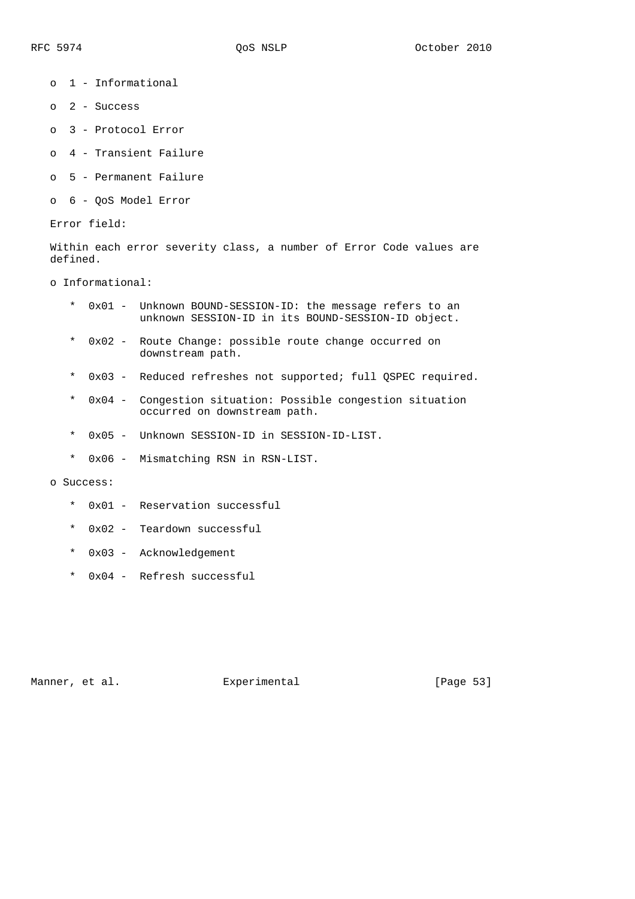- 1 - Informational
- 2 - Success
- 3 - Protocol Error
- 4 - Transient Failure
- 5 - Permanent Failure
- 6 - QoS Model Error

Error field:

Within each error severity class, a number of Error Code values are defined.

- Informational:

  * 0x01 - Unknown BOUND-SESSION-ID: the message refers to an unknown SESSION-ID in its BOUND-SESSION-ID object.
  * 0x02 - Route Change: possible route change occurred on downstream path.
  * 0x03 - Reduced refreshes not supported; full QSPEC required.
  * 0x04 - Congestion situation: Possible congestion situation occurred on downstream path.
  * 0x05 - Unknown SESSION-ID in SESSION-ID-LIST.
  * 0x06 - Mismatching RSN in RSN-LIST.

- Success:

  * 0x01 - Reservation successful
  * 0x02 - Teardown successful
  * 0x03 - Acknowledgement
  * 0x04 - Refresh successful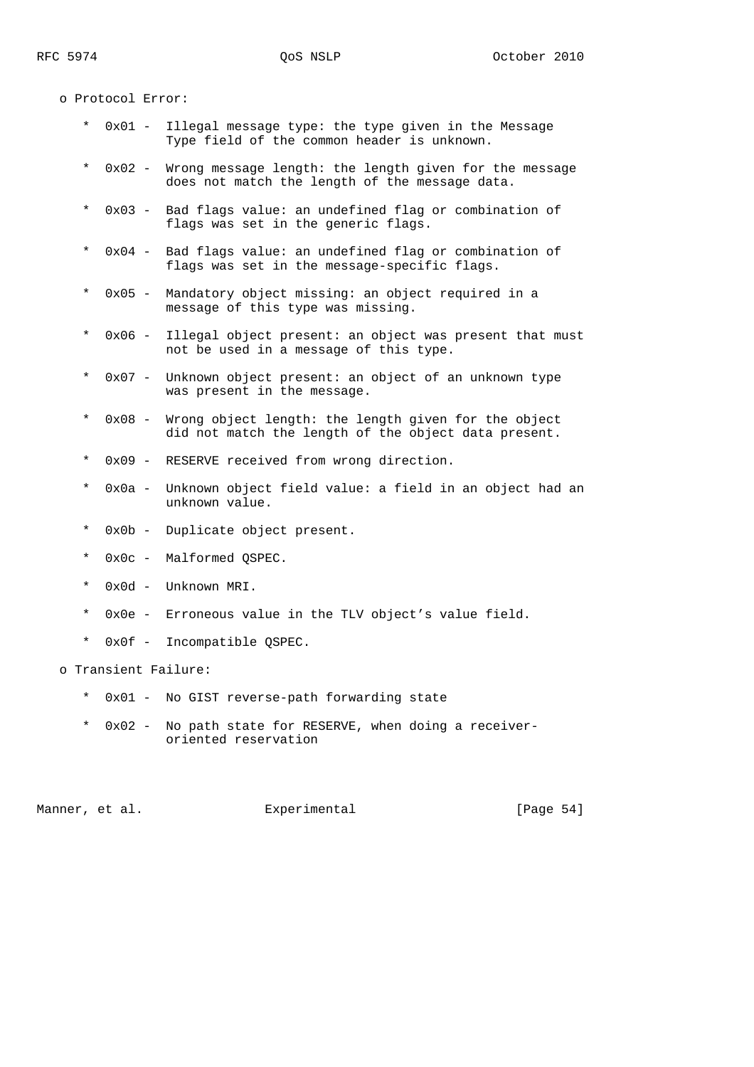- Protocol Error:

  * 0x01 - Illegal message type: the type given in the Message Type field of the common header is unknown.

  * 0x02 - Wrong message length: the length given for the message does not match the length of the message data.

  * 0x03 - Bad flags value: an undefined flag or combination of flags was set in the generic flags.

  * 0x04 - Bad flags value: an undefined flag or combination of flags was set in the message-specific flags.

  * 0x05 - Mandatory object missing: an object required in a message of this type was missing.

  * 0x06 - Illegal object present: an object was present that must not be used in a message of this type.

  * 0x07 - Unknown object present: an object of an unknown type was present in the message.

  * 0x08 - Wrong object length: the length given for the object did not match the length of the object data present.

  * 0x09 - RESERVE received from wrong direction.

  * 0x0a - Unknown object field value: a field in an object had an unknown value.

  * 0x0b - Duplicate object present.

  * 0x0c - Malformed QSPEC.

  * 0x0d - Unknown MRI.

  * 0x0e - Erroneous value in the TLV object's value field.

  * 0x0f - Incompatible QSPEC.

- Transient Failure:

  * 0x01 - No GIST reverse-path forwarding state

  * 0x02 - No path state for RESERVE, when doing a receiver-oriented reservation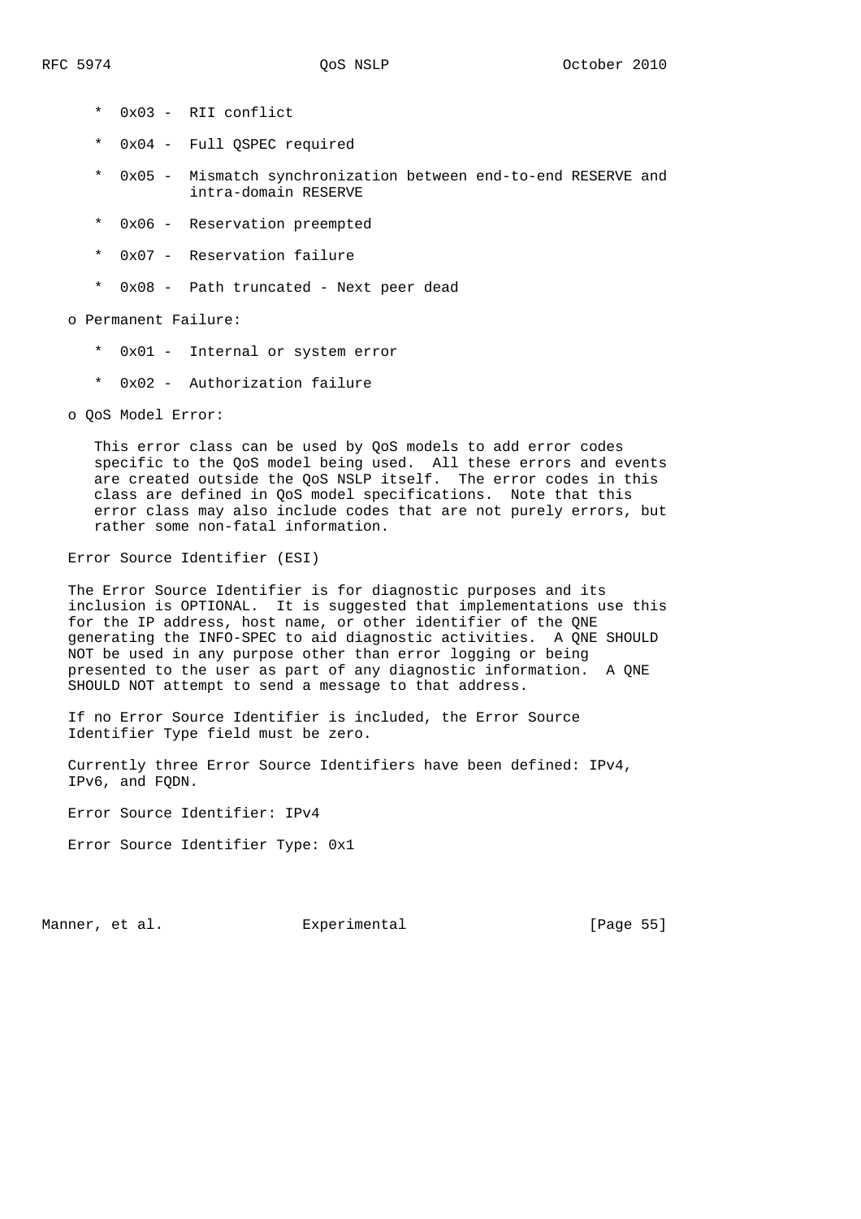* 0x03 - RII conflict

   * 0x04 - Full QSPEC required

   * 0x05 - Mismatch synchronization between end-to-end RESERVE and intra-domain RESERVE

   * 0x06 - Reservation preempted

   * 0x07 - Reservation failure

   * 0x08 - Path truncated - Next peer dead

o Permanent Failure:

   * 0x01 - Internal or system error

   * 0x02 - Authorization failure

o QoS Model Error:

   This error class can be used by QoS models to add error codes specific to the QoS model being used. All these errors and events are created outside the QoS NSLP itself. The error codes in this class are defined in QoS model specifications. Note that this error class may also include codes that are not purely errors, but rather some non-fatal information.

Error Source Identifier (ESI)

The Error Source Identifier is for diagnostic purposes and its inclusion is OPTIONAL. It is suggested that implementations use this for the IP address, host name, or other identifier of the QNE generating the INFO-SPEC to aid diagnostic activities. A QNE SHOULD NOT be used in any purpose other than error logging or being presented to the user as part of any diagnostic information. A QNE SHOULD NOT attempt to send a message to that address.

If no Error Source Identifier is included, the Error Source Identifier Type field must be zero.

Currently three Error Source Identifiers have been defined: IPv4, IPv6, and FQDN.

Error Source Identifier: IPv4

Error Source Identifier Type: 0x1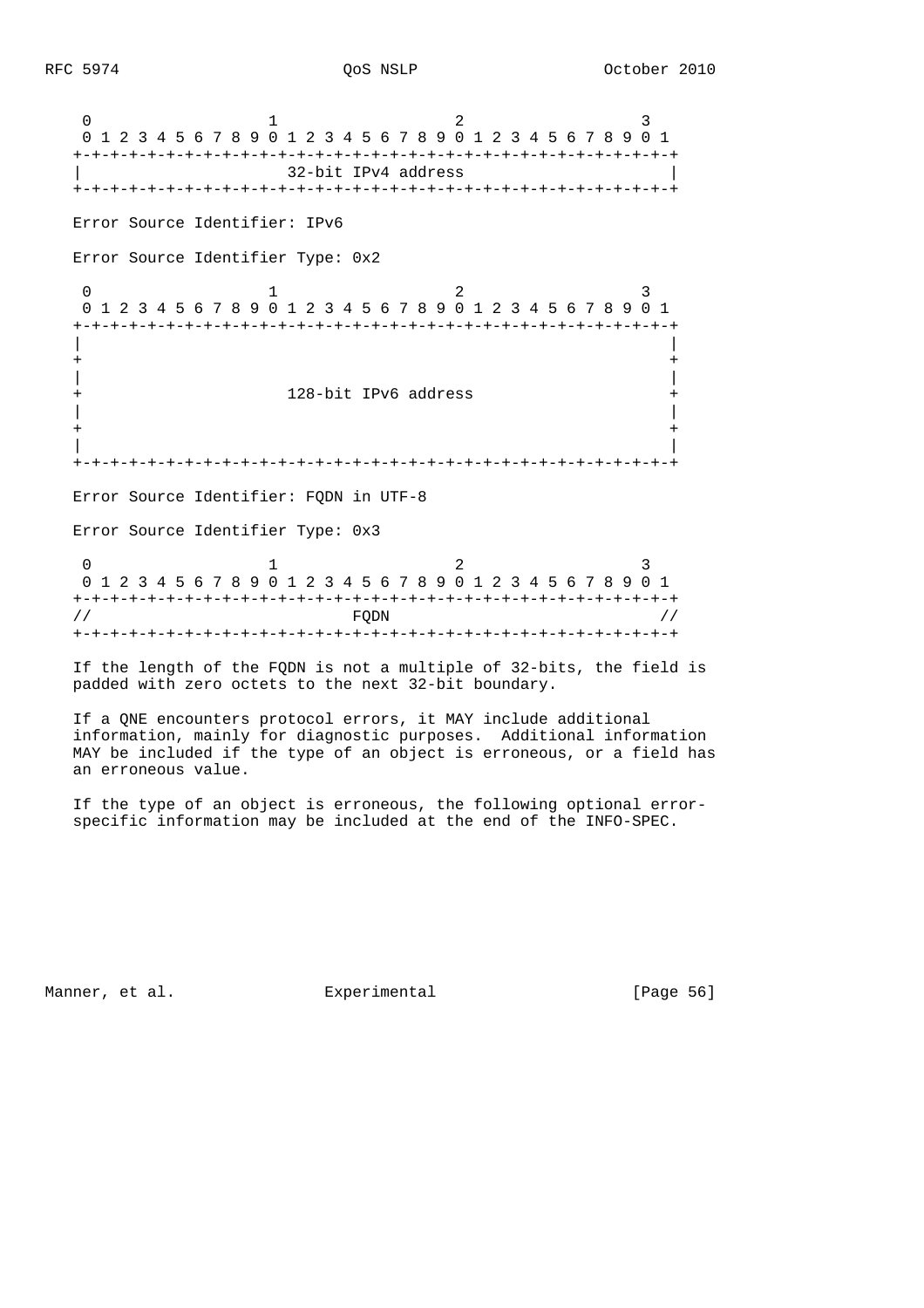```
 0                   1                   2                   3
 0 1 2 3 4 5 6 7 8 9 0 1 2 3 4 5 6 7 8 9 0 1 2 3 4 5 6 7 8 9 0 1
+-+-+-+-+-+-+-+-+-+-+-+-+-+-+-+-+-+-+-+-+-+-+-+-+-+-+-+-+-+-+-+-+
|                      32-bit IPv4 address                      |
+-+-+-+-+-+-+-+-+-+-+-+-+-+-+-+-+-+-+-+-+-+-+-+-+-+-+-+-+-+-+-+-+
```

Error Source Identifier: IPv6

Error Source Identifier Type: 0x2

```
 0                   1                   2                   3
 0 1 2 3 4 5 6 7 8 9 0 1 2 3 4 5 6 7 8 9 0 1 2 3 4 5 6 7 8 9 0 1
+-+-+-+-+-+-+-+-+-+-+-+-+-+-+-+-+-+-+-+-+-+-+-+-+-+-+-+-+-+-+-+-+
|                                                               |
+                                                               +
|                                                               |
+                      128-bit IPv6 address                     +
|                                                               |
+                                                               +
|                                                               |
+-+-+-+-+-+-+-+-+-+-+-+-+-+-+-+-+-+-+-+-+-+-+-+-+-+-+-+-+-+-+-+-+
```

Error Source Identifier: FQDN in UTF-8

Error Source Identifier Type: 0x3

```
 0                   1                   2                   3
 0 1 2 3 4 5 6 7 8 9 0 1 2 3 4 5 6 7 8 9 0 1 2 3 4 5 6 7 8 9 0 1
+-+-+-+-+-+-+-+-+-+-+-+-+-+-+-+-+-+-+-+-+-+-+-+-+-+-+-+-+-+-+-+-+
//                             FQDN                            //
+-+-+-+-+-+-+-+-+-+-+-+-+-+-+-+-+-+-+-+-+-+-+-+-+-+-+-+-+-+-+-+-+
```

If the length of the FQDN is not a multiple of 32-bits, the field is padded with zero octets to the next 32-bit boundary.

If a QNE encounters protocol errors, it MAY include additional information, mainly for diagnostic purposes. Additional information MAY be included if the type of an object is erroneous, or a field has an erroneous value.

If the type of an object is erroneous, the following optional error-specific information may be included at the end of the INFO-SPEC.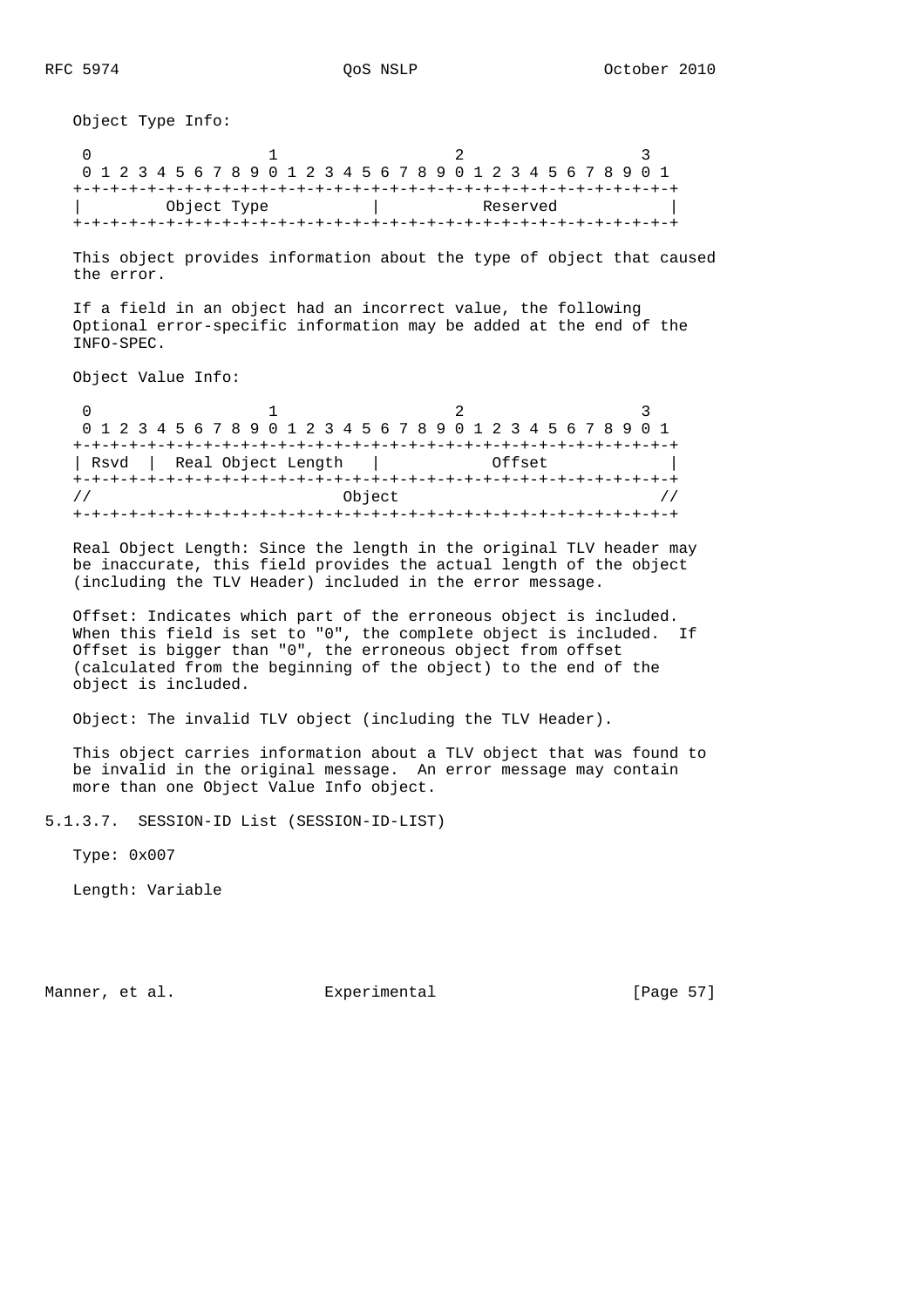Object Type Info:

```
 0                   1                   2                   3
 0 1 2 3 4 5 6 7 8 9 0 1 2 3 4 5 6 7 8 9 0 1 2 3 4 5 6 7 8 9 0 1
+-+-+-+-+-+-+-+-+-+-+-+-+-+-+-+-+-+-+-+-+-+-+-+-+-+-+-+-+-+-+-+-+
|         Object Type           |           Reserved            |
+-+-+-+-+-+-+-+-+-+-+-+-+-+-+-+-+-+-+-+-+-+-+-+-+-+-+-+-+-+-+-+-+
```

This object provides information about the type of object that caused the error.

If a field in an object had an incorrect value, the following Optional error-specific information may be added at the end of the INFO-SPEC.

Object Value Info:

```
 0                   1                   2                   3
 0 1 2 3 4 5 6 7 8 9 0 1 2 3 4 5 6 7 8 9 0 1 2 3 4 5 6 7 8 9 0 1
+-+-+-+-+-+-+-+-+-+-+-+-+-+-+-+-+-+-+-+-+-+-+-+-+-+-+-+-+-+-+-+-+
| Rsvd  |  Real Object Length   |           Offset              |
+-+-+-+-+-+-+-+-+-+-+-+-+-+-+-+-+-+-+-+-+-+-+-+-+-+-+-+-+-+-+-+-+
//                            Object                           //
+-+-+-+-+-+-+-+-+-+-+-+-+-+-+-+-+-+-+-+-+-+-+-+-+-+-+-+-+-+-+-+-+
```

Real Object Length: Since the length in the original TLV header may be inaccurate, this field provides the actual length of the object (including the TLV Header) included in the error message.

Offset: Indicates which part of the erroneous object is included. When this field is set to "0", the complete object is included. If Offset is bigger than "0", the erroneous object from offset (calculated from the beginning of the object) to the end of the object is included.

Object: The invalid TLV object (including the TLV Header).

This object carries information about a TLV object that was found to be invalid in the original message. An error message may contain more than one Object Value Info object.

#### 5.1.3.7. SESSION-ID List (SESSION-ID-LIST)

Type: 0x007

Length: Variable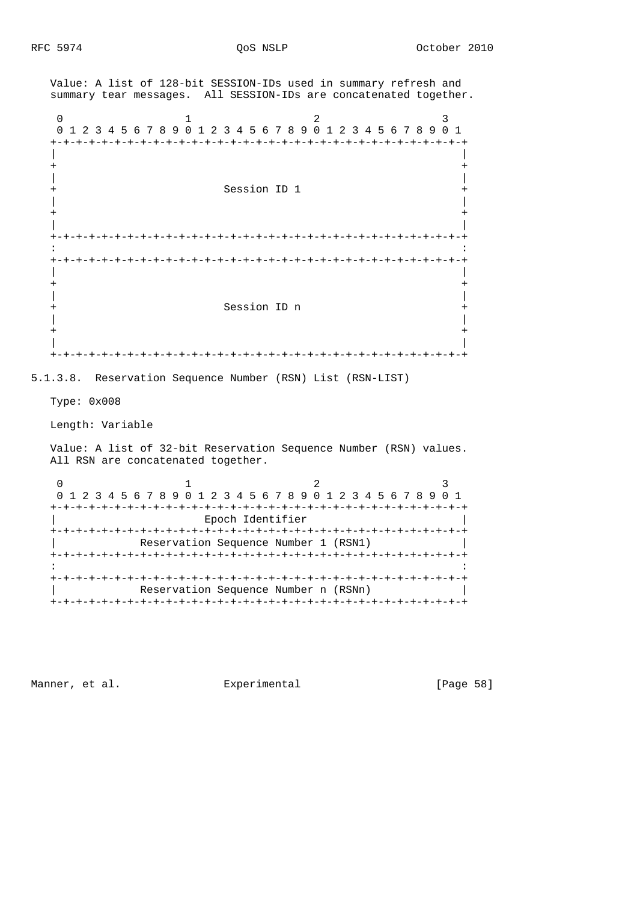Value: A list of 128-bit SESSION-IDs used in summary refresh and summary tear messages. All SESSION-IDs are concatenated together.

```
 0                   1                   2                   3
 0 1 2 3 4 5 6 7 8 9 0 1 2 3 4 5 6 7 8 9 0 1 2 3 4 5 6 7 8 9 0 1
+-+-+-+-+-+-+-+-+-+-+-+-+-+-+-+-+-+-+-+-+-+-+-+-+-+-+-+-+-+-+-+-+
|                                                               |
+                                                               +
|                                                               |
+                          Session ID 1                         +
|                                                               |
+                                                               +
|                                                               |
+-+-+-+-+-+-+-+-+-+-+-+-+-+-+-+-+-+-+-+-+-+-+-+-+-+-+-+-+-+-+-+-+
:                                                               :
+-+-+-+-+-+-+-+-+-+-+-+-+-+-+-+-+-+-+-+-+-+-+-+-+-+-+-+-+-+-+-+-+
|                                                               |
+                                                               +
|                                                               |
+                          Session ID n                         +
|                                                               |
+                                                               +
|                                                               |
+-+-+-+-+-+-+-+-+-+-+-+-+-+-+-+-+-+-+-+-+-+-+-+-+-+-+-+-+-+-+-+-+
```

#### 5.1.3.8. Reservation Sequence Number (RSN) List (RSN-LIST)

Type: 0x008

Length: Variable

Value: A list of 32-bit Reservation Sequence Number (RSN) values. All RSN are concatenated together.

```
 0                   1                   2                   3
 0 1 2 3 4 5 6 7 8 9 0 1 2 3 4 5 6 7 8 9 0 1 2 3 4 5 6 7 8 9 0 1
+-+-+-+-+-+-+-+-+-+-+-+-+-+-+-+-+-+-+-+-+-+-+-+-+-+-+-+-+-+-+-+-+
|                       Epoch Identifier                        |
+-+-+-+-+-+-+-+-+-+-+-+-+-+-+-+-+-+-+-+-+-+-+-+-+-+-+-+-+-+-+-+-+
|             Reservation Sequence Number 1 (RSN1)              |
+-+-+-+-+-+-+-+-+-+-+-+-+-+-+-+-+-+-+-+-+-+-+-+-+-+-+-+-+-+-+-+-+
:                                                               :
+-+-+-+-+-+-+-+-+-+-+-+-+-+-+-+-+-+-+-+-+-+-+-+-+-+-+-+-+-+-+-+-+
|             Reservation Sequence Number n (RSNn)              |
+-+-+-+-+-+-+-+-+-+-+-+-+-+-+-+-+-+-+-+-+-+-+-+-+-+-+-+-+-+-+-+-+
```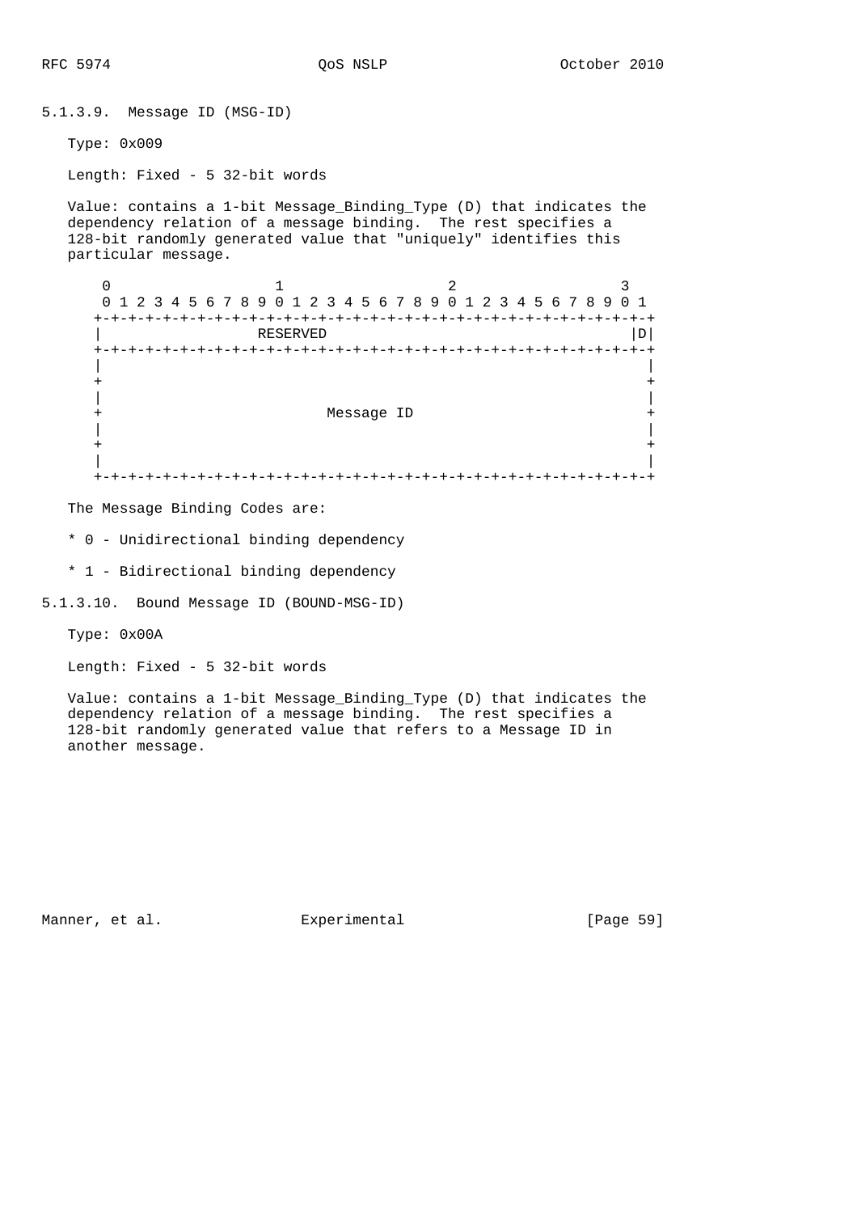#### 5.1.3.9. Message ID (MSG-ID)

Type: 0x009

Length: Fixed - 5 32-bit words

Value: contains a 1-bit Message_Binding_Type (D) that indicates the dependency relation of a message binding. The rest specifies a 128-bit randomly generated value that "uniquely" identifies this particular message.

```
 0                   1                   2                   3
 0 1 2 3 4 5 6 7 8 9 0 1 2 3 4 5 6 7 8 9 0 1 2 3 4 5 6 7 8 9 0 1
+-+-+-+-+-+-+-+-+-+-+-+-+-+-+-+-+-+-+-+-+-+-+-+-+-+-+-+-+-+-+-+-+
|                  RESERVED                                     |D|
+-+-+-+-+-+-+-+-+-+-+-+-+-+-+-+-+-+-+-+-+-+-+-+-+-+-+-+-+-+-+-+-+
|                                                               |
+                                                               +
|                                                               |
+                          Message ID                           +
|                                                               |
+                                                               +
|                                                               |
+-+-+-+-+-+-+-+-+-+-+-+-+-+-+-+-+-+-+-+-+-+-+-+-+-+-+-+-+-+-+-+-+
```

The Message Binding Codes are:

* 0 - Unidirectional binding dependency

* 1 - Bidirectional binding dependency

#### 5.1.3.10. Bound Message ID (BOUND-MSG-ID)

Type: 0x00A

Length: Fixed - 5 32-bit words

Value: contains a 1-bit Message_Binding_Type (D) that indicates the dependency relation of a message binding. The rest specifies a 128-bit randomly generated value that refers to a Message ID in another message.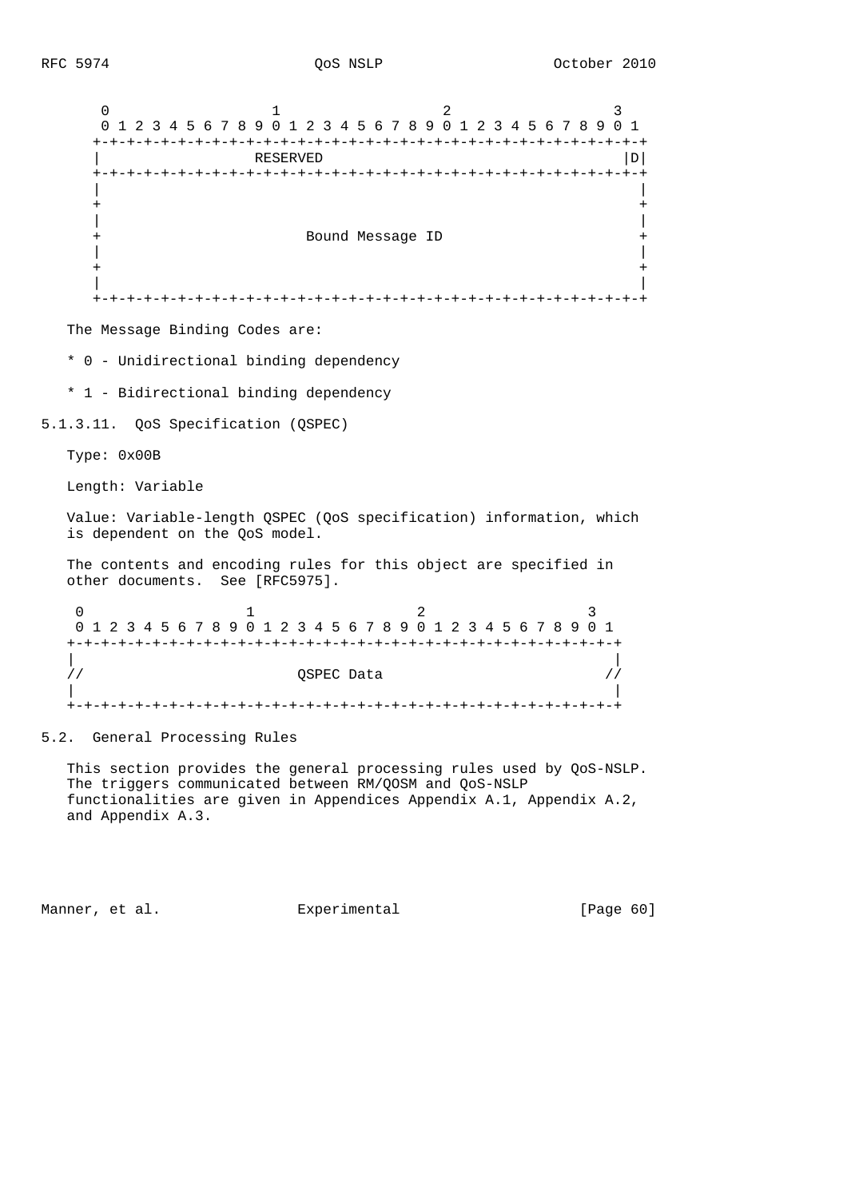```
    0                   1                   2                   3
    0 1 2 3 4 5 6 7 8 9 0 1 2 3 4 5 6 7 8 9 0 1 2 3 4 5 6 7 8 9 0 1
   +-+-+-+-+-+-+-+-+-+-+-+-+-+-+-+-+-+-+-+-+-+-+-+-+-+-+-+-+-+-+-+-+
   |                  RESERVED                                     |D|
   +-+-+-+-+-+-+-+-+-+-+-+-+-+-+-+-+-+-+-+-+-+-+-+-+-+-+-+-+-+-+-+-+
   |                                                               |
   +                                                               +
   |                                                               |
   +                        Bound Message ID                       +
   |                                                               |
   +                                                               +
   |                                                               |
   +-+-+-+-+-+-+-+-+-+-+-+-+-+-+-+-+-+-+-+-+-+-+-+-+-+-+-+-+-+-+-+-+
```

The Message Binding Codes are:

* 0 - Unidirectional binding dependency

* 1 - Bidirectional binding dependency

#### 5.1.3.11. QoS Specification (QSPEC)

Type: 0x00B

Length: Variable

Value: Variable-length QSPEC (QoS specification) information, which is dependent on the QoS model.

The contents and encoding rules for this object are specified in other documents. See [RFC5975].

```
 0                   1                   2                   3
 0 1 2 3 4 5 6 7 8 9 0 1 2 3 4 5 6 7 8 9 0 1 2 3 4 5 6 7 8 9 0 1
+-+-+-+-+-+-+-+-+-+-+-+-+-+-+-+-+-+-+-+-+-+-+-+-+-+-+-+-+-+-+-+-+
|                                                               |
//                         QSPEC Data                          //
|                                                               |
+-+-+-+-+-+-+-+-+-+-+-+-+-+-+-+-+-+-+-+-+-+-+-+-+-+-+-+-+-+-+-+-+
```

## 5.2. General Processing Rules

This section provides the general processing rules used by QoS-NSLP. The triggers communicated between RM/QOSM and QoS-NSLP functionalities are given in Appendices Appendix A.1, Appendix A.2, and Appendix A.3.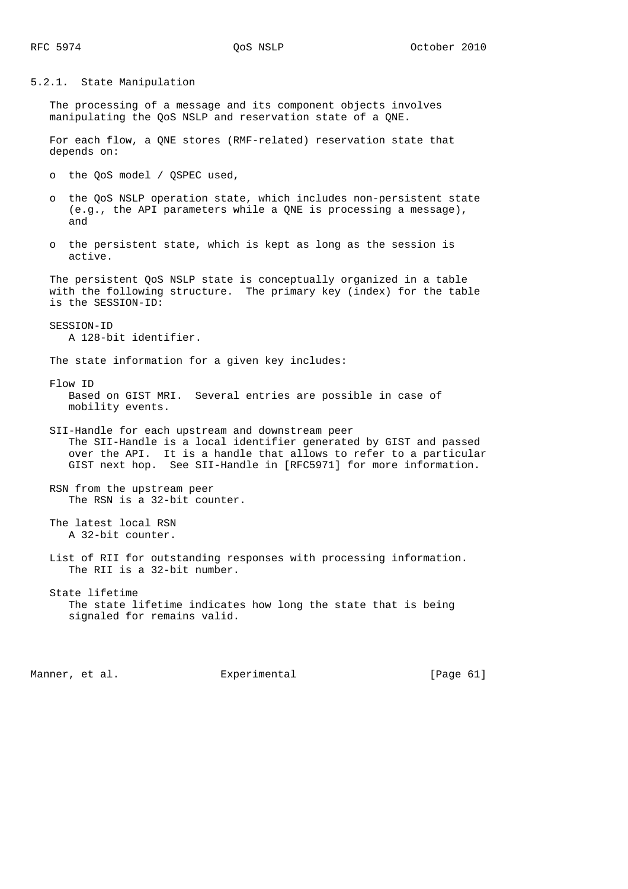#### 5.2.1. State Manipulation

The processing of a message and its component objects involves manipulating the QoS NSLP and reservation state of a QNE.

For each flow, a QNE stores (RMF-related) reservation state that depends on:

- the QoS model / QSPEC used,
- the QoS NSLP operation state, which includes non-persistent state (e.g., the API parameters while a QNE is processing a message), and
- the persistent state, which is kept as long as the session is active.

The persistent QoS NSLP state is conceptually organized in a table with the following structure. The primary key (index) for the table is the SESSION-ID:

SESSION-ID
   A 128-bit identifier.

The state information for a given key includes:

Flow ID
   Based on GIST MRI. Several entries are possible in case of mobility events.

SII-Handle for each upstream and downstream peer
   The SII-Handle is a local identifier generated by GIST and passed over the API. It is a handle that allows to refer to a particular GIST next hop. See SII-Handle in [RFC5971] for more information.

RSN from the upstream peer
   The RSN is a 32-bit counter.

The latest local RSN
   A 32-bit counter.

List of RII for outstanding responses with processing information.
   The RII is a 32-bit number.

State lifetime
   The state lifetime indicates how long the state that is being signaled for remains valid.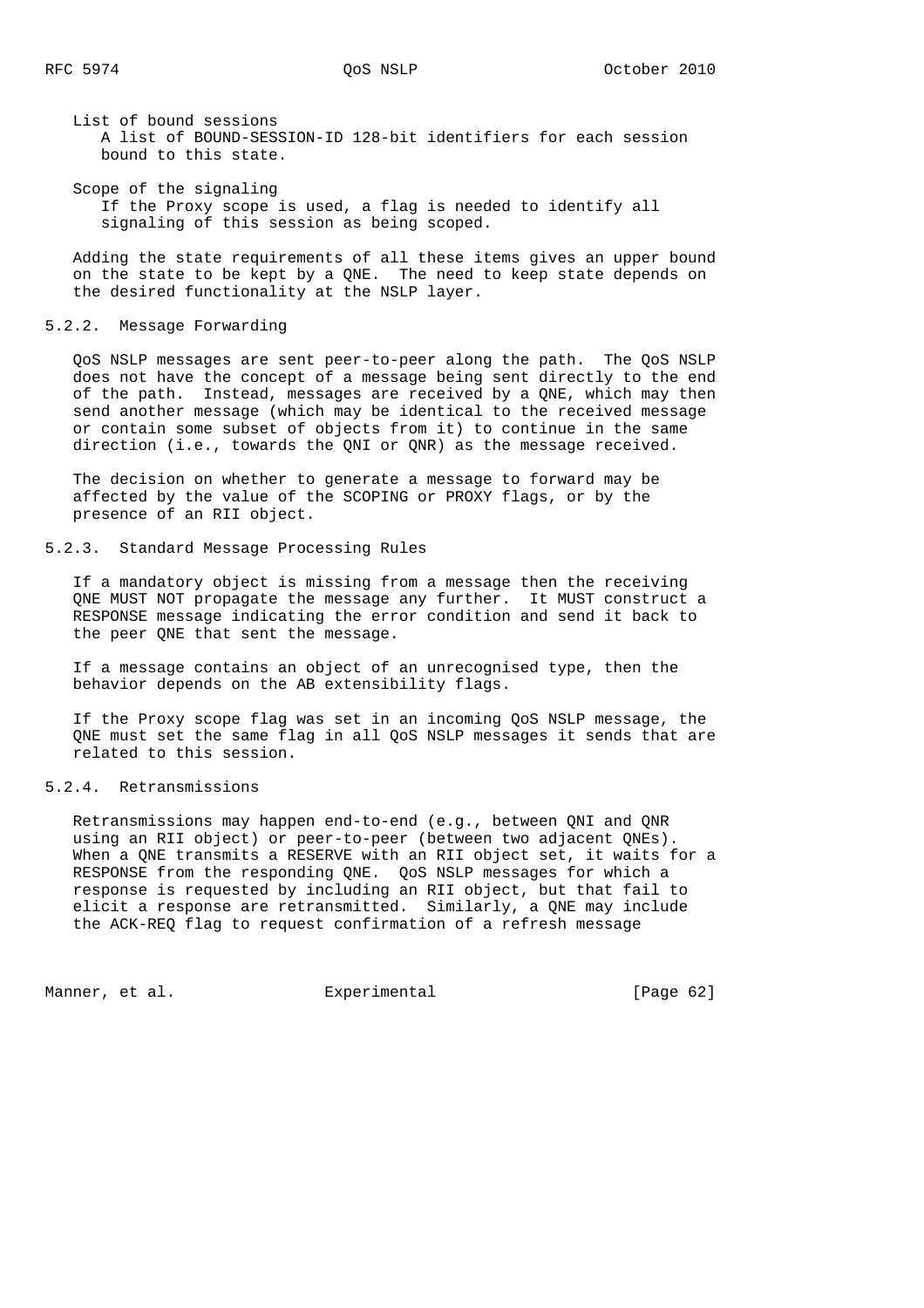List of bound sessions
A list of BOUND-SESSION-ID 128-bit identifiers for each session bound to this state.

Scope of the signaling
If the Proxy scope is used, a flag is needed to identify all signaling of this session as being scoped.

Adding the state requirements of all these items gives an upper bound on the state to be kept by a QNE. The need to keep state depends on the desired functionality at the NSLP layer.

### 5.2.2. Message Forwarding

QoS NSLP messages are sent peer-to-peer along the path. The QoS NSLP does not have the concept of a message being sent directly to the end of the path. Instead, messages are received by a QNE, which may then send another message (which may be identical to the received message or contain some subset of objects from it) to continue in the same direction (i.e., towards the QNI or QNR) as the message received.

The decision on whether to generate a message to forward may be affected by the value of the SCOPING or PROXY flags, or by the presence of an RII object.

### 5.2.3. Standard Message Processing Rules

If a mandatory object is missing from a message then the receiving QNE MUST NOT propagate the message any further. It MUST construct a RESPONSE message indicating the error condition and send it back to the peer QNE that sent the message.

If a message contains an object of an unrecognised type, then the behavior depends on the AB extensibility flags.

If the Proxy scope flag was set in an incoming QoS NSLP message, the QNE must set the same flag in all QoS NSLP messages it sends that are related to this session.

### 5.2.4. Retransmissions

Retransmissions may happen end-to-end (e.g., between QNI and QNR using an RII object) or peer-to-peer (between two adjacent QNEs). When a QNE transmits a RESERVE with an RII object set, it waits for a RESPONSE from the responding QNE. QoS NSLP messages for which a response is requested by including an RII object, but that fail to elicit a response are retransmitted. Similarly, a QNE may include the ACK-REQ flag to request confirmation of a refresh message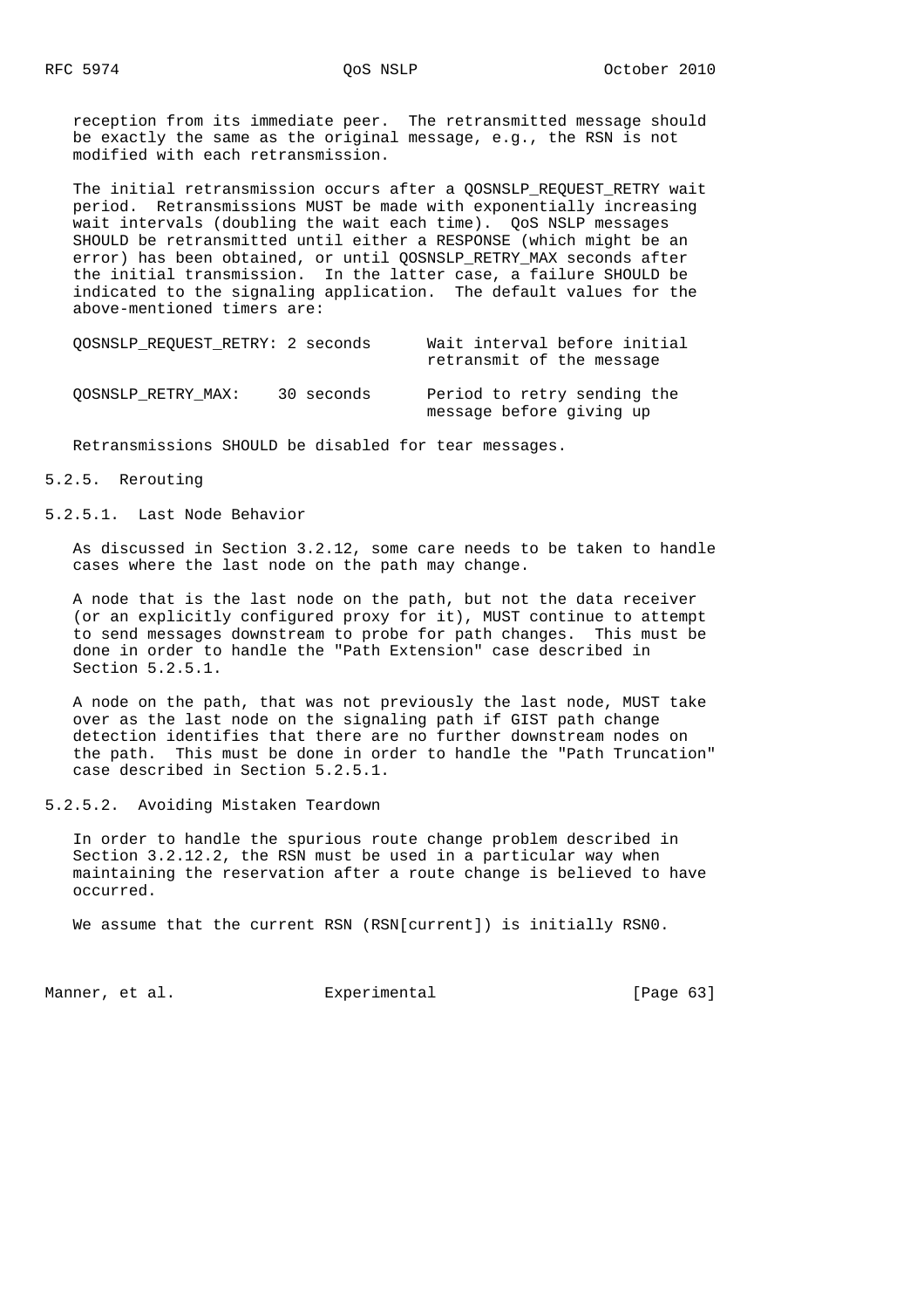reception from its immediate peer. The retransmitted message should be exactly the same as the original message, e.g., the RSN is not modified with each retransmission.

The initial retransmission occurs after a QOSNSLP_REQUEST_RETRY wait period. Retransmissions MUST be made with exponentially increasing wait intervals (doubling the wait each time). QoS NSLP messages SHOULD be retransmitted until either a RESPONSE (which might be an error) has been obtained, or until QOSNSLP_RETRY_MAX seconds after the initial transmission. In the latter case, a failure SHOULD be indicated to the signaling application. The default values for the above-mentioned timers are:

```
QOSNSLP_REQUEST_RETRY: 2 seconds      Wait interval before initial
                                      retransmit of the message

QOSNSLP_RETRY_MAX:    30 seconds      Period to retry sending the
                                      message before giving up
```

Retransmissions SHOULD be disabled for tear messages.

### 5.2.5. Rerouting

#### 5.2.5.1. Last Node Behavior

As discussed in Section 3.2.12, some care needs to be taken to handle cases where the last node on the path may change.

A node that is the last node on the path, but not the data receiver (or an explicitly configured proxy for it), MUST continue to attempt to send messages downstream to probe for path changes. This must be done in order to handle the "Path Extension" case described in Section 5.2.5.1.

A node on the path, that was not previously the last node, MUST take over as the last node on the signaling path if GIST path change detection identifies that there are no further downstream nodes on the path. This must be done in order to handle the "Path Truncation" case described in Section 5.2.5.1.

#### 5.2.5.2. Avoiding Mistaken Teardown

In order to handle the spurious route change problem described in Section 3.2.12.2, the RSN must be used in a particular way when maintaining the reservation after a route change is believed to have occurred.

We assume that the current RSN (RSN[current]) is initially RSN0.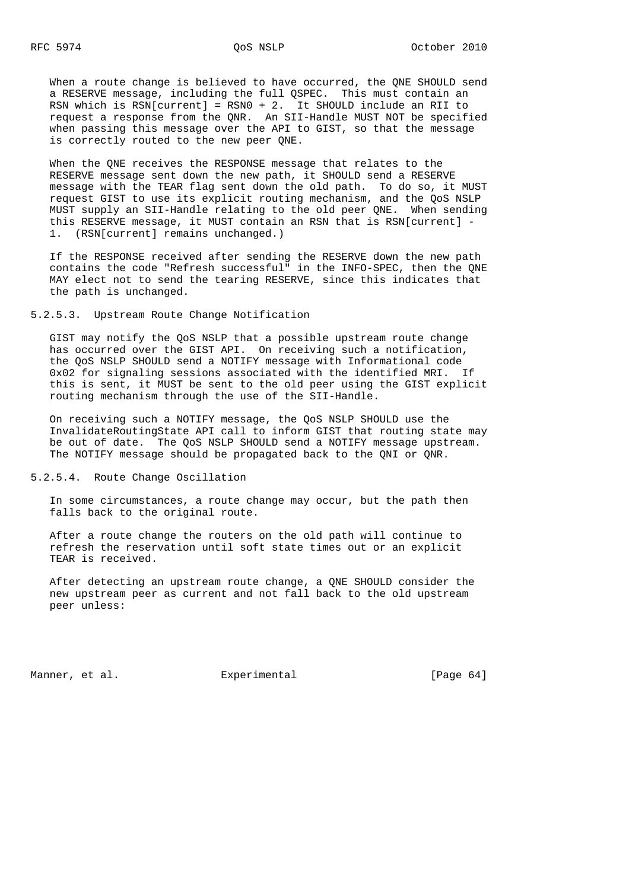When a route change is believed to have occurred, the QNE SHOULD send a RESERVE message, including the full QSPEC. This must contain an RSN which is RSN[current] = RSN0 + 2. It SHOULD include an RII to request a response from the QNR. An SII-Handle MUST NOT be specified when passing this message over the API to GIST, so that the message is correctly routed to the new peer QNE.

When the QNE receives the RESPONSE message that relates to the RESERVE message sent down the new path, it SHOULD send a RESERVE message with the TEAR flag sent down the old path. To do so, it MUST request GIST to use its explicit routing mechanism, and the QoS NSLP MUST supply an SII-Handle relating to the old peer QNE. When sending this RESERVE message, it MUST contain an RSN that is RSN[current] - 1. (RSN[current] remains unchanged.)

If the RESPONSE received after sending the RESERVE down the new path contains the code "Refresh successful" in the INFO-SPEC, then the QNE MAY elect not to send the tearing RESERVE, since this indicates that the path is unchanged.

#### 5.2.5.3. Upstream Route Change Notification

GIST may notify the QoS NSLP that a possible upstream route change has occurred over the GIST API. On receiving such a notification, the QoS NSLP SHOULD send a NOTIFY message with Informational code 0x02 for signaling sessions associated with the identified MRI. If this is sent, it MUST be sent to the old peer using the GIST explicit routing mechanism through the use of the SII-Handle.

On receiving such a NOTIFY message, the QoS NSLP SHOULD use the InvalidateRoutingState API call to inform GIST that routing state may be out of date. The QoS NSLP SHOULD send a NOTIFY message upstream. The NOTIFY message should be propagated back to the QNI or QNR.

#### 5.2.5.4. Route Change Oscillation

In some circumstances, a route change may occur, but the path then falls back to the original route.

After a route change the routers on the old path will continue to refresh the reservation until soft state times out or an explicit TEAR is received.

After detecting an upstream route change, a QNE SHOULD consider the new upstream peer as current and not fall back to the old upstream peer unless: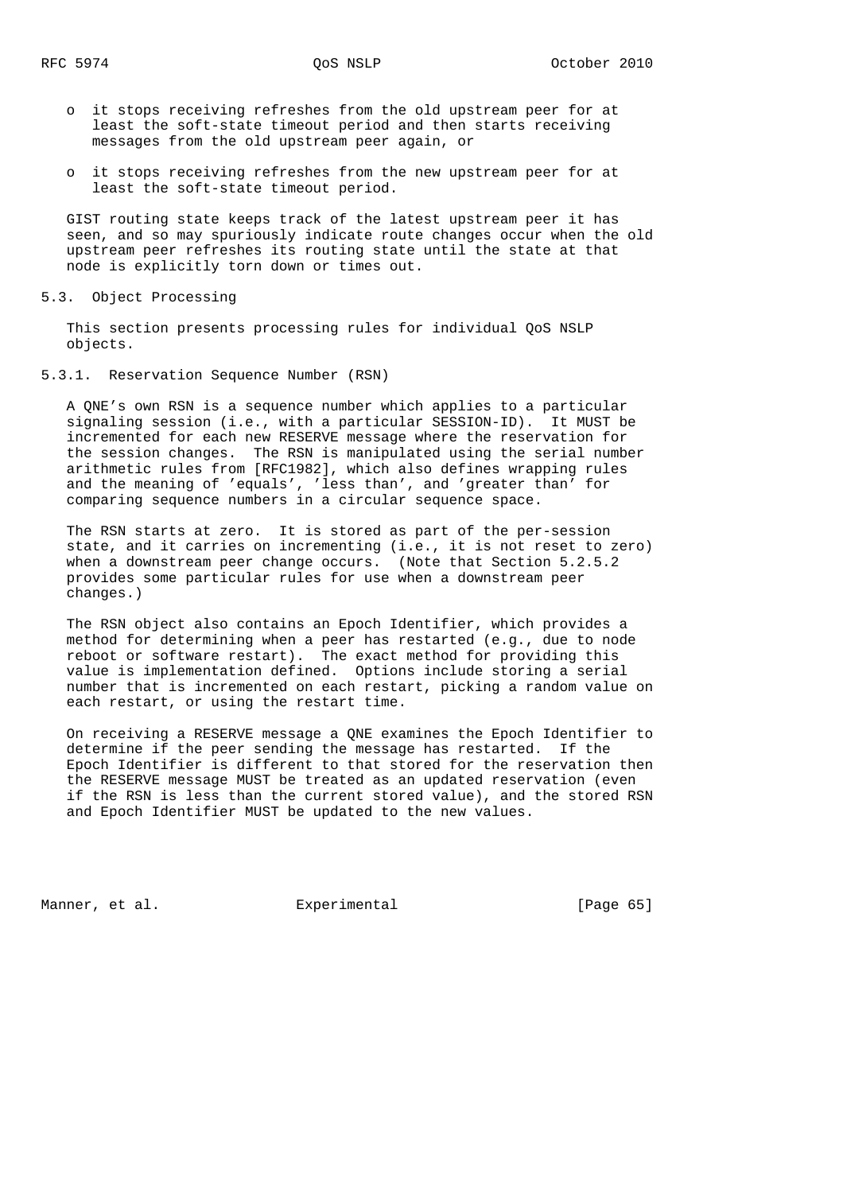- it stops receiving refreshes from the old upstream peer for at least the soft-state timeout period and then starts receiving messages from the old upstream peer again, or

- it stops receiving refreshes from the new upstream peer for at least the soft-state timeout period.

GIST routing state keeps track of the latest upstream peer it has seen, and so may spuriously indicate route changes occur when the old upstream peer refreshes its routing state until the state at that node is explicitly torn down or times out.

## 5.3. Object Processing

This section presents processing rules for individual QoS NSLP objects.

### 5.3.1. Reservation Sequence Number (RSN)

A QNE's own RSN is a sequence number which applies to a particular signaling session (i.e., with a particular SESSION-ID). It MUST be incremented for each new RESERVE message where the reservation for the session changes. The RSN is manipulated using the serial number arithmetic rules from [RFC1982], which also defines wrapping rules and the meaning of 'equals', 'less than', and 'greater than' for comparing sequence numbers in a circular sequence space.

The RSN starts at zero. It is stored as part of the per-session state, and it carries on incrementing (i.e., it is not reset to zero) when a downstream peer change occurs. (Note that Section 5.2.5.2 provides some particular rules for use when a downstream peer changes.)

The RSN object also contains an Epoch Identifier, which provides a method for determining when a peer has restarted (e.g., due to node reboot or software restart). The exact method for providing this value is implementation defined. Options include storing a serial number that is incremented on each restart, picking a random value on each restart, or using the restart time.

On receiving a RESERVE message a QNE examines the Epoch Identifier to determine if the peer sending the message has restarted. If the Epoch Identifier is different to that stored for the reservation then the RESERVE message MUST be treated as an updated reservation (even if the RSN is less than the current stored value), and the stored RSN and Epoch Identifier MUST be updated to the new values.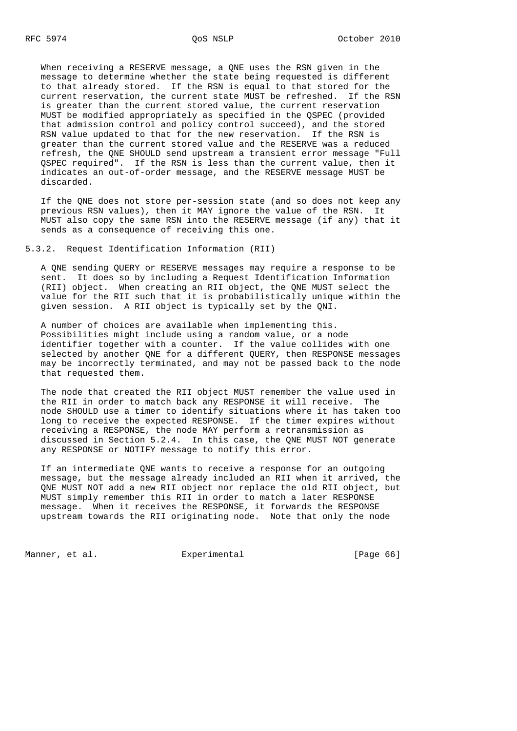When receiving a RESERVE message, a QNE uses the RSN given in the message to determine whether the state being requested is different to that already stored. If the RSN is equal to that stored for the current reservation, the current state MUST be refreshed. If the RSN is greater than the current stored value, the current reservation MUST be modified appropriately as specified in the QSPEC (provided that admission control and policy control succeed), and the stored RSN value updated to that for the new reservation. If the RSN is greater than the current stored value and the RESERVE was a reduced refresh, the QNE SHOULD send upstream a transient error message "Full QSPEC required". If the RSN is less than the current value, then it indicates an out-of-order message, and the RESERVE message MUST be discarded.

If the QNE does not store per-session state (and so does not keep any previous RSN values), then it MAY ignore the value of the RSN. It MUST also copy the same RSN into the RESERVE message (if any) that it sends as a consequence of receiving this one.

### 5.3.2. Request Identification Information (RII)

A QNE sending QUERY or RESERVE messages may require a response to be sent. It does so by including a Request Identification Information (RII) object. When creating an RII object, the QNE MUST select the value for the RII such that it is probabilistically unique within the given session. A RII object is typically set by the QNI.

A number of choices are available when implementing this. Possibilities might include using a random value, or a node identifier together with a counter. If the value collides with one selected by another QNE for a different QUERY, then RESPONSE messages may be incorrectly terminated, and may not be passed back to the node that requested them.

The node that created the RII object MUST remember the value used in the RII in order to match back any RESPONSE it will receive. The node SHOULD use a timer to identify situations where it has taken too long to receive the expected RESPONSE. If the timer expires without receiving a RESPONSE, the node MAY perform a retransmission as discussed in Section 5.2.4. In this case, the QNE MUST NOT generate any RESPONSE or NOTIFY message to notify this error.

If an intermediate QNE wants to receive a response for an outgoing message, but the message already included an RII when it arrived, the QNE MUST NOT add a new RII object nor replace the old RII object, but MUST simply remember this RII in order to match a later RESPONSE message. When it receives the RESPONSE, it forwards the RESPONSE upstream towards the RII originating node. Note that only the node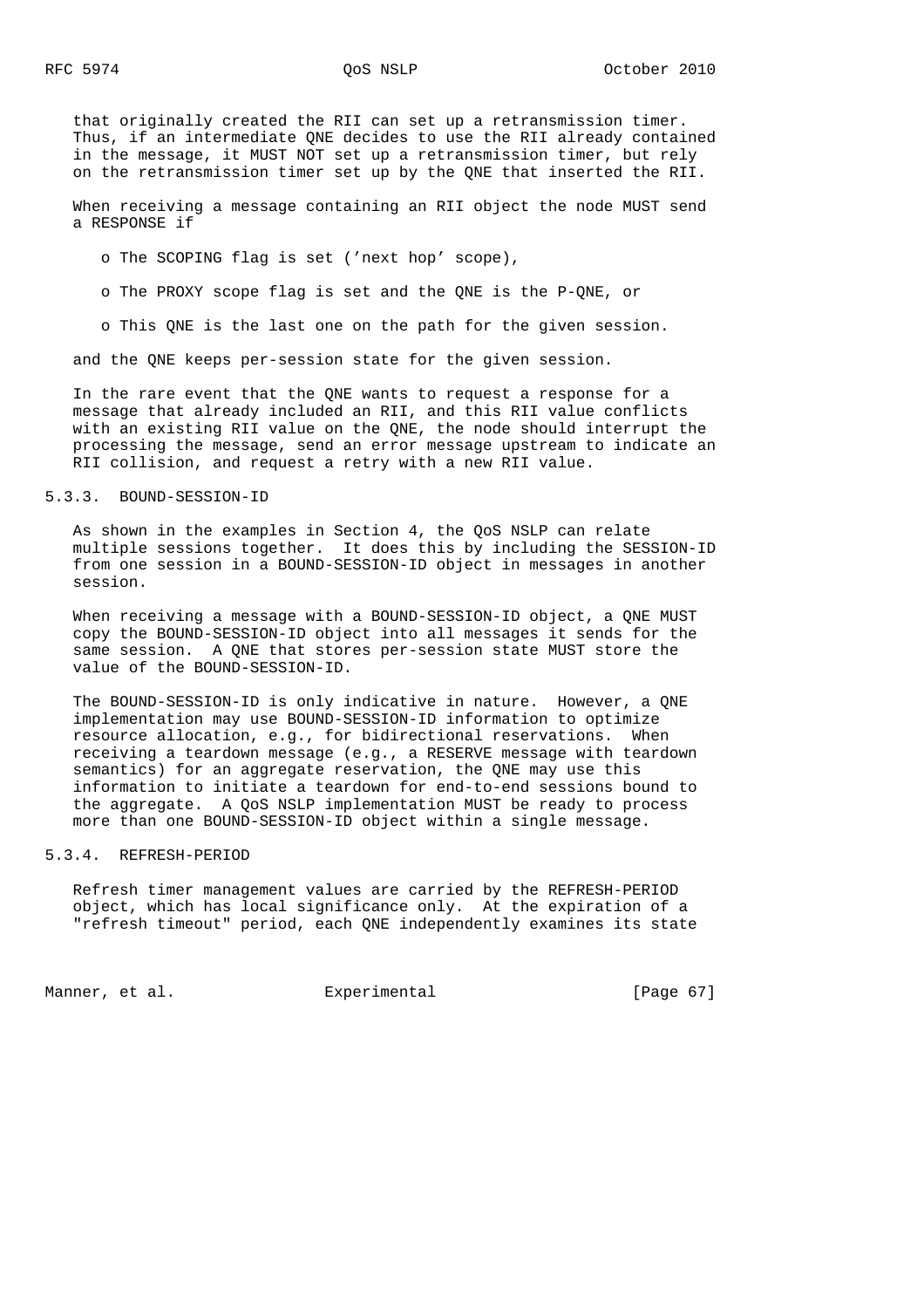that originally created the RII can set up a retransmission timer. Thus, if an intermediate QNE decides to use the RII already contained in the message, it MUST NOT set up a retransmission timer, but rely on the retransmission timer set up by the QNE that inserted the RII.

When receiving a message containing an RII object the node MUST send a RESPONSE if

- The SCOPING flag is set ('next hop' scope),
- The PROXY scope flag is set and the QNE is the P-QNE, or
- This QNE is the last one on the path for the given session.

and the QNE keeps per-session state for the given session.

In the rare event that the QNE wants to request a response for a message that already included an RII, and this RII value conflicts with an existing RII value on the QNE, the node should interrupt the processing the message, send an error message upstream to indicate an RII collision, and request a retry with a new RII value.

### 5.3.3. BOUND-SESSION-ID

As shown in the examples in Section 4, the QoS NSLP can relate multiple sessions together. It does this by including the SESSION-ID from one session in a BOUND-SESSION-ID object in messages in another session.

When receiving a message with a BOUND-SESSION-ID object, a QNE MUST copy the BOUND-SESSION-ID object into all messages it sends for the same session. A QNE that stores per-session state MUST store the value of the BOUND-SESSION-ID.

The BOUND-SESSION-ID is only indicative in nature. However, a QNE implementation may use BOUND-SESSION-ID information to optimize resource allocation, e.g., for bidirectional reservations. When receiving a teardown message (e.g., a RESERVE message with teardown semantics) for an aggregate reservation, the QNE may use this information to initiate a teardown for end-to-end sessions bound to the aggregate. A QoS NSLP implementation MUST be ready to process more than one BOUND-SESSION-ID object within a single message.

### 5.3.4. REFRESH-PERIOD

Refresh timer management values are carried by the REFRESH-PERIOD object, which has local significance only. At the expiration of a "refresh timeout" period, each QNE independently examines its state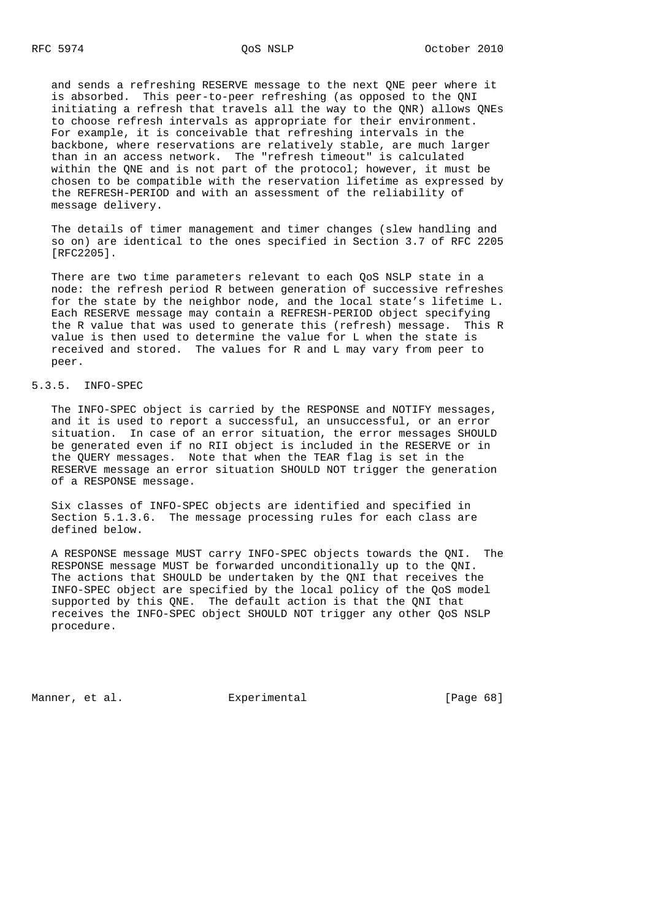and sends a refreshing RESERVE message to the next QNE peer where it is absorbed. This peer-to-peer refreshing (as opposed to the QNI initiating a refresh that travels all the way to the QNR) allows QNEs to choose refresh intervals as appropriate for their environment. For example, it is conceivable that refreshing intervals in the backbone, where reservations are relatively stable, are much larger than in an access network. The "refresh timeout" is calculated within the QNE and is not part of the protocol; however, it must be chosen to be compatible with the reservation lifetime as expressed by the REFRESH-PERIOD and with an assessment of the reliability of message delivery.

The details of timer management and timer changes (slew handling and so on) are identical to the ones specified in Section 3.7 of RFC 2205 [RFC2205].

There are two time parameters relevant to each QoS NSLP state in a node: the refresh period R between generation of successive refreshes for the state by the neighbor node, and the local state's lifetime L. Each RESERVE message may contain a REFRESH-PERIOD object specifying the R value that was used to generate this (refresh) message. This R value is then used to determine the value for L when the state is received and stored. The values for R and L may vary from peer to peer.

### 5.3.5. INFO-SPEC

The INFO-SPEC object is carried by the RESPONSE and NOTIFY messages, and it is used to report a successful, an unsuccessful, or an error situation. In case of an error situation, the error messages SHOULD be generated even if no RII object is included in the RESERVE or in the QUERY messages. Note that when the TEAR flag is set in the RESERVE message an error situation SHOULD NOT trigger the generation of a RESPONSE message.

Six classes of INFO-SPEC objects are identified and specified in Section 5.1.3.6. The message processing rules for each class are defined below.

A RESPONSE message MUST carry INFO-SPEC objects towards the QNI. The RESPONSE message MUST be forwarded unconditionally up to the QNI. The actions that SHOULD be undertaken by the QNI that receives the INFO-SPEC object are specified by the local policy of the QoS model supported by this QNE. The default action is that the QNI that receives the INFO-SPEC object SHOULD NOT trigger any other QoS NSLP procedure.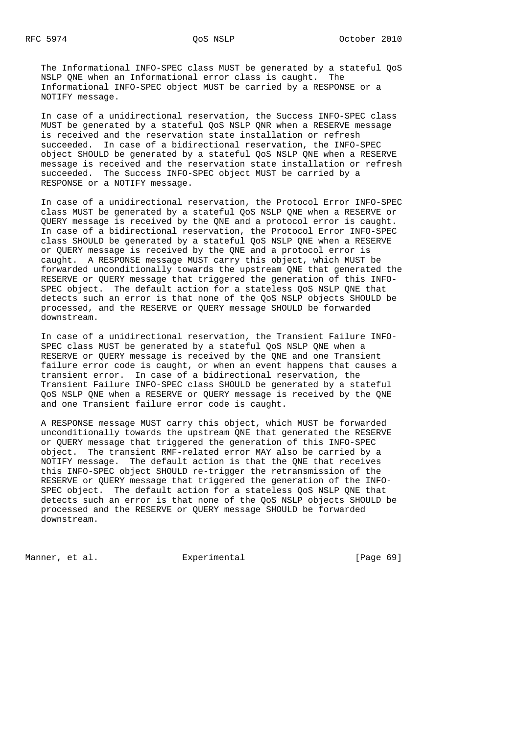The Informational INFO-SPEC class MUST be generated by a stateful QoS NSLP QNE when an Informational error class is caught. The Informational INFO-SPEC object MUST be carried by a RESPONSE or a NOTIFY message.

In case of a unidirectional reservation, the Success INFO-SPEC class MUST be generated by a stateful QoS NSLP QNR when a RESERVE message is received and the reservation state installation or refresh succeeded. In case of a bidirectional reservation, the INFO-SPEC object SHOULD be generated by a stateful QoS NSLP QNE when a RESERVE message is received and the reservation state installation or refresh succeeded. The Success INFO-SPEC object MUST be carried by a RESPONSE or a NOTIFY message.

In case of a unidirectional reservation, the Protocol Error INFO-SPEC class MUST be generated by a stateful QoS NSLP QNE when a RESERVE or QUERY message is received by the QNE and a protocol error is caught. In case of a bidirectional reservation, the Protocol Error INFO-SPEC class SHOULD be generated by a stateful QoS NSLP QNE when a RESERVE or QUERY message is received by the QNE and a protocol error is caught. A RESPONSE message MUST carry this object, which MUST be forwarded unconditionally towards the upstream QNE that generated the RESERVE or QUERY message that triggered the generation of this INFO-SPEC object. The default action for a stateless QoS NSLP QNE that detects such an error is that none of the QoS NSLP objects SHOULD be processed, and the RESERVE or QUERY message SHOULD be forwarded downstream.

In case of a unidirectional reservation, the Transient Failure INFO-SPEC class MUST be generated by a stateful QoS NSLP QNE when a RESERVE or QUERY message is received by the QNE and one Transient failure error code is caught, or when an event happens that causes a transient error. In case of a bidirectional reservation, the Transient Failure INFO-SPEC class SHOULD be generated by a stateful QoS NSLP QNE when a RESERVE or QUERY message is received by the QNE and one Transient failure error code is caught.

A RESPONSE message MUST carry this object, which MUST be forwarded unconditionally towards the upstream QNE that generated the RESERVE or QUERY message that triggered the generation of this INFO-SPEC object. The transient RMF-related error MAY also be carried by a NOTIFY message. The default action is that the QNE that receives this INFO-SPEC object SHOULD re-trigger the retransmission of the RESERVE or QUERY message that triggered the generation of the INFO-SPEC object. The default action for a stateless QoS NSLP QNE that detects such an error is that none of the QoS NSLP objects SHOULD be processed and the RESERVE or QUERY message SHOULD be forwarded downstream.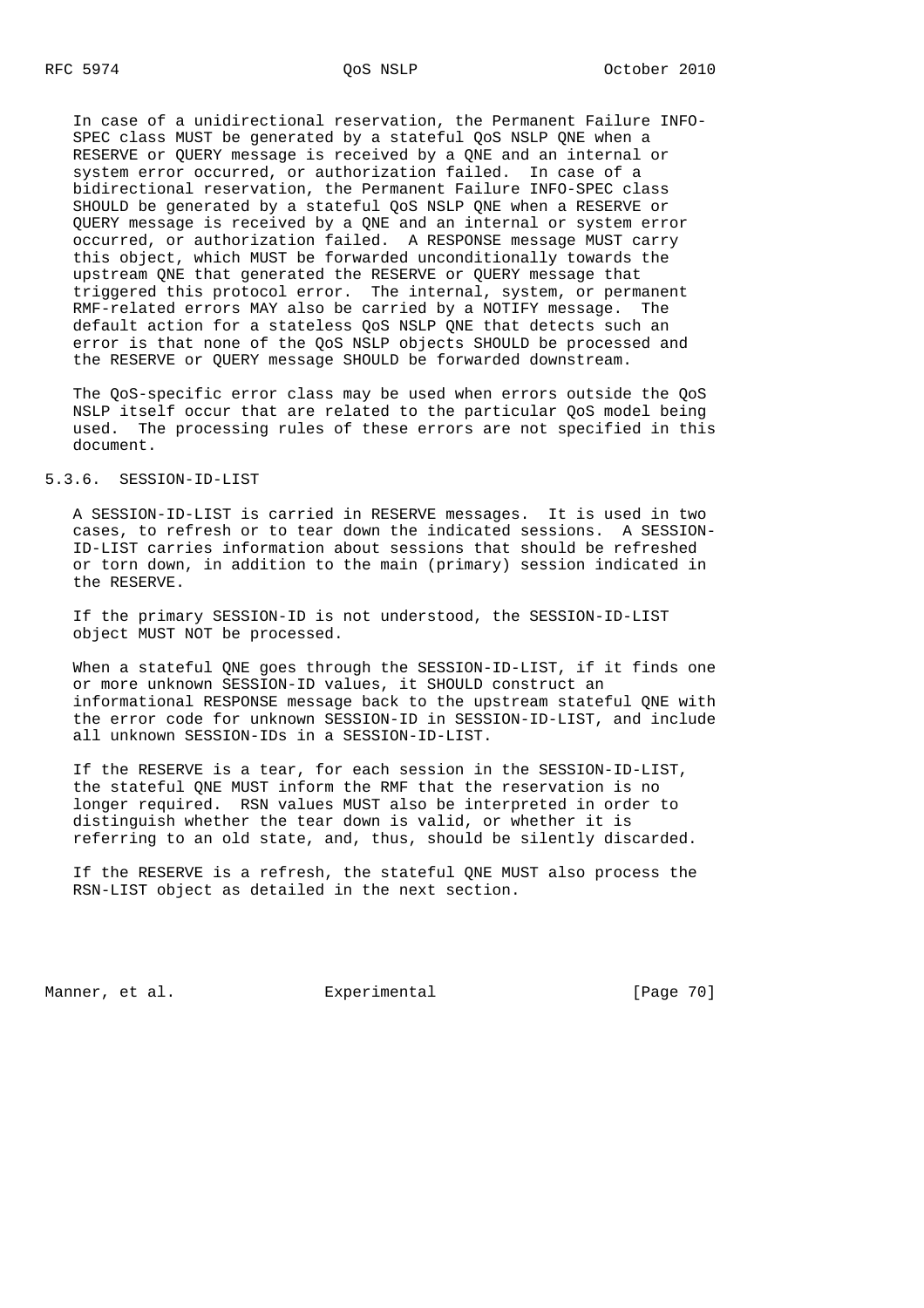In case of a unidirectional reservation, the Permanent Failure INFO-SPEC class MUST be generated by a stateful QoS NSLP QNE when a RESERVE or QUERY message is received by a QNE and an internal or system error occurred, or authorization failed. In case of a bidirectional reservation, the Permanent Failure INFO-SPEC class SHOULD be generated by a stateful QoS NSLP QNE when a RESERVE or QUERY message is received by a QNE and an internal or system error occurred, or authorization failed. A RESPONSE message MUST carry this object, which MUST be forwarded unconditionally towards the upstream QNE that generated the RESERVE or QUERY message that triggered this protocol error. The internal, system, or permanent RMF-related errors MAY also be carried by a NOTIFY message. The default action for a stateless QoS NSLP QNE that detects such an error is that none of the QoS NSLP objects SHOULD be processed and the RESERVE or QUERY message SHOULD be forwarded downstream.

The QoS-specific error class may be used when errors outside the QoS NSLP itself occur that are related to the particular QoS model being used. The processing rules of these errors are not specified in this document.

### 5.3.6. SESSION-ID-LIST

A SESSION-ID-LIST is carried in RESERVE messages. It is used in two cases, to refresh or to tear down the indicated sessions. A SESSION-ID-LIST carries information about sessions that should be refreshed or torn down, in addition to the main (primary) session indicated in the RESERVE.

If the primary SESSION-ID is not understood, the SESSION-ID-LIST object MUST NOT be processed.

When a stateful QNE goes through the SESSION-ID-LIST, if it finds one or more unknown SESSION-ID values, it SHOULD construct an informational RESPONSE message back to the upstream stateful QNE with the error code for unknown SESSION-ID in SESSION-ID-LIST, and include all unknown SESSION-IDs in a SESSION-ID-LIST.

If the RESERVE is a tear, for each session in the SESSION-ID-LIST, the stateful QNE MUST inform the RMF that the reservation is no longer required. RSN values MUST also be interpreted in order to distinguish whether the tear down is valid, or whether it is referring to an old state, and, thus, should be silently discarded.

If the RESERVE is a refresh, the stateful QNE MUST also process the RSN-LIST object as detailed in the next section.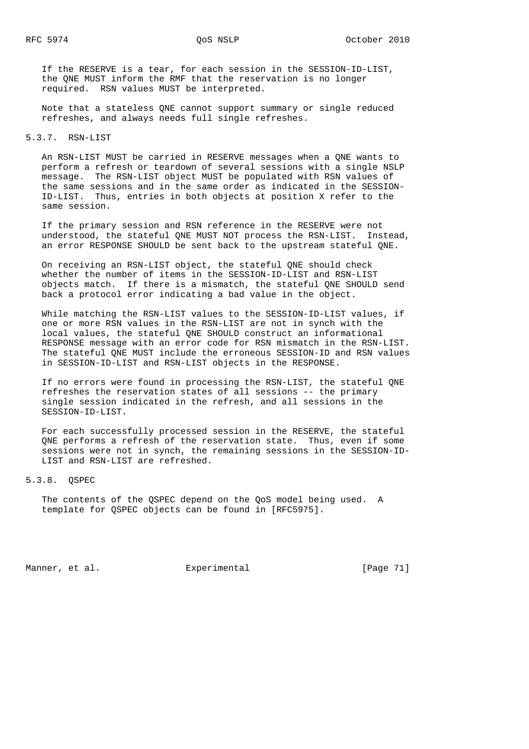If the RESERVE is a tear, for each session in the SESSION-ID-LIST, the QNE MUST inform the RMF that the reservation is no longer required. RSN values MUST be interpreted.

Note that a stateless QNE cannot support summary or single reduced refreshes, and always needs full single refreshes.

#### 5.3.7. RSN-LIST

An RSN-LIST MUST be carried in RESERVE messages when a QNE wants to perform a refresh or teardown of several sessions with a single NSLP message. The RSN-LIST object MUST be populated with RSN values of the same sessions and in the same order as indicated in the SESSION-ID-LIST. Thus, entries in both objects at position X refer to the same session.

If the primary session and RSN reference in the RESERVE were not understood, the stateful QNE MUST NOT process the RSN-LIST. Instead, an error RESPONSE SHOULD be sent back to the upstream stateful QNE.

On receiving an RSN-LIST object, the stateful QNE should check whether the number of items in the SESSION-ID-LIST and RSN-LIST objects match. If there is a mismatch, the stateful QNE SHOULD send back a protocol error indicating a bad value in the object.

While matching the RSN-LIST values to the SESSION-ID-LIST values, if one or more RSN values in the RSN-LIST are not in synch with the local values, the stateful QNE SHOULD construct an informational RESPONSE message with an error code for RSN mismatch in the RSN-LIST. The stateful QNE MUST include the erroneous SESSION-ID and RSN values in SESSION-ID-LIST and RSN-LIST objects in the RESPONSE.

If no errors were found in processing the RSN-LIST, the stateful QNE refreshes the reservation states of all sessions -- the primary single session indicated in the refresh, and all sessions in the SESSION-ID-LIST.

For each successfully processed session in the RESERVE, the stateful QNE performs a refresh of the reservation state. Thus, even if some sessions were not in synch, the remaining sessions in the SESSION-ID-LIST and RSN-LIST are refreshed.

#### 5.3.8. QSPEC

The contents of the QSPEC depend on the QoS model being used. A template for QSPEC objects can be found in [RFC5975].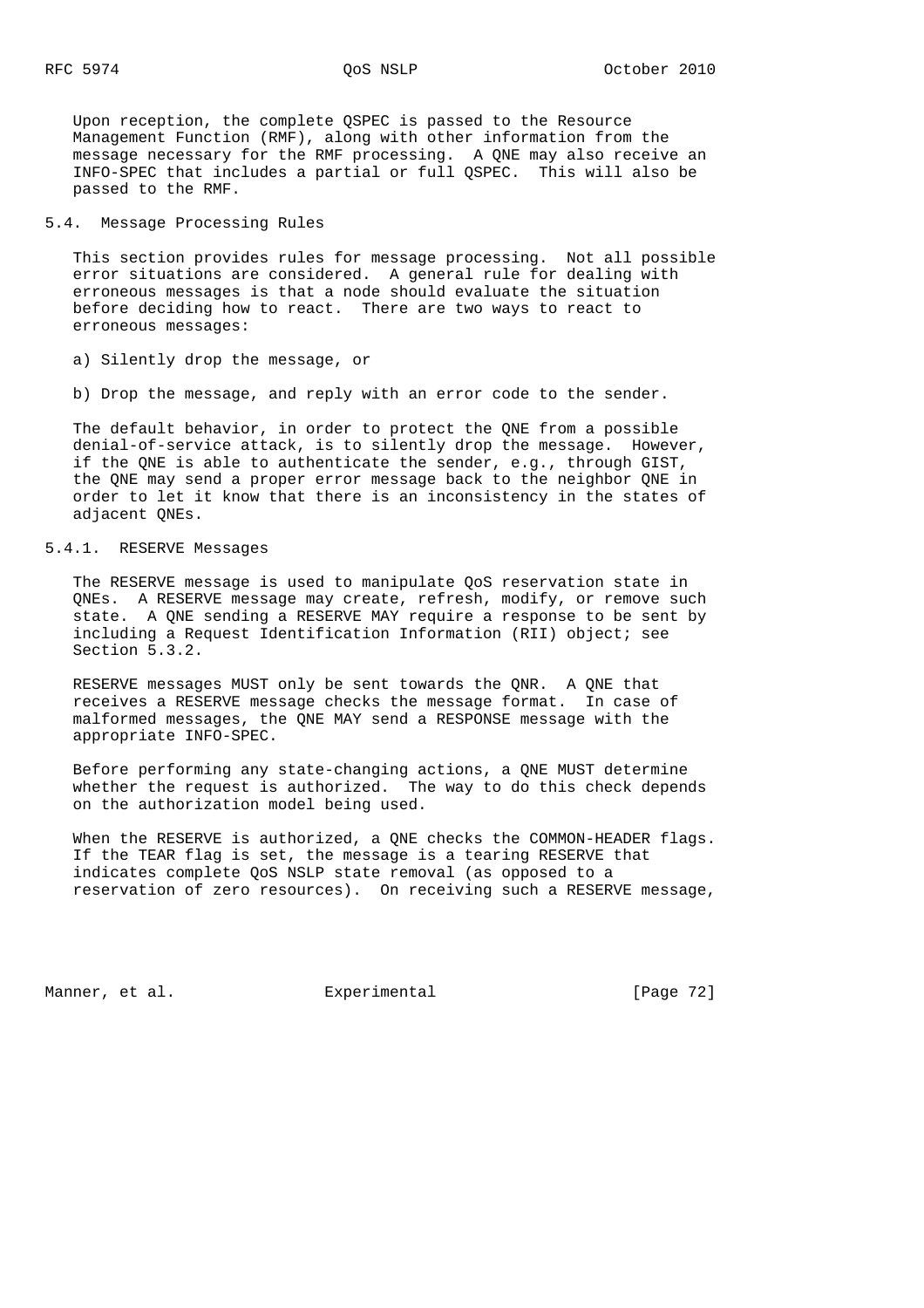Upon reception, the complete QSPEC is passed to the Resource Management Function (RMF), along with other information from the message necessary for the RMF processing. A QNE may also receive an INFO-SPEC that includes a partial or full QSPEC. This will also be passed to the RMF.

## 5.4. Message Processing Rules

This section provides rules for message processing. Not all possible error situations are considered. A general rule for dealing with erroneous messages is that a node should evaluate the situation before deciding how to react. There are two ways to react to erroneous messages:

a) Silently drop the message, or

b) Drop the message, and reply with an error code to the sender.

The default behavior, in order to protect the QNE from a possible denial-of-service attack, is to silently drop the message. However, if the QNE is able to authenticate the sender, e.g., through GIST, the QNE may send a proper error message back to the neighbor QNE in order to let it know that there is an inconsistency in the states of adjacent QNEs.

### 5.4.1. RESERVE Messages

The RESERVE message is used to manipulate QoS reservation state in QNEs. A RESERVE message may create, refresh, modify, or remove such state. A QNE sending a RESERVE MAY require a response to be sent by including a Request Identification Information (RII) object; see Section 5.3.2.

RESERVE messages MUST only be sent towards the QNR. A QNE that receives a RESERVE message checks the message format. In case of malformed messages, the QNE MAY send a RESPONSE message with the appropriate INFO-SPEC.

Before performing any state-changing actions, a QNE MUST determine whether the request is authorized. The way to do this check depends on the authorization model being used.

When the RESERVE is authorized, a QNE checks the COMMON-HEADER flags. If the TEAR flag is set, the message is a tearing RESERVE that indicates complete QoS NSLP state removal (as opposed to a reservation of zero resources). On receiving such a RESERVE message,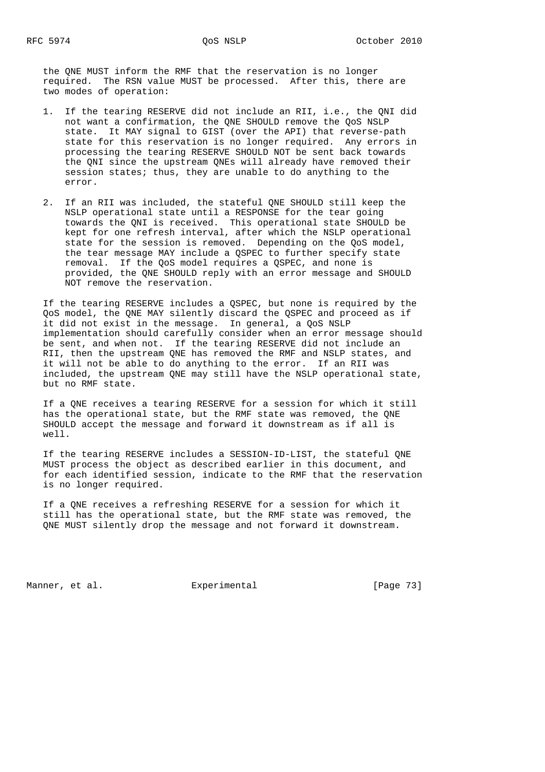the QNE MUST inform the RMF that the reservation is no longer required. The RSN value MUST be processed. After this, there are two modes of operation:

1. If the tearing RESERVE did not include an RII, i.e., the QNI did not want a confirmation, the QNE SHOULD remove the QoS NSLP state. It MAY signal to GIST (over the API) that reverse-path state for this reservation is no longer required. Any errors in processing the tearing RESERVE SHOULD NOT be sent back towards the QNI since the upstream QNEs will already have removed their session states; thus, they are unable to do anything to the error.

2. If an RII was included, the stateful QNE SHOULD still keep the NSLP operational state until a RESPONSE for the tear going towards the QNI is received. This operational state SHOULD be kept for one refresh interval, after which the NSLP operational state for the session is removed. Depending on the QoS model, the tear message MAY include a QSPEC to further specify state removal. If the QoS model requires a QSPEC, and none is provided, the QNE SHOULD reply with an error message and SHOULD NOT remove the reservation.

If the tearing RESERVE includes a QSPEC, but none is required by the QoS model, the QNE MAY silently discard the QSPEC and proceed as if it did not exist in the message. In general, a QoS NSLP implementation should carefully consider when an error message should be sent, and when not. If the tearing RESERVE did not include an RII, then the upstream QNE has removed the RMF and NSLP states, and it will not be able to do anything to the error. If an RII was included, the upstream QNE may still have the NSLP operational state, but no RMF state.

If a QNE receives a tearing RESERVE for a session for which it still has the operational state, but the RMF state was removed, the QNE SHOULD accept the message and forward it downstream as if all is well.

If the tearing RESERVE includes a SESSION-ID-LIST, the stateful QNE MUST process the object as described earlier in this document, and for each identified session, indicate to the RMF that the reservation is no longer required.

If a QNE receives a refreshing RESERVE for a session for which it still has the operational state, but the RMF state was removed, the QNE MUST silently drop the message and not forward it downstream.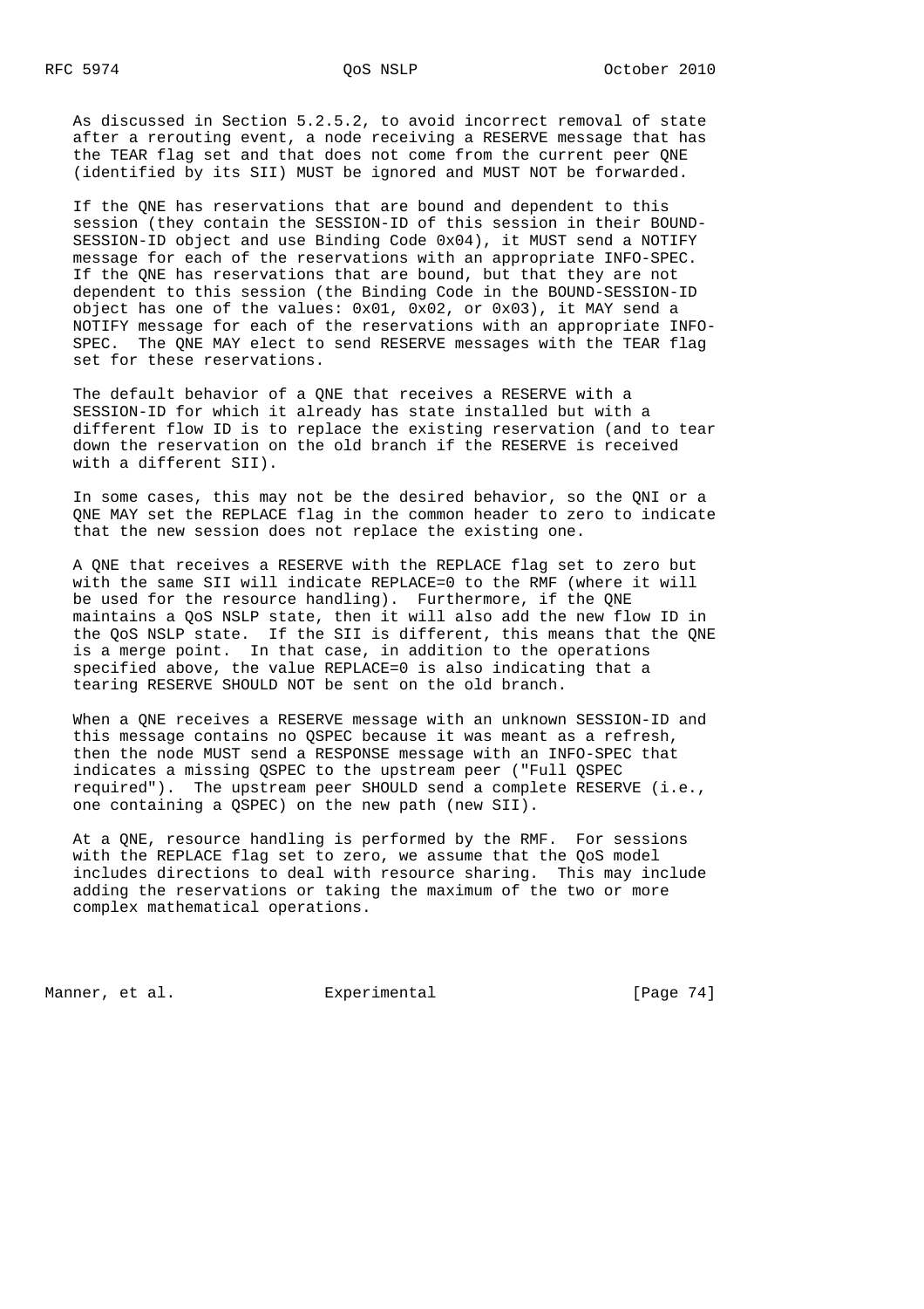As discussed in Section 5.2.5.2, to avoid incorrect removal of state after a rerouting event, a node receiving a RESERVE message that has the TEAR flag set and that does not come from the current peer QNE (identified by its SII) MUST be ignored and MUST NOT be forwarded.

If the QNE has reservations that are bound and dependent to this session (they contain the SESSION-ID of this session in their BOUND-SESSION-ID object and use Binding Code 0x04), it MUST send a NOTIFY message for each of the reservations with an appropriate INFO-SPEC. If the QNE has reservations that are bound, but that they are not dependent to this session (the Binding Code in the BOUND-SESSION-ID object has one of the values: 0x01, 0x02, or 0x03), it MAY send a NOTIFY message for each of the reservations with an appropriate INFO-SPEC. The QNE MAY elect to send RESERVE messages with the TEAR flag set for these reservations.

The default behavior of a QNE that receives a RESERVE with a SESSION-ID for which it already has state installed but with a different flow ID is to replace the existing reservation (and to tear down the reservation on the old branch if the RESERVE is received with a different SII).

In some cases, this may not be the desired behavior, so the QNI or a QNE MAY set the REPLACE flag in the common header to zero to indicate that the new session does not replace the existing one.

A QNE that receives a RESERVE with the REPLACE flag set to zero but with the same SII will indicate REPLACE=0 to the RMF (where it will be used for the resource handling). Furthermore, if the QNE maintains a QoS NSLP state, then it will also add the new flow ID in the QoS NSLP state. If the SII is different, this means that the QNE is a merge point. In that case, in addition to the operations specified above, the value REPLACE=0 is also indicating that a tearing RESERVE SHOULD NOT be sent on the old branch.

When a QNE receives a RESERVE message with an unknown SESSION-ID and this message contains no QSPEC because it was meant as a refresh, then the node MUST send a RESPONSE message with an INFO-SPEC that indicates a missing QSPEC to the upstream peer ("Full QSPEC required"). The upstream peer SHOULD send a complete RESERVE (i.e., one containing a QSPEC) on the new path (new SII).

At a QNE, resource handling is performed by the RMF. For sessions with the REPLACE flag set to zero, we assume that the QoS model includes directions to deal with resource sharing. This may include adding the reservations or taking the maximum of the two or more complex mathematical operations.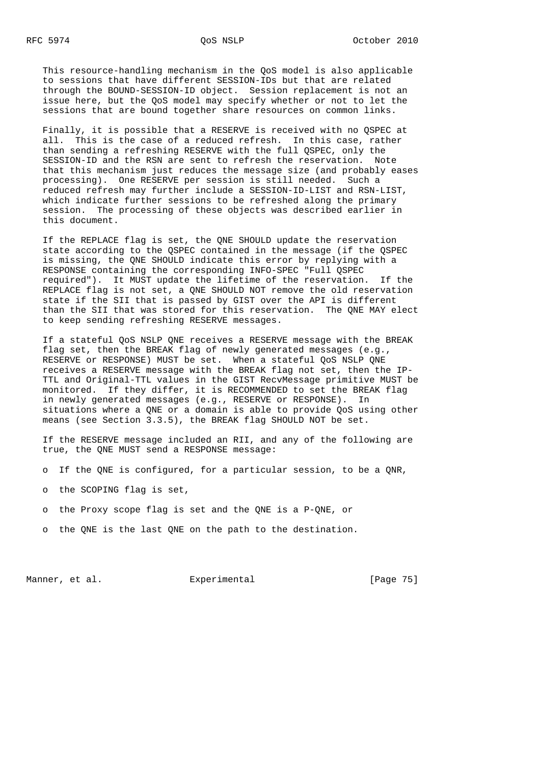This resource-handling mechanism in the QoS model is also applicable to sessions that have different SESSION-IDs but that are related through the BOUND-SESSION-ID object. Session replacement is not an issue here, but the QoS model may specify whether or not to let the sessions that are bound together share resources on common links.

Finally, it is possible that a RESERVE is received with no QSPEC at all. This is the case of a reduced refresh. In this case, rather than sending a refreshing RESERVE with the full QSPEC, only the SESSION-ID and the RSN are sent to refresh the reservation. Note that this mechanism just reduces the message size (and probably eases processing). One RESERVE per session is still needed. Such a reduced refresh may further include a SESSION-ID-LIST and RSN-LIST, which indicate further sessions to be refreshed along the primary session. The processing of these objects was described earlier in this document.

If the REPLACE flag is set, the QNE SHOULD update the reservation state according to the QSPEC contained in the message (if the QSPEC is missing, the QNE SHOULD indicate this error by replying with a RESPONSE containing the corresponding INFO-SPEC "Full QSPEC required"). It MUST update the lifetime of the reservation. If the REPLACE flag is not set, a QNE SHOULD NOT remove the old reservation state if the SII that is passed by GIST over the API is different than the SII that was stored for this reservation. The QNE MAY elect to keep sending refreshing RESERVE messages.

If a stateful QoS NSLP QNE receives a RESERVE message with the BREAK flag set, then the BREAK flag of newly generated messages (e.g., RESERVE or RESPONSE) MUST be set. When a stateful QoS NSLP QNE receives a RESERVE message with the BREAK flag not set, then the IP-TTL and Original-TTL values in the GIST RecvMessage primitive MUST be monitored. If they differ, it is RECOMMENDED to set the BREAK flag in newly generated messages (e.g., RESERVE or RESPONSE). In situations where a QNE or a domain is able to provide QoS using other means (see Section 3.3.5), the BREAK flag SHOULD NOT be set.

If the RESERVE message included an RII, and any of the following are true, the QNE MUST send a RESPONSE message:

- If the QNE is configured, for a particular session, to be a QNR,
- the SCOPING flag is set,
- the Proxy scope flag is set and the QNE is a P-QNE, or
- the QNE is the last QNE on the path to the destination.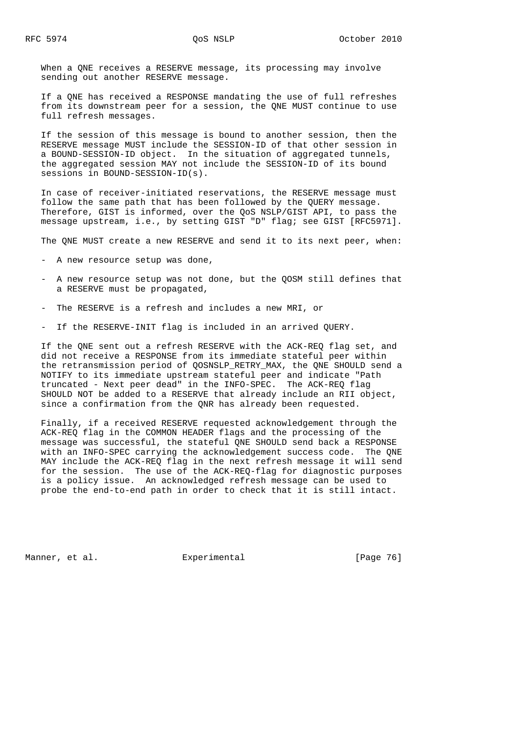When a QNE receives a RESERVE message, its processing may involve sending out another RESERVE message.

If a QNE has received a RESPONSE mandating the use of full refreshes from its downstream peer for a session, the QNE MUST continue to use full refresh messages.

If the session of this message is bound to another session, then the RESERVE message MUST include the SESSION-ID of that other session in a BOUND-SESSION-ID object. In the situation of aggregated tunnels, the aggregated session MAY not include the SESSION-ID of its bound sessions in BOUND-SESSION-ID(s).

In case of receiver-initiated reservations, the RESERVE message must follow the same path that has been followed by the QUERY message. Therefore, GIST is informed, over the QoS NSLP/GIST API, to pass the message upstream, i.e., by setting GIST "D" flag; see GIST [RFC5971].

The QNE MUST create a new RESERVE and send it to its next peer, when:

- A new resource setup was done,
- A new resource setup was not done, but the QOSM still defines that a RESERVE must be propagated,
- The RESERVE is a refresh and includes a new MRI, or
- If the RESERVE-INIT flag is included in an arrived QUERY.

If the QNE sent out a refresh RESERVE with the ACK-REQ flag set, and did not receive a RESPONSE from its immediate stateful peer within the retransmission period of QOSNSLP_RETRY_MAX, the QNE SHOULD send a NOTIFY to its immediate upstream stateful peer and indicate "Path truncated - Next peer dead" in the INFO-SPEC. The ACK-REQ flag SHOULD NOT be added to a RESERVE that already include an RII object, since a confirmation from the QNR has already been requested.

Finally, if a received RESERVE requested acknowledgement through the ACK-REQ flag in the COMMON HEADER flags and the processing of the message was successful, the stateful QNE SHOULD send back a RESPONSE with an INFO-SPEC carrying the acknowledgement success code. The QNE MAY include the ACK-REQ flag in the next refresh message it will send for the session. The use of the ACK-REQ-flag for diagnostic purposes is a policy issue. An acknowledged refresh message can be used to probe the end-to-end path in order to check that it is still intact.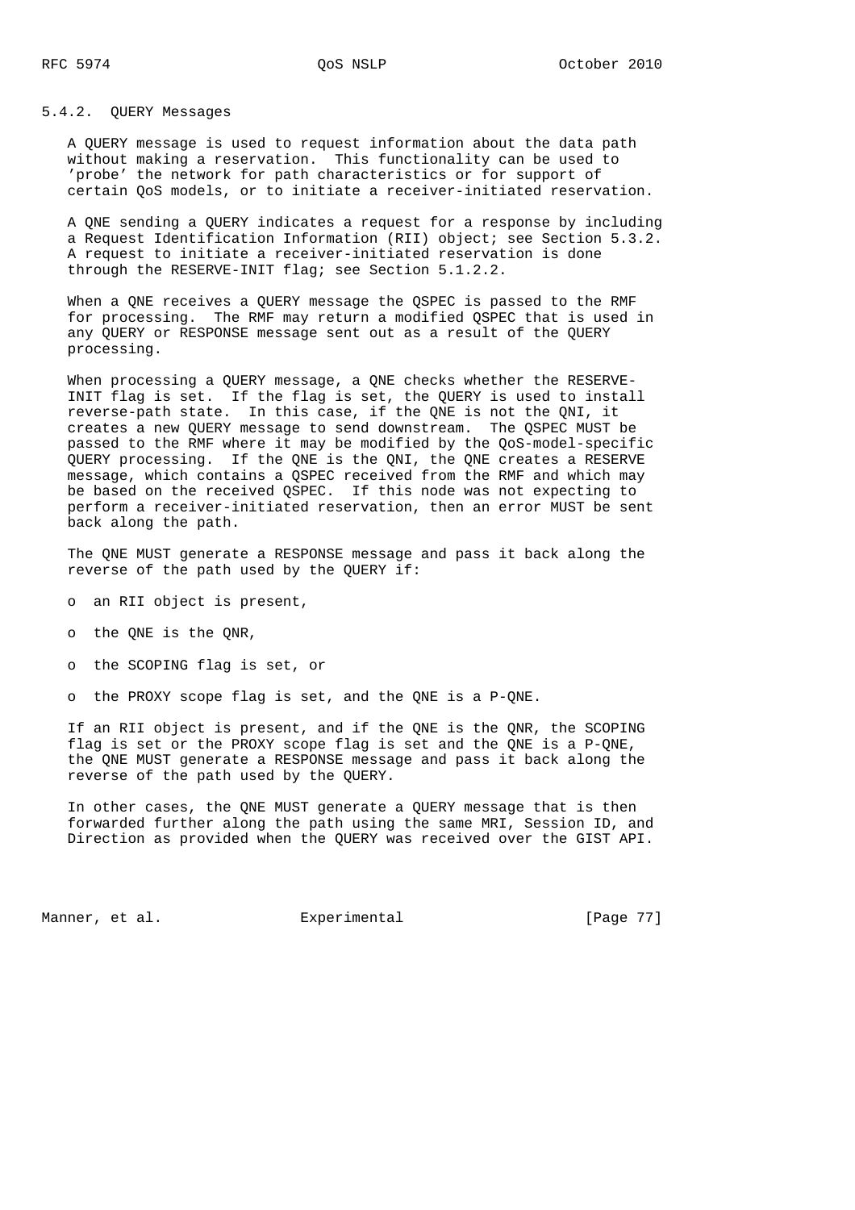### 5.4.2. QUERY Messages

A QUERY message is used to request information about the data path without making a reservation. This functionality can be used to 'probe' the network for path characteristics or for support of certain QoS models, or to initiate a receiver-initiated reservation.

A QNE sending a QUERY indicates a request for a response by including a Request Identification Information (RII) object; see Section 5.3.2. A request to initiate a receiver-initiated reservation is done through the RESERVE-INIT flag; see Section 5.1.2.2.

When a QNE receives a QUERY message the QSPEC is passed to the RMF for processing. The RMF may return a modified QSPEC that is used in any QUERY or RESPONSE message sent out as a result of the QUERY processing.

When processing a QUERY message, a QNE checks whether the RESERVE-INIT flag is set. If the flag is set, the QUERY is used to install reverse-path state. In this case, if the QNE is not the QNI, it creates a new QUERY message to send downstream. The QSPEC MUST be passed to the RMF where it may be modified by the QoS-model-specific QUERY processing. If the QNE is the QNI, the QNE creates a RESERVE message, which contains a QSPEC received from the RMF and which may be based on the received QSPEC. If this node was not expecting to perform a receiver-initiated reservation, then an error MUST be sent back along the path.

The QNE MUST generate a RESPONSE message and pass it back along the reverse of the path used by the QUERY if:

- an RII object is present,
- the QNE is the QNR,
- the SCOPING flag is set, or
- the PROXY scope flag is set, and the QNE is a P-QNE.

If an RII object is present, and if the QNE is the QNR, the SCOPING flag is set or the PROXY scope flag is set and the QNE is a P-QNE, the QNE MUST generate a RESPONSE message and pass it back along the reverse of the path used by the QUERY.

In other cases, the QNE MUST generate a QUERY message that is then forwarded further along the path using the same MRI, Session ID, and Direction as provided when the QUERY was received over the GIST API.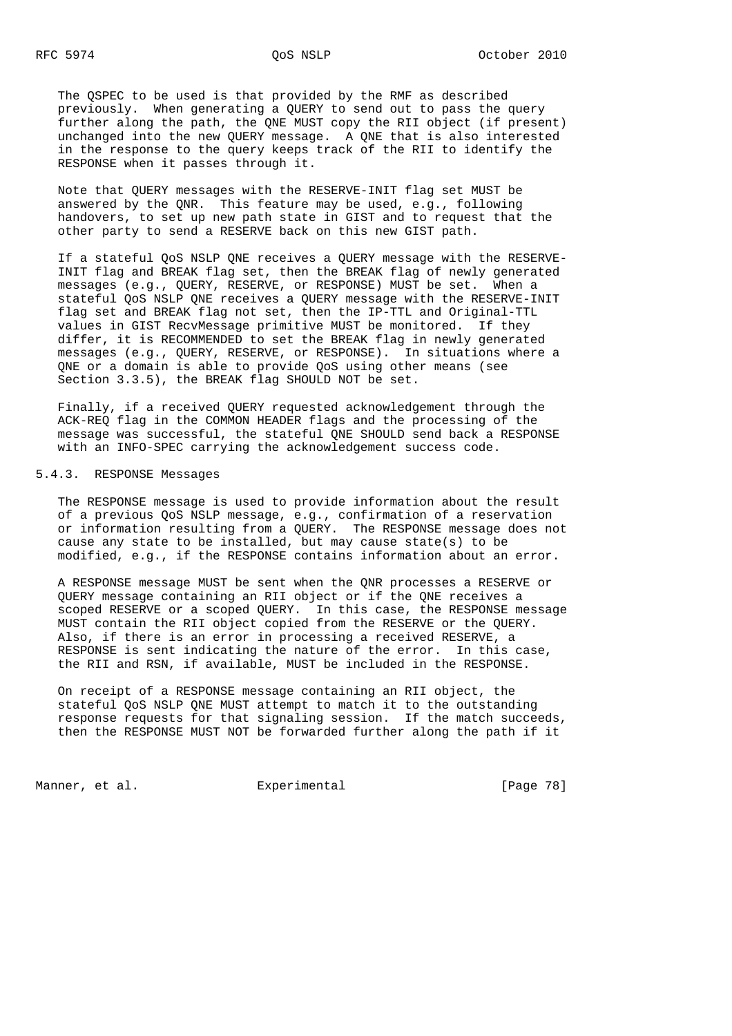The QSPEC to be used is that provided by the RMF as described previously. When generating a QUERY to send out to pass the query further along the path, the QNE MUST copy the RII object (if present) unchanged into the new QUERY message. A QNE that is also interested in the response to the query keeps track of the RII to identify the RESPONSE when it passes through it.

Note that QUERY messages with the RESERVE-INIT flag set MUST be answered by the QNR. This feature may be used, e.g., following handovers, to set up new path state in GIST and to request that the other party to send a RESERVE back on this new GIST path.

If a stateful QoS NSLP QNE receives a QUERY message with the RESERVE-INIT flag and BREAK flag set, then the BREAK flag of newly generated messages (e.g., QUERY, RESERVE, or RESPONSE) MUST be set. When a stateful QoS NSLP QNE receives a QUERY message with the RESERVE-INIT flag set and BREAK flag not set, then the IP-TTL and Original-TTL values in GIST RecvMessage primitive MUST be monitored. If they differ, it is RECOMMENDED to set the BREAK flag in newly generated messages (e.g., QUERY, RESERVE, or RESPONSE). In situations where a QNE or a domain is able to provide QoS using other means (see Section 3.3.5), the BREAK flag SHOULD NOT be set.

Finally, if a received QUERY requested acknowledgement through the ACK-REQ flag in the COMMON HEADER flags and the processing of the message was successful, the stateful QNE SHOULD send back a RESPONSE with an INFO-SPEC carrying the acknowledgement success code.

### 5.4.3. RESPONSE Messages

The RESPONSE message is used to provide information about the result of a previous QoS NSLP message, e.g., confirmation of a reservation or information resulting from a QUERY. The RESPONSE message does not cause any state to be installed, but may cause state(s) to be modified, e.g., if the RESPONSE contains information about an error.

A RESPONSE message MUST be sent when the QNR processes a RESERVE or QUERY message containing an RII object or if the QNE receives a scoped RESERVE or a scoped QUERY. In this case, the RESPONSE message MUST contain the RII object copied from the RESERVE or the QUERY. Also, if there is an error in processing a received RESERVE, a RESPONSE is sent indicating the nature of the error. In this case, the RII and RSN, if available, MUST be included in the RESPONSE.

On receipt of a RESPONSE message containing an RII object, the stateful QoS NSLP QNE MUST attempt to match it to the outstanding response requests for that signaling session. If the match succeeds, then the RESPONSE MUST NOT be forwarded further along the path if it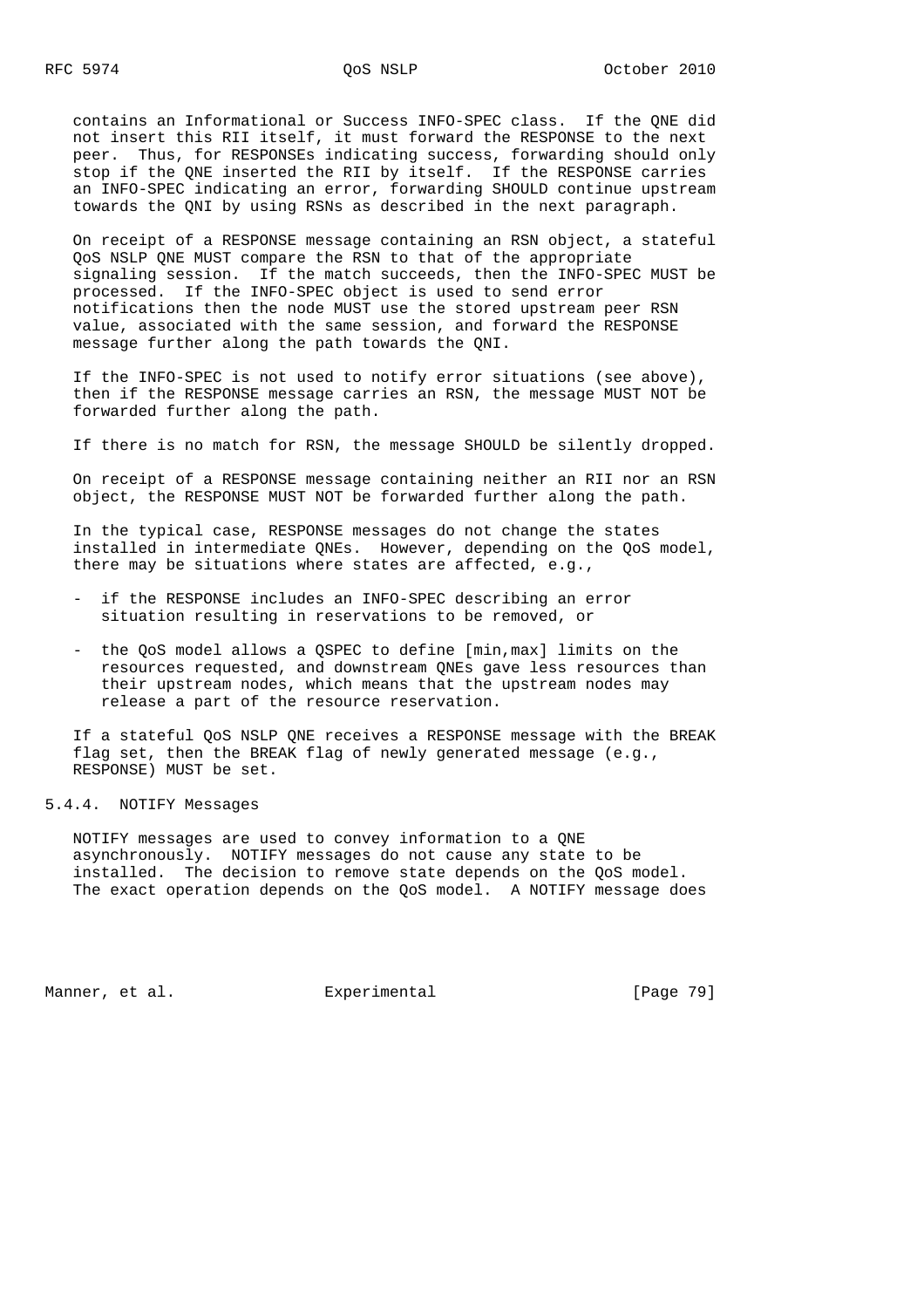contains an Informational or Success INFO-SPEC class. If the QNE did not insert this RII itself, it must forward the RESPONSE to the next peer. Thus, for RESPONSEs indicating success, forwarding should only stop if the QNE inserted the RII by itself. If the RESPONSE carries an INFO-SPEC indicating an error, forwarding SHOULD continue upstream towards the QNI by using RSNs as described in the next paragraph.

On receipt of a RESPONSE message containing an RSN object, a stateful QoS NSLP QNE MUST compare the RSN to that of the appropriate signaling session. If the match succeeds, then the INFO-SPEC MUST be processed. If the INFO-SPEC object is used to send error notifications then the node MUST use the stored upstream peer RSN value, associated with the same session, and forward the RESPONSE message further along the path towards the QNI.

If the INFO-SPEC is not used to notify error situations (see above), then if the RESPONSE message carries an RSN, the message MUST NOT be forwarded further along the path.

If there is no match for RSN, the message SHOULD be silently dropped.

On receipt of a RESPONSE message containing neither an RII nor an RSN object, the RESPONSE MUST NOT be forwarded further along the path.

In the typical case, RESPONSE messages do not change the states installed in intermediate QNEs. However, depending on the QoS model, there may be situations where states are affected, e.g.,

- if the RESPONSE includes an INFO-SPEC describing an error situation resulting in reservations to be removed, or

- the QoS model allows a QSPEC to define [min,max] limits on the resources requested, and downstream QNEs gave less resources than their upstream nodes, which means that the upstream nodes may release a part of the resource reservation.

If a stateful QoS NSLP QNE receives a RESPONSE message with the BREAK flag set, then the BREAK flag of newly generated message (e.g., RESPONSE) MUST be set.

### 5.4.4. NOTIFY Messages

NOTIFY messages are used to convey information to a QNE asynchronously. NOTIFY messages do not cause any state to be installed. The decision to remove state depends on the QoS model. The exact operation depends on the QoS model. A NOTIFY message does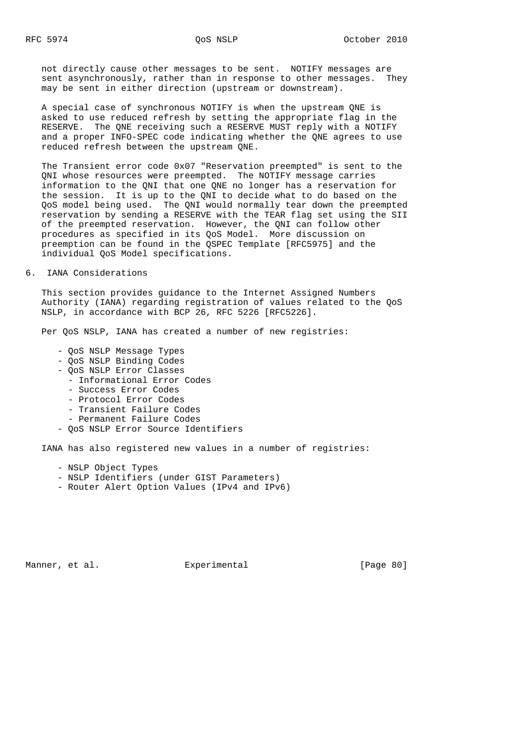not directly cause other messages to be sent. NOTIFY messages are sent asynchronously, rather than in response to other messages. They may be sent in either direction (upstream or downstream).

A special case of synchronous NOTIFY is when the upstream QNE is asked to use reduced refresh by setting the appropriate flag in the RESERVE. The QNE receiving such a RESERVE MUST reply with a NOTIFY and a proper INFO-SPEC code indicating whether the QNE agrees to use reduced refresh between the upstream QNE.

The Transient error code 0x07 "Reservation preempted" is sent to the QNI whose resources were preempted. The NOTIFY message carries information to the QNI that one QNE no longer has a reservation for the session. It is up to the QNI to decide what to do based on the QoS model being used. The QNI would normally tear down the preempted reservation by sending a RESERVE with the TEAR flag set using the SII of the preempted reservation. However, the QNI can follow other procedures as specified in its QoS Model. More discussion on preemption can be found in the QSPEC Template [RFC5975] and the individual QoS Model specifications.

# 6. IANA Considerations

This section provides guidance to the Internet Assigned Numbers Authority (IANA) regarding registration of values related to the QoS NSLP, in accordance with BCP 26, RFC 5226 [RFC5226].

Per QoS NSLP, IANA has created a number of new registries:

- QoS NSLP Message Types
- QoS NSLP Binding Codes
- QoS NSLP Error Classes
  - Informational Error Codes
  - Success Error Codes
  - Protocol Error Codes
  - Transient Failure Codes
  - Permanent Failure Codes
- QoS NSLP Error Source Identifiers

IANA has also registered new values in a number of registries:

- NSLP Object Types
- NSLP Identifiers (under GIST Parameters)
- Router Alert Option Values (IPv4 and IPv6)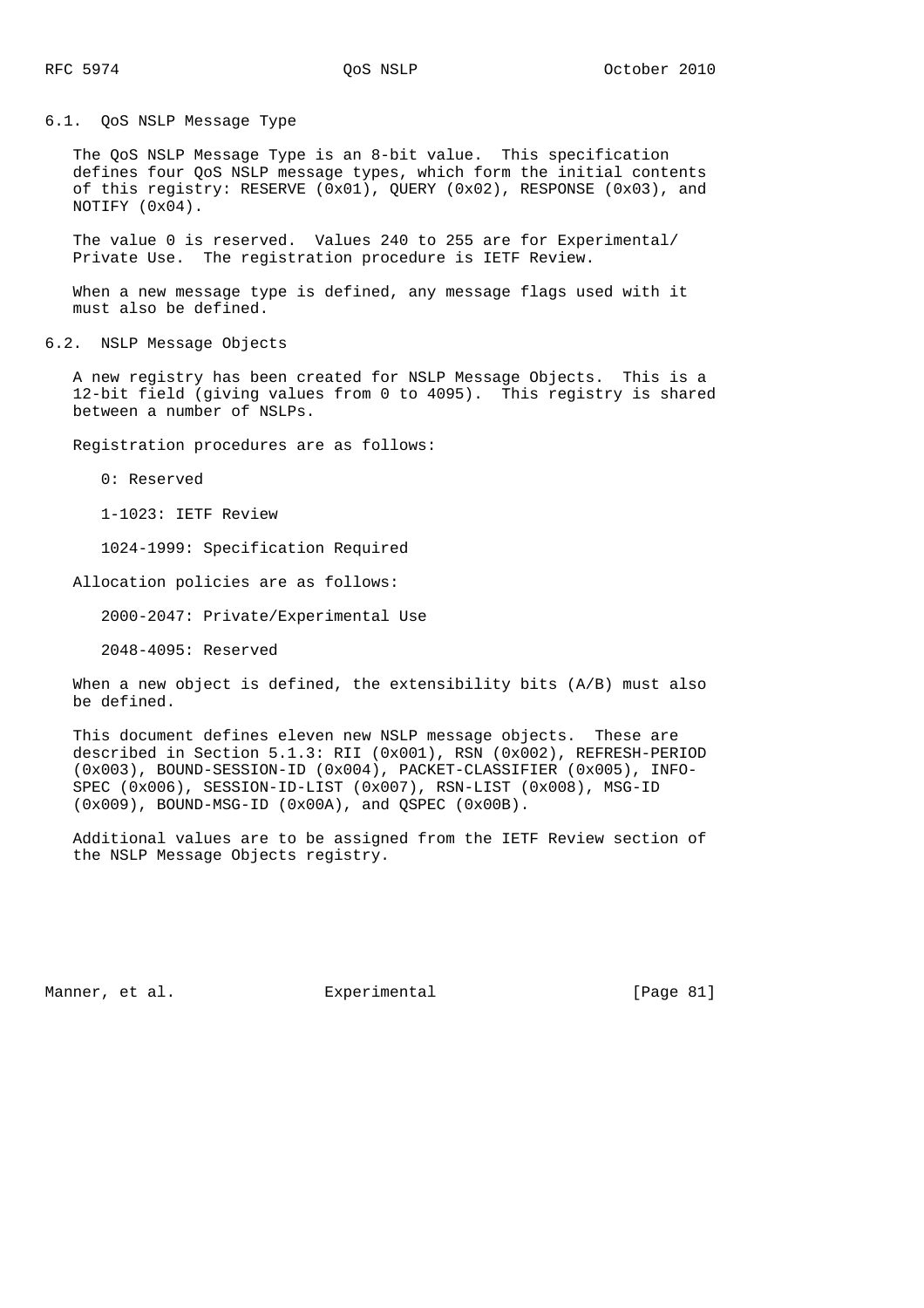### 6.1. QoS NSLP Message Type

The QoS NSLP Message Type is an 8-bit value. This specification defines four QoS NSLP message types, which form the initial contents of this registry: RESERVE (0x01), QUERY (0x02), RESPONSE (0x03), and NOTIFY (0x04).

The value 0 is reserved. Values 240 to 255 are for Experimental/ Private Use. The registration procedure is IETF Review.

When a new message type is defined, any message flags used with it must also be defined.

### 6.2. NSLP Message Objects

A new registry has been created for NSLP Message Objects. This is a 12-bit field (giving values from 0 to 4095). This registry is shared between a number of NSLPs.

Registration procedures are as follows:

- 0: Reserved
- 1-1023: IETF Review
- 1024-1999: Specification Required

Allocation policies are as follows:

- 2000-2047: Private/Experimental Use
- 2048-4095: Reserved

When a new object is defined, the extensibility bits (A/B) must also be defined.

This document defines eleven new NSLP message objects. These are described in Section 5.1.3: RII (0x001), RSN (0x002), REFRESH-PERIOD (0x003), BOUND-SESSION-ID (0x004), PACKET-CLASSIFIER (0x005), INFO-SPEC (0x006), SESSION-ID-LIST (0x007), RSN-LIST (0x008), MSG-ID (0x009), BOUND-MSG-ID (0x00A), and QSPEC (0x00B).

Additional values are to be assigned from the IETF Review section of the NSLP Message Objects registry.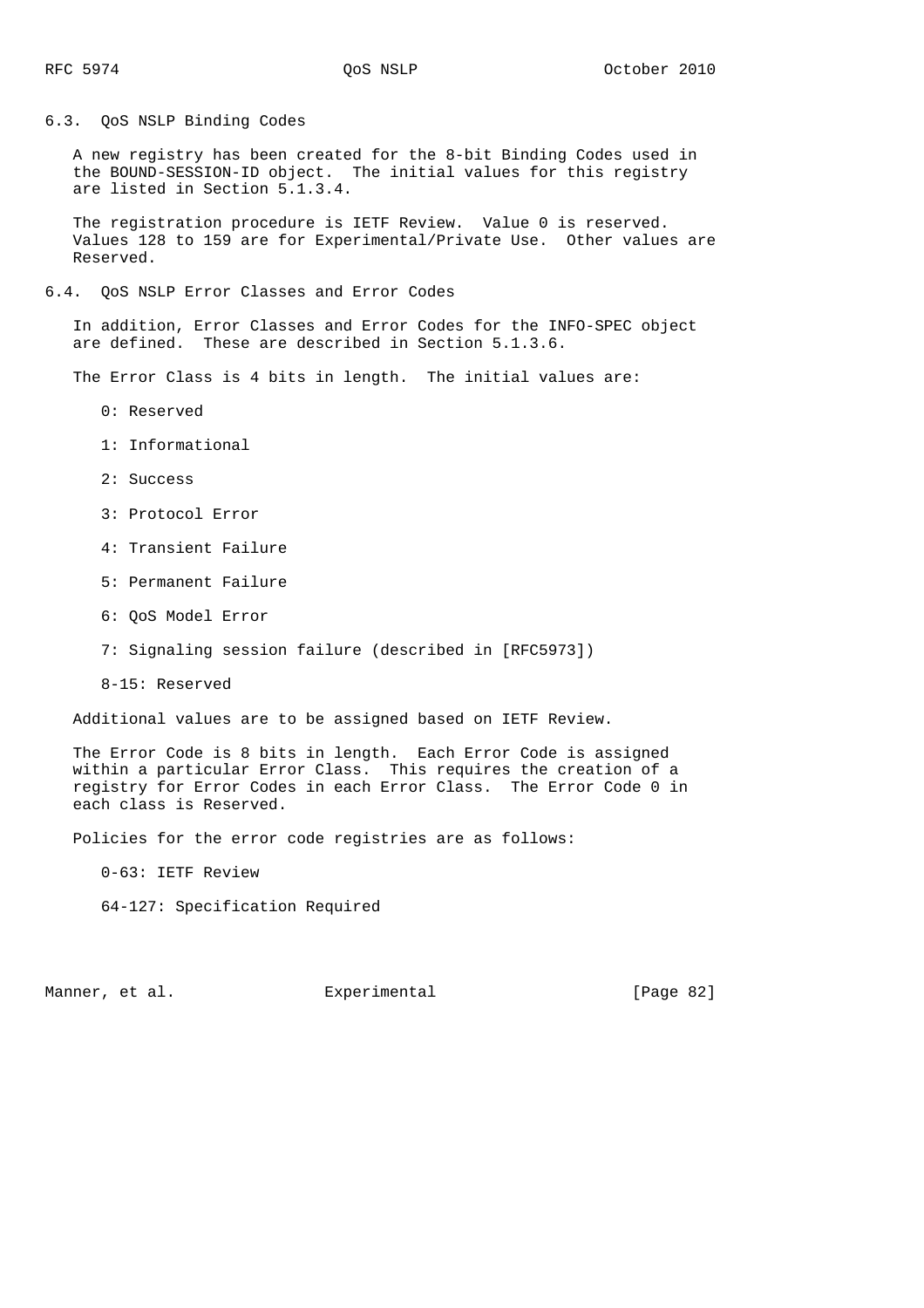## 6.3. QoS NSLP Binding Codes

A new registry has been created for the 8-bit Binding Codes used in the BOUND-SESSION-ID object. The initial values for this registry are listed in Section 5.1.3.4.

The registration procedure is IETF Review. Value 0 is reserved. Values 128 to 159 are for Experimental/Private Use. Other values are Reserved.

## 6.4. QoS NSLP Error Classes and Error Codes

In addition, Error Classes and Error Codes for the INFO-SPEC object are defined. These are described in Section 5.1.3.6.

The Error Class is 4 bits in length. The initial values are:

- 0: Reserved
- 1: Informational
- 2: Success
- 3: Protocol Error
- 4: Transient Failure
- 5: Permanent Failure
- 6: QoS Model Error
- 7: Signaling session failure (described in [RFC5973])
- 8-15: Reserved

Additional values are to be assigned based on IETF Review.

The Error Code is 8 bits in length. Each Error Code is assigned within a particular Error Class. This requires the creation of a registry for Error Codes in each Error Class. The Error Code 0 in each class is Reserved.

Policies for the error code registries are as follows:

- 0-63: IETF Review
- 64-127: Specification Required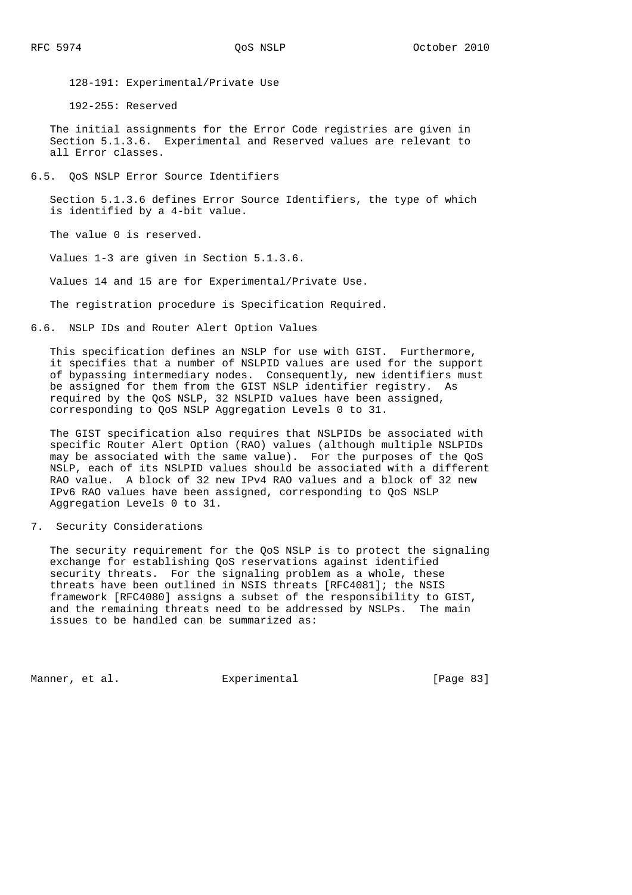128-191: Experimental/Private Use

192-255: Reserved

The initial assignments for the Error Code registries are given in Section 5.1.3.6. Experimental and Reserved values are relevant to all Error classes.

## 6.5. QoS NSLP Error Source Identifiers

Section 5.1.3.6 defines Error Source Identifiers, the type of which is identified by a 4-bit value.

The value 0 is reserved.

Values 1-3 are given in Section 5.1.3.6.

Values 14 and 15 are for Experimental/Private Use.

The registration procedure is Specification Required.

## 6.6. NSLP IDs and Router Alert Option Values

This specification defines an NSLP for use with GIST. Furthermore, it specifies that a number of NSLPID values are used for the support of bypassing intermediary nodes. Consequently, new identifiers must be assigned for them from the GIST NSLP identifier registry. As required by the QoS NSLP, 32 NSLPID values have been assigned, corresponding to QoS NSLP Aggregation Levels 0 to 31.

The GIST specification also requires that NSLPIDs be associated with specific Router Alert Option (RAO) values (although multiple NSLPIDs may be associated with the same value). For the purposes of the QoS NSLP, each of its NSLPID values should be associated with a different RAO value. A block of 32 new IPv4 RAO values and a block of 32 new IPv6 RAO values have been assigned, corresponding to QoS NSLP Aggregation Levels 0 to 31.

# 7. Security Considerations

The security requirement for the QoS NSLP is to protect the signaling exchange for establishing QoS reservations against identified security threats. For the signaling problem as a whole, these threats have been outlined in NSIS threats [RFC4081]; the NSIS framework [RFC4080] assigns a subset of the responsibility to GIST, and the remaining threats need to be addressed by NSLPs. The main issues to be handled can be summarized as: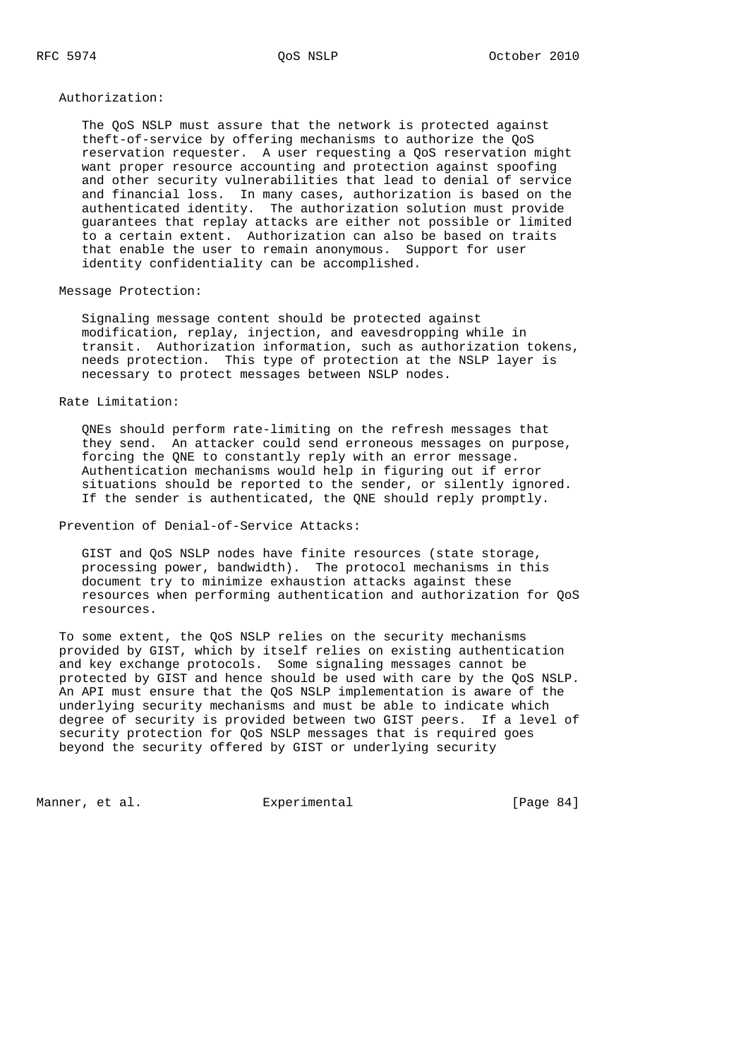Authorization:

The QoS NSLP must assure that the network is protected against theft-of-service by offering mechanisms to authorize the QoS reservation requester. A user requesting a QoS reservation might want proper resource accounting and protection against spoofing and other security vulnerabilities that lead to denial of service and financial loss. In many cases, authorization is based on the authenticated identity. The authorization solution must provide guarantees that replay attacks are either not possible or limited to a certain extent. Authorization can also be based on traits that enable the user to remain anonymous. Support for user identity confidentiality can be accomplished.

Message Protection:

Signaling message content should be protected against modification, replay, injection, and eavesdropping while in transit. Authorization information, such as authorization tokens, needs protection. This type of protection at the NSLP layer is necessary to protect messages between NSLP nodes.

Rate Limitation:

QNEs should perform rate-limiting on the refresh messages that they send. An attacker could send erroneous messages on purpose, forcing the QNE to constantly reply with an error message. Authentication mechanisms would help in figuring out if error situations should be reported to the sender, or silently ignored. If the sender is authenticated, the QNE should reply promptly.

Prevention of Denial-of-Service Attacks:

GIST and QoS NSLP nodes have finite resources (state storage, processing power, bandwidth). The protocol mechanisms in this document try to minimize exhaustion attacks against these resources when performing authentication and authorization for QoS resources.

To some extent, the QoS NSLP relies on the security mechanisms provided by GIST, which by itself relies on existing authentication and key exchange protocols. Some signaling messages cannot be protected by GIST and hence should be used with care by the QoS NSLP. An API must ensure that the QoS NSLP implementation is aware of the underlying security mechanisms and must be able to indicate which degree of security is provided between two GIST peers. If a level of security protection for QoS NSLP messages that is required goes beyond the security offered by GIST or underlying security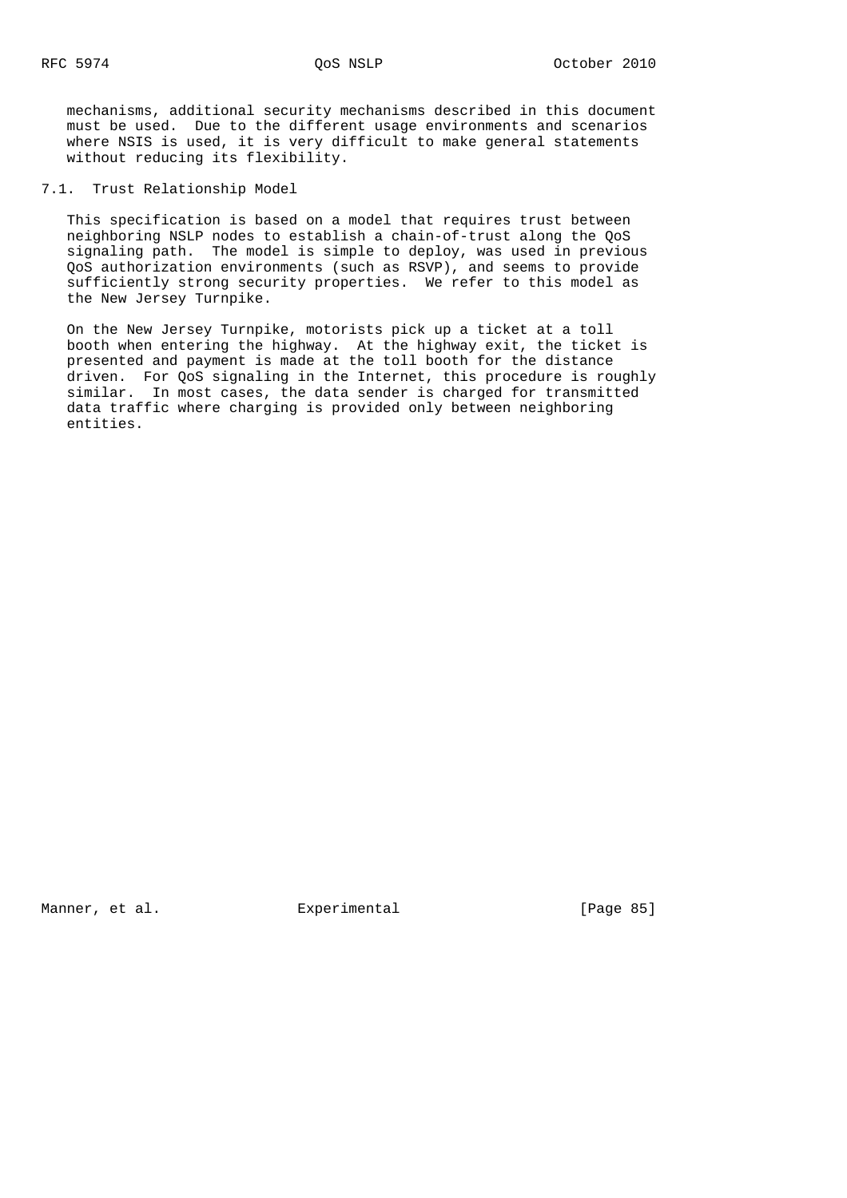mechanisms, additional security mechanisms described in this document must be used. Due to the different usage environments and scenarios where NSIS is used, it is very difficult to make general statements without reducing its flexibility.

### 7.1. Trust Relationship Model

This specification is based on a model that requires trust between neighboring NSLP nodes to establish a chain-of-trust along the QoS signaling path. The model is simple to deploy, was used in previous QoS authorization environments (such as RSVP), and seems to provide sufficiently strong security properties. We refer to this model as the New Jersey Turnpike.

On the New Jersey Turnpike, motorists pick up a ticket at a toll booth when entering the highway. At the highway exit, the ticket is presented and payment is made at the toll booth for the distance driven. For QoS signaling in the Internet, this procedure is roughly similar. In most cases, the data sender is charged for transmitted data traffic where charging is provided only between neighboring entities.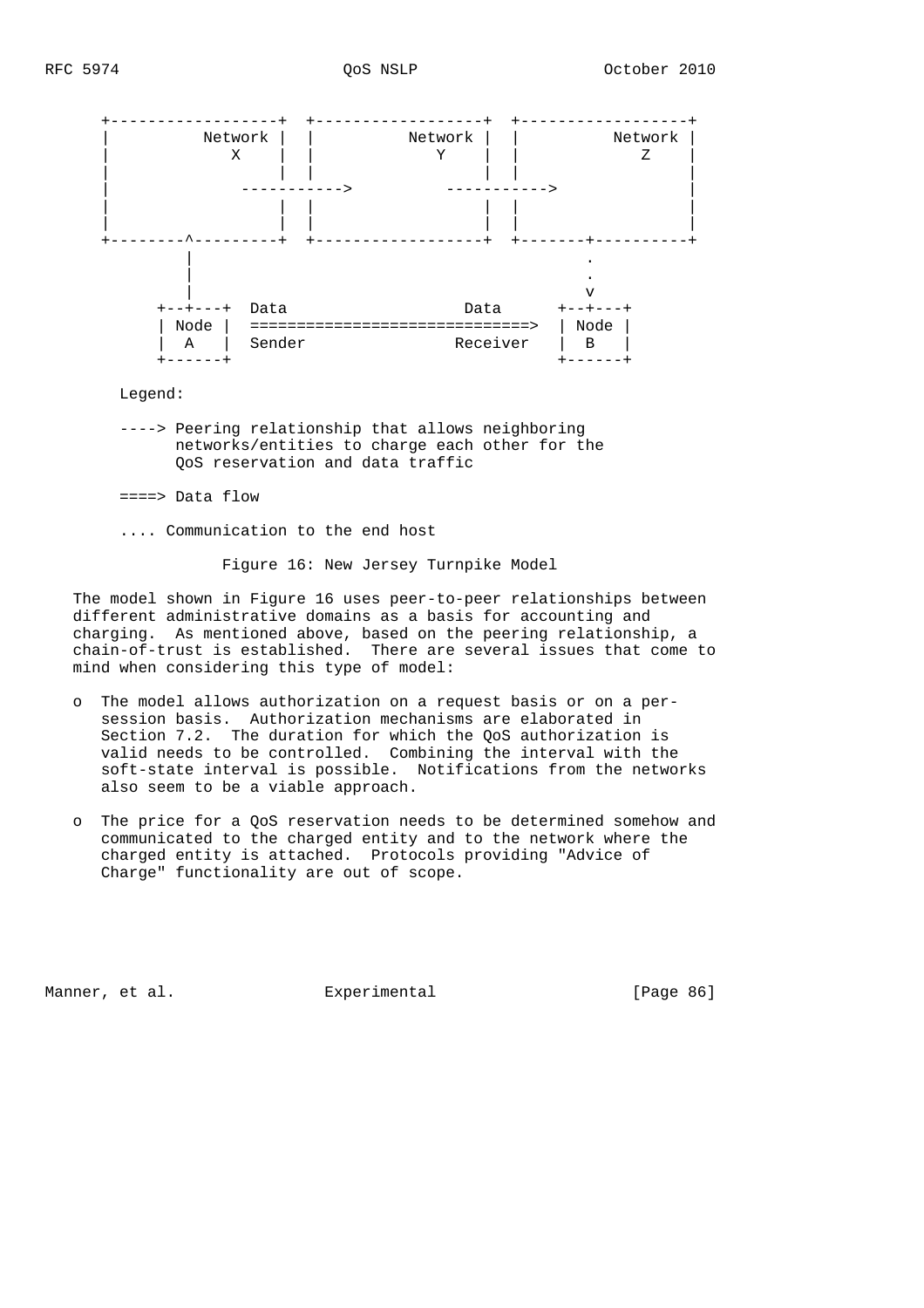```
   +------------------+  +------------------+  +------------------+
   |          Network |  |          Network |  |          Network |
   |            X     |  |            Y     |  |            Z     |
   |                  |  |                  |  |                  |
   |              ----------->          ----------->                |
   |                  |  |                  |  |                  |
   |                  |  |                  |  |                  |
   +--------^---------+  +------------------+  +-------+----------+
            |                                          .
            |                                          .
            |                                          v
         +--+---+  Data                   Data      +--+---+
         | Node |  ==============================>  | Node |
         |  A   |  Sender               Receiver    |  B   |
         +------+                                   +------+

   Legend:

   ----> Peering relationship that allows neighboring
         networks/entities to charge each other for the
         QoS reservation and data traffic

   ====> Data flow

   .... Communication to the end host
```

Figure 16: New Jersey Turnpike Model

The model shown in Figure 16 uses peer-to-peer relationships between different administrative domains as a basis for accounting and charging. As mentioned above, based on the peering relationship, a chain-of-trust is established. There are several issues that come to mind when considering this type of model:

- The model allows authorization on a request basis or on a per-session basis. Authorization mechanisms are elaborated in Section 7.2. The duration for which the QoS authorization is valid needs to be controlled. Combining the interval with the soft-state interval is possible. Notifications from the networks also seem to be a viable approach.

- The price for a QoS reservation needs to be determined somehow and communicated to the charged entity and to the network where the charged entity is attached. Protocols providing "Advice of Charge" functionality are out of scope.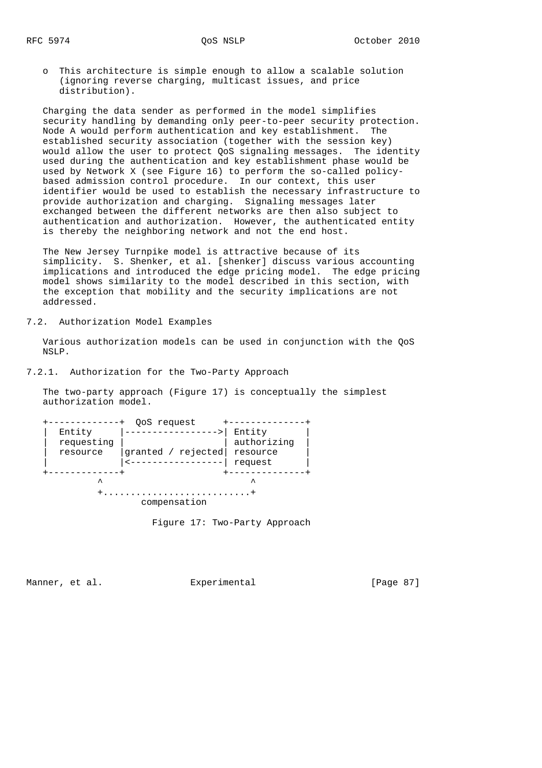- This architecture is simple enough to allow a scalable solution (ignoring reverse charging, multicast issues, and price distribution).

Charging the data sender as performed in the model simplifies security handling by demanding only peer-to-peer security protection. Node A would perform authentication and key establishment. The established security association (together with the session key) would allow the user to protect QoS signaling messages. The identity used during the authentication and key establishment phase would be used by Network X (see Figure 16) to perform the so-called policy-based admission control procedure. In our context, this user identifier would be used to establish the necessary infrastructure to provide authorization and charging. Signaling messages later exchanged between the different networks are then also subject to authentication and authorization. However, the authenticated entity is thereby the neighboring network and not the end host.

The New Jersey Turnpike model is attractive because of its simplicity. S. Shenker, et al. [shenker] discuss various accounting implications and introduced the edge pricing model. The edge pricing model shows similarity to the model described in this section, with the exception that mobility and the security implications are not addressed.

## 7.2. Authorization Model Examples

Various authorization models can be used in conjunction with the QoS NSLP.

### 7.2.1. Authorization for the Two-Party Approach

The two-party approach (Figure 17) is conceptually the simplest authorization model.

```
+-------------+  QoS request     +--------------+
|  Entity     |----------------->| Entity       |
|  requesting |                  | authorizing  |
|  resource   |granted / rejected| resource     |
|             |<-----------------| request      |
+-------------+                  +--------------+
          ^                           ^
          +...........................+
                  compensation
```

Figure 17: Two-Party Approach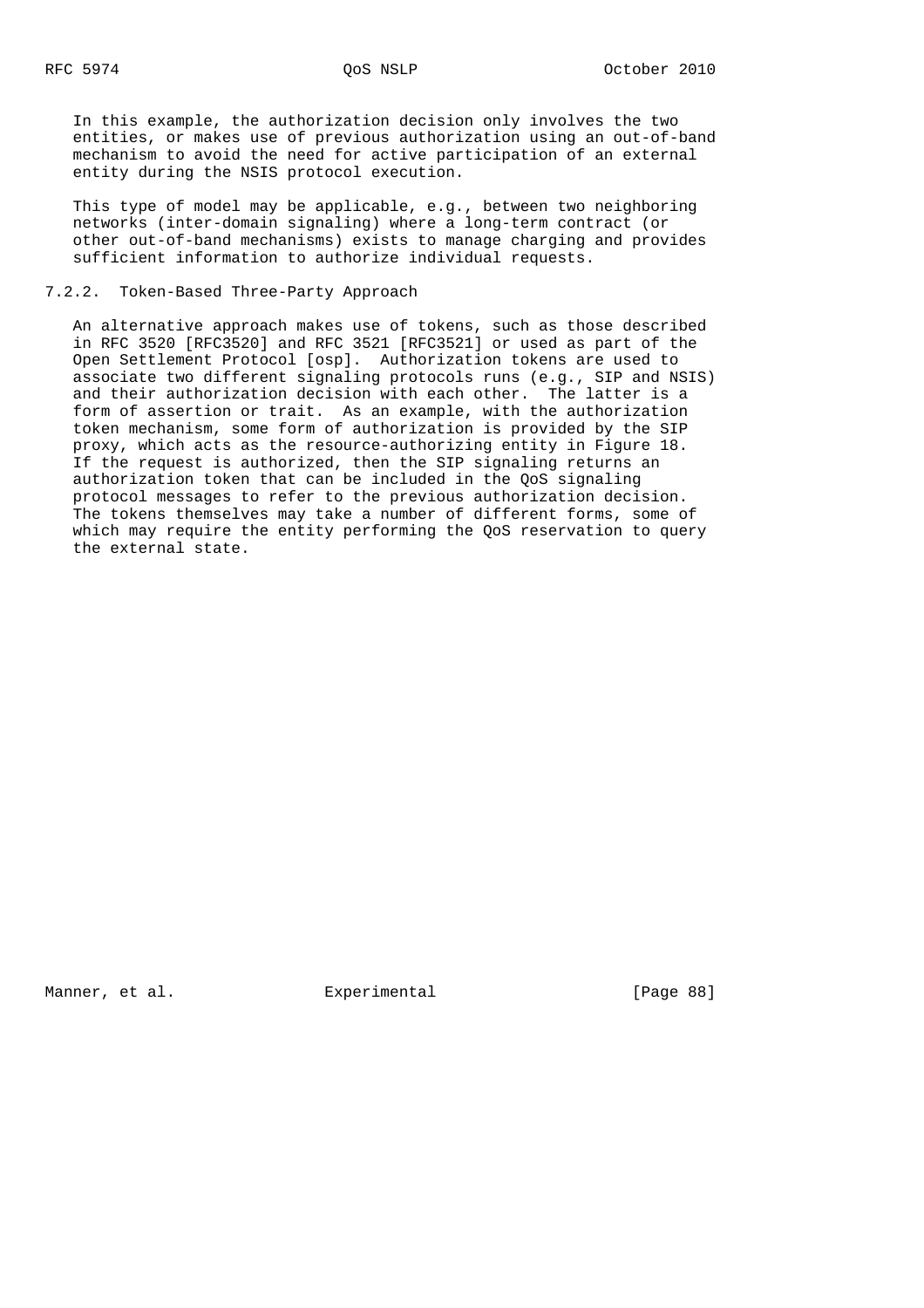In this example, the authorization decision only involves the two entities, or makes use of previous authorization using an out-of-band mechanism to avoid the need for active participation of an external entity during the NSIS protocol execution.

This type of model may be applicable, e.g., between two neighboring networks (inter-domain signaling) where a long-term contract (or other out-of-band mechanisms) exists to manage charging and provides sufficient information to authorize individual requests.

### 7.2.2. Token-Based Three-Party Approach

An alternative approach makes use of tokens, such as those described in RFC 3520 [RFC3520] and RFC 3521 [RFC3521] or used as part of the Open Settlement Protocol [osp]. Authorization tokens are used to associate two different signaling protocols runs (e.g., SIP and NSIS) and their authorization decision with each other. The latter is a form of assertion or trait. As an example, with the authorization token mechanism, some form of authorization is provided by the SIP proxy, which acts as the resource-authorizing entity in Figure 18. If the request is authorized, then the SIP signaling returns an authorization token that can be included in the QoS signaling protocol messages to refer to the previous authorization decision. The tokens themselves may take a number of different forms, some of which may require the entity performing the QoS reservation to query the external state.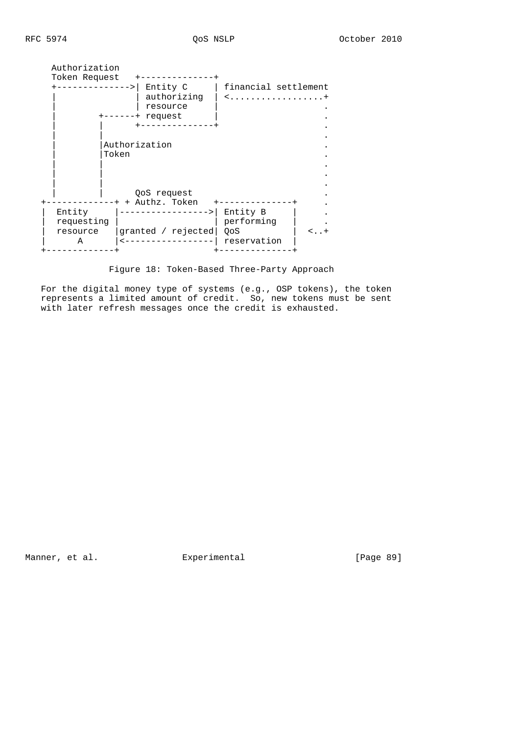```
  Authorization
  Token Request   +--------------+
  +-------------->| Entity C     | financial settlement
  |               | authorizing  | <..................+
  |               | resource     |                    .
  |        +------+ request      |                    .
  |        |      +--------------+                    .
  |        |                                          .
  |        |Authorization                             .
  |        |Token                                     .
  |        |                                          .
  |        |                                          .
  |        |                                          .
  |        |      QoS request                         .
+-------------+ + Authz. Token   +--------------+     .
|  Entity     |----------------->| Entity B     |     .
|  requesting |                  | performing   |     .
|  resource   |granted / rejected| QoS          |  <..+
|      A      |<-----------------| reservation  |
+-------------+                  +--------------+
```

Figure 18: Token-Based Three-Party Approach

For the digital money type of systems (e.g., OSP tokens), the token represents a limited amount of credit. So, new tokens must be sent with later refresh messages once the credit is exhausted.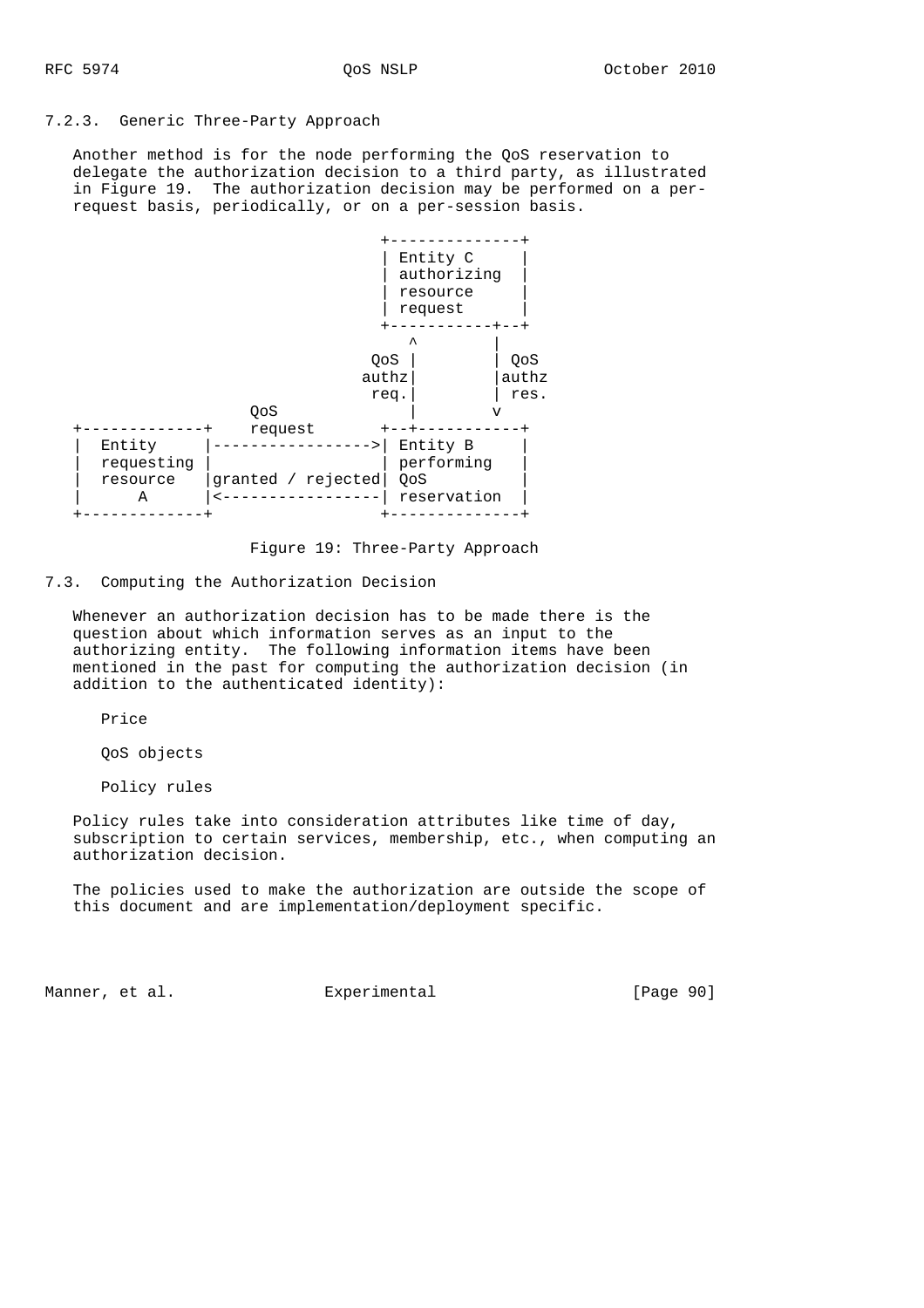### 7.2.3. Generic Three-Party Approach

Another method is for the node performing the QoS reservation to delegate the authorization decision to a third party, as illustrated in Figure 19. The authorization decision may be performed on a per-request basis, periodically, or on a per-session basis.

```
                                  +--------------+
                                  | Entity C     |
                                  | authorizing  |
                                  | resource     |
                                  | request      |
                                  +-----------+--+
                                     ^        |
                                 QoS |        | QoS
                                authz|        |authz
                                 req.|        | res.
                        QoS          |        v
  +-------------+    request      +--+-----------+
  |  Entity     |---------------->| Entity B     |
  |  requesting |                 | performing   |
  |  resource   |granted / rejected| QoS          |
  |      A      |<----------------| reservation  |
  +-------------+                 +--------------+
```

Figure 19: Three-Party Approach

## 7.3. Computing the Authorization Decision

Whenever an authorization decision has to be made there is the question about which information serves as an input to the authorizing entity. The following information items have been mentioned in the past for computing the authorization decision (in addition to the authenticated identity):

Price

QoS objects

Policy rules

Policy rules take into consideration attributes like time of day, subscription to certain services, membership, etc., when computing an authorization decision.

The policies used to make the authorization are outside the scope of this document and are implementation/deployment specific.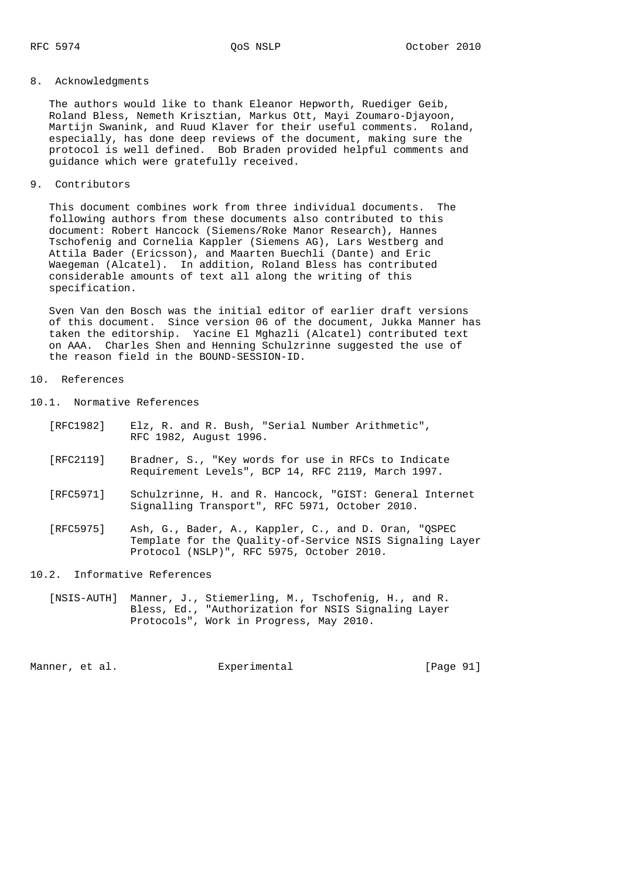## 8. Acknowledgments

The authors would like to thank Eleanor Hepworth, Ruediger Geib, Roland Bless, Nemeth Krisztian, Markus Ott, Mayi Zoumaro-Djayoon, Martijn Swanink, and Ruud Klaver for their useful comments. Roland, especially, has done deep reviews of the document, making sure the protocol is well defined. Bob Braden provided helpful comments and guidance which were gratefully received.

## 9. Contributors

This document combines work from three individual documents. The following authors from these documents also contributed to this document: Robert Hancock (Siemens/Roke Manor Research), Hannes Tschofenig and Cornelia Kappler (Siemens AG), Lars Westberg and Attila Bader (Ericsson), and Maarten Buechli (Dante) and Eric Waegeman (Alcatel). In addition, Roland Bless has contributed considerable amounts of text all along the writing of this specification.

Sven Van den Bosch was the initial editor of earlier draft versions of this document. Since version 06 of the document, Jukka Manner has taken the editorship. Yacine El Mghazli (Alcatel) contributed text on AAA. Charles Shen and Henning Schulzrinne suggested the use of the reason field in the BOUND-SESSION-ID.

## 10. References

### 10.1. Normative References

[RFC1982] Elz, R. and R. Bush, "Serial Number Arithmetic", RFC 1982, August 1996.

[RFC2119] Bradner, S., "Key words for use in RFCs to Indicate Requirement Levels", BCP 14, RFC 2119, March 1997.

[RFC5971] Schulzrinne, H. and R. Hancock, "GIST: General Internet Signalling Transport", RFC 5971, October 2010.

[RFC5975] Ash, G., Bader, A., Kappler, C., and D. Oran, "QSPEC Template for the Quality-of-Service NSIS Signaling Layer Protocol (NSLP)", RFC 5975, October 2010.

### 10.2. Informative References

[NSIS-AUTH] Manner, J., Stiemerling, M., Tschofenig, H., and R. Bless, Ed., "Authorization for NSIS Signaling Layer Protocols", Work in Progress, May 2010.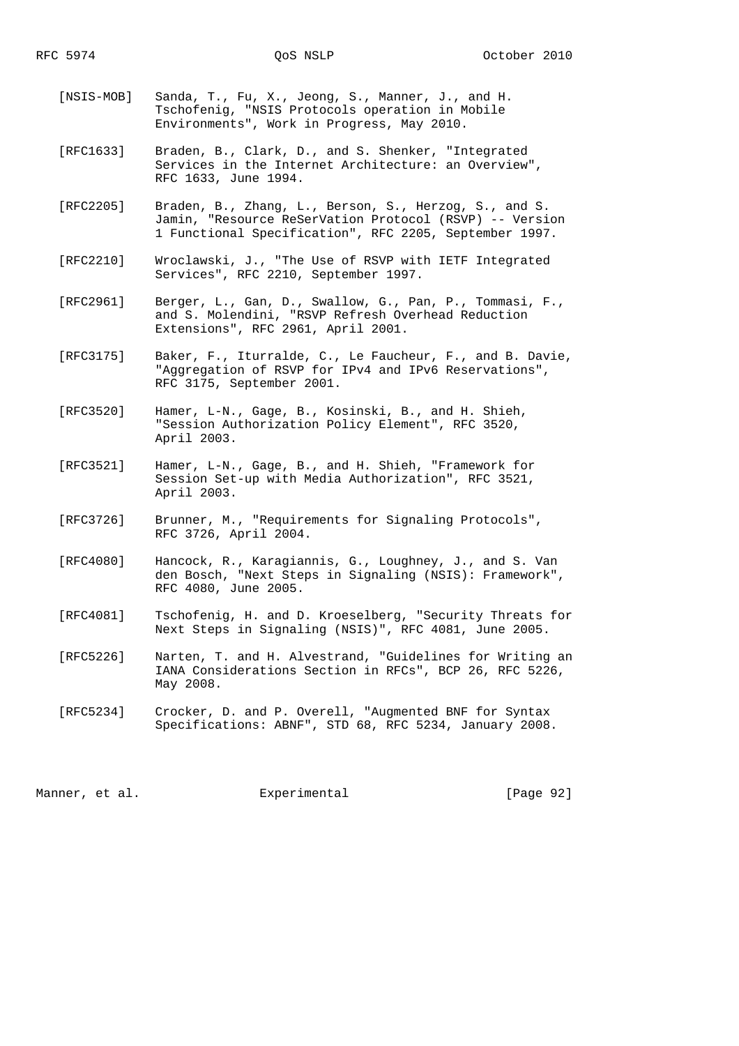[NSIS-MOB] Sanda, T., Fu, X., Jeong, S., Manner, J., and H. Tschofenig, "NSIS Protocols operation in Mobile Environments", Work in Progress, May 2010.

[RFC1633] Braden, B., Clark, D., and S. Shenker, "Integrated Services in the Internet Architecture: an Overview", RFC 1633, June 1994.

[RFC2205] Braden, B., Zhang, L., Berson, S., Herzog, S., and S. Jamin, "Resource ReSerVation Protocol (RSVP) -- Version 1 Functional Specification", RFC 2205, September 1997.

[RFC2210] Wroclawski, J., "The Use of RSVP with IETF Integrated Services", RFC 2210, September 1997.

[RFC2961] Berger, L., Gan, D., Swallow, G., Pan, P., Tommasi, F., and S. Molendini, "RSVP Refresh Overhead Reduction Extensions", RFC 2961, April 2001.

[RFC3175] Baker, F., Iturralde, C., Le Faucheur, F., and B. Davie, "Aggregation of RSVP for IPv4 and IPv6 Reservations", RFC 3175, September 2001.

[RFC3520] Hamer, L-N., Gage, B., Kosinski, B., and H. Shieh, "Session Authorization Policy Element", RFC 3520, April 2003.

[RFC3521] Hamer, L-N., Gage, B., and H. Shieh, "Framework for Session Set-up with Media Authorization", RFC 3521, April 2003.

[RFC3726] Brunner, M., "Requirements for Signaling Protocols", RFC 3726, April 2004.

[RFC4080] Hancock, R., Karagiannis, G., Loughney, J., and S. Van den Bosch, "Next Steps in Signaling (NSIS): Framework", RFC 4080, June 2005.

[RFC4081] Tschofenig, H. and D. Kroeselberg, "Security Threats for Next Steps in Signaling (NSIS)", RFC 4081, June 2005.

[RFC5226] Narten, T. and H. Alvestrand, "Guidelines for Writing an IANA Considerations Section in RFCs", BCP 26, RFC 5226, May 2008.

[RFC5234] Crocker, D. and P. Overell, "Augmented BNF for Syntax Specifications: ABNF", STD 68, RFC 5234, January 2008.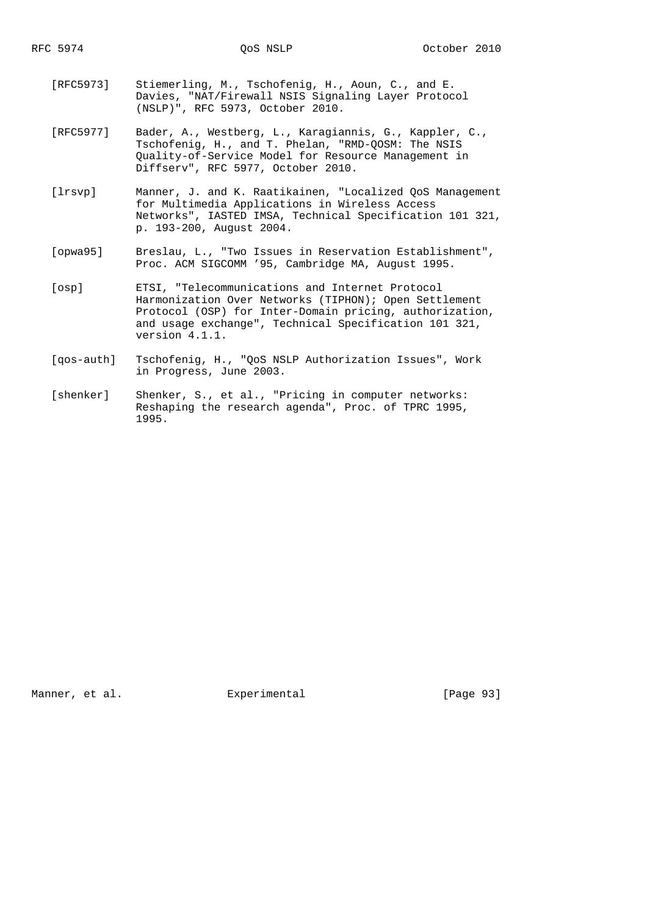[RFC5973] Stiemerling, M., Tschofenig, H., Aoun, C., and E. Davies, "NAT/Firewall NSIS Signaling Layer Protocol (NSLP)", RFC 5973, October 2010.

[RFC5977] Bader, A., Westberg, L., Karagiannis, G., Kappler, C., Tschofenig, H., and T. Phelan, "RMD-QOSM: The NSIS Quality-of-Service Model for Resource Management in Diffserv", RFC 5977, October 2010.

[lrsvp] Manner, J. and K. Raatikainen, "Localized QoS Management for Multimedia Applications in Wireless Access Networks", IASTED IMSA, Technical Specification 101 321, p. 193-200, August 2004.

[opwa95] Breslau, L., "Two Issues in Reservation Establishment", Proc. ACM SIGCOMM '95, Cambridge MA, August 1995.

[osp] ETSI, "Telecommunications and Internet Protocol Harmonization Over Networks (TIPHON); Open Settlement Protocol (OSP) for Inter-Domain pricing, authorization, and usage exchange", Technical Specification 101 321, version 4.1.1.

[qos-auth] Tschofenig, H., "QoS NSLP Authorization Issues", Work in Progress, June 2003.

[shenker] Shenker, S., et al., "Pricing in computer networks: Reshaping the research agenda", Proc. of TPRC 1995, 1995.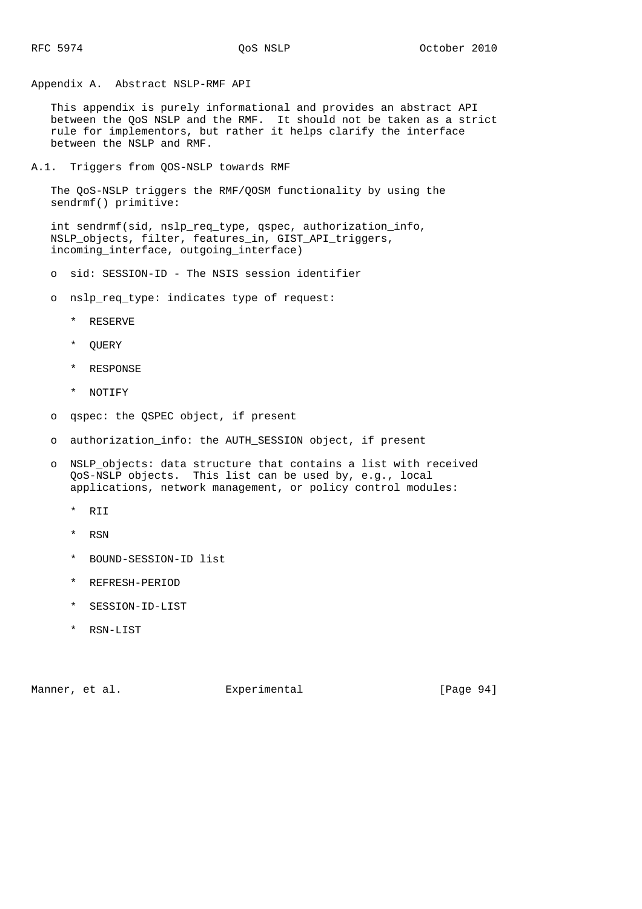# Appendix A. Abstract NSLP-RMF API

This appendix is purely informational and provides an abstract API between the QoS NSLP and the RMF. It should not be taken as a strict rule for implementors, but rather it helps clarify the interface between the NSLP and RMF.

## A.1. Triggers from QOS-NSLP towards RMF

The QoS-NSLP triggers the RMF/QOSM functionality by using the sendrmf() primitive:

```
int sendrmf(sid, nslp_req_type, qspec, authorization_info,
NSLP_objects, filter, features_in, GIST_API_triggers,
incoming_interface, outgoing_interface)
```

- sid: SESSION-ID - The NSIS session identifier
- nslp_req_type: indicates type of request:
  - RESERVE
  - QUERY
  - RESPONSE
  - NOTIFY
- qspec: the QSPEC object, if present
- authorization_info: the AUTH_SESSION object, if present
- NSLP_objects: data structure that contains a list with received QoS-NSLP objects. This list can be used by, e.g., local applications, network management, or policy control modules:
  - RII
  - RSN
  - BOUND-SESSION-ID list
  - REFRESH-PERIOD
  - SESSION-ID-LIST
  - RSN-LIST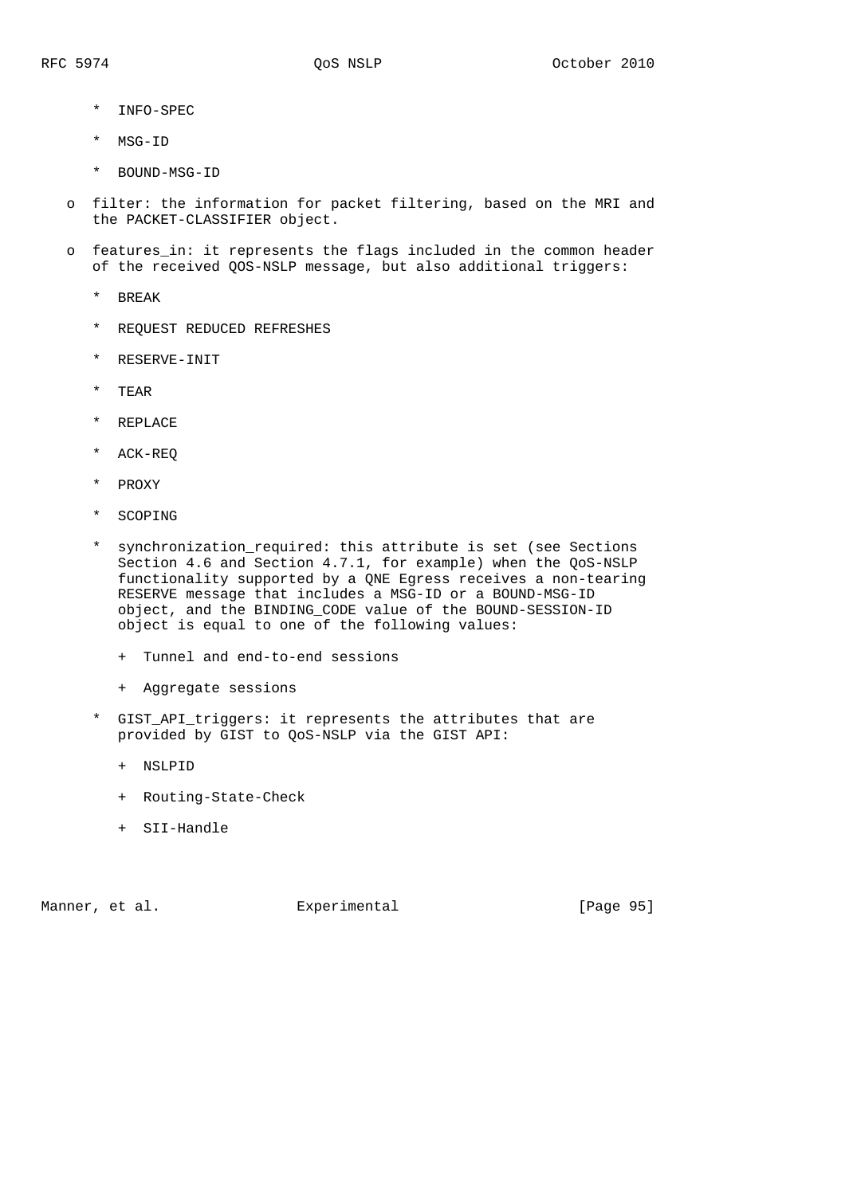* INFO-SPEC
  * MSG-ID
  * BOUND-MSG-ID

- filter: the information for packet filtering, based on the MRI and the PACKET-CLASSIFIER object.

- features_in: it represents the flags included in the common header of the received QOS-NSLP message, but also additional triggers:

  * BREAK
  * REQUEST REDUCED REFRESHES
  * RESERVE-INIT
  * TEAR
  * REPLACE
  * ACK-REQ
  * PROXY
  * SCOPING
  * synchronization_required: this attribute is set (see Sections Section 4.6 and Section 4.7.1, for example) when the QoS-NSLP functionality supported by a QNE Egress receives a non-tearing RESERVE message that includes a MSG-ID or a BOUND-MSG-ID object, and the BINDING_CODE value of the BOUND-SESSION-ID object is equal to one of the following values:

    + Tunnel and end-to-end sessions
    + Aggregate sessions

  * GIST_API_triggers: it represents the attributes that are provided by GIST to QoS-NSLP via the GIST API:

    + NSLPID
    + Routing-State-Check
    + SII-Handle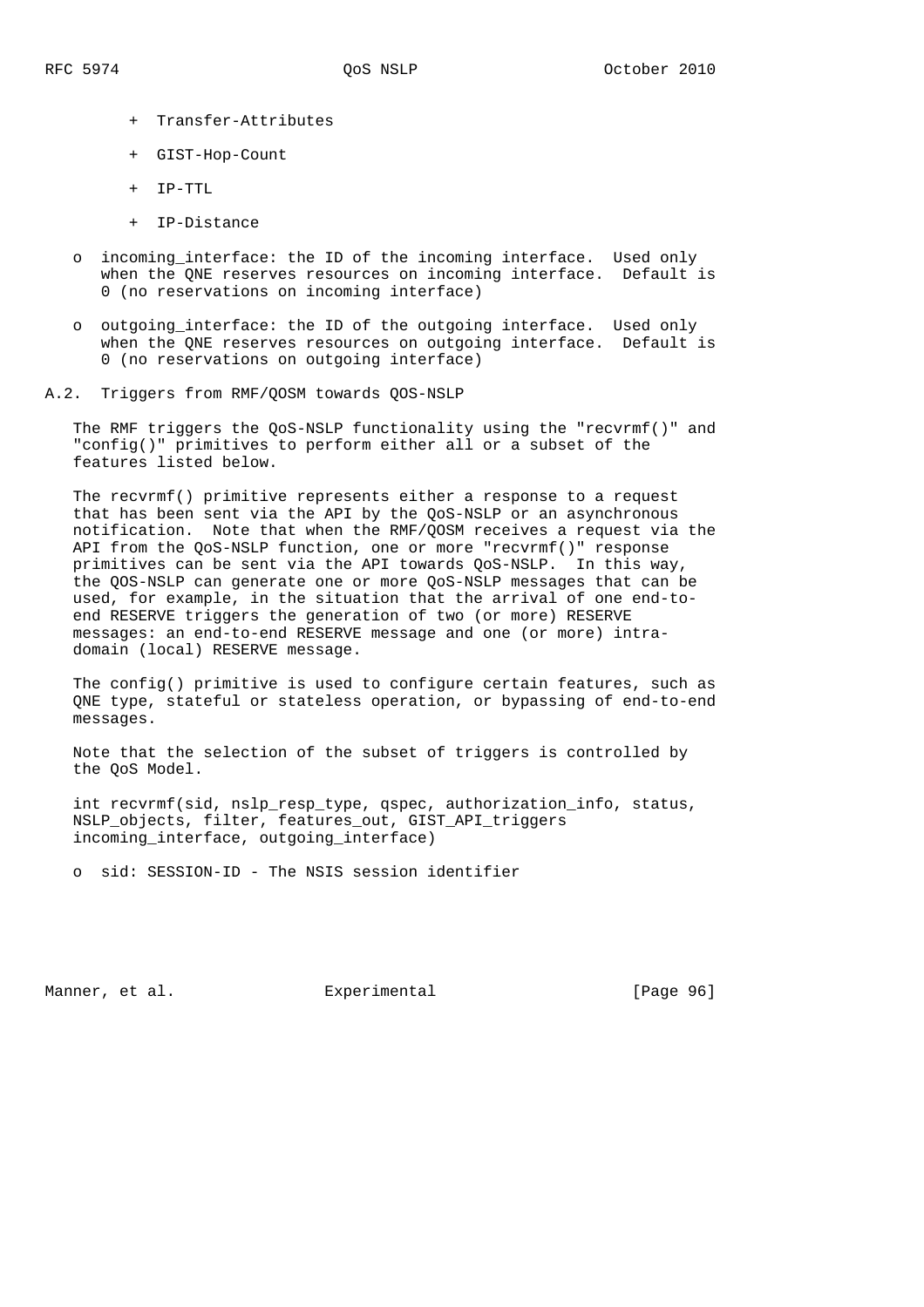+ Transfer-Attributes

   + GIST-Hop-Count

   + IP-TTL

   + IP-Distance

- incoming_interface: the ID of the incoming interface. Used only when the QNE reserves resources on incoming interface. Default is 0 (no reservations on incoming interface)

- outgoing_interface: the ID of the outgoing interface. Used only when the QNE reserves resources on outgoing interface. Default is 0 (no reservations on outgoing interface)

## A.2. Triggers from RMF/QOSM towards QOS-NSLP

The RMF triggers the QoS-NSLP functionality using the "recvrmf()" and "config()" primitives to perform either all or a subset of the features listed below.

The recvrmf() primitive represents either a response to a request that has been sent via the API by the QoS-NSLP or an asynchronous notification. Note that when the RMF/QOSM receives a request via the API from the QoS-NSLP function, one or more "recvrmf()" response primitives can be sent via the API towards QoS-NSLP. In this way, the QOS-NSLP can generate one or more QoS-NSLP messages that can be used, for example, in the situation that the arrival of one end-to-end RESERVE triggers the generation of two (or more) RESERVE messages: an end-to-end RESERVE message and one (or more) intra-domain (local) RESERVE message.

The config() primitive is used to configure certain features, such as QNE type, stateful or stateless operation, or bypassing of end-to-end messages.

Note that the selection of the subset of triggers is controlled by the QoS Model.

```
int recvrmf(sid, nslp_resp_type, qspec, authorization_info, status,
NSLP_objects, filter, features_out, GIST_API_triggers
incoming_interface, outgoing_interface)
```

- sid: SESSION-ID - The NSIS session identifier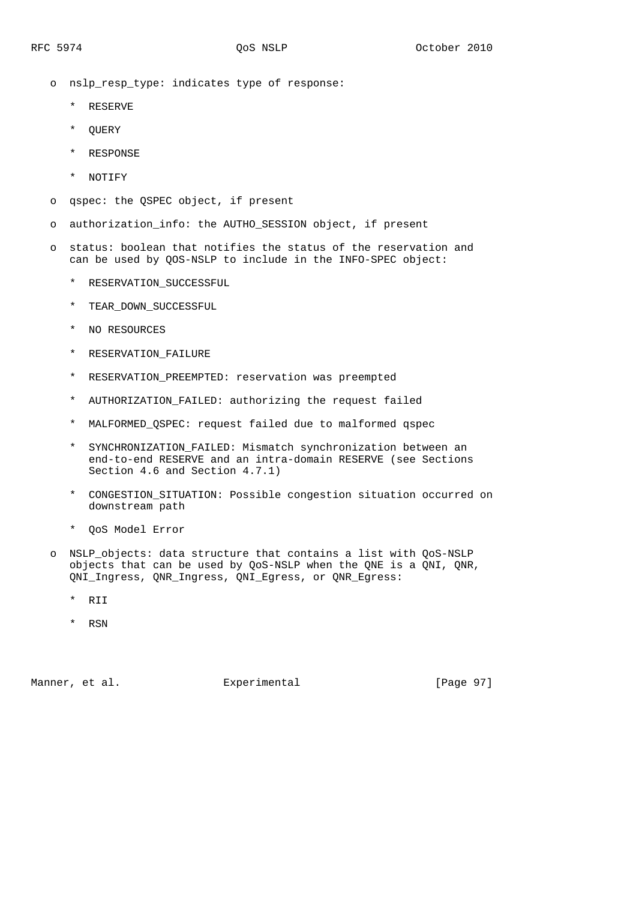- nslp_resp_type: indicates type of response:
  - RESERVE
  - QUERY
  - RESPONSE
  - NOTIFY
- qspec: the QSPEC object, if present
- authorization_info: the AUTHO_SESSION object, if present
- status: boolean that notifies the status of the reservation and can be used by QOS-NSLP to include in the INFO-SPEC object:
  - RESERVATION_SUCCESSFUL
  - TEAR_DOWN_SUCCESSFUL
  - NO RESOURCES
  - RESERVATION_FAILURE
  - RESERVATION_PREEMPTED: reservation was preempted
  - AUTHORIZATION_FAILED: authorizing the request failed
  - MALFORMED_QSPEC: request failed due to malformed qspec
  - SYNCHRONIZATION_FAILED: Mismatch synchronization between an end-to-end RESERVE and an intra-domain RESERVE (see Sections Section 4.6 and Section 4.7.1)
  - CONGESTION_SITUATION: Possible congestion situation occurred on downstream path
  - QoS Model Error
- NSLP_objects: data structure that contains a list with QoS-NSLP objects that can be used by QoS-NSLP when the QNE is a QNI, QNR, QNI_Ingress, QNR_Ingress, QNI_Egress, or QNR_Egress:
  - RII
  - RSN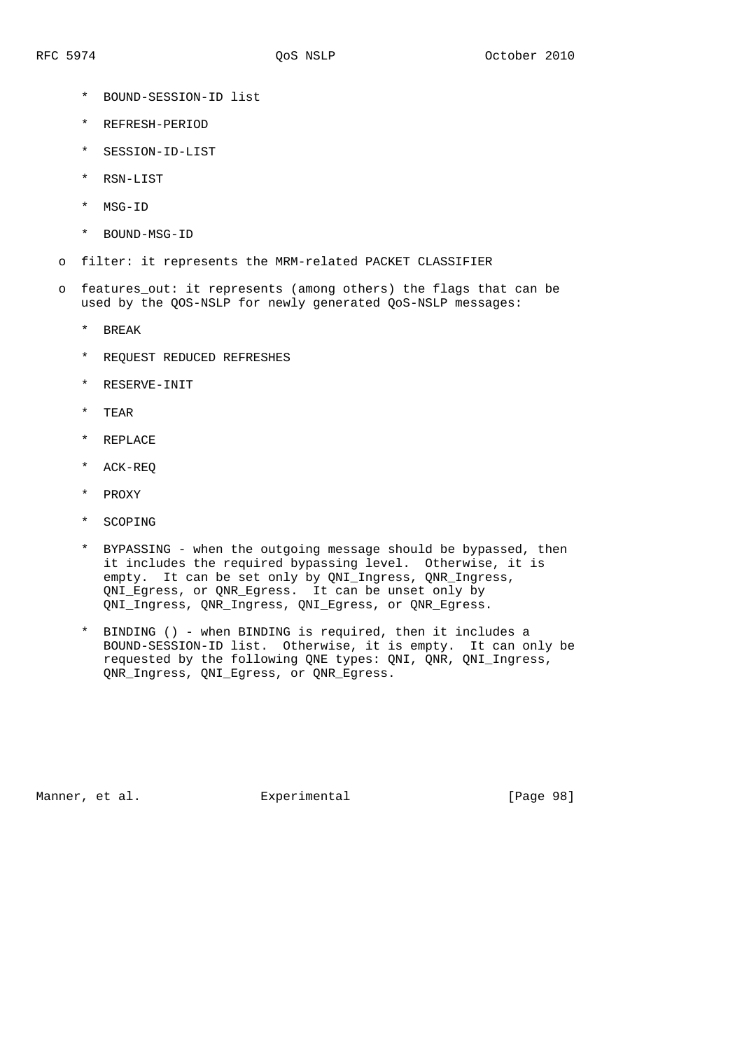* BOUND-SESSION-ID list

   * REFRESH-PERIOD

   * SESSION-ID-LIST

   * RSN-LIST

   * MSG-ID

   * BOUND-MSG-ID

- filter: it represents the MRM-related PACKET CLASSIFIER

- features_out: it represents (among others) the flags that can be used by the QOS-NSLP for newly generated QoS-NSLP messages:

   * BREAK

   * REQUEST REDUCED REFRESHES

   * RESERVE-INIT

   * TEAR

   * REPLACE

   * ACK-REQ

   * PROXY

   * SCOPING

   * BYPASSING - when the outgoing message should be bypassed, then it includes the required bypassing level. Otherwise, it is empty. It can be set only by QNI_Ingress, QNR_Ingress, QNI_Egress, or QNR_Egress. It can be unset only by QNI_Ingress, QNR_Ingress, QNI_Egress, or QNR_Egress.

   * BINDING () - when BINDING is required, then it includes a BOUND-SESSION-ID list. Otherwise, it is empty. It can only be requested by the following QNE types: QNI, QNR, QNI_Ingress, QNR_Ingress, QNI_Egress, or QNR_Egress.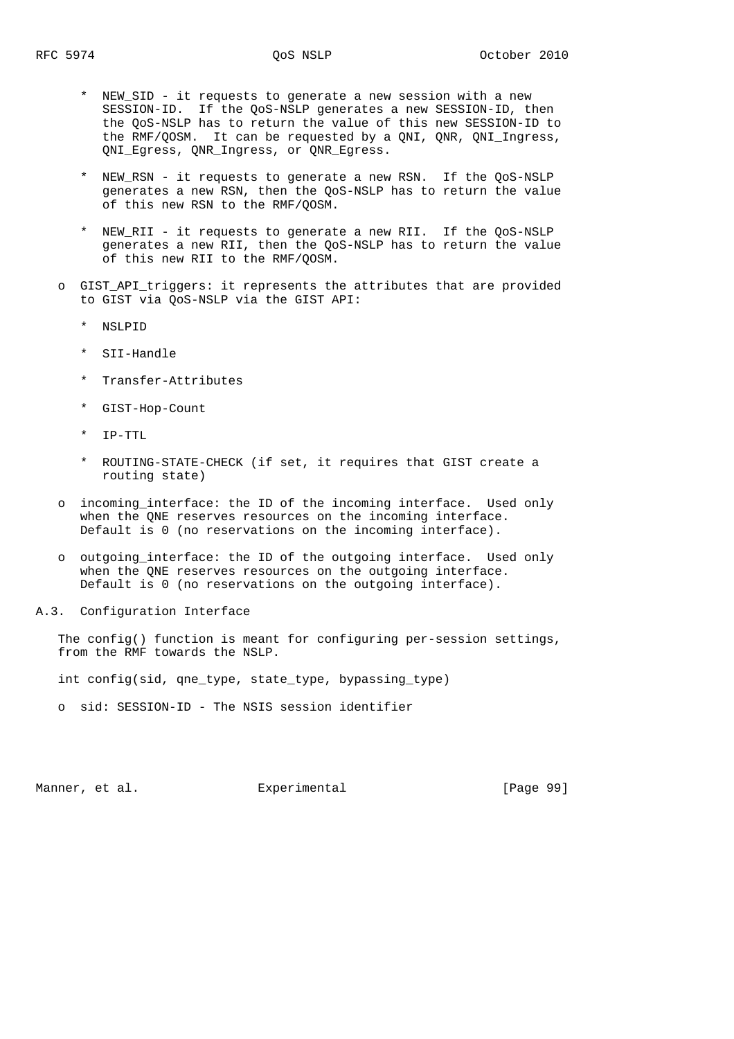* NEW_SID - it requests to generate a new session with a new SESSION-ID. If the QoS-NSLP generates a new SESSION-ID, then the QoS-NSLP has to return the value of this new SESSION-ID to the RMF/QOSM. It can be requested by a QNI, QNR, QNI_Ingress, QNI_Egress, QNR_Ingress, or QNR_Egress.

* NEW_RSN - it requests to generate a new RSN. If the QoS-NSLP generates a new RSN, then the QoS-NSLP has to return the value of this new RSN to the RMF/QOSM.

* NEW_RII - it requests to generate a new RII. If the QoS-NSLP generates a new RII, then the QoS-NSLP has to return the value of this new RII to the RMF/QOSM.

- GIST_API_triggers: it represents the attributes that are provided to GIST via QoS-NSLP via the GIST API:

  * NSLPID

  * SII-Handle

  * Transfer-Attributes

  * GIST-Hop-Count

  * IP-TTL

  * ROUTING-STATE-CHECK (if set, it requires that GIST create a routing state)

- incoming_interface: the ID of the incoming interface. Used only when the QNE reserves resources on the incoming interface. Default is 0 (no reservations on the incoming interface).

- outgoing_interface: the ID of the outgoing interface. Used only when the QNE reserves resources on the outgoing interface. Default is 0 (no reservations on the outgoing interface).

## A.3. Configuration Interface

The config() function is meant for configuring per-session settings, from the RMF towards the NSLP.

```
int config(sid, qne_type, state_type, bypassing_type)
```

- sid: SESSION-ID - The NSIS session identifier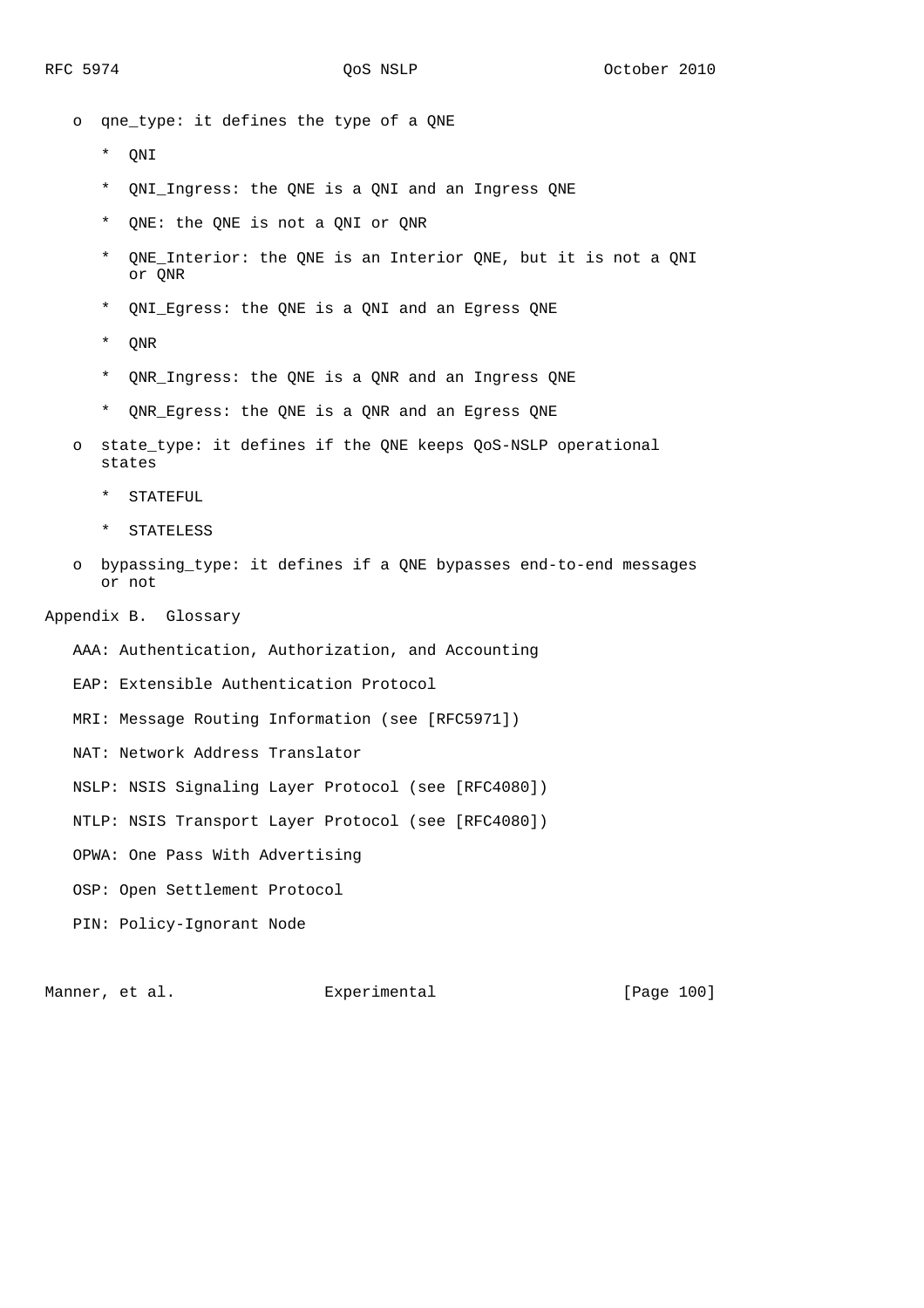- qne_type: it defines the type of a QNE

  * QNI

  * QNI_Ingress: the QNE is a QNI and an Ingress QNE

  * QNE: the QNE is not a QNI or QNR

  * QNE_Interior: the QNE is an Interior QNE, but it is not a QNI or QNR

  * QNI_Egress: the QNE is a QNI and an Egress QNE

  * QNR

  * QNR_Ingress: the QNE is a QNR and an Ingress QNE

  * QNR_Egress: the QNE is a QNR and an Egress QNE

- state_type: it defines if the QNE keeps QoS-NSLP operational states

  * STATEFUL

  * STATELESS

- bypassing_type: it defines if a QNE bypasses end-to-end messages or not

## Appendix B. Glossary

AAA: Authentication, Authorization, and Accounting

EAP: Extensible Authentication Protocol

MRI: Message Routing Information (see [RFC5971])

NAT: Network Address Translator

NSLP: NSIS Signaling Layer Protocol (see [RFC4080])

NTLP: NSIS Transport Layer Protocol (see [RFC4080])

OPWA: One Pass With Advertising

OSP: Open Settlement Protocol

PIN: Policy-Ignorant Node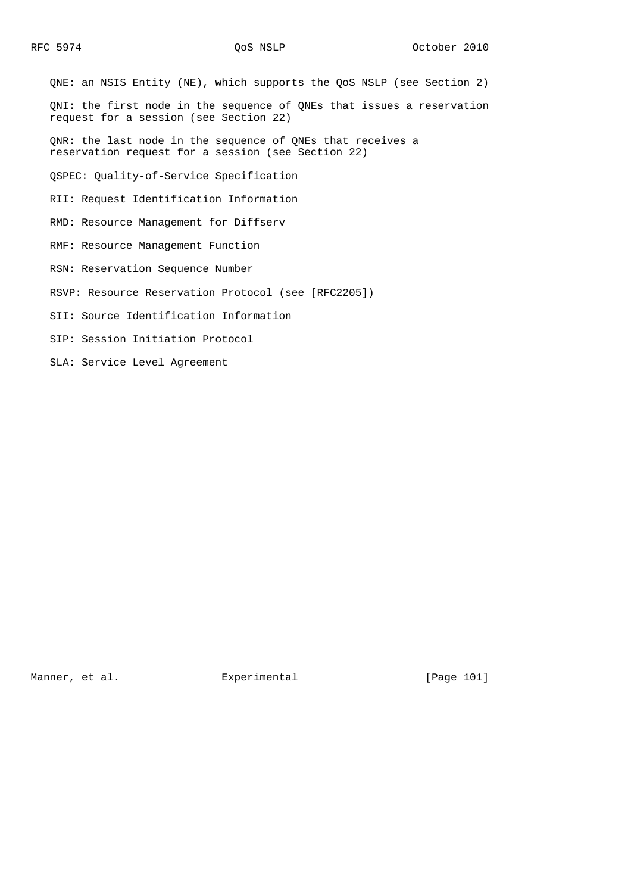QNE: an NSIS Entity (NE), which supports the QoS NSLP (see Section 2)

QNI: the first node in the sequence of QNEs that issues a reservation request for a session (see Section 22)

QNR: the last node in the sequence of QNEs that receives a reservation request for a session (see Section 22)

QSPEC: Quality-of-Service Specification

RII: Request Identification Information

RMD: Resource Management for Diffserv

RMF: Resource Management Function

RSN: Reservation Sequence Number

RSVP: Resource Reservation Protocol (see [RFC2205])

SII: Source Identification Information

SIP: Session Initiation Protocol

SLA: Service Level Agreement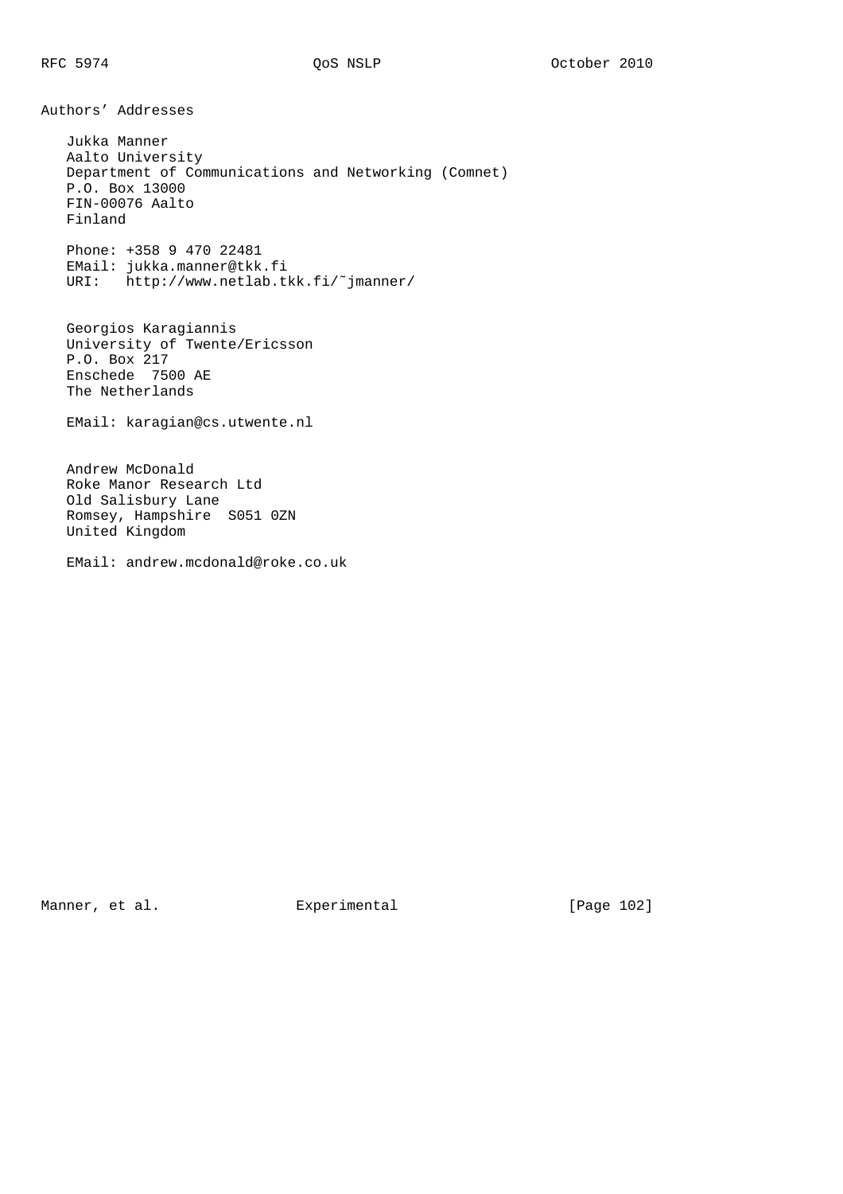## Authors' Addresses

Jukka Manner
Aalto University
Department of Communications and Networking (Comnet)
P.O. Box 13000
FIN-00076 Aalto
Finland

Phone: +358 9 470 22481
EMail: jukka.manner@tkk.fi
URI: http://www.netlab.tkk.fi/~jmanner/

Georgios Karagiannis
University of Twente/Ericsson
P.O. Box 217
Enschede 7500 AE
The Netherlands

EMail: karagian@cs.utwente.nl

Andrew McDonald
Roke Manor Research Ltd
Old Salisbury Lane
Romsey, Hampshire S051 0ZN
United Kingdom

EMail: andrew.mcdonald@roke.co.uk